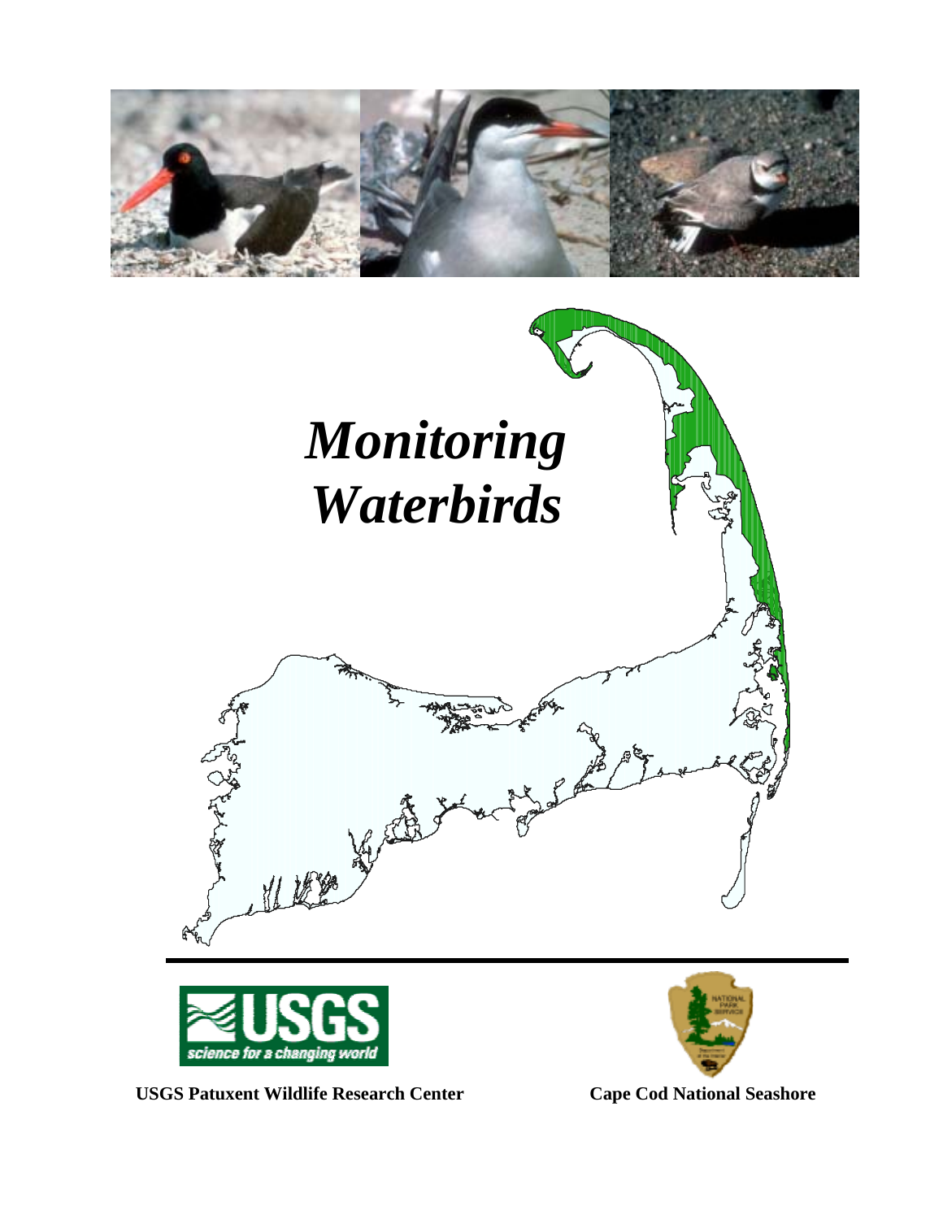# *Monitoring Waterbirds*

**USGS Patuxent Wildlife Research Center**

**Cape Cod National Seashore**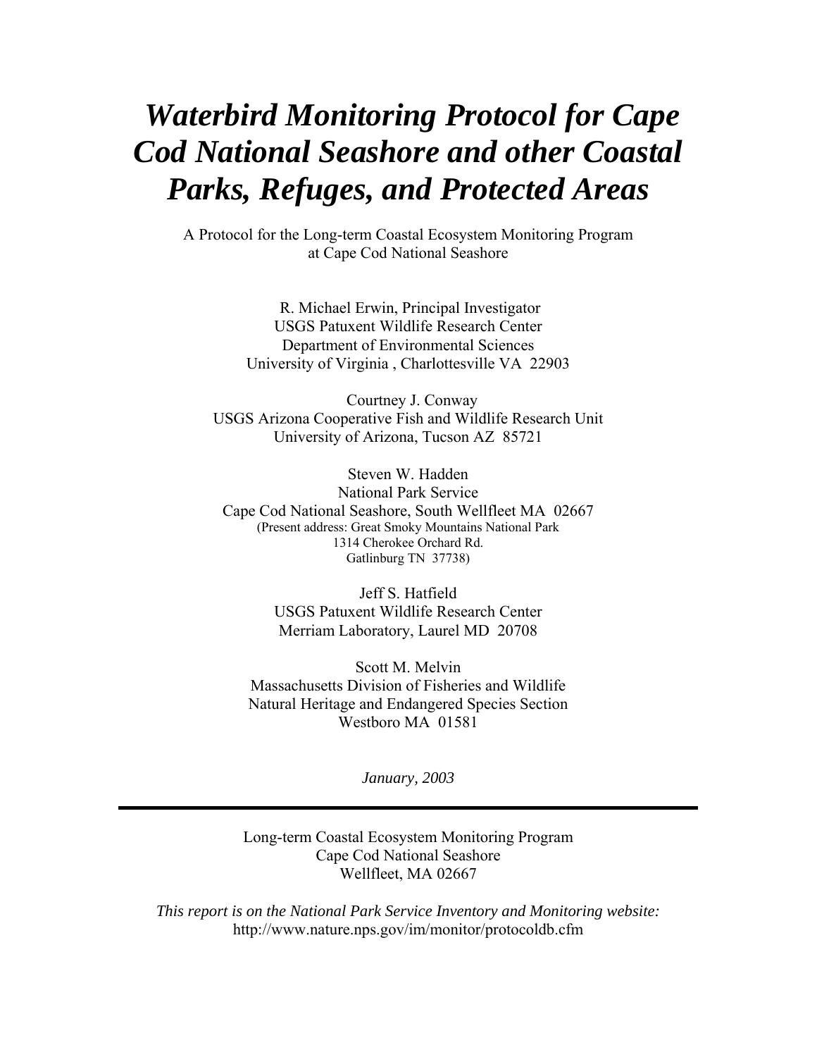# *Waterbird Monitoring Protocol for Cape Cod National Seashore and other Coastal Parks, Refuges, and Protected Areas*

A Protocol for the Long-term Coastal Ecosystem Monitoring Program
at Cape Cod National Seashore

R. Michael Erwin, Principal Investigator
USGS Patuxent Wildlife Research Center
Department of Environmental Sciences
University of Virginia , Charlottesville VA 22903

Courtney J. Conway
USGS Arizona Cooperative Fish and Wildlife Research Unit
University of Arizona, Tucson AZ 85721

Steven W. Hadden
National Park Service
Cape Cod National Seashore, South Wellfleet MA 02667
(Present address: Great Smoky Mountains National Park
1314 Cherokee Orchard Rd.
Gatlinburg TN 37738)

Jeff S. Hatfield
USGS Patuxent Wildlife Research Center
Merriam Laboratory, Laurel MD 20708

Scott M. Melvin
Massachusetts Division of Fisheries and Wildlife
Natural Heritage and Endangered Species Section
Westboro MA 01581

*January, 2003*

---

Long-term Coastal Ecosystem Monitoring Program
Cape Cod National Seashore
Wellfleet, MA 02667

*This report is on the National Park Service Inventory and Monitoring website:*
http://www.nature.nps.gov/im/monitor/protocoldb.cfm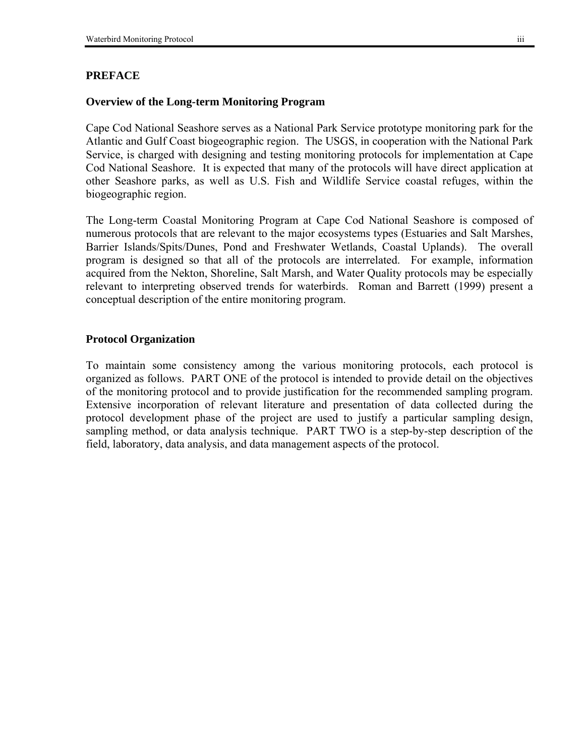## PREFACE

### Overview of the Long-term Monitoring Program

Cape Cod National Seashore serves as a National Park Service prototype monitoring park for the Atlantic and Gulf Coast biogeographic region. The USGS, in cooperation with the National Park Service, is charged with designing and testing monitoring protocols for implementation at Cape Cod National Seashore. It is expected that many of the protocols will have direct application at other Seashore parks, as well as U.S. Fish and Wildlife Service coastal refuges, within the biogeographic region.

The Long-term Coastal Monitoring Program at Cape Cod National Seashore is composed of numerous protocols that are relevant to the major ecosystems types (Estuaries and Salt Marshes, Barrier Islands/Spits/Dunes, Pond and Freshwater Wetlands, Coastal Uplands). The overall program is designed so that all of the protocols are interrelated. For example, information acquired from the Nekton, Shoreline, Salt Marsh, and Water Quality protocols may be especially relevant to interpreting observed trends for waterbirds. Roman and Barrett (1999) present a conceptual description of the entire monitoring program.

### Protocol Organization

To maintain some consistency among the various monitoring protocols, each protocol is organized as follows. PART ONE of the protocol is intended to provide detail on the objectives of the monitoring protocol and to provide justification for the recommended sampling program. Extensive incorporation of relevant literature and presentation of data collected during the protocol development phase of the project are used to justify a particular sampling design, sampling method, or data analysis technique. PART TWO is a step-by-step description of the field, laboratory, data analysis, and data management aspects of the protocol.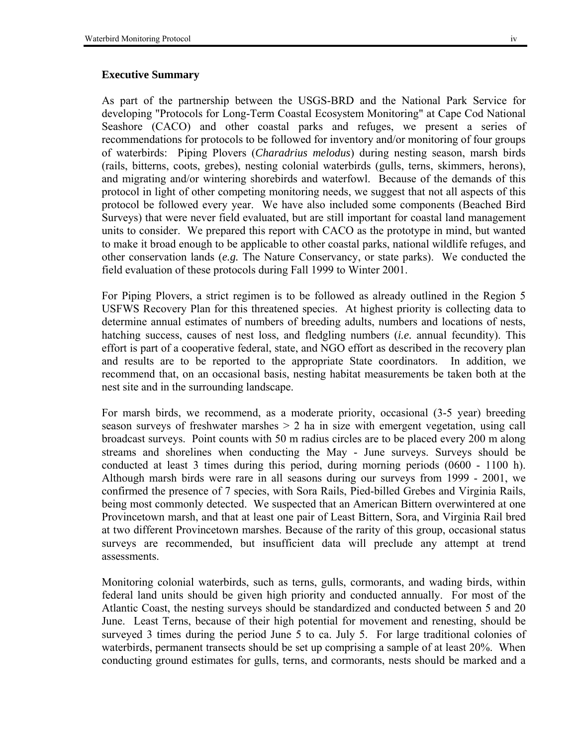## Executive Summary

As part of the partnership between the USGS-BRD and the National Park Service for developing "Protocols for Long-Term Coastal Ecosystem Monitoring" at Cape Cod National Seashore (CACO) and other coastal parks and refuges, we present a series of recommendations for protocols to be followed for inventory and/or monitoring of four groups of waterbirds: Piping Plovers (*Charadrius melodus*) during nesting season, marsh birds (rails, bitterns, coots, grebes), nesting colonial waterbirds (gulls, terns, skimmers, herons), and migrating and/or wintering shorebirds and waterfowl. Because of the demands of this protocol in light of other competing monitoring needs, we suggest that not all aspects of this protocol be followed every year. We have also included some components (Beached Bird Surveys) that were never field evaluated, but are still important for coastal land management units to consider. We prepared this report with CACO as the prototype in mind, but wanted to make it broad enough to be applicable to other coastal parks, national wildlife refuges, and other conservation lands (*e.g.* The Nature Conservancy, or state parks). We conducted the field evaluation of these protocols during Fall 1999 to Winter 2001.

For Piping Plovers, a strict regimen is to be followed as already outlined in the Region 5 USFWS Recovery Plan for this threatened species. At highest priority is collecting data to determine annual estimates of numbers of breeding adults, numbers and locations of nests, hatching success, causes of nest loss, and fledgling numbers (*i.e.* annual fecundity). This effort is part of a cooperative federal, state, and NGO effort as described in the recovery plan and results are to be reported to the appropriate State coordinators. In addition, we recommend that, on an occasional basis, nesting habitat measurements be taken both at the nest site and in the surrounding landscape.

For marsh birds, we recommend, as a moderate priority, occasional (3-5 year) breeding season surveys of freshwater marshes > 2 ha in size with emergent vegetation, using call broadcast surveys. Point counts with 50 m radius circles are to be placed every 200 m along streams and shorelines when conducting the May - June surveys. Surveys should be conducted at least 3 times during this period, during morning periods (0600 - 1100 h). Although marsh birds were rare in all seasons during our surveys from 1999 - 2001, we confirmed the presence of 7 species, with Sora Rails, Pied-billed Grebes and Virginia Rails, being most commonly detected. We suspected that an American Bittern overwintered at one Provincetown marsh, and that at least one pair of Least Bittern, Sora, and Virginia Rail bred at two different Provincetown marshes. Because of the rarity of this group, occasional status surveys are recommended, but insufficient data will preclude any attempt at trend assessments.

Monitoring colonial waterbirds, such as terns, gulls, cormorants, and wading birds, within federal land units should be given high priority and conducted annually. For most of the Atlantic Coast, the nesting surveys should be standardized and conducted between 5 and 20 June. Least Terns, because of their high potential for movement and renesting, should be surveyed 3 times during the period June 5 to ca. July 5. For large traditional colonies of waterbirds, permanent transects should be set up comprising a sample of at least 20%. When conducting ground estimates for gulls, terns, and cormorants, nests should be marked and a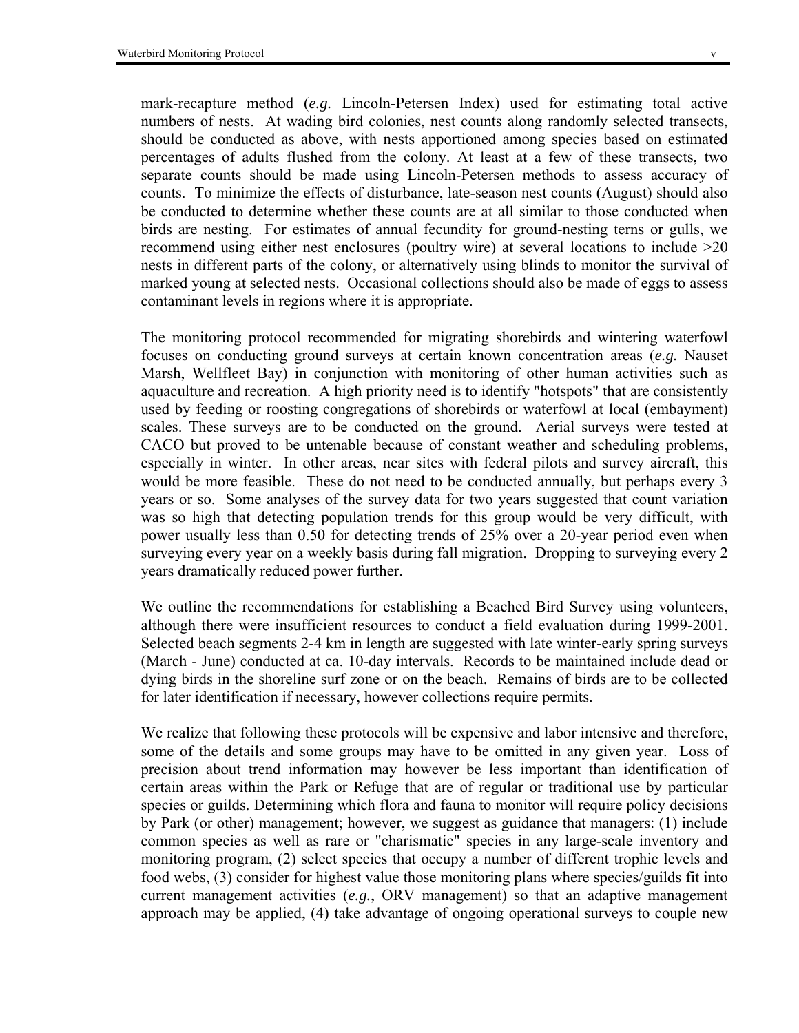mark-recapture method (*e.g.* Lincoln-Petersen Index) used for estimating total active numbers of nests. At wading bird colonies, nest counts along randomly selected transects, should be conducted as above, with nests apportioned among species based on estimated percentages of adults flushed from the colony. At least at a few of these transects, two separate counts should be made using Lincoln-Petersen methods to assess accuracy of counts. To minimize the effects of disturbance, late-season nest counts (August) should also be conducted to determine whether these counts are at all similar to those conducted when birds are nesting. For estimates of annual fecundity for ground-nesting terns or gulls, we recommend using either nest enclosures (poultry wire) at several locations to include >20 nests in different parts of the colony, or alternatively using blinds to monitor the survival of marked young at selected nests. Occasional collections should also be made of eggs to assess contaminant levels in regions where it is appropriate.

The monitoring protocol recommended for migrating shorebirds and wintering waterfowl focuses on conducting ground surveys at certain known concentration areas (*e.g.* Nauset Marsh, Wellfleet Bay) in conjunction with monitoring of other human activities such as aquaculture and recreation. A high priority need is to identify "hotspots" that are consistently used by feeding or roosting congregations of shorebirds or waterfowl at local (embayment) scales. These surveys are to be conducted on the ground. Aerial surveys were tested at CACO but proved to be untenable because of constant weather and scheduling problems, especially in winter. In other areas, near sites with federal pilots and survey aircraft, this would be more feasible. These do not need to be conducted annually, but perhaps every 3 years or so. Some analyses of the survey data for two years suggested that count variation was so high that detecting population trends for this group would be very difficult, with power usually less than 0.50 for detecting trends of 25% over a 20-year period even when surveying every year on a weekly basis during fall migration. Dropping to surveying every 2 years dramatically reduced power further.

We outline the recommendations for establishing a Beached Bird Survey using volunteers, although there were insufficient resources to conduct a field evaluation during 1999-2001. Selected beach segments 2-4 km in length are suggested with late winter-early spring surveys (March - June) conducted at ca. 10-day intervals. Records to be maintained include dead or dying birds in the shoreline surf zone or on the beach. Remains of birds are to be collected for later identification if necessary, however collections require permits.

We realize that following these protocols will be expensive and labor intensive and therefore, some of the details and some groups may have to be omitted in any given year. Loss of precision about trend information may however be less important than identification of certain areas within the Park or Refuge that are of regular or traditional use by particular species or guilds. Determining which flora and fauna to monitor will require policy decisions by Park (or other) management; however, we suggest as guidance that managers: (1) include common species as well as rare or "charismatic" species in any large-scale inventory and monitoring program, (2) select species that occupy a number of different trophic levels and food webs, (3) consider for highest value those monitoring plans where species/guilds fit into current management activities (*e.g.*, ORV management) so that an adaptive management approach may be applied, (4) take advantage of ongoing operational surveys to couple new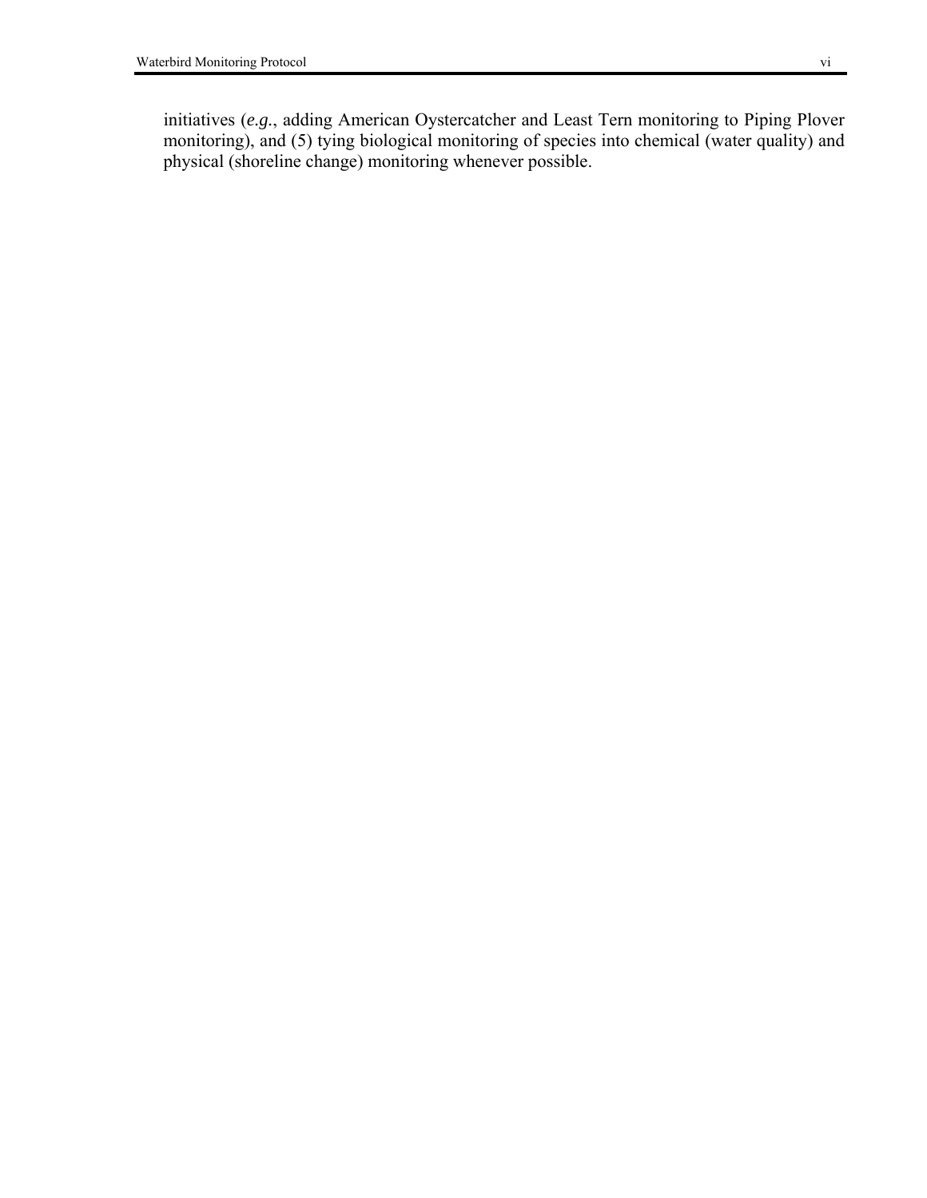initiatives (*e.g.*, adding American Oystercatcher and Least Tern monitoring to Piping Plover monitoring), and (5) tying biological monitoring of species into chemical (water quality) and physical (shoreline change) monitoring whenever possible.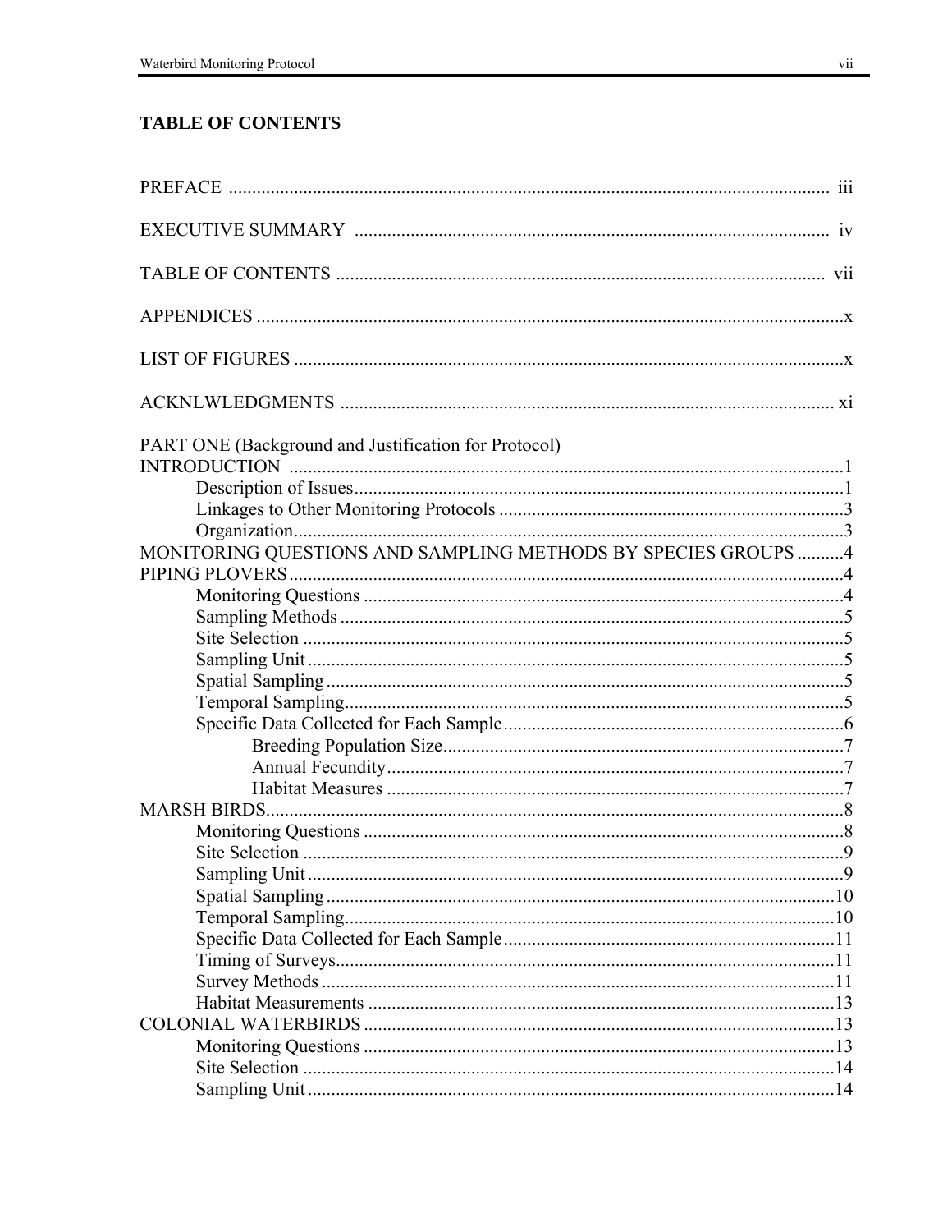## TABLE OF CONTENTS

PREFACE .................................................................................................................. iii

EXECUTIVE SUMMARY ....................................................................................... iv

TABLE OF CONTENTS ......................................................................................... vii

APPENDICES ..............................................................................................................x

LIST OF FIGURES ......................................................................................................x

ACKNLWLEDGMENTS ........................................................................................... xi

PART ONE (Background and Justification for Protocol)

INTRODUCTION .........................................................................................................1

- Description of Issues.........................................................................................1
- Linkages to Other Monitoring Protocols ..........................................................3
- Organization......................................................................................................3

MONITORING QUESTIONS AND SAMPLING METHODS BY SPECIES GROUPS ..........4

PIPING PLOVERS.......................................................................................................4

- Monitoring Questions .......................................................................................4
- Sampling Methods ............................................................................................5
- Site Selection ....................................................................................................5
- Sampling Unit ...................................................................................................5
- Spatial Sampling ...............................................................................................5
- Temporal Sampling...........................................................................................5
- Specific Data Collected for Each Sample.........................................................6
  - Breeding Population Size.....................................................................7
  - Annual Fecundity..................................................................................7
  - Habitat Measures ..................................................................................7

MARSH BIRDS............................................................................................................8

- Monitoring Questions .......................................................................................8
- Site Selection ....................................................................................................9
- Sampling Unit ...................................................................................................9
- Spatial Sampling .............................................................................................10
- Temporal Sampling.........................................................................................10
- Specific Data Collected for Each Sample.......................................................11
- Timing of Surveys...........................................................................................11
- Survey Methods ..............................................................................................11
- Habitat Measurements ....................................................................................13

COLONIAL WATERBIRDS .....................................................................................13

- Monitoring Questions .....................................................................................13
- Site Selection ..................................................................................................14
- Sampling Unit .................................................................................................14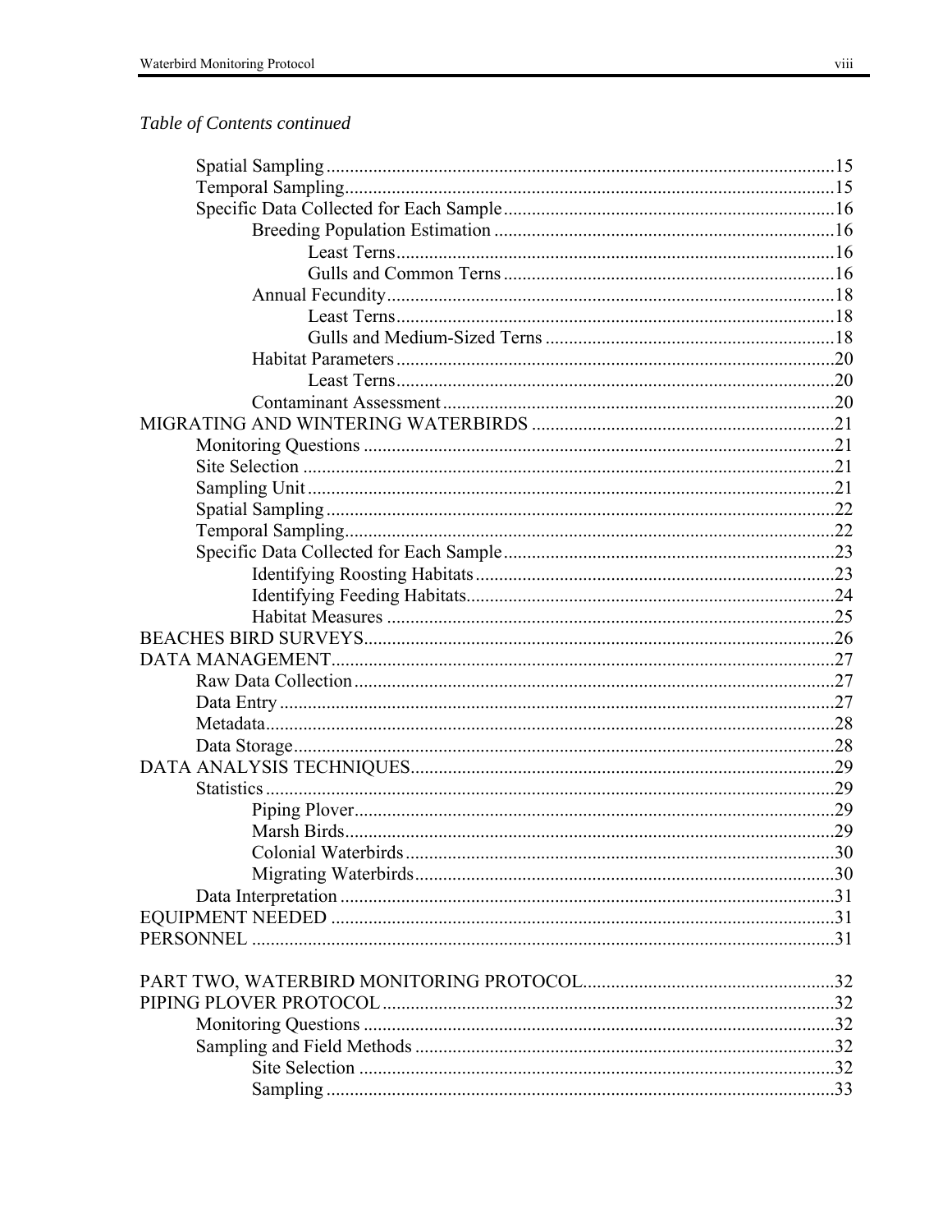*Table of Contents continued*

- Spatial Sampling ........ 15
- Temporal Sampling ........ 15
- Specific Data Collected for Each Sample ........ 16
  - Breeding Population Estimation ........ 16
    - Least Terns ........ 16
    - Gulls and Common Terns ........ 16
  - Annual Fecundity ........ 18
    - Least Terns ........ 18
    - Gulls and Medium-Sized Terns ........ 18
  - Habitat Parameters ........ 20
    - Least Terns ........ 20
  - Contaminant Assessment ........ 20

MIGRATING AND WINTERING WATERBIRDS ........ 21

- Monitoring Questions ........ 21
- Site Selection ........ 21
- Sampling Unit ........ 21
- Spatial Sampling ........ 22
- Temporal Sampling ........ 22
- Specific Data Collected for Each Sample ........ 23
  - Identifying Roosting Habitats ........ 23
  - Identifying Feeding Habitats ........ 24
  - Habitat Measures ........ 25

BEACHES BIRD SURVEYS ........ 26

DATA MANAGEMENT ........ 27

- Raw Data Collection ........ 27
- Data Entry ........ 27
- Metadata ........ 28
- Data Storage ........ 28

DATA ANALYSIS TECHNIQUES ........ 29

- Statistics ........ 29
  - Piping Plover ........ 29
  - Marsh Birds ........ 29
  - Colonial Waterbirds ........ 30
  - Migrating Waterbirds ........ 30
- Data Interpretation ........ 31

EQUIPMENT NEEDED ........ 31

PERSONNEL ........ 31

PART TWO, WATERBIRD MONITORING PROTOCOL ........ 32

PIPING PLOVER PROTOCOL ........ 32

- Monitoring Questions ........ 32
- Sampling and Field Methods ........ 32
  - Site Selection ........ 32
  - Sampling ........ 33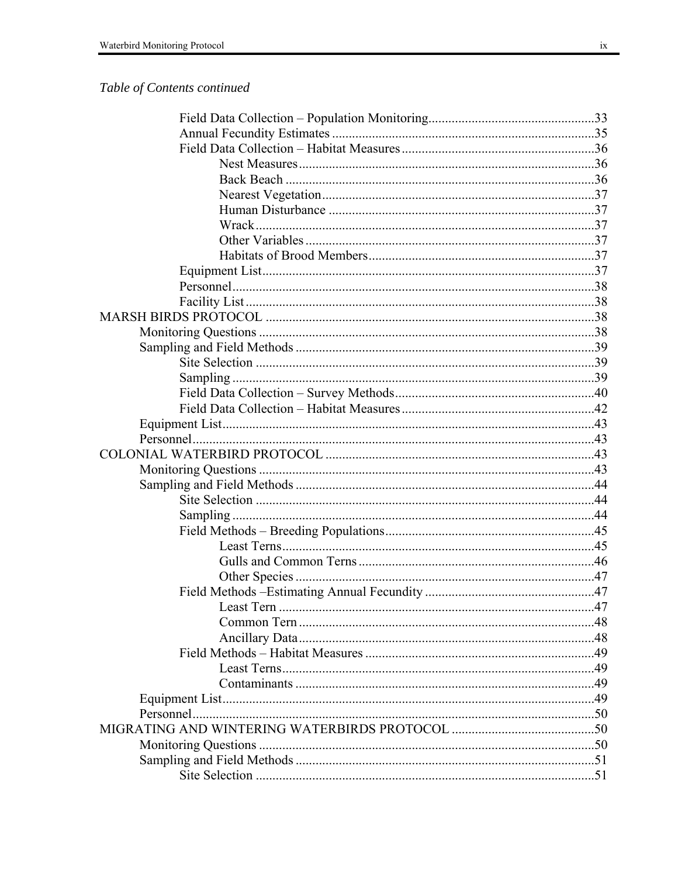*Table of Contents continued*

- Field Data Collection – Population Monitoring......33
- Annual Fecundity Estimates......35
- Field Data Collection – Habitat Measures......36
    - Nest Measures......36
    - Back Beach......36
    - Nearest Vegetation......37
    - Human Disturbance......37
    - Wrack......37
    - Other Variables......37
    - Habitats of Brood Members......37
- Equipment List......37
- Personnel......38
- Facility List......38

MARSH BIRDS PROTOCOL......38

- Monitoring Questions......38
- Sampling and Field Methods......39
    - Site Selection......39
    - Sampling......39
    - Field Data Collection – Survey Methods......40
    - Field Data Collection – Habitat Measures......42
- Equipment List......43
- Personnel......43

COLONIAL WATERBIRD PROTOCOL......43

- Monitoring Questions......43
- Sampling and Field Methods......44
    - Site Selection......44
    - Sampling......44
    - Field Methods – Breeding Populations......45
        - Least Terns......45
        - Gulls and Common Terns......46
        - Other Species......47
    - Field Methods –Estimating Annual Fecundity......47
        - Least Tern......47
        - Common Tern......48
        - Ancillary Data......48
    - Field Methods – Habitat Measures......49
        - Least Terns......49
        - Contaminants......49
- Equipment List......49
- Personnel......50

MIGRATING AND WINTERING WATERBIRDS PROTOCOL......50

- Monitoring Questions......50
- Sampling and Field Methods......51
    - Site Selection......51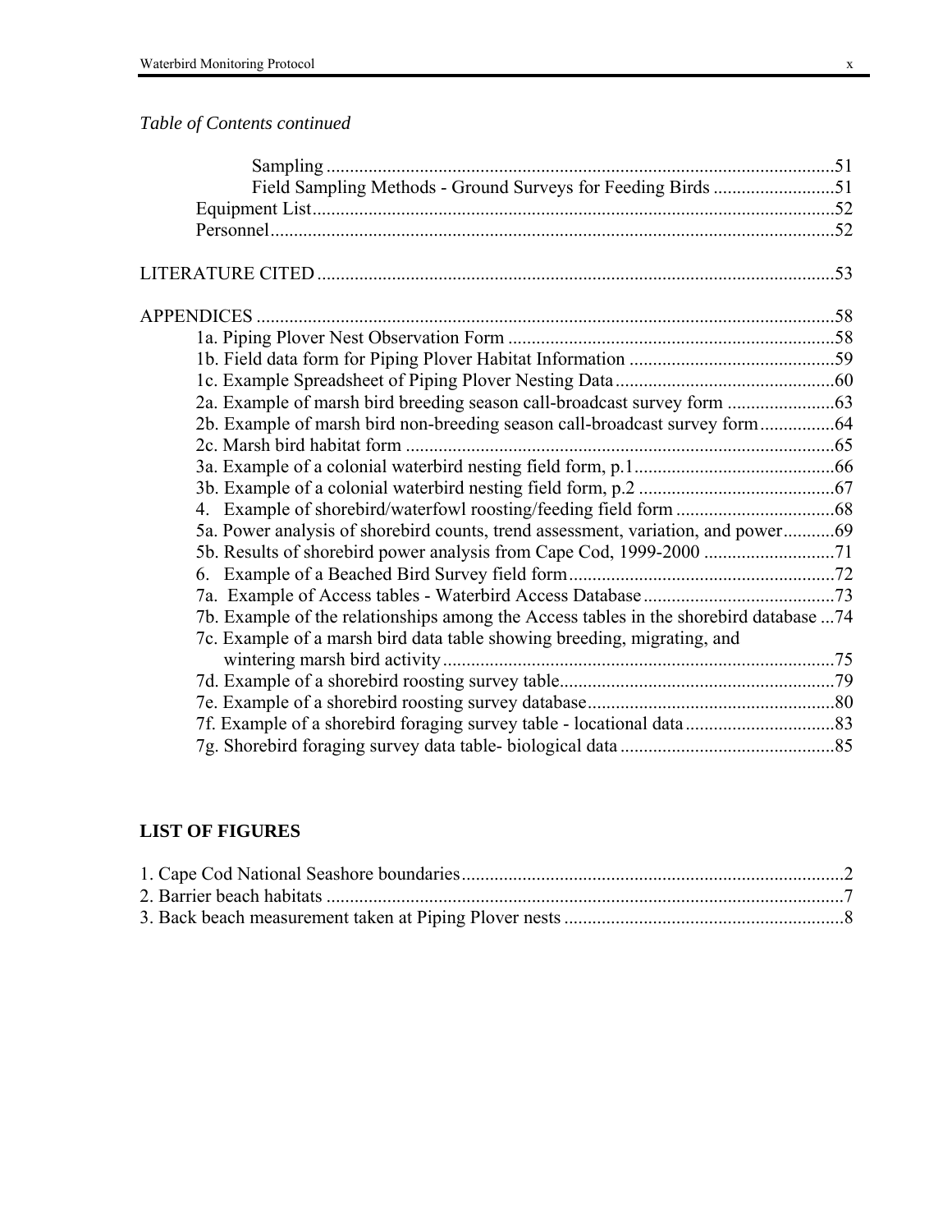*Table of Contents continued*

- Sampling ........................................................................................................51
- Field Sampling Methods - Ground Surveys for Feeding Birds ..........................51
- Equipment List................................................................................................52
- Personnel.........................................................................................................52

LITERATURE CITED ..............................................................................................53

APPENDICES ...........................................................................................................58

- 1a. Piping Plover Nest Observation Form ......................................................58
- 1b. Field data form for Piping Plover Habitat Information ............................59
- 1c. Example Spreadsheet of Piping Plover Nesting Data ...............................60
- 2a. Example of marsh bird breeding season call-broadcast survey form .......................63
- 2b. Example of marsh bird non-breeding season call-broadcast survey form................64
- 2c. Marsh bird habitat form ............................................................................65
- 3a. Example of a colonial waterbird nesting field form, p.1...........................................66
- 3b. Example of a colonial waterbird nesting field form, p.2 ..........................................67
- 4. Example of shorebird/waterfowl roosting/feeding field form ..................................68
- 5a. Power analysis of shorebird counts, trend assessment, variation, and power...........69
- 5b. Results of shorebird power analysis from Cape Cod, 1999-2000 ............................71
- 6. Example of a Beached Bird Survey field form.........................................................72
- 7a. Example of Access tables - Waterbird Access Database.........................................73
- 7b. Example of the relationships among the Access tables in the shorebird database ...74
- 7c. Example of a marsh bird data table showing breeding, migrating, and wintering marsh bird activity....................................................................................75
- 7d. Example of a shorebird roosting survey table...........................................................79
- 7e. Example of a shorebird roosting survey database.....................................................80
- 7f. Example of a shorebird foraging survey table - locational data................................83
- 7g. Shorebird foraging survey data table- biological data ..............................................85

**LIST OF FIGURES**

1. Cape Cod National Seashore boundaries.................................................................................2
2. Barrier beach habitats .............................................................................................................7
3. Back beach measurement taken at Piping Plover nests ...........................................................8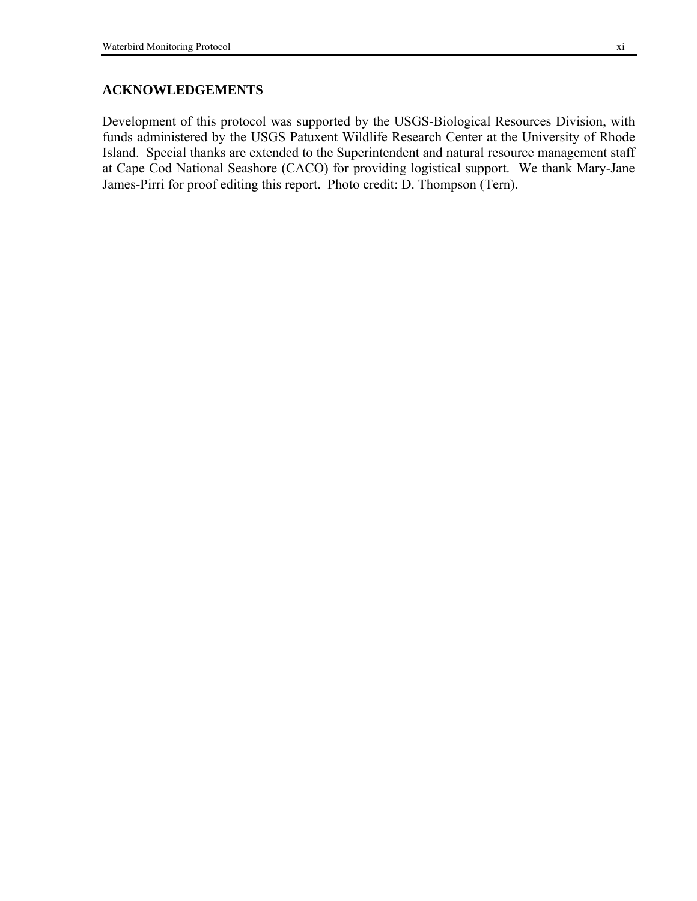## ACKNOWLEDGEMENTS

Development of this protocol was supported by the USGS-Biological Resources Division, with funds administered by the USGS Patuxent Wildlife Research Center at the University of Rhode Island. Special thanks are extended to the Superintendent and natural resource management staff at Cape Cod National Seashore (CACO) for providing logistical support. We thank Mary-Jane James-Pirri for proof editing this report. Photo credit: D. Thompson (Tern).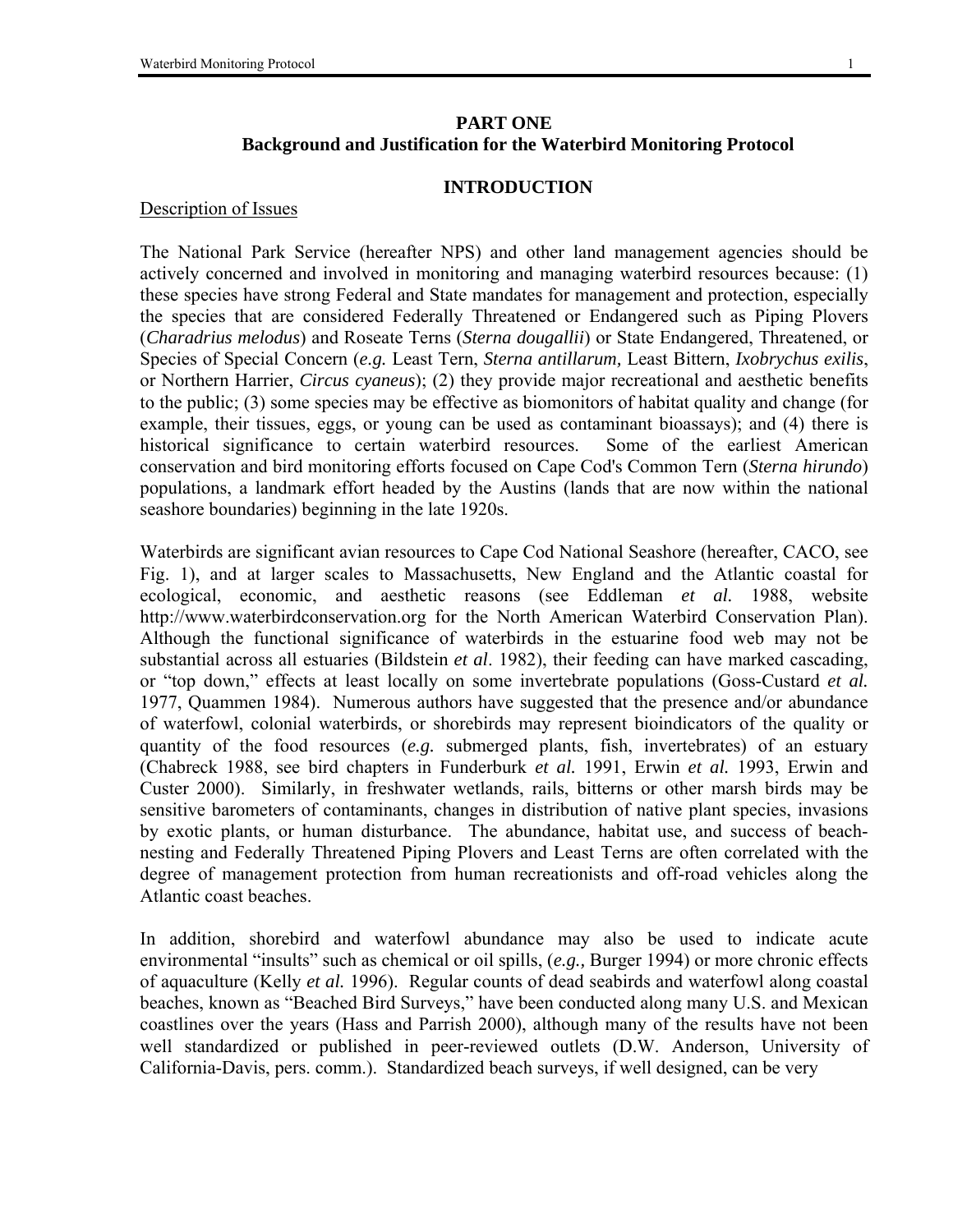# PART ONE
## Background and Justification for the Waterbird Monitoring Protocol

### INTRODUCTION

Description of Issues

The National Park Service (hereafter NPS) and other land management agencies should be actively concerned and involved in monitoring and managing waterbird resources because: (1) these species have strong Federal and State mandates for management and protection, especially the species that are considered Federally Threatened or Endangered such as Piping Plovers (*Charadrius melodus*) and Roseate Terns (*Sterna dougallii*) or State Endangered, Threatened, or Species of Special Concern (*e.g.* Least Tern, *Sterna antillarum,* Least Bittern, *Ixobrychus exilis*, or Northern Harrier, *Circus cyaneus*); (2) they provide major recreational and aesthetic benefits to the public; (3) some species may be effective as biomonitors of habitat quality and change (for example, their tissues, eggs, or young can be used as contaminant bioassays); and (4) there is historical significance to certain waterbird resources. Some of the earliest American conservation and bird monitoring efforts focused on Cape Cod's Common Tern (*Sterna hirundo*) populations, a landmark effort headed by the Austins (lands that are now within the national seashore boundaries) beginning in the late 1920s.

Waterbirds are significant avian resources to Cape Cod National Seashore (hereafter, CACO, see Fig. 1), and at larger scales to Massachusetts, New England and the Atlantic coastal for ecological, economic, and aesthetic reasons (see Eddleman *et al.* 1988, website http://www.waterbirdconservation.org for the North American Waterbird Conservation Plan). Although the functional significance of waterbirds in the estuarine food web may not be substantial across all estuaries (Bildstein *et al*. 1982), their feeding can have marked cascading, or "top down," effects at least locally on some invertebrate populations (Goss-Custard *et al.* 1977, Quammen 1984). Numerous authors have suggested that the presence and/or abundance of waterfowl, colonial waterbirds, or shorebirds may represent bioindicators of the quality or quantity of the food resources (*e.g.* submerged plants, fish, invertebrates) of an estuary (Chabreck 1988, see bird chapters in Funderburk *et al.* 1991, Erwin *et al.* 1993, Erwin and Custer 2000). Similarly, in freshwater wetlands, rails, bitterns or other marsh birds may be sensitive barometers of contaminants, changes in distribution of native plant species, invasions by exotic plants, or human disturbance. The abundance, habitat use, and success of beach-nesting and Federally Threatened Piping Plovers and Least Terns are often correlated with the degree of management protection from human recreationists and off-road vehicles along the Atlantic coast beaches.

In addition, shorebird and waterfowl abundance may also be used to indicate acute environmental "insults" such as chemical or oil spills, (*e.g.,* Burger 1994) or more chronic effects of aquaculture (Kelly *et al.* 1996). Regular counts of dead seabirds and waterfowl along coastal beaches, known as "Beached Bird Surveys," have been conducted along many U.S. and Mexican coastlines over the years (Hass and Parrish 2000), although many of the results have not been well standardized or published in peer-reviewed outlets (D.W. Anderson, University of California-Davis, pers. comm.). Standardized beach surveys, if well designed, can be very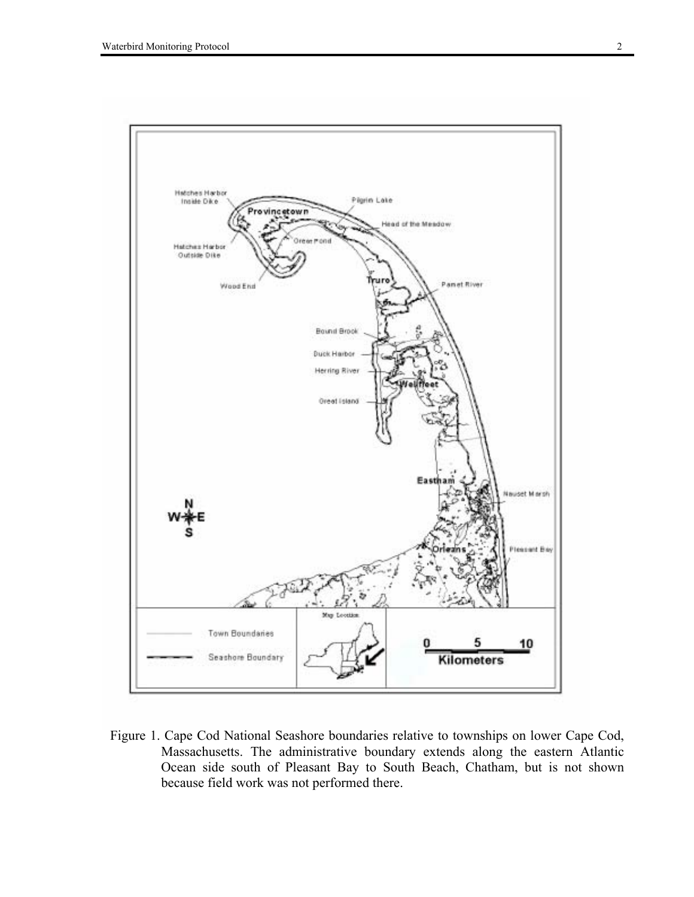Figure 1. Cape Cod National Seashore boundaries relative to townships on lower Cape Cod, Massachusetts. The administrative boundary extends along the eastern Atlantic Ocean side south of Pleasant Bay to South Beach, Chatham, but is not shown because field work was not performed there.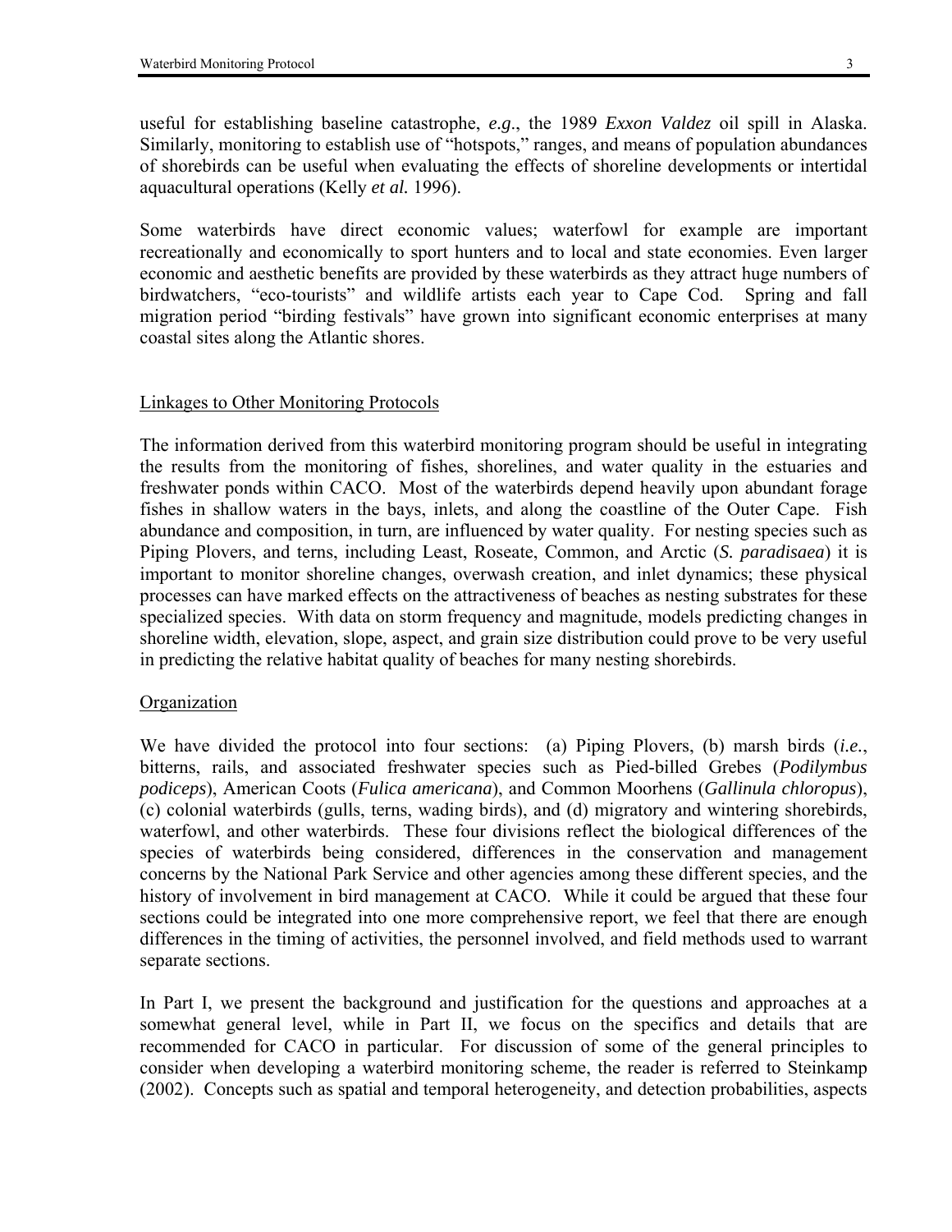useful for establishing baseline catastrophe, *e.g*., the 1989 *Exxon Valdez* oil spill in Alaska. Similarly, monitoring to establish use of "hotspots," ranges, and means of population abundances of shorebirds can be useful when evaluating the effects of shoreline developments or intertidal aquacultural operations (Kelly *et al.* 1996).

Some waterbirds have direct economic values; waterfowl for example are important recreationally and economically to sport hunters and to local and state economies. Even larger economic and aesthetic benefits are provided by these waterbirds as they attract huge numbers of birdwatchers, "eco-tourists" and wildlife artists each year to Cape Cod. Spring and fall migration period "birding festivals" have grown into significant economic enterprises at many coastal sites along the Atlantic shores.

## Linkages to Other Monitoring Protocols

The information derived from this waterbird monitoring program should be useful in integrating the results from the monitoring of fishes, shorelines, and water quality in the estuaries and freshwater ponds within CACO. Most of the waterbirds depend heavily upon abundant forage fishes in shallow waters in the bays, inlets, and along the coastline of the Outer Cape. Fish abundance and composition, in turn, are influenced by water quality. For nesting species such as Piping Plovers, and terns, including Least, Roseate, Common, and Arctic (*S. paradisaea*) it is important to monitor shoreline changes, overwash creation, and inlet dynamics; these physical processes can have marked effects on the attractiveness of beaches as nesting substrates for these specialized species. With data on storm frequency and magnitude, models predicting changes in shoreline width, elevation, slope, aspect, and grain size distribution could prove to be very useful in predicting the relative habitat quality of beaches for many nesting shorebirds.

## Organization

We have divided the protocol into four sections: (a) Piping Plovers, (b) marsh birds (*i.e.*, bitterns, rails, and associated freshwater species such as Pied-billed Grebes (*Podilymbus podiceps*), American Coots (*Fulica americana*), and Common Moorhens (*Gallinula chloropus*), (c) colonial waterbirds (gulls, terns, wading birds), and (d) migratory and wintering shorebirds, waterfowl, and other waterbirds. These four divisions reflect the biological differences of the species of waterbirds being considered, differences in the conservation and management concerns by the National Park Service and other agencies among these different species, and the history of involvement in bird management at CACO. While it could be argued that these four sections could be integrated into one more comprehensive report, we feel that there are enough differences in the timing of activities, the personnel involved, and field methods used to warrant separate sections.

In Part I, we present the background and justification for the questions and approaches at a somewhat general level, while in Part II, we focus on the specifics and details that are recommended for CACO in particular. For discussion of some of the general principles to consider when developing a waterbird monitoring scheme, the reader is referred to Steinkamp (2002). Concepts such as spatial and temporal heterogeneity, and detection probabilities, aspects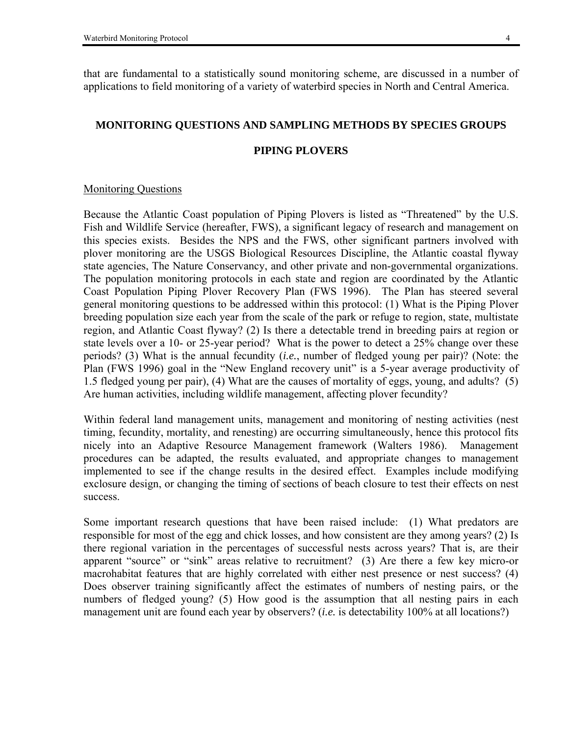that are fundamental to a statistically sound monitoring scheme, are discussed in a number of applications to field monitoring of a variety of waterbird species in North and Central America.

## MONITORING QUESTIONS AND SAMPLING METHODS BY SPECIES GROUPS

## PIPING PLOVERS

### Monitoring Questions

Because the Atlantic Coast population of Piping Plovers is listed as "Threatened" by the U.S. Fish and Wildlife Service (hereafter, FWS), a significant legacy of research and management on this species exists. Besides the NPS and the FWS, other significant partners involved with plover monitoring are the USGS Biological Resources Discipline, the Atlantic coastal flyway state agencies, The Nature Conservancy, and other private and non-governmental organizations. The population monitoring protocols in each state and region are coordinated by the Atlantic Coast Population Piping Plover Recovery Plan (FWS 1996). The Plan has steered several general monitoring questions to be addressed within this protocol: (1) What is the Piping Plover breeding population size each year from the scale of the park or refuge to region, state, multistate region, and Atlantic Coast flyway? (2) Is there a detectable trend in breeding pairs at region or state levels over a 10- or 25-year period? What is the power to detect a 25% change over these periods? (3) What is the annual fecundity (*i.e.*, number of fledged young per pair)? (Note: the Plan (FWS 1996) goal in the "New England recovery unit" is a 5-year average productivity of 1.5 fledged young per pair), (4) What are the causes of mortality of eggs, young, and adults? (5) Are human activities, including wildlife management, affecting plover fecundity?

Within federal land management units, management and monitoring of nesting activities (nest timing, fecundity, mortality, and renesting) are occurring simultaneously, hence this protocol fits nicely into an Adaptive Resource Management framework (Walters 1986). Management procedures can be adapted, the results evaluated, and appropriate changes to management implemented to see if the change results in the desired effect. Examples include modifying exclosure design, or changing the timing of sections of beach closure to test their effects on nest success.

Some important research questions that have been raised include: (1) What predators are responsible for most of the egg and chick losses, and how consistent are they among years? (2) Is there regional variation in the percentages of successful nests across years? That is, are their apparent "source" or "sink" areas relative to recruitment? (3) Are there a few key micro-or macrohabitat features that are highly correlated with either nest presence or nest success? (4) Does observer training significantly affect the estimates of numbers of nesting pairs, or the numbers of fledged young? (5) How good is the assumption that all nesting pairs in each management unit are found each year by observers? (*i.e.* is detectability 100% at all locations?)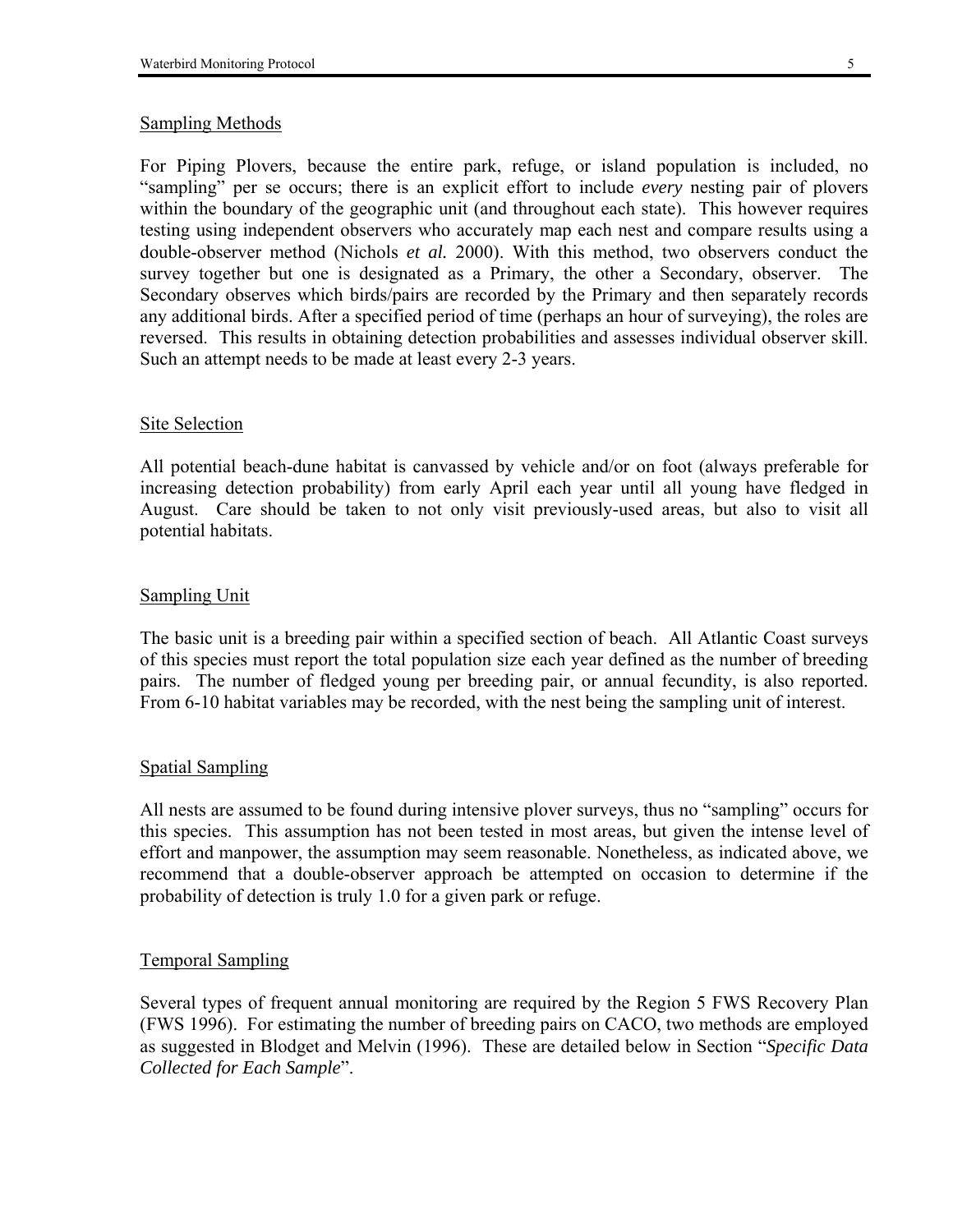## Sampling Methods

For Piping Plovers, because the entire park, refuge, or island population is included, no "sampling" per se occurs; there is an explicit effort to include *every* nesting pair of plovers within the boundary of the geographic unit (and throughout each state). This however requires testing using independent observers who accurately map each nest and compare results using a double-observer method (Nichols *et al.* 2000). With this method, two observers conduct the survey together but one is designated as a Primary, the other a Secondary, observer. The Secondary observes which birds/pairs are recorded by the Primary and then separately records any additional birds. After a specified period of time (perhaps an hour of surveying), the roles are reversed. This results in obtaining detection probabilities and assesses individual observer skill. Such an attempt needs to be made at least every 2-3 years.

## Site Selection

All potential beach-dune habitat is canvassed by vehicle and/or on foot (always preferable for increasing detection probability) from early April each year until all young have fledged in August. Care should be taken to not only visit previously-used areas, but also to visit all potential habitats.

## Sampling Unit

The basic unit is a breeding pair within a specified section of beach. All Atlantic Coast surveys of this species must report the total population size each year defined as the number of breeding pairs. The number of fledged young per breeding pair, or annual fecundity, is also reported. From 6-10 habitat variables may be recorded, with the nest being the sampling unit of interest.

## Spatial Sampling

All nests are assumed to be found during intensive plover surveys, thus no "sampling" occurs for this species. This assumption has not been tested in most areas, but given the intense level of effort and manpower, the assumption may seem reasonable. Nonetheless, as indicated above, we recommend that a double-observer approach be attempted on occasion to determine if the probability of detection is truly 1.0 for a given park or refuge.

## Temporal Sampling

Several types of frequent annual monitoring are required by the Region 5 FWS Recovery Plan (FWS 1996). For estimating the number of breeding pairs on CACO, two methods are employed as suggested in Blodget and Melvin (1996). These are detailed below in Section "*Specific Data Collected for Each Sample*".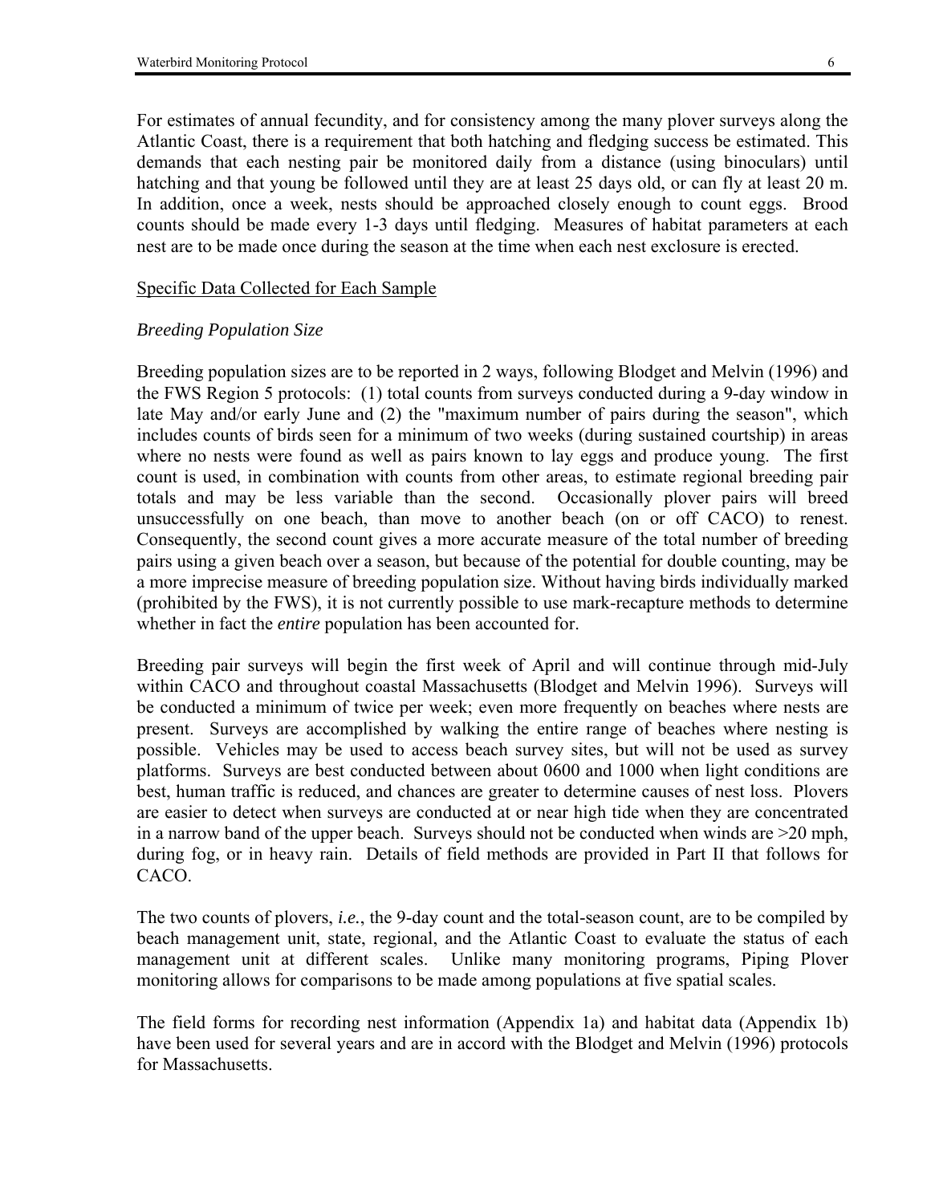For estimates of annual fecundity, and for consistency among the many plover surveys along the Atlantic Coast, there is a requirement that both hatching and fledging success be estimated. This demands that each nesting pair be monitored daily from a distance (using binoculars) until hatching and that young be followed until they are at least 25 days old, or can fly at least 20 m. In addition, once a week, nests should be approached closely enough to count eggs. Brood counts should be made every 1-3 days until fledging. Measures of habitat parameters at each nest are to be made once during the season at the time when each nest exclosure is erected.

<u>Specific Data Collected for Each Sample</u>

*Breeding Population Size*

Breeding population sizes are to be reported in 2 ways, following Blodget and Melvin (1996) and the FWS Region 5 protocols: (1) total counts from surveys conducted during a 9-day window in late May and/or early June and (2) the "maximum number of pairs during the season", which includes counts of birds seen for a minimum of two weeks (during sustained courtship) in areas where no nests were found as well as pairs known to lay eggs and produce young. The first count is used, in combination with counts from other areas, to estimate regional breeding pair totals and may be less variable than the second. Occasionally plover pairs will breed unsuccessfully on one beach, than move to another beach (on or off CACO) to renest. Consequently, the second count gives a more accurate measure of the total number of breeding pairs using a given beach over a season, but because of the potential for double counting, may be a more imprecise measure of breeding population size. Without having birds individually marked (prohibited by the FWS), it is not currently possible to use mark-recapture methods to determine whether in fact the ***entire*** population has been accounted for.

Breeding pair surveys will begin the first week of April and will continue through mid-July within CACO and throughout coastal Massachusetts (Blodget and Melvin 1996). Surveys will be conducted a minimum of twice per week; even more frequently on beaches where nests are present. Surveys are accomplished by walking the entire range of beaches where nesting is possible. Vehicles may be used to access beach survey sites, but will not be used as survey platforms. Surveys are best conducted between about 0600 and 1000 when light conditions are best, human traffic is reduced, and chances are greater to determine causes of nest loss. Plovers are easier to detect when surveys are conducted at or near high tide when they are concentrated in a narrow band of the upper beach. Surveys should not be conducted when winds are >20 mph, during fog, or in heavy rain. Details of field methods are provided in Part II that follows for CACO.

The two counts of plovers, ***i.e.***, the 9-day count and the total-season count, are to be compiled by beach management unit, state, regional, and the Atlantic Coast to evaluate the status of each management unit at different scales. Unlike many monitoring programs, Piping Plover monitoring allows for comparisons to be made among populations at five spatial scales.

The field forms for recording nest information (Appendix 1a) and habitat data (Appendix 1b) have been used for several years and are in accord with the Blodget and Melvin (1996) protocols for Massachusetts.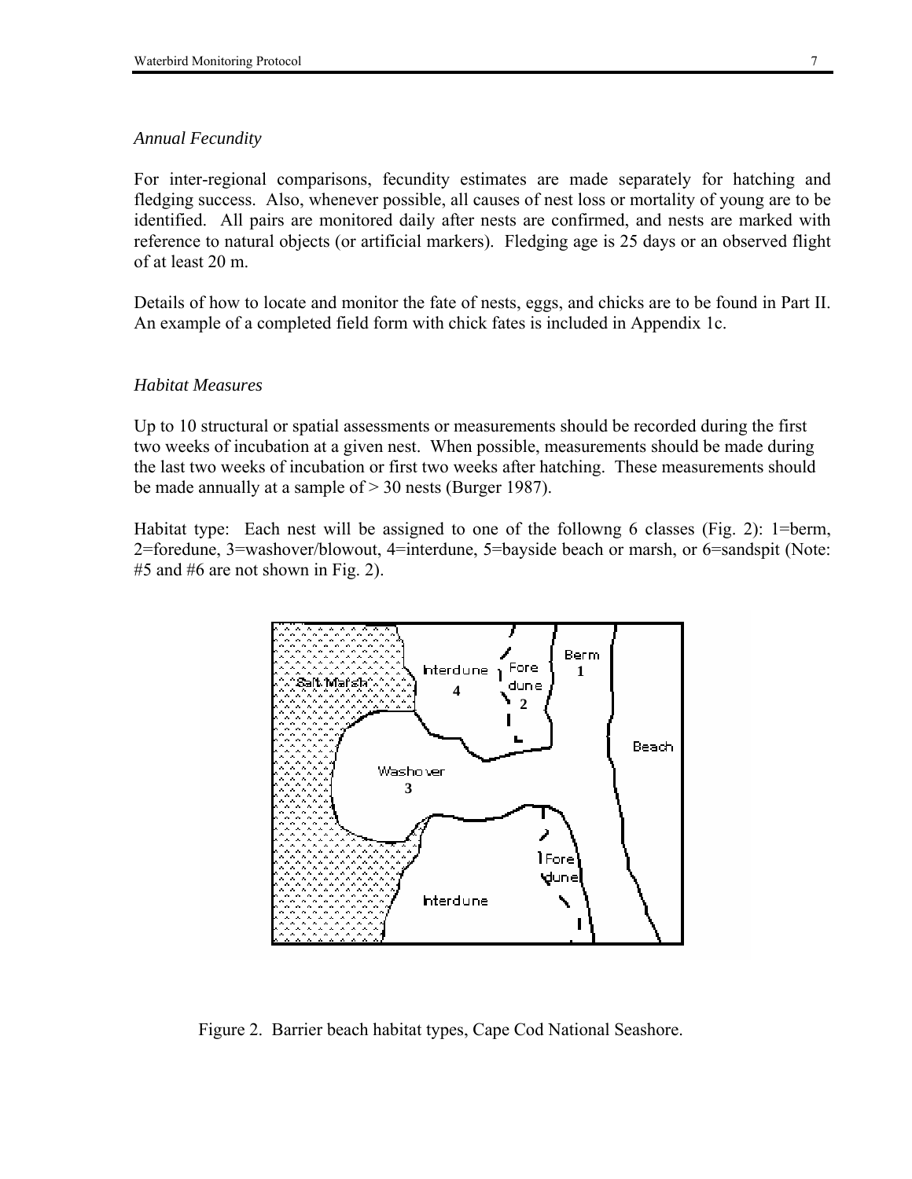*Annual Fecundity*

For inter-regional comparisons, fecundity estimates are made separately for hatching and fledging success. Also, whenever possible, all causes of nest loss or mortality of young are to be identified. All pairs are monitored daily after nests are confirmed, and nests are marked with reference to natural objects (or artificial markers). Fledging age is 25 days or an observed flight of at least 20 m.

Details of how to locate and monitor the fate of nests, eggs, and chicks are to be found in Part II. An example of a completed field form with chick fates is included in Appendix 1c.

*Habitat Measures*

Up to 10 structural or spatial assessments or measurements should be recorded during the first two weeks of incubation at a given nest. When possible, measurements should be made during the last two weeks of incubation or first two weeks after hatching. These measurements should be made annually at a sample of > 30 nests (Burger 1987).

Habitat type: Each nest will be assigned to one of the followng 6 classes (Fig. 2): 1=berm, 2=foredune, 3=washover/blowout, 4=interdune, 5=bayside beach or marsh, or 6=sandspit (Note: #5 and #6 are not shown in Fig. 2).

Figure 2. Barrier beach habitat types, Cape Cod National Seashore.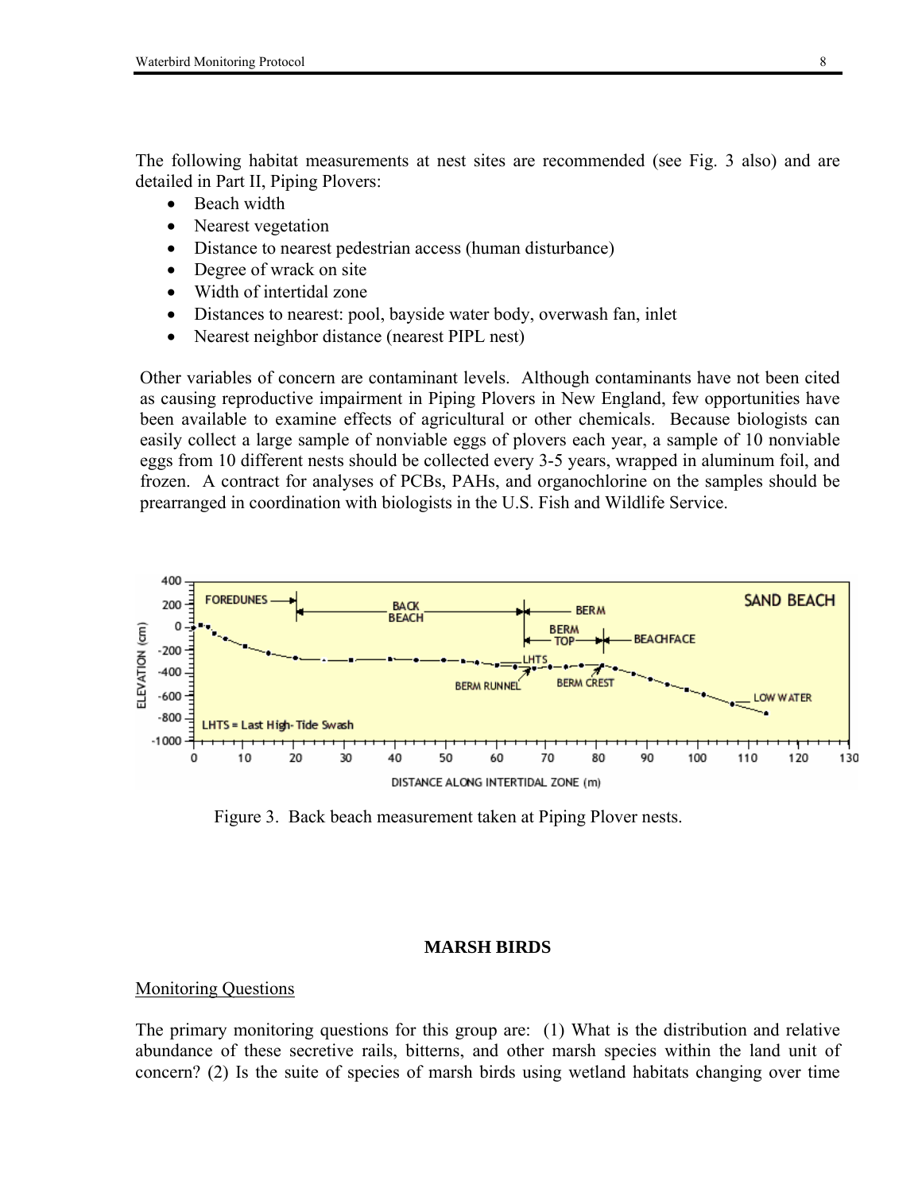The following habitat measurements at nest sites are recommended (see Fig. 3 also) and are detailed in Part II, Piping Plovers:

- Beach width
- Nearest vegetation
- Distance to nearest pedestrian access (human disturbance)
- Degree of wrack on site
- Width of intertidal zone
- Distances to nearest: pool, bayside water body, overwash fan, inlet
- Nearest neighbor distance (nearest PIPL nest)

Other variables of concern are contaminant levels. Although contaminants have not been cited as causing reproductive impairment in Piping Plovers in New England, few opportunities have been available to examine effects of agricultural or other chemicals. Because biologists can easily collect a large sample of nonviable eggs of plovers each year, a sample of 10 nonviable eggs from 10 different nests should be collected every 3-5 years, wrapped in aluminum foil, and frozen. A contract for analyses of PCBs, PAHs, and organochlorine on the samples should be prearranged in coordination with biologists in the U.S. Fish and Wildlife Service.

Figure 3. Back beach measurement taken at Piping Plover nests.

## MARSH BIRDS

### Monitoring Questions

The primary monitoring questions for this group are: (1) What is the distribution and relative abundance of these secretive rails, bitterns, and other marsh species within the land unit of concern? (2) Is the suite of species of marsh birds using wetland habitats changing over time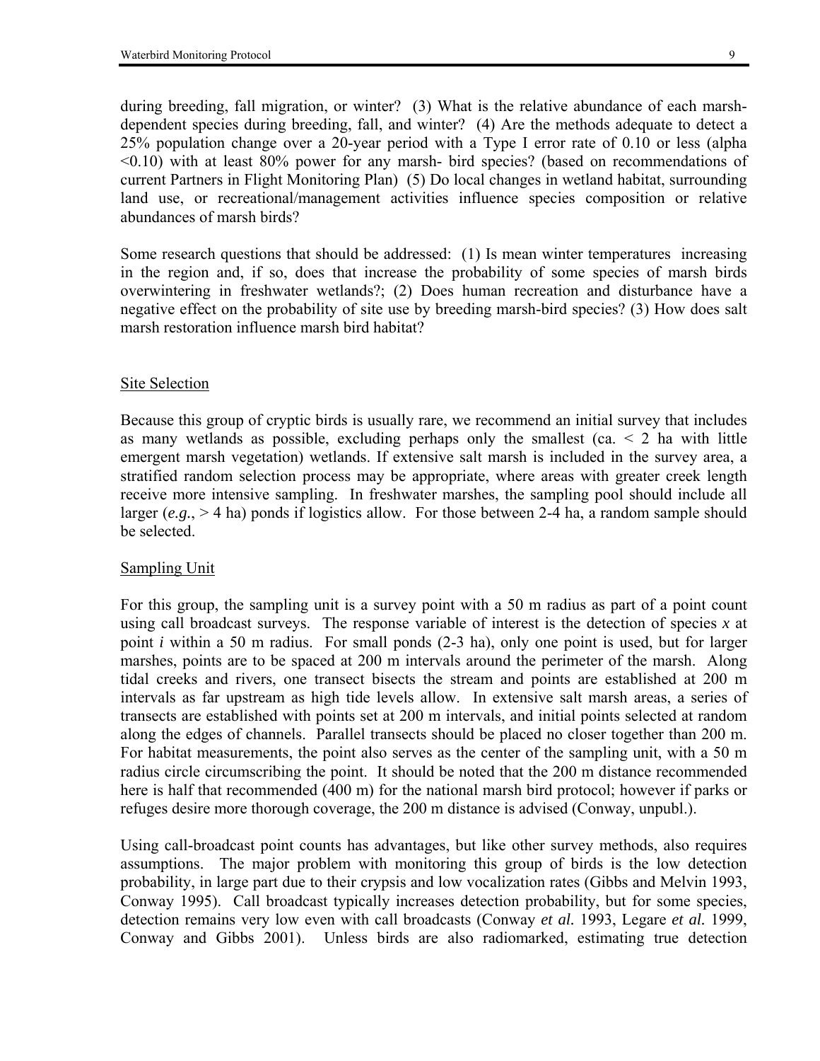during breeding, fall migration, or winter? (3) What is the relative abundance of each marsh-dependent species during breeding, fall, and winter? (4) Are the methods adequate to detect a 25% population change over a 20-year period with a Type I error rate of 0.10 or less (alpha <0.10) with at least 80% power for any marsh- bird species? (based on recommendations of current Partners in Flight Monitoring Plan) (5) Do local changes in wetland habitat, surrounding land use, or recreational/management activities influence species composition or relative abundances of marsh birds?

Some research questions that should be addressed: (1) Is mean winter temperatures increasing in the region and, if so, does that increase the probability of some species of marsh birds overwintering in freshwater wetlands?; (2) Does human recreation and disturbance have a negative effect on the probability of site use by breeding marsh-bird species? (3) How does salt marsh restoration influence marsh bird habitat?

## Site Selection

Because this group of cryptic birds is usually rare, we recommend an initial survey that includes as many wetlands as possible, excluding perhaps only the smallest (ca. < 2 ha with little emergent marsh vegetation) wetlands. If extensive salt marsh is included in the survey area, a stratified random selection process may be appropriate, where areas with greater creek length receive more intensive sampling. In freshwater marshes, the sampling pool should include all larger (*e.g.*, > 4 ha) ponds if logistics allow. For those between 2-4 ha, a random sample should be selected.

## Sampling Unit

For this group, the sampling unit is a survey point with a 50 m radius as part of a point count using call broadcast surveys. The response variable of interest is the detection of species *x* at point *i* within a 50 m radius. For small ponds (2-3 ha), only one point is used, but for larger marshes, points are to be spaced at 200 m intervals around the perimeter of the marsh. Along tidal creeks and rivers, one transect bisects the stream and points are established at 200 m intervals as far upstream as high tide levels allow. In extensive salt marsh areas, a series of transects are established with points set at 200 m intervals, and initial points selected at random along the edges of channels. Parallel transects should be placed no closer together than 200 m. For habitat measurements, the point also serves as the center of the sampling unit, with a 50 m radius circle circumscribing the point. It should be noted that the 200 m distance recommended here is half that recommended (400 m) for the national marsh bird protocol; however if parks or refuges desire more thorough coverage, the 200 m distance is advised (Conway, unpubl.).

Using call-broadcast point counts has advantages, but like other survey methods, also requires assumptions. The major problem with monitoring this group of birds is the low detection probability, in large part due to their crypsis and low vocalization rates (Gibbs and Melvin 1993, Conway 1995). Call broadcast typically increases detection probability, but for some species, detection remains very low even with call broadcasts (Conway *et al.* 1993, Legare *et al.* 1999, Conway and Gibbs 2001). Unless birds are also radiomarked, estimating true detection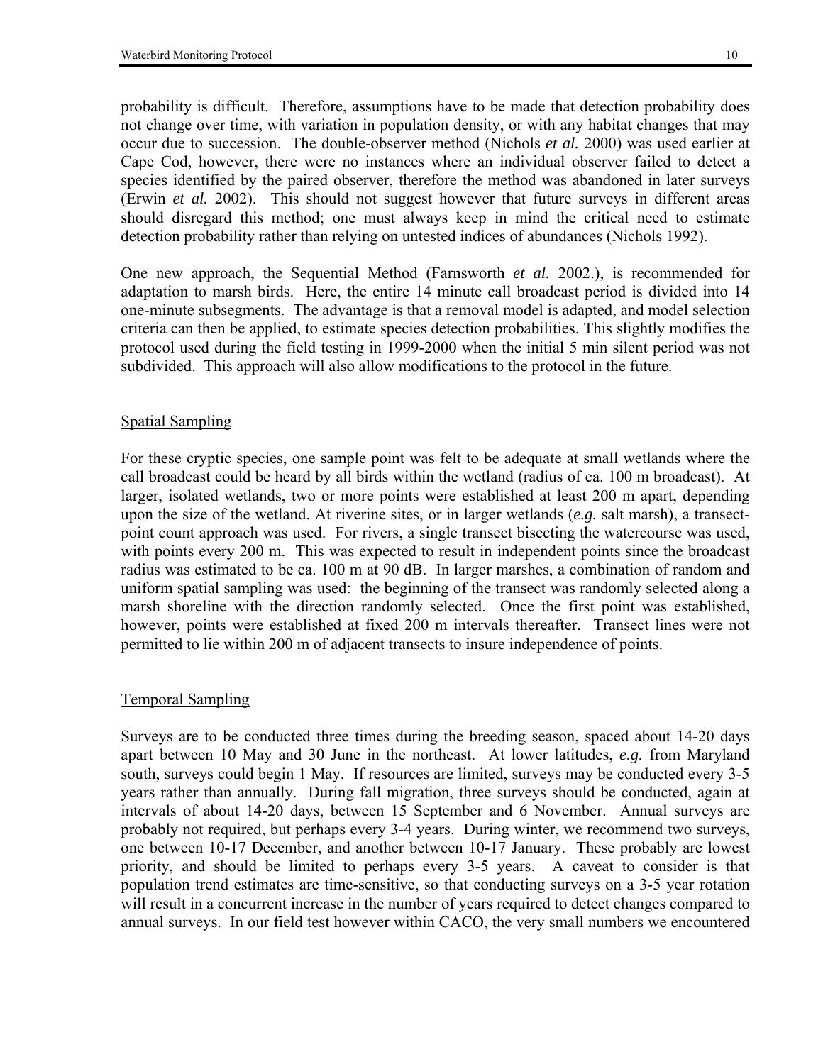probability is difficult. Therefore, assumptions have to be made that detection probability does not change over time, with variation in population density, or with any habitat changes that may occur due to succession. The double-observer method (Nichols *et al.* 2000) was used earlier at Cape Cod, however, there were no instances where an individual observer failed to detect a species identified by the paired observer, therefore the method was abandoned in later surveys (Erwin *et al.* 2002). This should not suggest however that future surveys in different areas should disregard this method; one must always keep in mind the critical need to estimate detection probability rather than relying on untested indices of abundances (Nichols 1992).

One new approach, the Sequential Method (Farnsworth *et al.* 2002.), is recommended for adaptation to marsh birds. Here, the entire 14 minute call broadcast period is divided into 14 one-minute subsegments. The advantage is that a removal model is adapted, and model selection criteria can then be applied, to estimate species detection probabilities. This slightly modifies the protocol used during the field testing in 1999-2000 when the initial 5 min silent period was not subdivided. This approach will also allow modifications to the protocol in the future.

## Spatial Sampling

For these cryptic species, one sample point was felt to be adequate at small wetlands where the call broadcast could be heard by all birds within the wetland (radius of ca. 100 m broadcast). At larger, isolated wetlands, two or more points were established at least 200 m apart, depending upon the size of the wetland. At riverine sites, or in larger wetlands (*e.g.* salt marsh), a transect-point count approach was used. For rivers, a single transect bisecting the watercourse was used, with points every 200 m. This was expected to result in independent points since the broadcast radius was estimated to be ca. 100 m at 90 dB. In larger marshes, a combination of random and uniform spatial sampling was used: the beginning of the transect was randomly selected along a marsh shoreline with the direction randomly selected. Once the first point was established, however, points were established at fixed 200 m intervals thereafter. Transect lines were not permitted to lie within 200 m of adjacent transects to insure independence of points.

## Temporal Sampling

Surveys are to be conducted three times during the breeding season, spaced about 14-20 days apart between 10 May and 30 June in the northeast. At lower latitudes, *e.g.* from Maryland south, surveys could begin 1 May. If resources are limited, surveys may be conducted every 3-5 years rather than annually. During fall migration, three surveys should be conducted, again at intervals of about 14-20 days, between 15 September and 6 November. Annual surveys are probably not required, but perhaps every 3-4 years. During winter, we recommend two surveys, one between 10-17 December, and another between 10-17 January. These probably are lowest priority, and should be limited to perhaps every 3-5 years. A caveat to consider is that population trend estimates are time-sensitive, so that conducting surveys on a 3-5 year rotation will result in a concurrent increase in the number of years required to detect changes compared to annual surveys. In our field test however within CACO, the very small numbers we encountered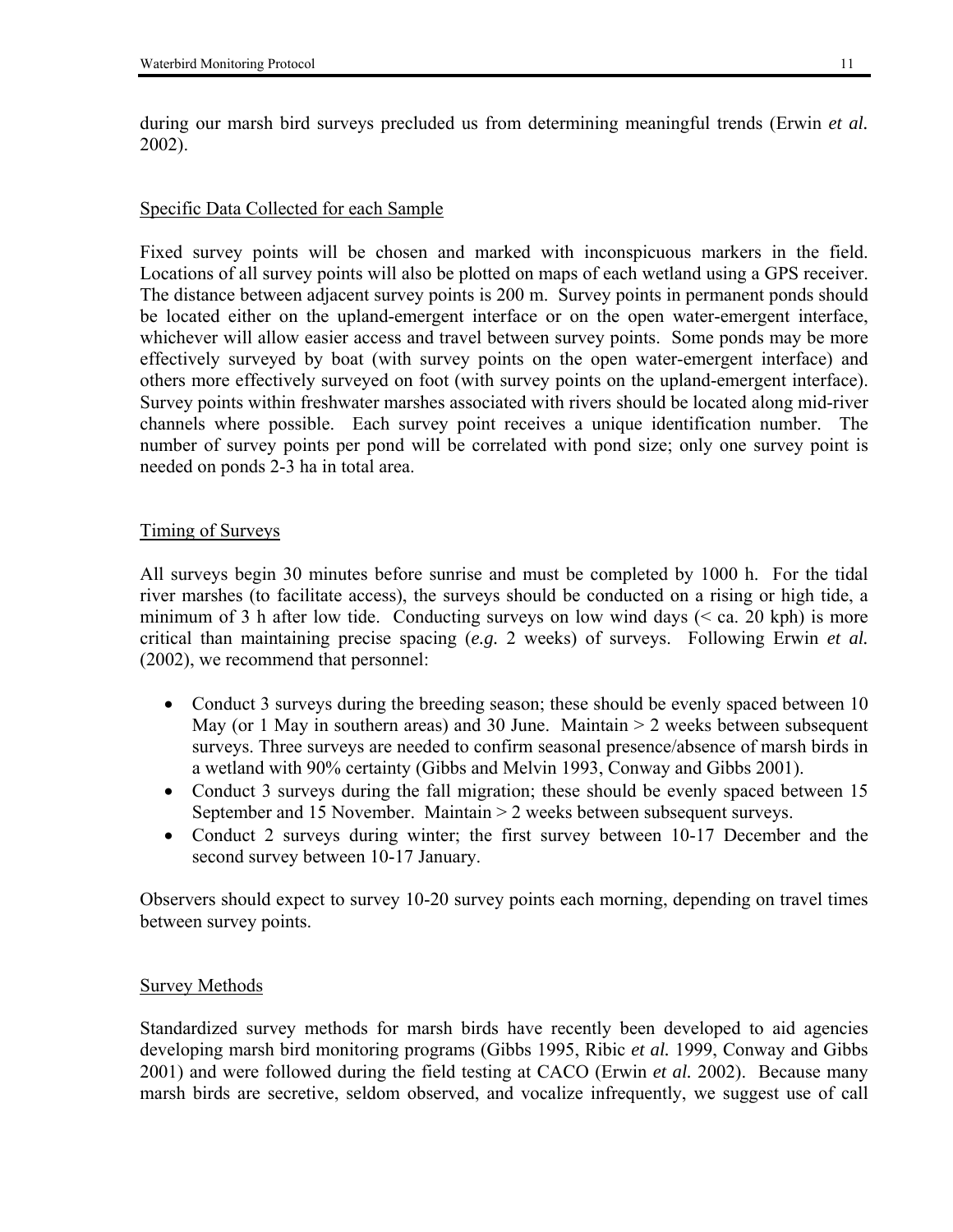during our marsh bird surveys precluded us from determining meaningful trends (Erwin *et al.* 2002).

## Specific Data Collected for each Sample

Fixed survey points will be chosen and marked with inconspicuous markers in the field. Locations of all survey points will also be plotted on maps of each wetland using a GPS receiver. The distance between adjacent survey points is 200 m. Survey points in permanent ponds should be located either on the upland-emergent interface or on the open water-emergent interface, whichever will allow easier access and travel between survey points. Some ponds may be more effectively surveyed by boat (with survey points on the open water-emergent interface) and others more effectively surveyed on foot (with survey points on the upland-emergent interface). Survey points within freshwater marshes associated with rivers should be located along mid-river channels where possible. Each survey point receives a unique identification number. The number of survey points per pond will be correlated with pond size; only one survey point is needed on ponds 2-3 ha in total area.

## Timing of Surveys

All surveys begin 30 minutes before sunrise and must be completed by 1000 h. For the tidal river marshes (to facilitate access), the surveys should be conducted on a rising or high tide, a minimum of 3 h after low tide. Conducting surveys on low wind days (< ca. 20 kph) is more critical than maintaining precise spacing (*e.g.* 2 weeks) of surveys. Following Erwin *et al.* (2002), we recommend that personnel:

- Conduct 3 surveys during the breeding season; these should be evenly spaced between 10 May (or 1 May in southern areas) and 30 June. Maintain > 2 weeks between subsequent surveys. Three surveys are needed to confirm seasonal presence/absence of marsh birds in a wetland with 90% certainty (Gibbs and Melvin 1993, Conway and Gibbs 2001).
- Conduct 3 surveys during the fall migration; these should be evenly spaced between 15 September and 15 November. Maintain > 2 weeks between subsequent surveys.
- Conduct 2 surveys during winter; the first survey between 10-17 December and the second survey between 10-17 January.

Observers should expect to survey 10-20 survey points each morning, depending on travel times between survey points.

## Survey Methods

Standardized survey methods for marsh birds have recently been developed to aid agencies developing marsh bird monitoring programs (Gibbs 1995, Ribic *et al.* 1999, Conway and Gibbs 2001) and were followed during the field testing at CACO (Erwin *et al.* 2002). Because many marsh birds are secretive, seldom observed, and vocalize infrequently, we suggest use of call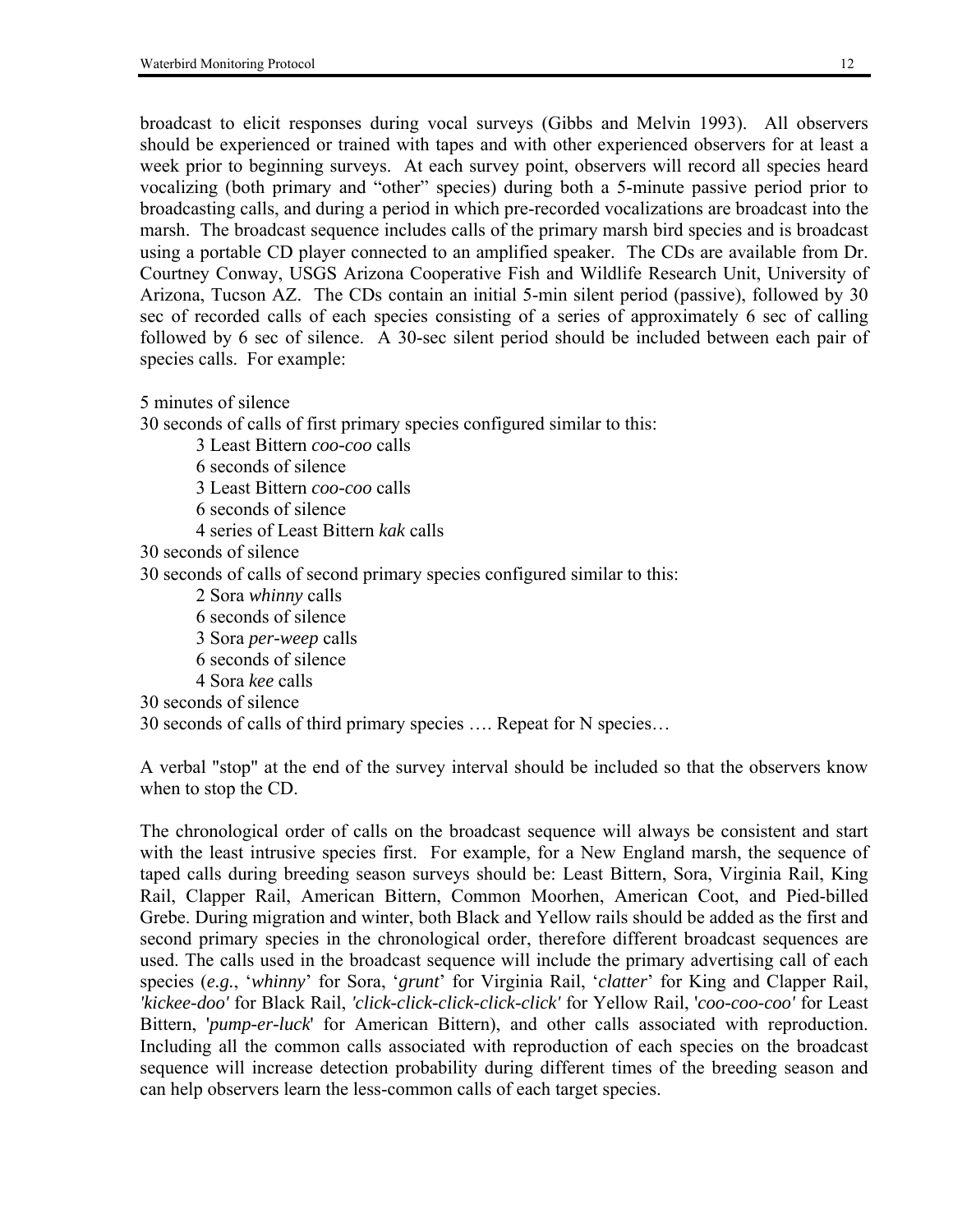broadcast to elicit responses during vocal surveys (Gibbs and Melvin 1993). All observers should be experienced or trained with tapes and with other experienced observers for at least a week prior to beginning surveys. At each survey point, observers will record all species heard vocalizing (both primary and "other" species) during both a 5-minute passive period prior to broadcasting calls, and during a period in which pre-recorded vocalizations are broadcast into the marsh. The broadcast sequence includes calls of the primary marsh bird species and is broadcast using a portable CD player connected to an amplified speaker. The CDs are available from Dr. Courtney Conway, USGS Arizona Cooperative Fish and Wildlife Research Unit, University of Arizona, Tucson AZ. The CDs contain an initial 5-min silent period (passive), followed by 30 sec of recorded calls of each species consisting of a series of approximately 6 sec of calling followed by 6 sec of silence. A 30-sec silent period should be included between each pair of species calls. For example:

5 minutes of silence
30 seconds of calls of first primary species configured similar to this:

- 3 Least Bittern *coo-coo* calls
- 6 seconds of silence
- 3 Least Bittern *coo-coo* calls
- 6 seconds of silence
- 4 series of Least Bittern *kak* calls

30 seconds of silence
30 seconds of calls of second primary species configured similar to this:

- 2 Sora *whinny* calls
- 6 seconds of silence
- 3 Sora *per-weep* calls
- 6 seconds of silence
- 4 Sora *kee* calls

30 seconds of silence
30 seconds of calls of third primary species …. Repeat for N species…

A verbal "stop" at the end of the survey interval should be included so that the observers know when to stop the CD.

The chronological order of calls on the broadcast sequence will always be consistent and start with the least intrusive species first. For example, for a New England marsh, the sequence of taped calls during breeding season surveys should be: Least Bittern, Sora, Virginia Rail, King Rail, Clapper Rail, American Bittern, Common Moorhen, American Coot, and Pied-billed Grebe. During migration and winter, both Black and Yellow rails should be added as the first and second primary species in the chronological order, therefore different broadcast sequences are used. The calls used in the broadcast sequence will include the primary advertising call of each species (*e.g.*, '*whinny*' for Sora, '*grunt*' for Virginia Rail, '*clatter*' for King and Clapper Rail, *'kickee-doo'* for Black Rail, *'click-click-click-click-click'* for Yellow Rail, '*coo-coo-coo'* for Least Bittern, '*pump-er-luck*' for American Bittern), and other calls associated with reproduction. Including all the common calls associated with reproduction of each species on the broadcast sequence will increase detection probability during different times of the breeding season and can help observers learn the less-common calls of each target species.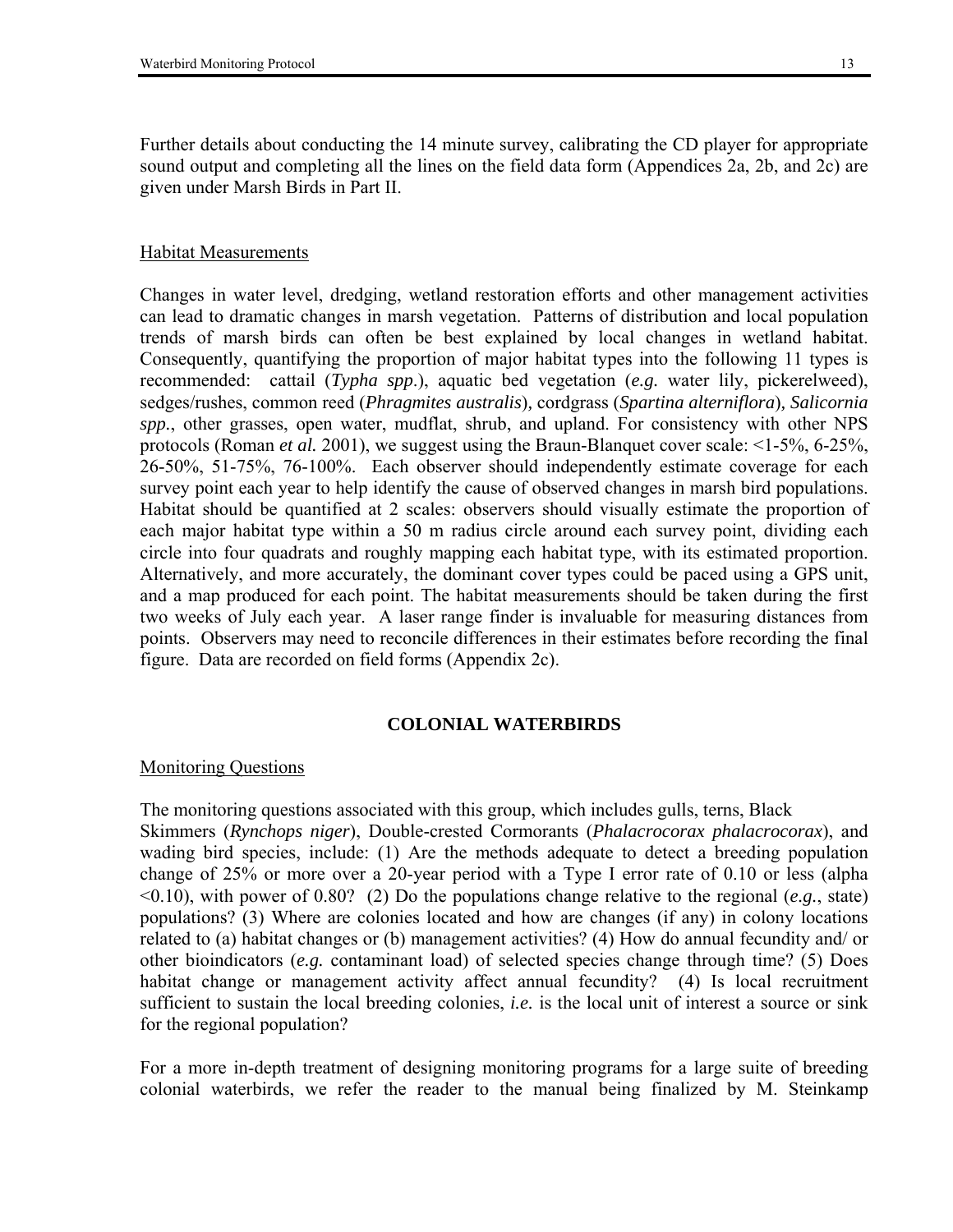Further details about conducting the 14 minute survey, calibrating the CD player for appropriate sound output and completing all the lines on the field data form (Appendices 2a, 2b, and 2c) are given under Marsh Birds in Part II.

Habitat Measurements

Changes in water level, dredging, wetland restoration efforts and other management activities can lead to dramatic changes in marsh vegetation. Patterns of distribution and local population trends of marsh birds can often be best explained by local changes in wetland habitat. Consequently, quantifying the proportion of major habitat types into the following 11 types is recommended: cattail (*Typha spp*.), aquatic bed vegetation (*e.g.* water lily, pickerelweed), sedges/rushes, common reed (*Phragmites australis*), cordgrass (*Spartina alterniflora*), *Salicornia spp.*, other grasses, open water, mudflat, shrub, and upland. For consistency with other NPS protocols (Roman *et al.* 2001), we suggest using the Braun-Blanquet cover scale: <1-5%, 6-25%, 26-50%, 51-75%, 76-100%. Each observer should independently estimate coverage for each survey point each year to help identify the cause of observed changes in marsh bird populations. Habitat should be quantified at 2 scales: observers should visually estimate the proportion of each major habitat type within a 50 m radius circle around each survey point, dividing each circle into four quadrats and roughly mapping each habitat type, with its estimated proportion. Alternatively, and more accurately, the dominant cover types could be paced using a GPS unit, and a map produced for each point. The habitat measurements should be taken during the first two weeks of July each year. A laser range finder is invaluable for measuring distances from points. Observers may need to reconcile differences in their estimates before recording the final figure. Data are recorded on field forms (Appendix 2c).

## COLONIAL WATERBIRDS

Monitoring Questions

The monitoring questions associated with this group, which includes gulls, terns, Black Skimmers (*Rynchops niger*), Double-crested Cormorants (*Phalacrocorax phalacrocorax*), and wading bird species, include: (1) Are the methods adequate to detect a breeding population change of 25% or more over a 20-year period with a Type I error rate of 0.10 or less (alpha <0.10), with power of 0.80? (2) Do the populations change relative to the regional (*e.g.*, state) populations? (3) Where are colonies located and how are changes (if any) in colony locations related to (a) habitat changes or (b) management activities? (4) How do annual fecundity and/ or other bioindicators (*e.g.* contaminant load) of selected species change through time? (5) Does habitat change or management activity affect annual fecundity? (4) Is local recruitment sufficient to sustain the local breeding colonies, *i.e.* is the local unit of interest a source or sink for the regional population?

For a more in-depth treatment of designing monitoring programs for a large suite of breeding colonial waterbirds, we refer the reader to the manual being finalized by M. Steinkamp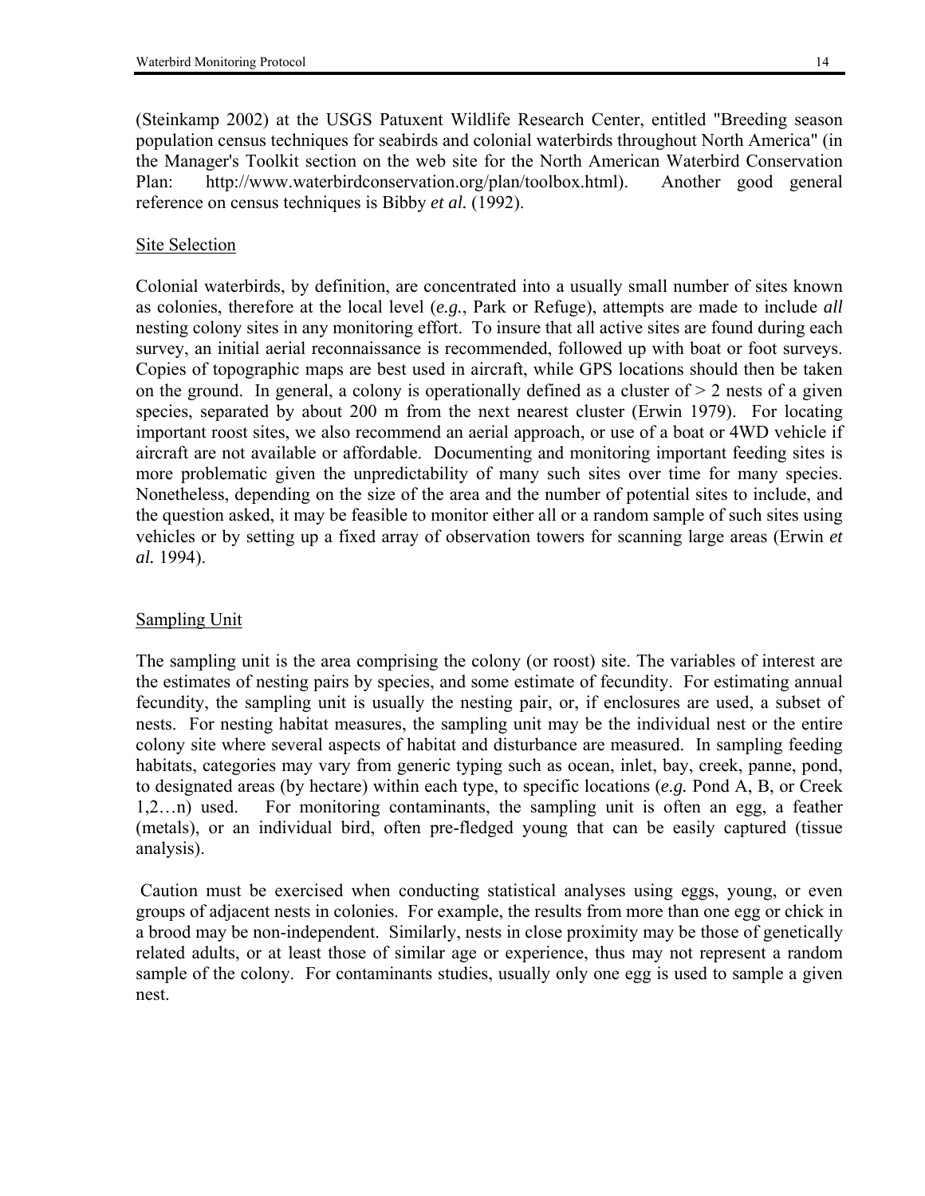(Steinkamp 2002) at the USGS Patuxent Wildlife Research Center, entitled "Breeding season population census techniques for seabirds and colonial waterbirds throughout North America" (in the Manager's Toolkit section on the web site for the North American Waterbird Conservation Plan: http://www.waterbirdconservation.org/plan/toolbox.html). Another good general reference on census techniques is Bibby *et al.* (1992).

Site Selection

Colonial waterbirds, by definition, are concentrated into a usually small number of sites known as colonies, therefore at the local level (*e.g.*, Park or Refuge), attempts are made to include *all* nesting colony sites in any monitoring effort. To insure that all active sites are found during each survey, an initial aerial reconnaissance is recommended, followed up with boat or foot surveys. Copies of topographic maps are best used in aircraft, while GPS locations should then be taken on the ground. In general, a colony is operationally defined as a cluster of > 2 nests of a given species, separated by about 200 m from the next nearest cluster (Erwin 1979). For locating important roost sites, we also recommend an aerial approach, or use of a boat or 4WD vehicle if aircraft are not available or affordable. Documenting and monitoring important feeding sites is more problematic given the unpredictability of many such sites over time for many species. Nonetheless, depending on the size of the area and the number of potential sites to include, and the question asked, it may be feasible to monitor either all or a random sample of such sites using vehicles or by setting up a fixed array of observation towers for scanning large areas (Erwin *et al.* 1994).

Sampling Unit

The sampling unit is the area comprising the colony (or roost) site. The variables of interest are the estimates of nesting pairs by species, and some estimate of fecundity. For estimating annual fecundity, the sampling unit is usually the nesting pair, or, if enclosures are used, a subset of nests. For nesting habitat measures, the sampling unit may be the individual nest or the entire colony site where several aspects of habitat and disturbance are measured. In sampling feeding habitats, categories may vary from generic typing such as ocean, inlet, bay, creek, panne, pond, to designated areas (by hectare) within each type, to specific locations (*e.g.* Pond A, B, or Creek 1,2…n) used. For monitoring contaminants, the sampling unit is often an egg, a feather (metals), or an individual bird, often pre-fledged young that can be easily captured (tissue analysis).

Caution must be exercised when conducting statistical analyses using eggs, young, or even groups of adjacent nests in colonies. For example, the results from more than one egg or chick in a brood may be non-independent. Similarly, nests in close proximity may be those of genetically related adults, or at least those of similar age or experience, thus may not represent a random sample of the colony. For contaminants studies, usually only one egg is used to sample a given nest.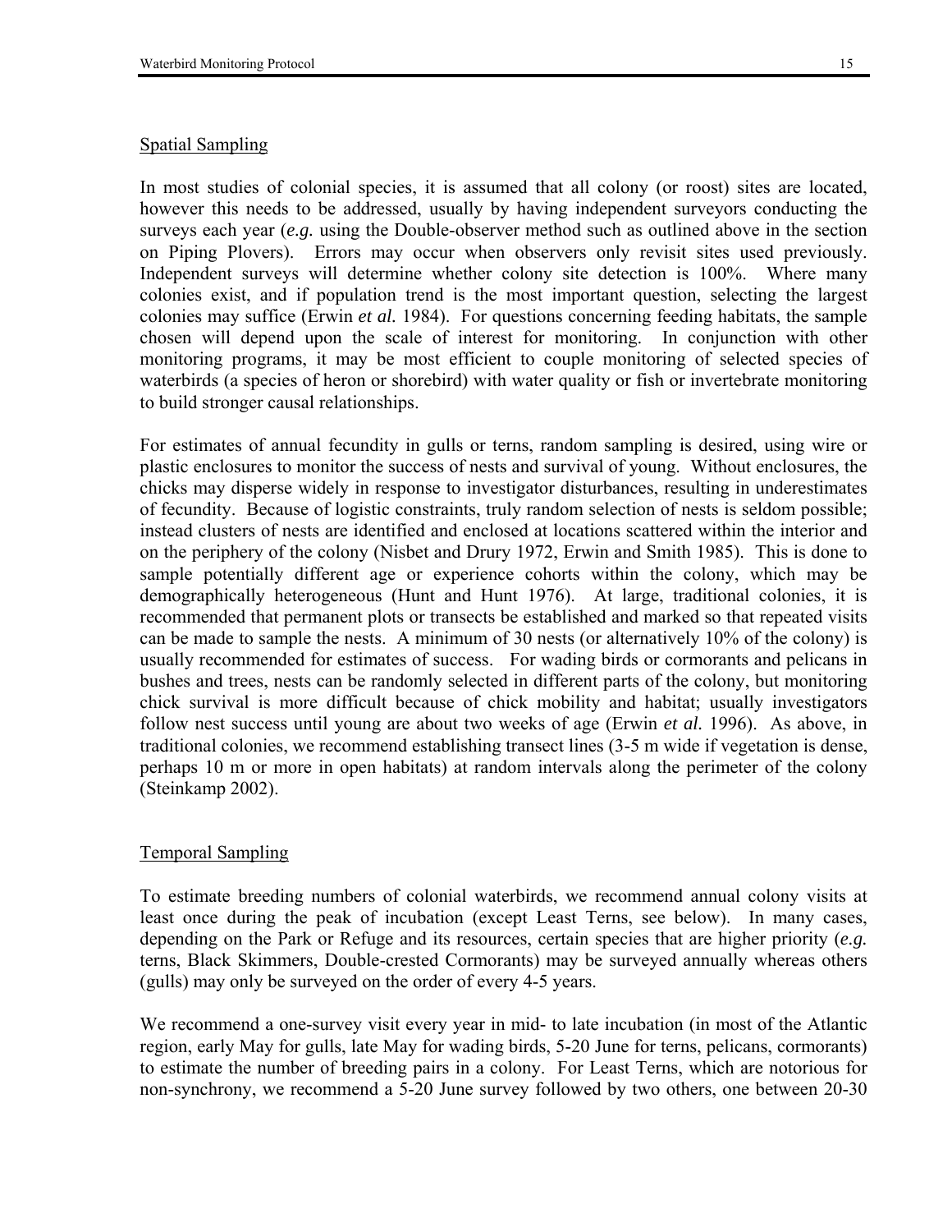### Spatial Sampling

In most studies of colonial species, it is assumed that all colony (or roost) sites are located, however this needs to be addressed, usually by having independent surveyors conducting the surveys each year (*e.g.* using the Double-observer method such as outlined above in the section on Piping Plovers). Errors may occur when observers only revisit sites used previously. Independent surveys will determine whether colony site detection is 100%. Where many colonies exist, and if population trend is the most important question, selecting the largest colonies may suffice (Erwin *et al.* 1984). For questions concerning feeding habitats, the sample chosen will depend upon the scale of interest for monitoring. In conjunction with other monitoring programs, it may be most efficient to couple monitoring of selected species of waterbirds (a species of heron or shorebird) with water quality or fish or invertebrate monitoring to build stronger causal relationships.

For estimates of annual fecundity in gulls or terns, random sampling is desired, using wire or plastic enclosures to monitor the success of nests and survival of young. Without enclosures, the chicks may disperse widely in response to investigator disturbances, resulting in underestimates of fecundity. Because of logistic constraints, truly random selection of nests is seldom possible; instead clusters of nests are identified and enclosed at locations scattered within the interior and on the periphery of the colony (Nisbet and Drury 1972, Erwin and Smith 1985). This is done to sample potentially different age or experience cohorts within the colony, which may be demographically heterogeneous (Hunt and Hunt 1976). At large, traditional colonies, it is recommended that permanent plots or transects be established and marked so that repeated visits can be made to sample the nests. A minimum of 30 nests (or alternatively 10% of the colony) is usually recommended for estimates of success. For wading birds or cormorants and pelicans in bushes and trees, nests can be randomly selected in different parts of the colony, but monitoring chick survival is more difficult because of chick mobility and habitat; usually investigators follow nest success until young are about two weeks of age (Erwin *et al.* 1996). As above, in traditional colonies, we recommend establishing transect lines (3-5 m wide if vegetation is dense, perhaps 10 m or more in open habitats) at random intervals along the perimeter of the colony (Steinkamp 2002).

### Temporal Sampling

To estimate breeding numbers of colonial waterbirds, we recommend annual colony visits at least once during the peak of incubation (except Least Terns, see below). In many cases, depending on the Park or Refuge and its resources, certain species that are higher priority (*e.g.* terns, Black Skimmers, Double-crested Cormorants) may be surveyed annually whereas others (gulls) may only be surveyed on the order of every 4-5 years.

We recommend a one-survey visit every year in mid- to late incubation (in most of the Atlantic region, early May for gulls, late May for wading birds, 5-20 June for terns, pelicans, cormorants) to estimate the number of breeding pairs in a colony. For Least Terns, which are notorious for non-synchrony, we recommend a 5-20 June survey followed by two others, one between 20-30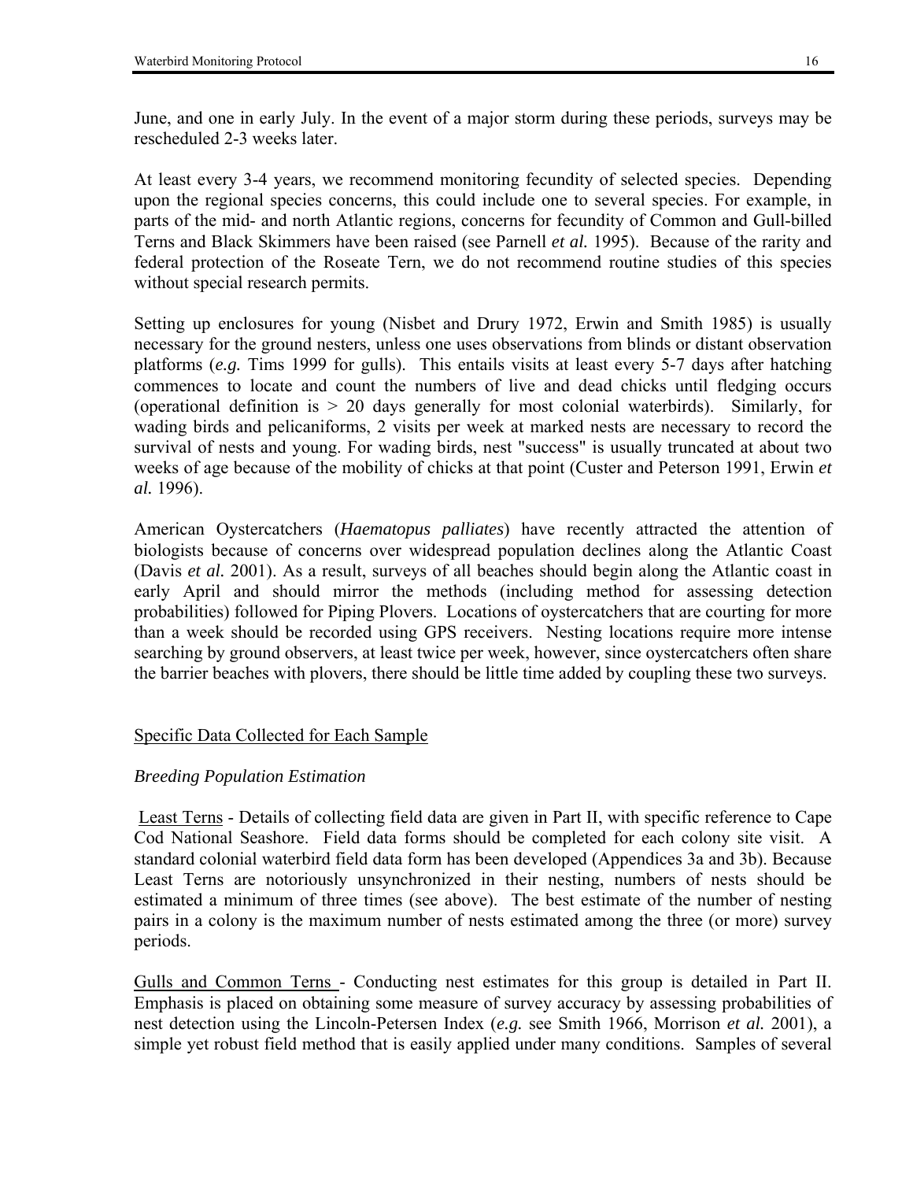June, and one in early July. In the event of a major storm during these periods, surveys may be rescheduled 2-3 weeks later.

At least every 3-4 years, we recommend monitoring fecundity of selected species. Depending upon the regional species concerns, this could include one to several species. For example, in parts of the mid- and north Atlantic regions, concerns for fecundity of Common and Gull-billed Terns and Black Skimmers have been raised (see Parnell *et al.* 1995). Because of the rarity and federal protection of the Roseate Tern, we do not recommend routine studies of this species without special research permits.

Setting up enclosures for young (Nisbet and Drury 1972, Erwin and Smith 1985) is usually necessary for the ground nesters, unless one uses observations from blinds or distant observation platforms (*e.g.* Tims 1999 for gulls). This entails visits at least every 5-7 days after hatching commences to locate and count the numbers of live and dead chicks until fledging occurs (operational definition is > 20 days generally for most colonial waterbirds). Similarly, for wading birds and pelicaniforms, 2 visits per week at marked nests are necessary to record the survival of nests and young. For wading birds, nest "success" is usually truncated at about two weeks of age because of the mobility of chicks at that point (Custer and Peterson 1991, Erwin *et al.* 1996).

American Oystercatchers (*Haematopus palliates*) have recently attracted the attention of biologists because of concerns over widespread population declines along the Atlantic Coast (Davis *et al.* 2001). As a result, surveys of all beaches should begin along the Atlantic coast in early April and should mirror the methods (including method for assessing detection probabilities) followed for Piping Plovers. Locations of oystercatchers that are courting for more than a week should be recorded using GPS receivers. Nesting locations require more intense searching by ground observers, at least twice per week, however, since oystercatchers often share the barrier beaches with plovers, there should be little time added by coupling these two surveys.

## Specific Data Collected for Each Sample

### *Breeding Population Estimation*

Least Terns - Details of collecting field data are given in Part II, with specific reference to Cape Cod National Seashore. Field data forms should be completed for each colony site visit. A standard colonial waterbird field data form has been developed (Appendices 3a and 3b). Because Least Terns are notoriously unsynchronized in their nesting, numbers of nests should be estimated a minimum of three times (see above). The best estimate of the number of nesting pairs in a colony is the maximum number of nests estimated among the three (or more) survey periods.

Gulls and Common Terns - Conducting nest estimates for this group is detailed in Part II. Emphasis is placed on obtaining some measure of survey accuracy by assessing probabilities of nest detection using the Lincoln-Petersen Index (*e.g.* see Smith 1966, Morrison *et al.* 2001), a simple yet robust field method that is easily applied under many conditions. Samples of several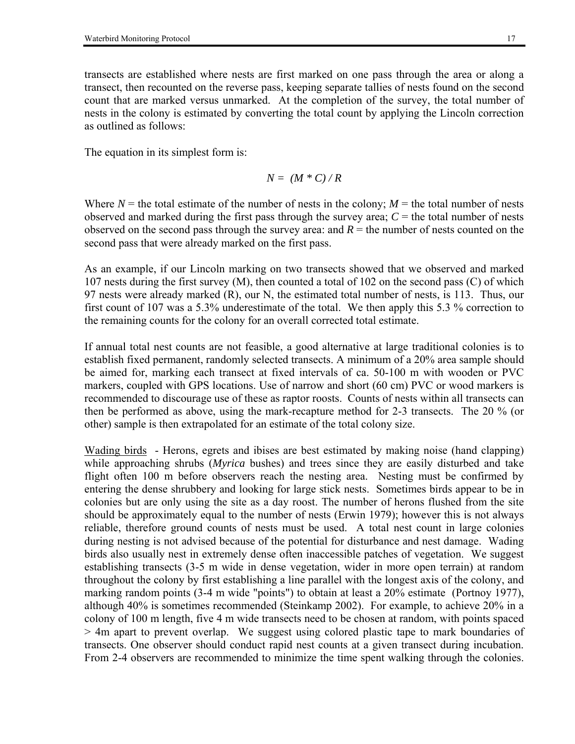transects are established where nests are first marked on one pass through the area or along a transect, then recounted on the reverse pass, keeping separate tallies of nests found on the second count that are marked versus unmarked. At the completion of the survey, the total number of nests in the colony is estimated by converting the total count by applying the Lincoln correction as outlined as follows:

The equation in its simplest form is:

$$N = (M * C) / R$$

Where $N$ = the total estimate of the number of nests in the colony; $M$ = the total number of nests observed and marked during the first pass through the survey area; $C$ = the total number of nests observed on the second pass through the survey area: and $R$ = the number of nests counted on the second pass that were already marked on the first pass.

As an example, if our Lincoln marking on two transects showed that we observed and marked 107 nests during the first survey (M), then counted a total of 102 on the second pass (C) of which 97 nests were already marked (R), our N, the estimated total number of nests, is 113. Thus, our first count of 107 was a 5.3% underestimate of the total. We then apply this 5.3 % correction to the remaining counts for the colony for an overall corrected total estimate.

If annual total nest counts are not feasible, a good alternative at large traditional colonies is to establish fixed permanent, randomly selected transects. A minimum of a 20% area sample should be aimed for, marking each transect at fixed intervals of ca. 50-100 m with wooden or PVC markers, coupled with GPS locations. Use of narrow and short (60 cm) PVC or wood markers is recommended to discourage use of these as raptor roosts. Counts of nests within all transects can then be performed as above, using the mark-recapture method for 2-3 transects. The 20 % (or other) sample is then extrapolated for an estimate of the total colony size.

Wading birds - Herons, egrets and ibises are best estimated by making noise (hand clapping) while approaching shrubs (*Myrica* bushes) and trees since they are easily disturbed and take flight often 100 m before observers reach the nesting area. Nesting must be confirmed by entering the dense shrubbery and looking for large stick nests. Sometimes birds appear to be in colonies but are only using the site as a day roost. The number of herons flushed from the site should be approximately equal to the number of nests (Erwin 1979); however this is not always reliable, therefore ground counts of nests must be used. A total nest count in large colonies during nesting is not advised because of the potential for disturbance and nest damage. Wading birds also usually nest in extremely dense often inaccessible patches of vegetation. We suggest establishing transects (3-5 m wide in dense vegetation, wider in more open terrain) at random throughout the colony by first establishing a line parallel with the longest axis of the colony, and marking random points (3-4 m wide "points") to obtain at least a 20% estimate (Portnoy 1977), although 40% is sometimes recommended (Steinkamp 2002). For example, to achieve 20% in a colony of 100 m length, five 4 m wide transects need to be chosen at random, with points spaced > 4m apart to prevent overlap. We suggest using colored plastic tape to mark boundaries of transects. One observer should conduct rapid nest counts at a given transect during incubation. From 2-4 observers are recommended to minimize the time spent walking through the colonies.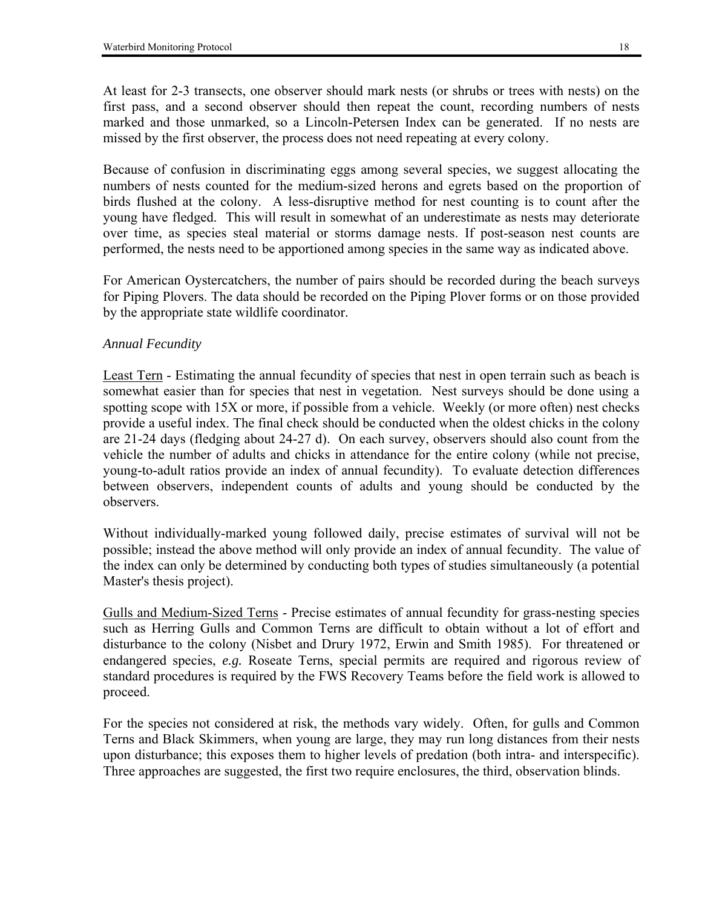At least for 2-3 transects, one observer should mark nests (or shrubs or trees with nests) on the first pass, and a second observer should then repeat the count, recording numbers of nests marked and those unmarked, so a Lincoln-Petersen Index can be generated. If no nests are missed by the first observer, the process does not need repeating at every colony.

Because of confusion in discriminating eggs among several species, we suggest allocating the numbers of nests counted for the medium-sized herons and egrets based on the proportion of birds flushed at the colony. A less-disruptive method for nest counting is to count after the young have fledged. This will result in somewhat of an underestimate as nests may deteriorate over time, as species steal material or storms damage nests. If post-season nest counts are performed, the nests need to be apportioned among species in the same way as indicated above.

For American Oystercatchers, the number of pairs should be recorded during the beach surveys for Piping Plovers. The data should be recorded on the Piping Plover forms or on those provided by the appropriate state wildlife coordinator.

*Annual Fecundity*

Least Tern - Estimating the annual fecundity of species that nest in open terrain such as beach is somewhat easier than for species that nest in vegetation. Nest surveys should be done using a spotting scope with 15X or more, if possible from a vehicle. Weekly (or more often) nest checks provide a useful index. The final check should be conducted when the oldest chicks in the colony are 21-24 days (fledging about 24-27 d). On each survey, observers should also count from the vehicle the number of adults and chicks in attendance for the entire colony (while not precise, young-to-adult ratios provide an index of annual fecundity). To evaluate detection differences between observers, independent counts of adults and young should be conducted by the observers.

Without individually-marked young followed daily, precise estimates of survival will not be possible; instead the above method will only provide an index of annual fecundity. The value of the index can only be determined by conducting both types of studies simultaneously (a potential Master's thesis project).

Gulls and Medium-Sized Terns - Precise estimates of annual fecundity for grass-nesting species such as Herring Gulls and Common Terns are difficult to obtain without a lot of effort and disturbance to the colony (Nisbet and Drury 1972, Erwin and Smith 1985). For threatened or endangered species, *e.g.* Roseate Terns, special permits are required and rigorous review of standard procedures is required by the FWS Recovery Teams before the field work is allowed to proceed.

For the species not considered at risk, the methods vary widely. Often, for gulls and Common Terns and Black Skimmers, when young are large, they may run long distances from their nests upon disturbance; this exposes them to higher levels of predation (both intra- and interspecific). Three approaches are suggested, the first two require enclosures, the third, observation blinds.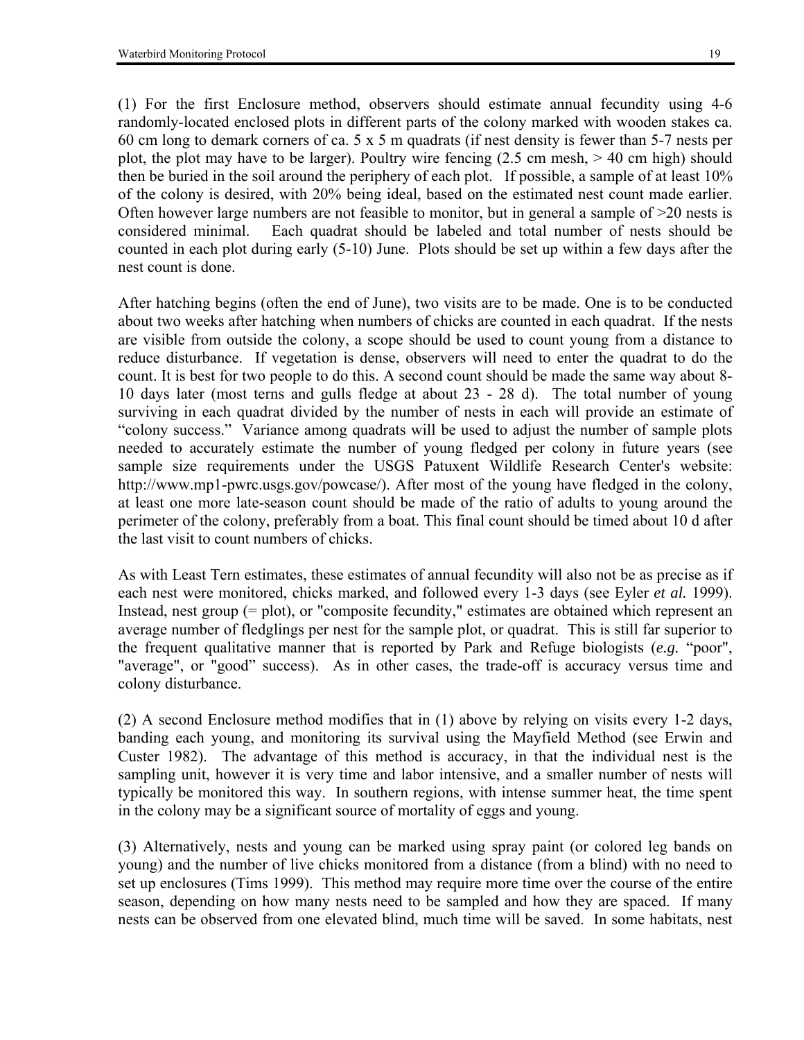(1) For the first Enclosure method, observers should estimate annual fecundity using 4-6 randomly-located enclosed plots in different parts of the colony marked with wooden stakes ca. 60 cm long to demark corners of ca. 5 x 5 m quadrats (if nest density is fewer than 5-7 nests per plot, the plot may have to be larger). Poultry wire fencing (2.5 cm mesh, > 40 cm high) should then be buried in the soil around the periphery of each plot. If possible, a sample of at least 10% of the colony is desired, with 20% being ideal, based on the estimated nest count made earlier. Often however large numbers are not feasible to monitor, but in general a sample of >20 nests is considered minimal. Each quadrat should be labeled and total number of nests should be counted in each plot during early (5-10) June. Plots should be set up within a few days after the nest count is done.

After hatching begins (often the end of June), two visits are to be made. One is to be conducted about two weeks after hatching when numbers of chicks are counted in each quadrat. If the nests are visible from outside the colony, a scope should be used to count young from a distance to reduce disturbance. If vegetation is dense, observers will need to enter the quadrat to do the count. It is best for two people to do this. A second count should be made the same way about 8-10 days later (most terns and gulls fledge at about 23 - 28 d). The total number of young surviving in each quadrat divided by the number of nests in each will provide an estimate of "colony success." Variance among quadrats will be used to adjust the number of sample plots needed to accurately estimate the number of young fledged per colony in future years (see sample size requirements under the USGS Patuxent Wildlife Research Center's website: http://www.mp1-pwrc.usgs.gov/powcase/). After most of the young have fledged in the colony, at least one more late-season count should be made of the ratio of adults to young around the perimeter of the colony, preferably from a boat. This final count should be timed about 10 d after the last visit to count numbers of chicks.

As with Least Tern estimates, these estimates of annual fecundity will also not be as precise as if each nest were monitored, chicks marked, and followed every 1-3 days (see Eyler *et al.* 1999). Instead, nest group (= plot), or "composite fecundity," estimates are obtained which represent an average number of fledglings per nest for the sample plot, or quadrat. This is still far superior to the frequent qualitative manner that is reported by Park and Refuge biologists (*e.g.* "poor", "average", or "good" success). As in other cases, the trade-off is accuracy versus time and colony disturbance.

(2) A second Enclosure method modifies that in (1) above by relying on visits every 1-2 days, banding each young, and monitoring its survival using the Mayfield Method (see Erwin and Custer 1982). The advantage of this method is accuracy, in that the individual nest is the sampling unit, however it is very time and labor intensive, and a smaller number of nests will typically be monitored this way. In southern regions, with intense summer heat, the time spent in the colony may be a significant source of mortality of eggs and young.

(3) Alternatively, nests and young can be marked using spray paint (or colored leg bands on young) and the number of live chicks monitored from a distance (from a blind) with no need to set up enclosures (Tims 1999). This method may require more time over the course of the entire season, depending on how many nests need to be sampled and how they are spaced. If many nests can be observed from one elevated blind, much time will be saved. In some habitats, nest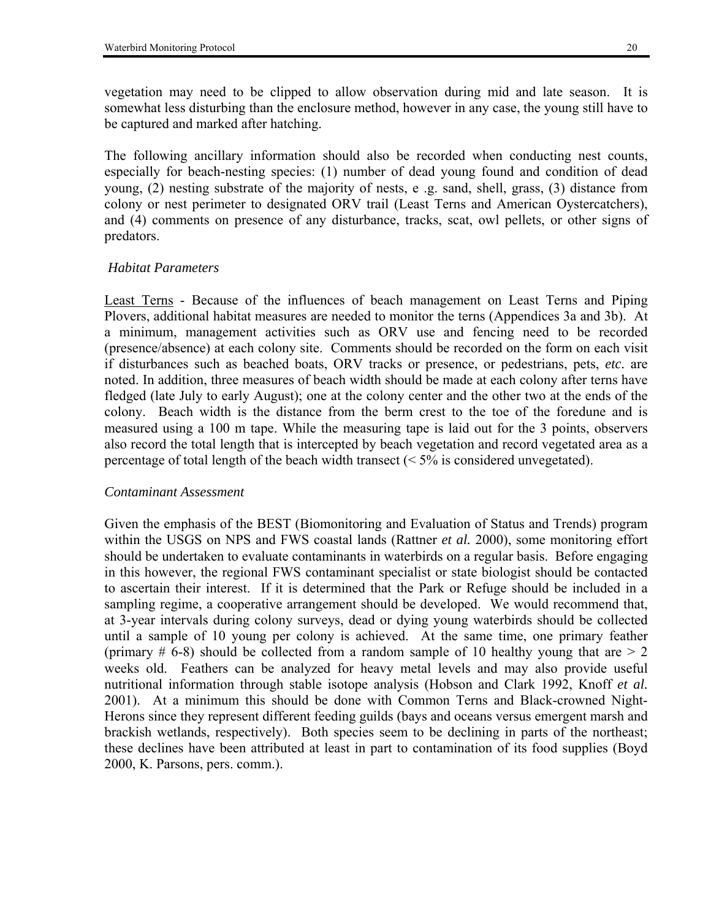vegetation may need to be clipped to allow observation during mid and late season. It is somewhat less disturbing than the enclosure method, however in any case, the young still have to be captured and marked after hatching.

The following ancillary information should also be recorded when conducting nest counts, especially for beach-nesting species: (1) number of dead young found and condition of dead young, (2) nesting substrate of the majority of nests, e .g. sand, shell, grass, (3) distance from colony or nest perimeter to designated ORV trail (Least Terns and American Oystercatchers), and (4) comments on presence of any disturbance, tracks, scat, owl pellets, or other signs of predators.

### *Habitat Parameters*

<u>Least Terns</u> - Because of the influences of beach management on Least Terns and Piping Plovers, additional habitat measures are needed to monitor the terns (Appendices 3a and 3b). At a minimum, management activities such as ORV use and fencing need to be recorded (presence/absence) at each colony site. Comments should be recorded on the form on each visit if disturbances such as beached boats, ORV tracks or presence, or pedestrians, pets, *etc.* are noted. In addition, three measures of beach width should be made at each colony after terns have fledged (late July to early August); one at the colony center and the other two at the ends of the colony. Beach width is the distance from the berm crest to the toe of the foredune and is measured using a 100 m tape. While the measuring tape is laid out for the 3 points, observers also record the total length that is intercepted by beach vegetation and record vegetated area as a percentage of total length of the beach width transect (< 5% is considered unvegetated).

### *Contaminant Assessment*

Given the emphasis of the BEST (Biomonitoring and Evaluation of Status and Trends) program within the USGS on NPS and FWS coastal lands (Rattner *et al.* 2000), some monitoring effort should be undertaken to evaluate contaminants in waterbirds on a regular basis. Before engaging in this however, the regional FWS contaminant specialist or state biologist should be contacted to ascertain their interest. If it is determined that the Park or Refuge should be included in a sampling regime, a cooperative arrangement should be developed. We would recommend that, at 3-year intervals during colony surveys, dead or dying young waterbirds should be collected until a sample of 10 young per colony is achieved. At the same time, one primary feather (primary # 6-8) should be collected from a random sample of 10 healthy young that are > 2 weeks old. Feathers can be analyzed for heavy metal levels and may also provide useful nutritional information through stable isotope analysis (Hobson and Clark 1992, Knoff *et al.* 2001). At a minimum this should be done with Common Terns and Black-crowned Night-Herons since they represent different feeding guilds (bays and oceans versus emergent marsh and brackish wetlands, respectively). Both species seem to be declining in parts of the northeast; these declines have been attributed at least in part to contamination of its food supplies (Boyd 2000, K. Parsons, pers. comm.).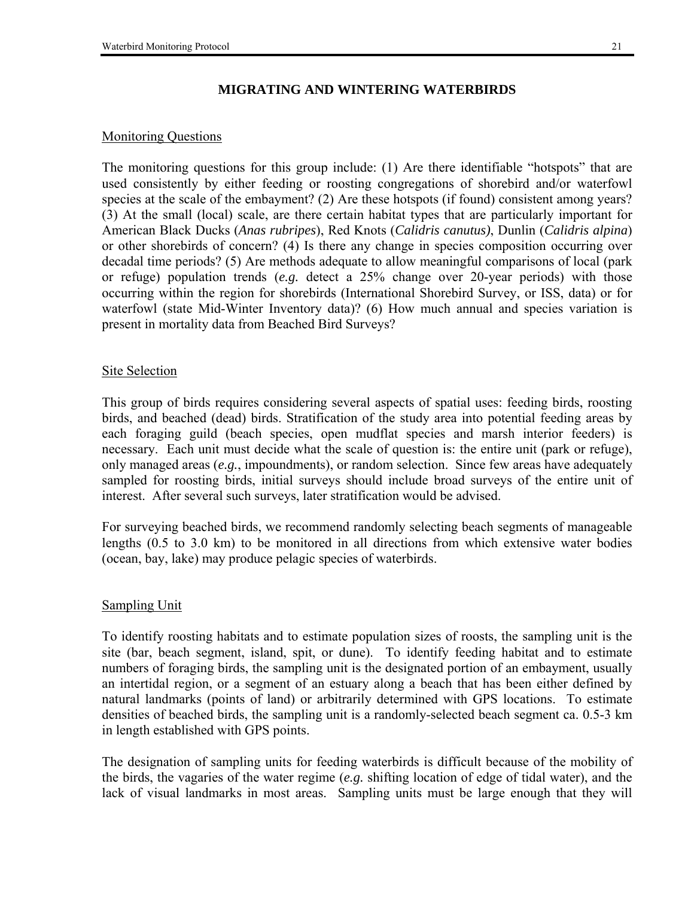## MIGRATING AND WINTERING WATERBIRDS

### Monitoring Questions

The monitoring questions for this group include: (1) Are there identifiable "hotspots" that are used consistently by either feeding or roosting congregations of shorebird and/or waterfowl species at the scale of the embayment? (2) Are these hotspots (if found) consistent among years? (3) At the small (local) scale, are there certain habitat types that are particularly important for American Black Ducks (*Anas rubripes*), Red Knots (*Calidris canutus)*, Dunlin (*Calidris alpina*) or other shorebirds of concern? (4) Is there any change in species composition occurring over decadal time periods? (5) Are methods adequate to allow meaningful comparisons of local (park or refuge) population trends (*e.g.* detect a 25% change over 20-year periods) with those occurring within the region for shorebirds (International Shorebird Survey, or ISS, data) or for waterfowl (state Mid-Winter Inventory data)? (6) How much annual and species variation is present in mortality data from Beached Bird Surveys?

### Site Selection

This group of birds requires considering several aspects of spatial uses: feeding birds, roosting birds, and beached (dead) birds. Stratification of the study area into potential feeding areas by each foraging guild (beach species, open mudflat species and marsh interior feeders) is necessary. Each unit must decide what the scale of question is: the entire unit (park or refuge), only managed areas (*e.g.*, impoundments), or random selection. Since few areas have adequately sampled for roosting birds, initial surveys should include broad surveys of the entire unit of interest. After several such surveys, later stratification would be advised.

For surveying beached birds, we recommend randomly selecting beach segments of manageable lengths (0.5 to 3.0 km) to be monitored in all directions from which extensive water bodies (ocean, bay, lake) may produce pelagic species of waterbirds.

### Sampling Unit

To identify roosting habitats and to estimate population sizes of roosts, the sampling unit is the site (bar, beach segment, island, spit, or dune). To identify feeding habitat and to estimate numbers of foraging birds, the sampling unit is the designated portion of an embayment, usually an intertidal region, or a segment of an estuary along a beach that has been either defined by natural landmarks (points of land) or arbitrarily determined with GPS locations. To estimate densities of beached birds, the sampling unit is a randomly-selected beach segment ca. 0.5-3 km in length established with GPS points.

The designation of sampling units for feeding waterbirds is difficult because of the mobility of the birds, the vagaries of the water regime (*e.g.* shifting location of edge of tidal water), and the lack of visual landmarks in most areas. Sampling units must be large enough that they will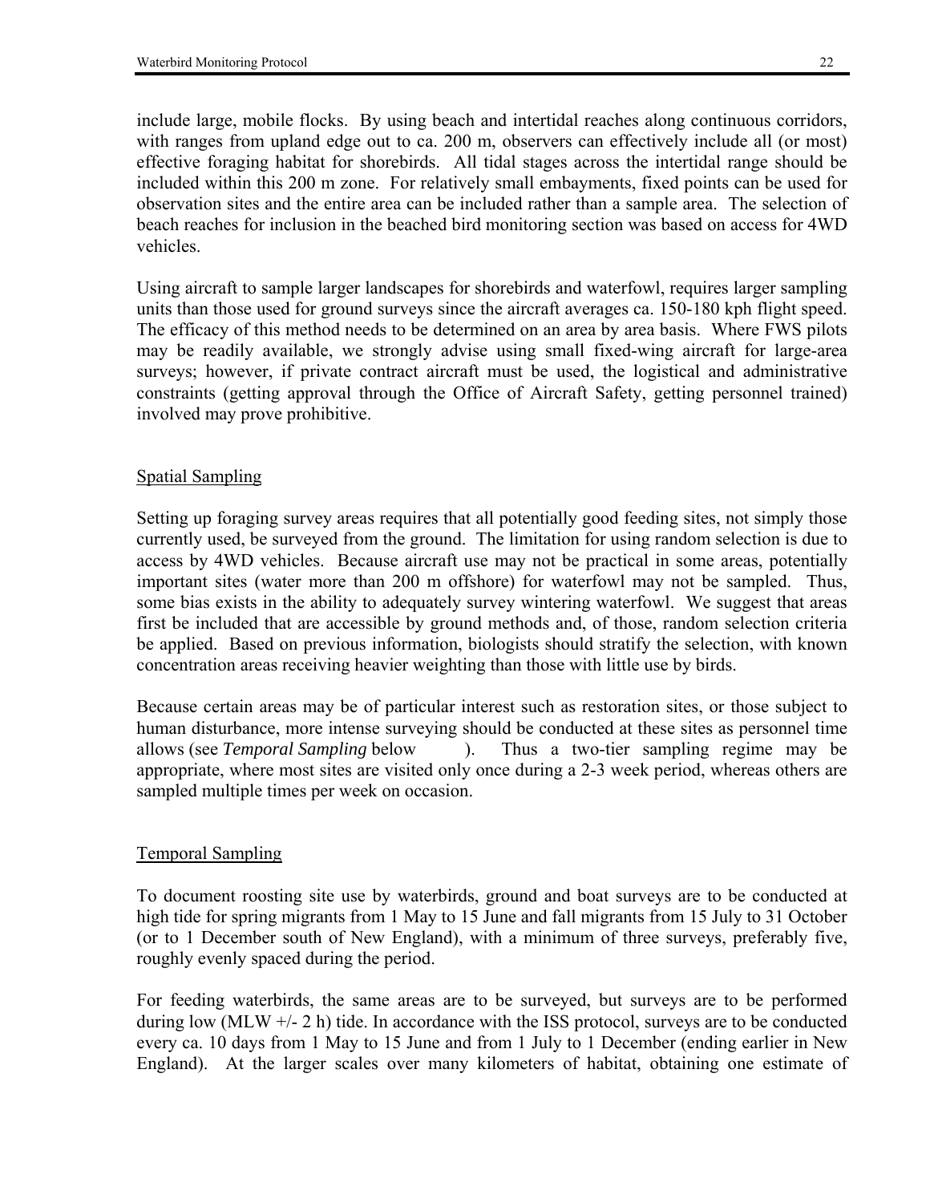include large, mobile flocks. By using beach and intertidal reaches along continuous corridors, with ranges from upland edge out to ca. 200 m, observers can effectively include all (or most) effective foraging habitat for shorebirds. All tidal stages across the intertidal range should be included within this 200 m zone. For relatively small embayments, fixed points can be used for observation sites and the entire area can be included rather than a sample area. The selection of beach reaches for inclusion in the beached bird monitoring section was based on access for 4WD vehicles.

Using aircraft to sample larger landscapes for shorebirds and waterfowl, requires larger sampling units than those used for ground surveys since the aircraft averages ca. 150-180 kph flight speed. The efficacy of this method needs to be determined on an area by area basis. Where FWS pilots may be readily available, we strongly advise using small fixed-wing aircraft for large-area surveys; however, if private contract aircraft must be used, the logistical and administrative constraints (getting approval through the Office of Aircraft Safety, getting personnel trained) involved may prove prohibitive.

## Spatial Sampling

Setting up foraging survey areas requires that all potentially good feeding sites, not simply those currently used, be surveyed from the ground. The limitation for using random selection is due to access by 4WD vehicles. Because aircraft use may not be practical in some areas, potentially important sites (water more than 200 m offshore) for waterfowl may not be sampled. Thus, some bias exists in the ability to adequately survey wintering waterfowl. We suggest that areas first be included that are accessible by ground methods and, of those, random selection criteria be applied. Based on previous information, biologists should stratify the selection, with known concentration areas receiving heavier weighting than those with little use by birds.

Because certain areas may be of particular interest such as restoration sites, or those subject to human disturbance, more intense surveying should be conducted at these sites as personnel time allows (see *Temporal Sampling* below ). Thus a two-tier sampling regime may be appropriate, where most sites are visited only once during a 2-3 week period, whereas others are sampled multiple times per week on occasion.

## Temporal Sampling

To document roosting site use by waterbirds, ground and boat surveys are to be conducted at high tide for spring migrants from 1 May to 15 June and fall migrants from 15 July to 31 October (or to 1 December south of New England), with a minimum of three surveys, preferably five, roughly evenly spaced during the period.

For feeding waterbirds, the same areas are to be surveyed, but surveys are to be performed during low (MLW +/- 2 h) tide. In accordance with the ISS protocol, surveys are to be conducted every ca. 10 days from 1 May to 15 June and from 1 July to 1 December (ending earlier in New England). At the larger scales over many kilometers of habitat, obtaining one estimate of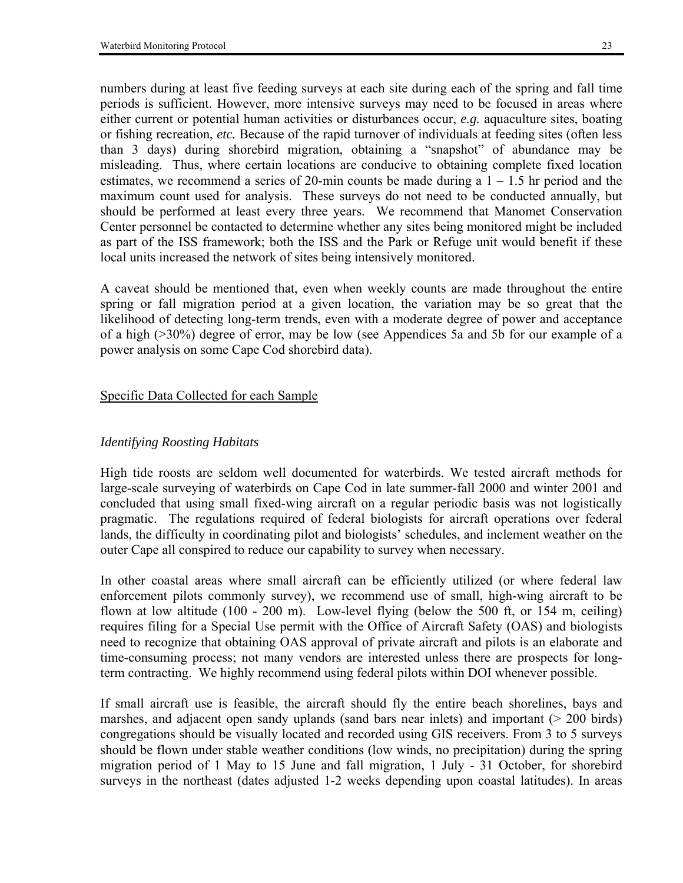numbers during at least five feeding surveys at each site during each of the spring and fall time periods is sufficient. However, more intensive surveys may need to be focused in areas where either current or potential human activities or disturbances occur, *e.g.* aquaculture sites, boating or fishing recreation, *etc.* Because of the rapid turnover of individuals at feeding sites (often less than 3 days) during shorebird migration, obtaining a "snapshot" of abundance may be misleading. Thus, where certain locations are conducive to obtaining complete fixed location estimates, we recommend a series of 20-min counts be made during a 1 – 1.5 hr period and the maximum count used for analysis. These surveys do not need to be conducted annually, but should be performed at least every three years. We recommend that Manomet Conservation Center personnel be contacted to determine whether any sites being monitored might be included as part of the ISS framework; both the ISS and the Park or Refuge unit would benefit if these local units increased the network of sites being intensively monitored.

A caveat should be mentioned that, even when weekly counts are made throughout the entire spring or fall migration period at a given location, the variation may be so great that the likelihood of detecting long-term trends, even with a moderate degree of power and acceptance of a high (>30%) degree of error, may be low (see Appendices 5a and 5b for our example of a power analysis on some Cape Cod shorebird data).

## Specific Data Collected for each Sample

### *Identifying Roosting Habitats*

High tide roosts are seldom well documented for waterbirds. We tested aircraft methods for large-scale surveying of waterbirds on Cape Cod in late summer-fall 2000 and winter 2001 and concluded that using small fixed-wing aircraft on a regular periodic basis was not logistically pragmatic. The regulations required of federal biologists for aircraft operations over federal lands, the difficulty in coordinating pilot and biologists' schedules, and inclement weather on the outer Cape all conspired to reduce our capability to survey when necessary.

In other coastal areas where small aircraft can be efficiently utilized (or where federal law enforcement pilots commonly survey), we recommend use of small, high-wing aircraft to be flown at low altitude (100 - 200 m). Low-level flying (below the 500 ft, or 154 m, ceiling) requires filing for a Special Use permit with the Office of Aircraft Safety (OAS) and biologists need to recognize that obtaining OAS approval of private aircraft and pilots is an elaborate and time-consuming process; not many vendors are interested unless there are prospects for long-term contracting. We highly recommend using federal pilots within DOI whenever possible.

If small aircraft use is feasible, the aircraft should fly the entire beach shorelines, bays and marshes, and adjacent open sandy uplands (sand bars near inlets) and important (> 200 birds) congregations should be visually located and recorded using GIS receivers. From 3 to 5 surveys should be flown under stable weather conditions (low winds, no precipitation) during the spring migration period of 1 May to 15 June and fall migration, 1 July - 31 October, for shorebird surveys in the northeast (dates adjusted 1-2 weeks depending upon coastal latitudes). In areas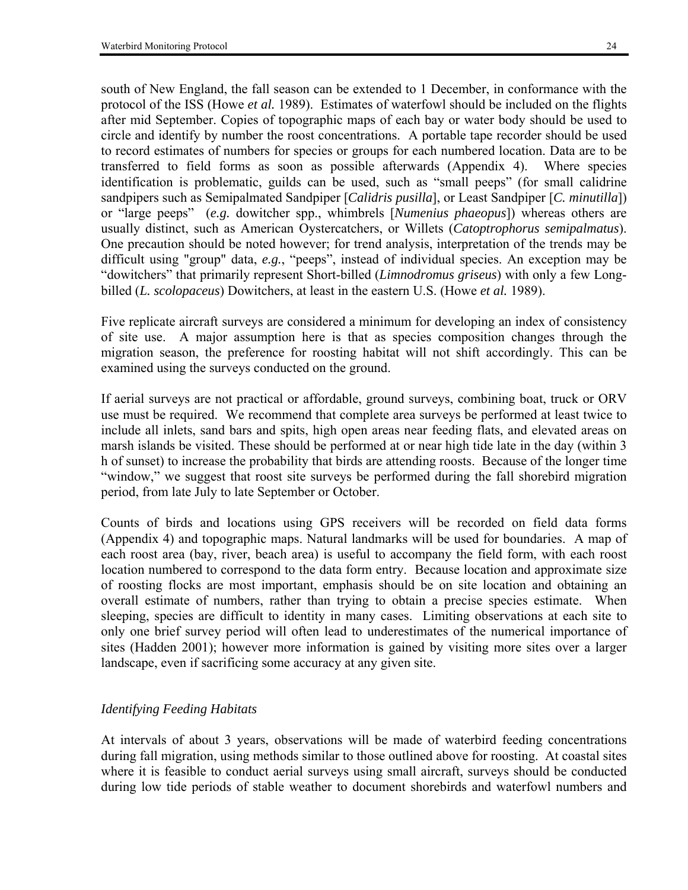south of New England, the fall season can be extended to 1 December, in conformance with the protocol of the ISS (Howe *et al.* 1989). Estimates of waterfowl should be included on the flights after mid September. Copies of topographic maps of each bay or water body should be used to circle and identify by number the roost concentrations. A portable tape recorder should be used to record estimates of numbers for species or groups for each numbered location. Data are to be transferred to field forms as soon as possible afterwards (Appendix 4). Where species identification is problematic, guilds can be used, such as "small peeps" (for small calidrine sandpipers such as Semipalmated Sandpiper [*Calidris pusilla*], or Least Sandpiper [*C. minutilla*]) or "large peeps" (*e.g.* dowitcher spp., whimbrels [*Numenius phaeopus*]) whereas others are usually distinct, such as American Oystercatchers, or Willets (*Catoptrophorus semipalmatus*). One precaution should be noted however; for trend analysis, interpretation of the trends may be difficult using "group" data, *e.g.*, "peeps", instead of individual species. An exception may be "dowitchers" that primarily represent Short-billed (*Limnodromus griseus*) with only a few Long-billed (*L. scolopaceus*) Dowitchers, at least in the eastern U.S. (Howe *et al.* 1989).

Five replicate aircraft surveys are considered a minimum for developing an index of consistency of site use. A major assumption here is that as species composition changes through the migration season, the preference for roosting habitat will not shift accordingly. This can be examined using the surveys conducted on the ground.

If aerial surveys are not practical or affordable, ground surveys, combining boat, truck or ORV use must be required. We recommend that complete area surveys be performed at least twice to include all inlets, sand bars and spits, high open areas near feeding flats, and elevated areas on marsh islands be visited. These should be performed at or near high tide late in the day (within 3 h of sunset) to increase the probability that birds are attending roosts. Because of the longer time "window," we suggest that roost site surveys be performed during the fall shorebird migration period, from late July to late September or October.

Counts of birds and locations using GPS receivers will be recorded on field data forms (Appendix 4) and topographic maps. Natural landmarks will be used for boundaries. A map of each roost area (bay, river, beach area) is useful to accompany the field form, with each roost location numbered to correspond to the data form entry. Because location and approximate size of roosting flocks are most important, emphasis should be on site location and obtaining an overall estimate of numbers, rather than trying to obtain a precise species estimate. When sleeping, species are difficult to identity in many cases. Limiting observations at each site to only one brief survey period will often lead to underestimates of the numerical importance of sites (Hadden 2001); however more information is gained by visiting more sites over a larger landscape, even if sacrificing some accuracy at any given site.

*Identifying Feeding Habitats*

At intervals of about 3 years, observations will be made of waterbird feeding concentrations during fall migration, using methods similar to those outlined above for roosting. At coastal sites where it is feasible to conduct aerial surveys using small aircraft, surveys should be conducted during low tide periods of stable weather to document shorebirds and waterfowl numbers and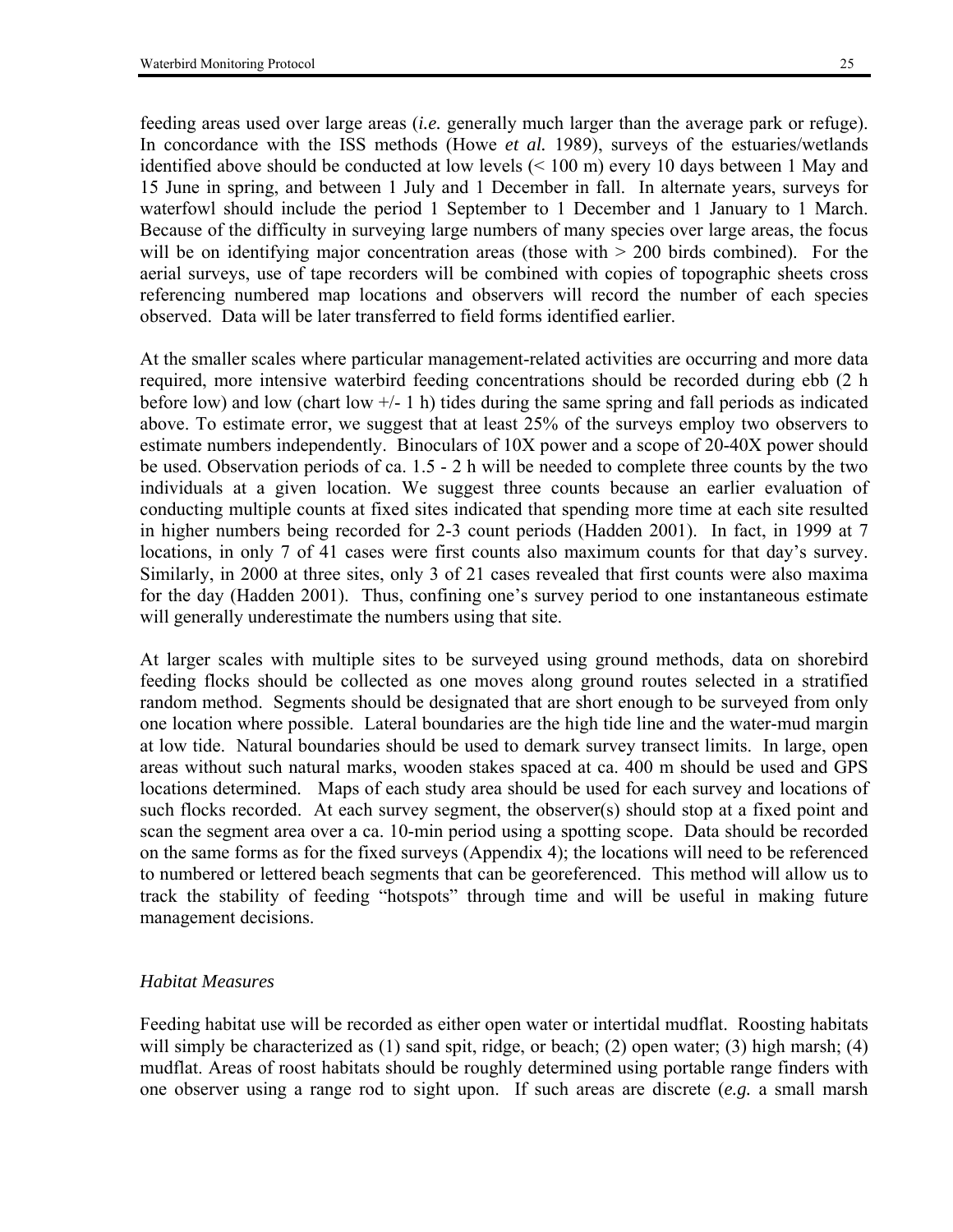feeding areas used over large areas (*i.e.* generally much larger than the average park or refuge). In concordance with the ISS methods (Howe *et al.* 1989), surveys of the estuaries/wetlands identified above should be conducted at low levels (< 100 m) every 10 days between 1 May and 15 June in spring, and between 1 July and 1 December in fall. In alternate years, surveys for waterfowl should include the period 1 September to 1 December and 1 January to 1 March. Because of the difficulty in surveying large numbers of many species over large areas, the focus will be on identifying major concentration areas (those with > 200 birds combined). For the aerial surveys, use of tape recorders will be combined with copies of topographic sheets cross referencing numbered map locations and observers will record the number of each species observed. Data will be later transferred to field forms identified earlier.

At the smaller scales where particular management-related activities are occurring and more data required, more intensive waterbird feeding concentrations should be recorded during ebb (2 h before low) and low (chart low +/- 1 h) tides during the same spring and fall periods as indicated above. To estimate error, we suggest that at least 25% of the surveys employ two observers to estimate numbers independently. Binoculars of 10X power and a scope of 20-40X power should be used. Observation periods of ca. 1.5 - 2 h will be needed to complete three counts by the two individuals at a given location. We suggest three counts because an earlier evaluation of conducting multiple counts at fixed sites indicated that spending more time at each site resulted in higher numbers being recorded for 2-3 count periods (Hadden 2001). In fact, in 1999 at 7 locations, in only 7 of 41 cases were first counts also maximum counts for that day's survey. Similarly, in 2000 at three sites, only 3 of 21 cases revealed that first counts were also maxima for the day (Hadden 2001). Thus, confining one's survey period to one instantaneous estimate will generally underestimate the numbers using that site.

At larger scales with multiple sites to be surveyed using ground methods, data on shorebird feeding flocks should be collected as one moves along ground routes selected in a stratified random method. Segments should be designated that are short enough to be surveyed from only one location where possible. Lateral boundaries are the high tide line and the water-mud margin at low tide. Natural boundaries should be used to demark survey transect limits. In large, open areas without such natural marks, wooden stakes spaced at ca. 400 m should be used and GPS locations determined. Maps of each study area should be used for each survey and locations of such flocks recorded. At each survey segment, the observer(s) should stop at a fixed point and scan the segment area over a ca. 10-min period using a spotting scope. Data should be recorded on the same forms as for the fixed surveys (Appendix 4); the locations will need to be referenced to numbered or lettered beach segments that can be georeferenced. This method will allow us to track the stability of feeding "hotspots" through time and will be useful in making future management decisions.

### *Habitat Measures*

Feeding habitat use will be recorded as either open water or intertidal mudflat. Roosting habitats will simply be characterized as (1) sand spit, ridge, or beach; (2) open water; (3) high marsh; (4) mudflat. Areas of roost habitats should be roughly determined using portable range finders with one observer using a range rod to sight upon. If such areas are discrete (*e.g.* a small marsh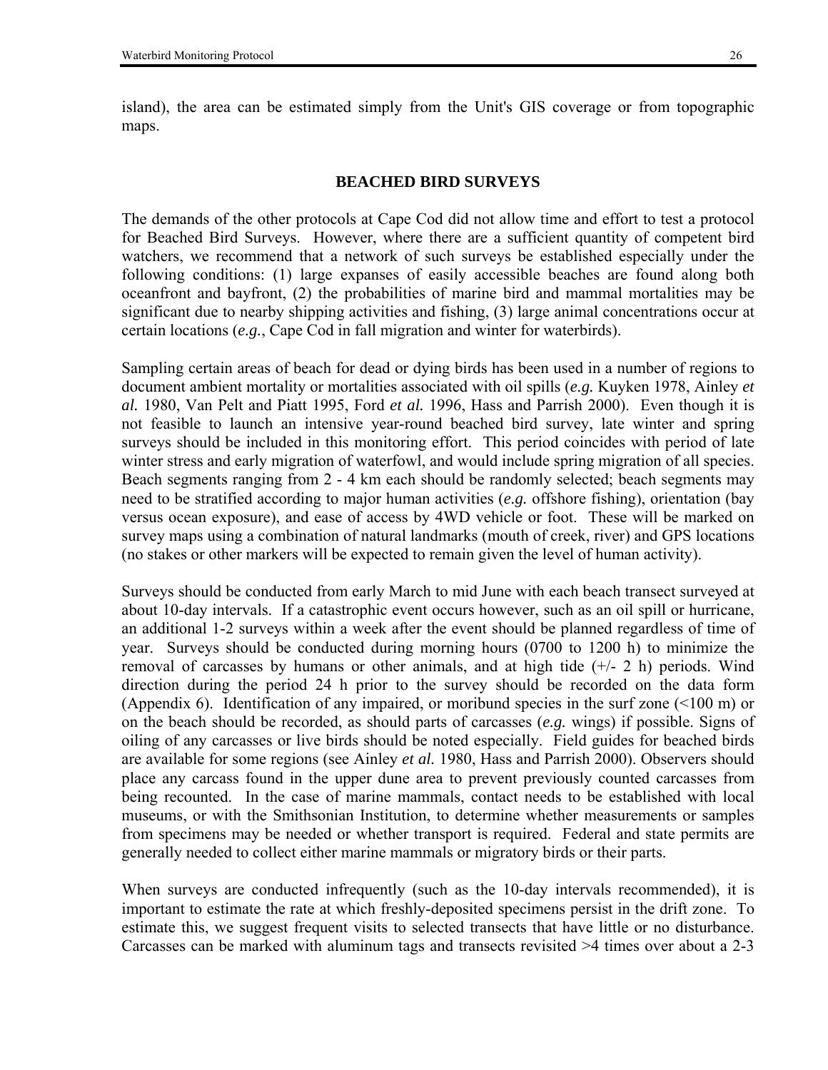island), the area can be estimated simply from the Unit's GIS coverage or from topographic maps.

## BEACHED BIRD SURVEYS

The demands of the other protocols at Cape Cod did not allow time and effort to test a protocol for Beached Bird Surveys. However, where there are a sufficient quantity of competent bird watchers, we recommend that a network of such surveys be established especially under the following conditions: (1) large expanses of easily accessible beaches are found along both oceanfront and bayfront, (2) the probabilities of marine bird and mammal mortalities may be significant due to nearby shipping activities and fishing, (3) large animal concentrations occur at certain locations (*e.g.*, Cape Cod in fall migration and winter for waterbirds).

Sampling certain areas of beach for dead or dying birds has been used in a number of regions to document ambient mortality or mortalities associated with oil spills (*e.g.* Kuyken 1978, Ainley *et al.* 1980, Van Pelt and Piatt 1995, Ford *et al.* 1996, Hass and Parrish 2000). Even though it is not feasible to launch an intensive year-round beached bird survey, late winter and spring surveys should be included in this monitoring effort. This period coincides with period of late winter stress and early migration of waterfowl, and would include spring migration of all species. Beach segments ranging from 2 - 4 km each should be randomly selected; beach segments may need to be stratified according to major human activities (*e.g.* offshore fishing), orientation (bay versus ocean exposure), and ease of access by 4WD vehicle or foot. These will be marked on survey maps using a combination of natural landmarks (mouth of creek, river) and GPS locations (no stakes or other markers will be expected to remain given the level of human activity).

Surveys should be conducted from early March to mid June with each beach transect surveyed at about 10-day intervals. If a catastrophic event occurs however, such as an oil spill or hurricane, an additional 1-2 surveys within a week after the event should be planned regardless of time of year. Surveys should be conducted during morning hours (0700 to 1200 h) to minimize the removal of carcasses by humans or other animals, and at high tide (+/- 2 h) periods. Wind direction during the period 24 h prior to the survey should be recorded on the data form (Appendix 6). Identification of any impaired, or moribund species in the surf zone (<100 m) or on the beach should be recorded, as should parts of carcasses (*e.g.* wings) if possible. Signs of oiling of any carcasses or live birds should be noted especially. Field guides for beached birds are available for some regions (see Ainley *et al.* 1980, Hass and Parrish 2000). Observers should place any carcass found in the upper dune area to prevent previously counted carcasses from being recounted. In the case of marine mammals, contact needs to be established with local museums, or with the Smithsonian Institution, to determine whether measurements or samples from specimens may be needed or whether transport is required. Federal and state permits are generally needed to collect either marine mammals or migratory birds or their parts.

When surveys are conducted infrequently (such as the 10-day intervals recommended), it is important to estimate the rate at which freshly-deposited specimens persist in the drift zone. To estimate this, we suggest frequent visits to selected transects that have little or no disturbance. Carcasses can be marked with aluminum tags and transects revisited >4 times over about a 2-3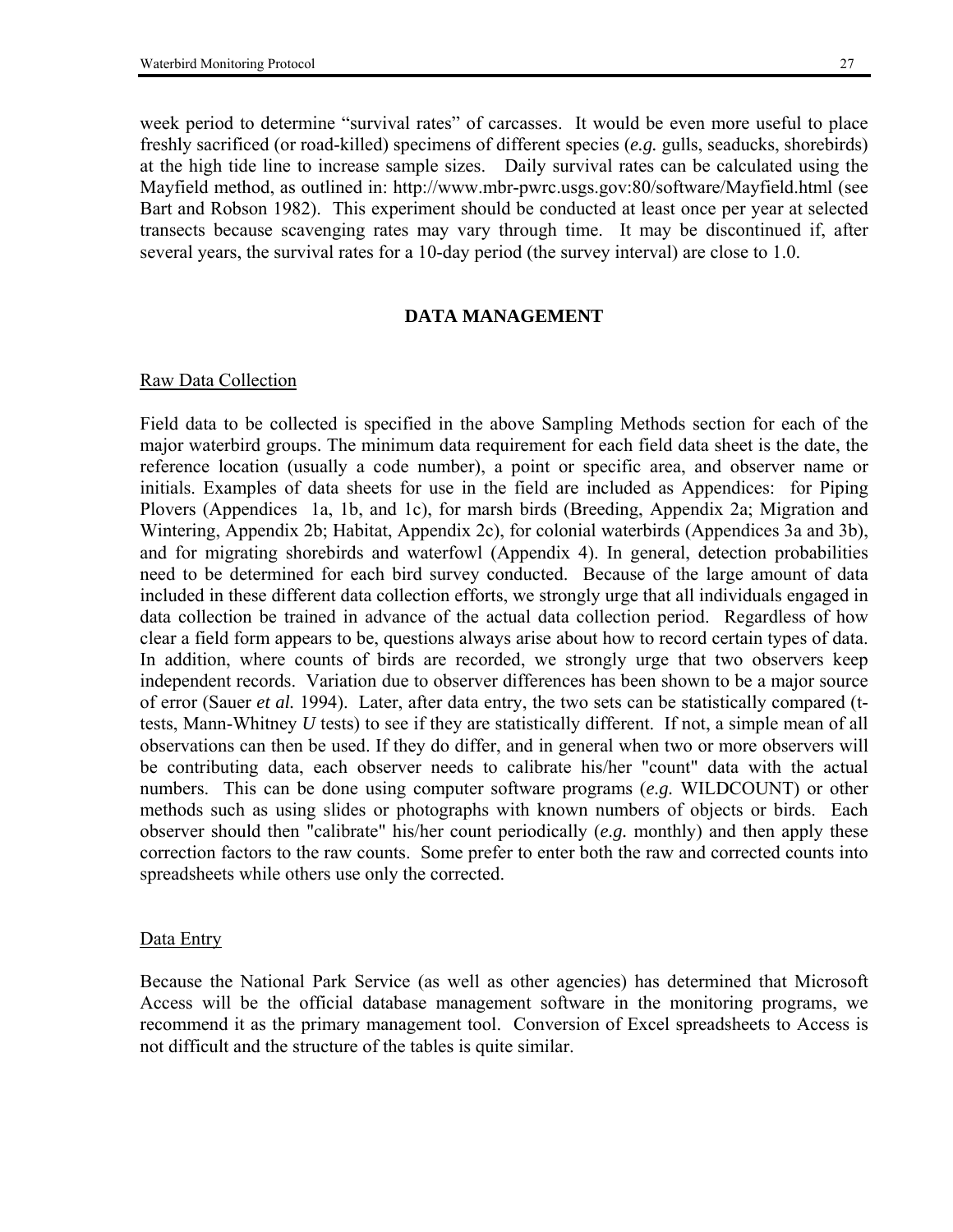week period to determine "survival rates" of carcasses. It would be even more useful to place freshly sacrificed (or road-killed) specimens of different species (*e.g.* gulls, seaducks, shorebirds) at the high tide line to increase sample sizes. Daily survival rates can be calculated using the Mayfield method, as outlined in: http://www.mbr-pwrc.usgs.gov:80/software/Mayfield.html (see Bart and Robson 1982). This experiment should be conducted at least once per year at selected transects because scavenging rates may vary through time. It may be discontinued if, after several years, the survival rates for a 10-day period (the survey interval) are close to 1.0.

## DATA MANAGEMENT

### Raw Data Collection

Field data to be collected is specified in the above Sampling Methods section for each of the major waterbird groups. The minimum data requirement for each field data sheet is the date, the reference location (usually a code number), a point or specific area, and observer name or initials. Examples of data sheets for use in the field are included as Appendices: for Piping Plovers (Appendices 1a, 1b, and 1c), for marsh birds (Breeding, Appendix 2a; Migration and Wintering, Appendix 2b; Habitat, Appendix 2c), for colonial waterbirds (Appendices 3a and 3b), and for migrating shorebirds and waterfowl (Appendix 4). In general, detection probabilities need to be determined for each bird survey conducted. Because of the large amount of data included in these different data collection efforts, we strongly urge that all individuals engaged in data collection be trained in advance of the actual data collection period. Regardless of how clear a field form appears to be, questions always arise about how to record certain types of data. In addition, where counts of birds are recorded, we strongly urge that two observers keep independent records. Variation due to observer differences has been shown to be a major source of error (Sauer *et al.* 1994). Later, after data entry, the two sets can be statistically compared (t-tests, Mann-Whitney *U* tests) to see if they are statistically different. If not, a simple mean of all observations can then be used. If they do differ, and in general when two or more observers will be contributing data, each observer needs to calibrate his/her "count" data with the actual numbers. This can be done using computer software programs (*e.g.* WILDCOUNT) or other methods such as using slides or photographs with known numbers of objects or birds. Each observer should then "calibrate" his/her count periodically (*e.g.* monthly) and then apply these correction factors to the raw counts. Some prefer to enter both the raw and corrected counts into spreadsheets while others use only the corrected.

### Data Entry

Because the National Park Service (as well as other agencies) has determined that Microsoft Access will be the official database management software in the monitoring programs, we recommend it as the primary management tool. Conversion of Excel spreadsheets to Access is not difficult and the structure of the tables is quite similar.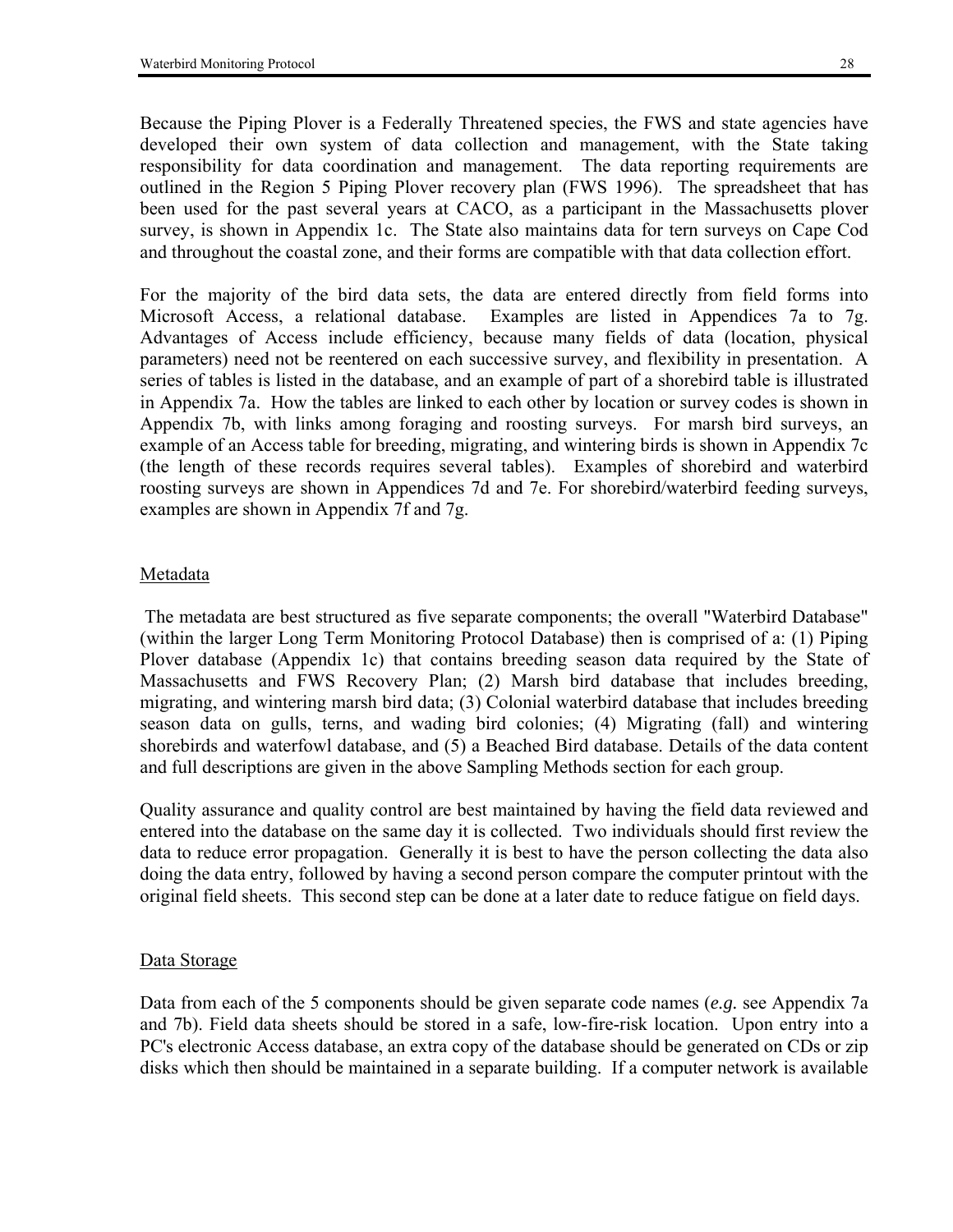Because the Piping Plover is a Federally Threatened species, the FWS and state agencies have developed their own system of data collection and management, with the State taking responsibility for data coordination and management. The data reporting requirements are outlined in the Region 5 Piping Plover recovery plan (FWS 1996). The spreadsheet that has been used for the past several years at CACO, as a participant in the Massachusetts plover survey, is shown in Appendix 1c. The State also maintains data for tern surveys on Cape Cod and throughout the coastal zone, and their forms are compatible with that data collection effort.

For the majority of the bird data sets, the data are entered directly from field forms into Microsoft Access, a relational database. Examples are listed in Appendices 7a to 7g. Advantages of Access include efficiency, because many fields of data (location, physical parameters) need not be reentered on each successive survey, and flexibility in presentation. A series of tables is listed in the database, and an example of part of a shorebird table is illustrated in Appendix 7a. How the tables are linked to each other by location or survey codes is shown in Appendix 7b, with links among foraging and roosting surveys. For marsh bird surveys, an example of an Access table for breeding, migrating, and wintering birds is shown in Appendix 7c (the length of these records requires several tables). Examples of shorebird and waterbird roosting surveys are shown in Appendices 7d and 7e. For shorebird/waterbird feeding surveys, examples are shown in Appendix 7f and 7g.

## Metadata

The metadata are best structured as five separate components; the overall "Waterbird Database" (within the larger Long Term Monitoring Protocol Database) then is comprised of a: (1) Piping Plover database (Appendix 1c) that contains breeding season data required by the State of Massachusetts and FWS Recovery Plan; (2) Marsh bird database that includes breeding, migrating, and wintering marsh bird data; (3) Colonial waterbird database that includes breeding season data on gulls, terns, and wading bird colonies; (4) Migrating (fall) and wintering shorebirds and waterfowl database, and (5) a Beached Bird database. Details of the data content and full descriptions are given in the above Sampling Methods section for each group.

Quality assurance and quality control are best maintained by having the field data reviewed and entered into the database on the same day it is collected. Two individuals should first review the data to reduce error propagation. Generally it is best to have the person collecting the data also doing the data entry, followed by having a second person compare the computer printout with the original field sheets. This second step can be done at a later date to reduce fatigue on field days.

## Data Storage

Data from each of the 5 components should be given separate code names (*e.g.* see Appendix 7a and 7b). Field data sheets should be stored in a safe, low-fire-risk location. Upon entry into a PC's electronic Access database, an extra copy of the database should be generated on CDs or zip disks which then should be maintained in a separate building. If a computer network is available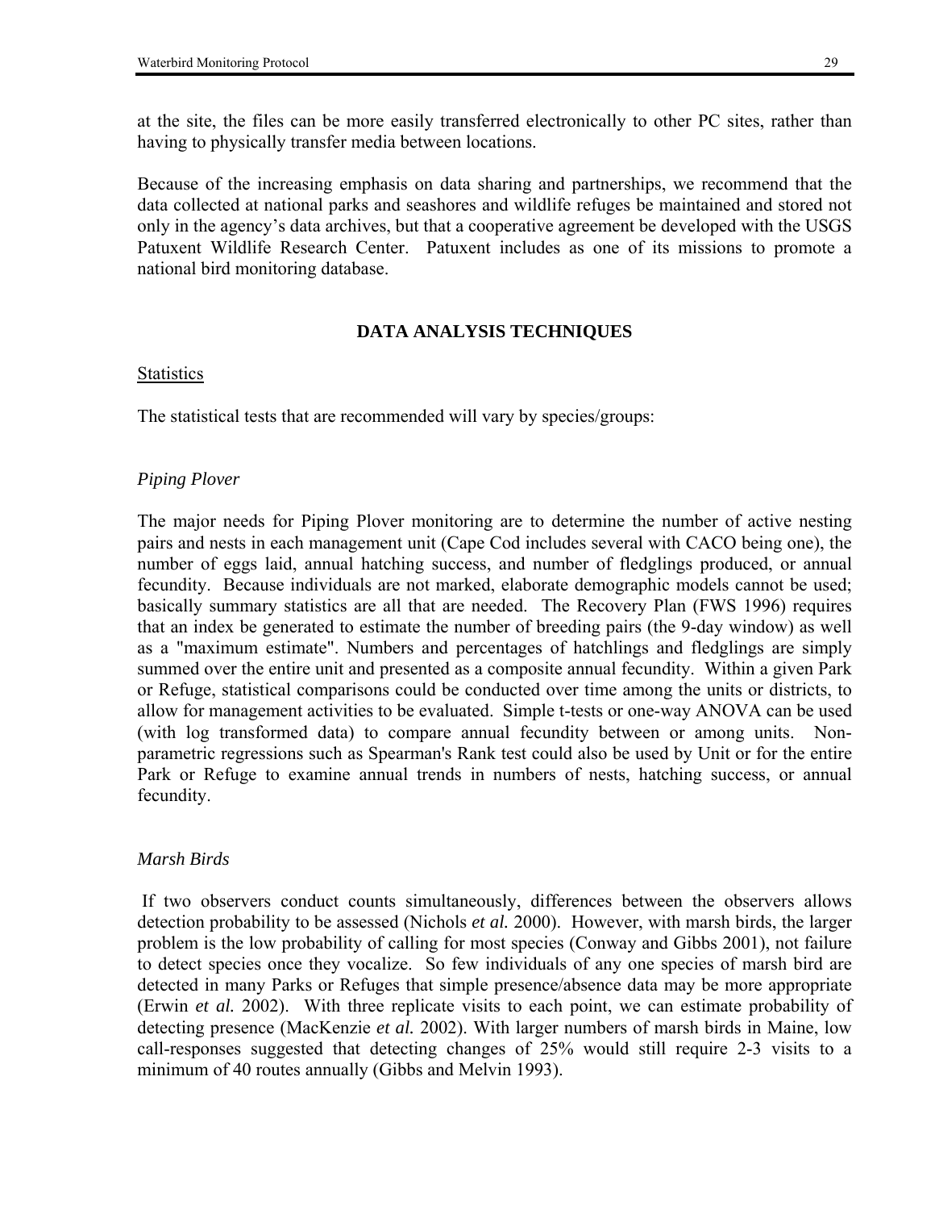at the site, the files can be more easily transferred electronically to other PC sites, rather than having to physically transfer media between locations.

Because of the increasing emphasis on data sharing and partnerships, we recommend that the data collected at national parks and seashores and wildlife refuges be maintained and stored not only in the agency's data archives, but that a cooperative agreement be developed with the USGS Patuxent Wildlife Research Center. Patuxent includes as one of its missions to promote a national bird monitoring database.

## DATA ANALYSIS TECHNIQUES

### Statistics

The statistical tests that are recommended will vary by species/groups:

#### *Piping Plover*

The major needs for Piping Plover monitoring are to determine the number of active nesting pairs and nests in each management unit (Cape Cod includes several with CACO being one), the number of eggs laid, annual hatching success, and number of fledglings produced, or annual fecundity. Because individuals are not marked, elaborate demographic models cannot be used; basically summary statistics are all that are needed. The Recovery Plan (FWS 1996) requires that an index be generated to estimate the number of breeding pairs (the 9-day window) as well as a "maximum estimate". Numbers and percentages of hatchlings and fledglings are simply summed over the entire unit and presented as a composite annual fecundity. Within a given Park or Refuge, statistical comparisons could be conducted over time among the units or districts, to allow for management activities to be evaluated. Simple t-tests or one-way ANOVA can be used (with log transformed data) to compare annual fecundity between or among units. Non-parametric regressions such as Spearman's Rank test could also be used by Unit or for the entire Park or Refuge to examine annual trends in numbers of nests, hatching success, or annual fecundity.

#### *Marsh Birds*

If two observers conduct counts simultaneously, differences between the observers allows detection probability to be assessed (Nichols *et al.* 2000). However, with marsh birds, the larger problem is the low probability of calling for most species (Conway and Gibbs 2001), not failure to detect species once they vocalize. So few individuals of any one species of marsh bird are detected in many Parks or Refuges that simple presence/absence data may be more appropriate (Erwin *et al.* 2002). With three replicate visits to each point, we can estimate probability of detecting presence (MacKenzie *et al.* 2002). With larger numbers of marsh birds in Maine, low call-responses suggested that detecting changes of 25% would still require 2-3 visits to a minimum of 40 routes annually (Gibbs and Melvin 1993).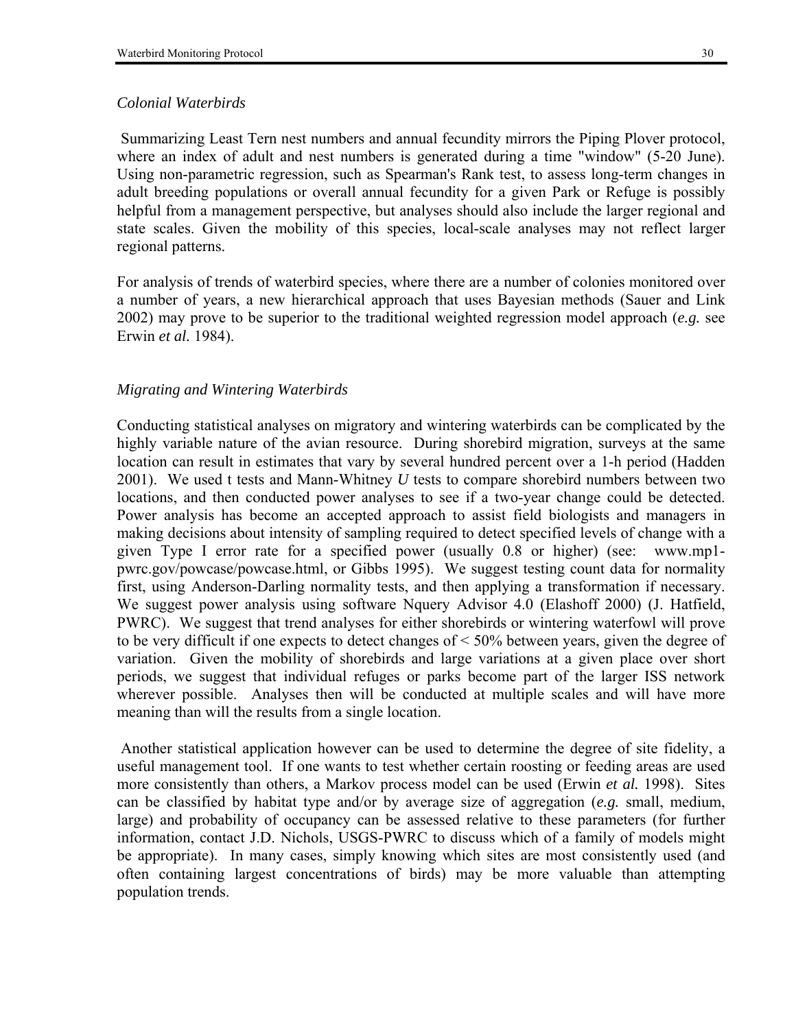### *Colonial Waterbirds*

Summarizing Least Tern nest numbers and annual fecundity mirrors the Piping Plover protocol, where an index of adult and nest numbers is generated during a time "window" (5-20 June). Using non-parametric regression, such as Spearman's Rank test, to assess long-term changes in adult breeding populations or overall annual fecundity for a given Park or Refuge is possibly helpful from a management perspective, but analyses should also include the larger regional and state scales. Given the mobility of this species, local-scale analyses may not reflect larger regional patterns.

For analysis of trends of waterbird species, where there are a number of colonies monitored over a number of years, a new hierarchical approach that uses Bayesian methods (Sauer and Link 2002) may prove to be superior to the traditional weighted regression model approach (*e.g.* see Erwin *et al.* 1984).

### *Migrating and Wintering Waterbirds*

Conducting statistical analyses on migratory and wintering waterbirds can be complicated by the highly variable nature of the avian resource. During shorebird migration, surveys at the same location can result in estimates that vary by several hundred percent over a 1-h period (Hadden 2001). We used t tests and Mann-Whitney *U* tests to compare shorebird numbers between two locations, and then conducted power analyses to see if a two-year change could be detected. Power analysis has become an accepted approach to assist field biologists and managers in making decisions about intensity of sampling required to detect specified levels of change with a given Type I error rate for a specified power (usually 0.8 or higher) (see: www.mp1-pwrc.gov/powcase/powcase.html, or Gibbs 1995). We suggest testing count data for normality first, using Anderson-Darling normality tests, and then applying a transformation if necessary. We suggest power analysis using software Nquery Advisor 4.0 (Elashoff 2000) (J. Hatfield, PWRC). We suggest that trend analyses for either shorebirds or wintering waterfowl will prove to be very difficult if one expects to detect changes of < 50% between years, given the degree of variation. Given the mobility of shorebirds and large variations at a given place over short periods, we suggest that individual refuges or parks become part of the larger ISS network wherever possible. Analyses then will be conducted at multiple scales and will have more meaning than will the results from a single location.

Another statistical application however can be used to determine the degree of site fidelity, a useful management tool. If one wants to test whether certain roosting or feeding areas are used more consistently than others, a Markov process model can be used (Erwin *et al.* 1998). Sites can be classified by habitat type and/or by average size of aggregation (*e.g.* small, medium, large) and probability of occupancy can be assessed relative to these parameters (for further information, contact J.D. Nichols, USGS-PWRC to discuss which of a family of models might be appropriate). In many cases, simply knowing which sites are most consistently used (and often containing largest concentrations of birds) may be more valuable than attempting population trends.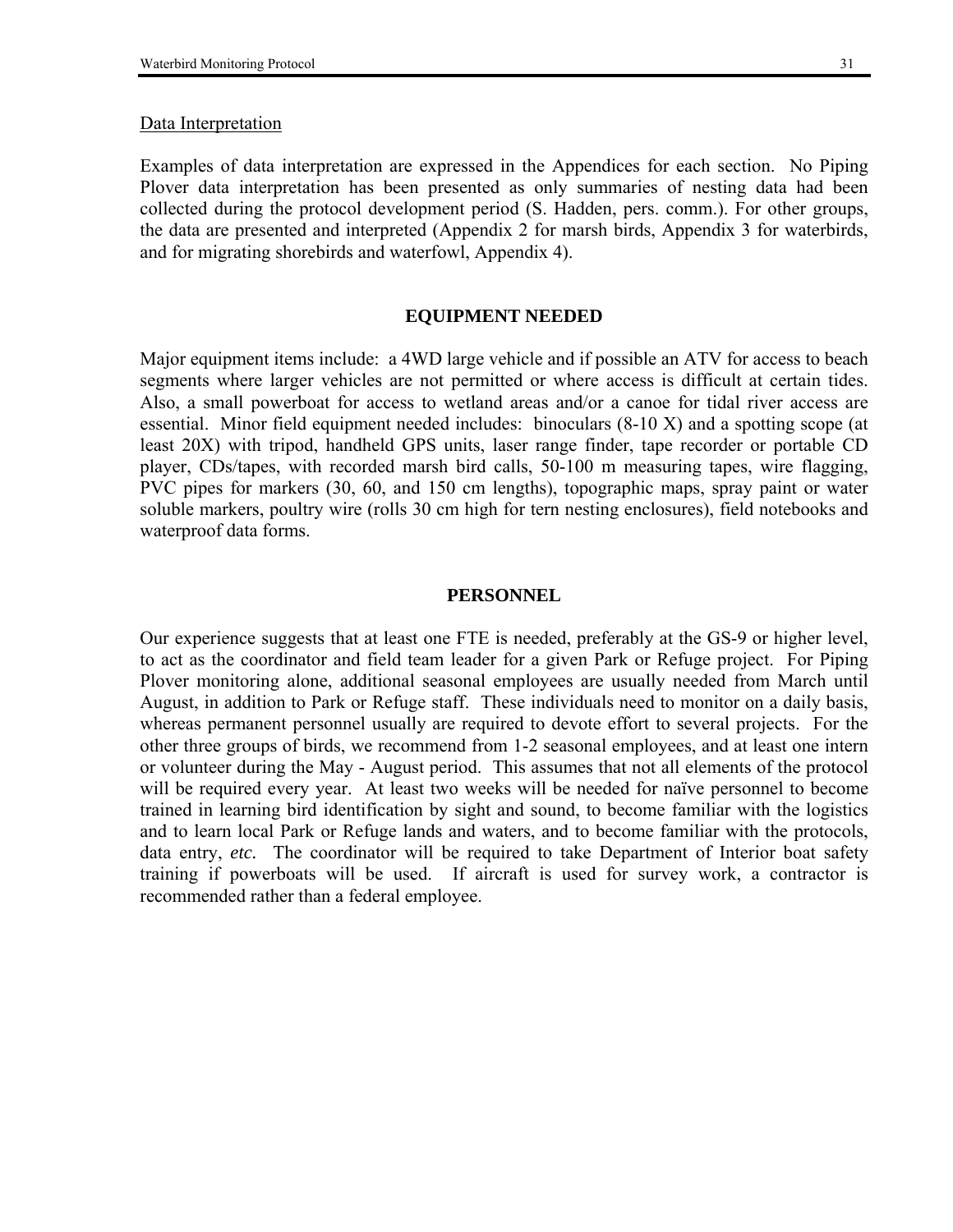Data Interpretation

Examples of data interpretation are expressed in the Appendices for each section. No Piping Plover data interpretation has been presented as only summaries of nesting data had been collected during the protocol development period (S. Hadden, pers. comm.). For other groups, the data are presented and interpreted (Appendix 2 for marsh birds, Appendix 3 for waterbirds, and for migrating shorebirds and waterfowl, Appendix 4).

## EQUIPMENT NEEDED

Major equipment items include: a 4WD large vehicle and if possible an ATV for access to beach segments where larger vehicles are not permitted or where access is difficult at certain tides. Also, a small powerboat for access to wetland areas and/or a canoe for tidal river access are essential. Minor field equipment needed includes: binoculars (8-10 X) and a spotting scope (at least 20X) with tripod, handheld GPS units, laser range finder, tape recorder or portable CD player, CDs/tapes, with recorded marsh bird calls, 50-100 m measuring tapes, wire flagging, PVC pipes for markers (30, 60, and 150 cm lengths), topographic maps, spray paint or water soluble markers, poultry wire (rolls 30 cm high for tern nesting enclosures), field notebooks and waterproof data forms.

## PERSONNEL

Our experience suggests that at least one FTE is needed, preferably at the GS-9 or higher level, to act as the coordinator and field team leader for a given Park or Refuge project. For Piping Plover monitoring alone, additional seasonal employees are usually needed from March until August, in addition to Park or Refuge staff. These individuals need to monitor on a daily basis, whereas permanent personnel usually are required to devote effort to several projects. For the other three groups of birds, we recommend from 1-2 seasonal employees, and at least one intern or volunteer during the May - August period. This assumes that not all elements of the protocol will be required every year. At least two weeks will be needed for naïve personnel to become trained in learning bird identification by sight and sound, to become familiar with the logistics and to learn local Park or Refuge lands and waters, and to become familiar with the protocols, data entry, *etc.* The coordinator will be required to take Department of Interior boat safety training if powerboats will be used. If aircraft is used for survey work, a contractor is recommended rather than a federal employee.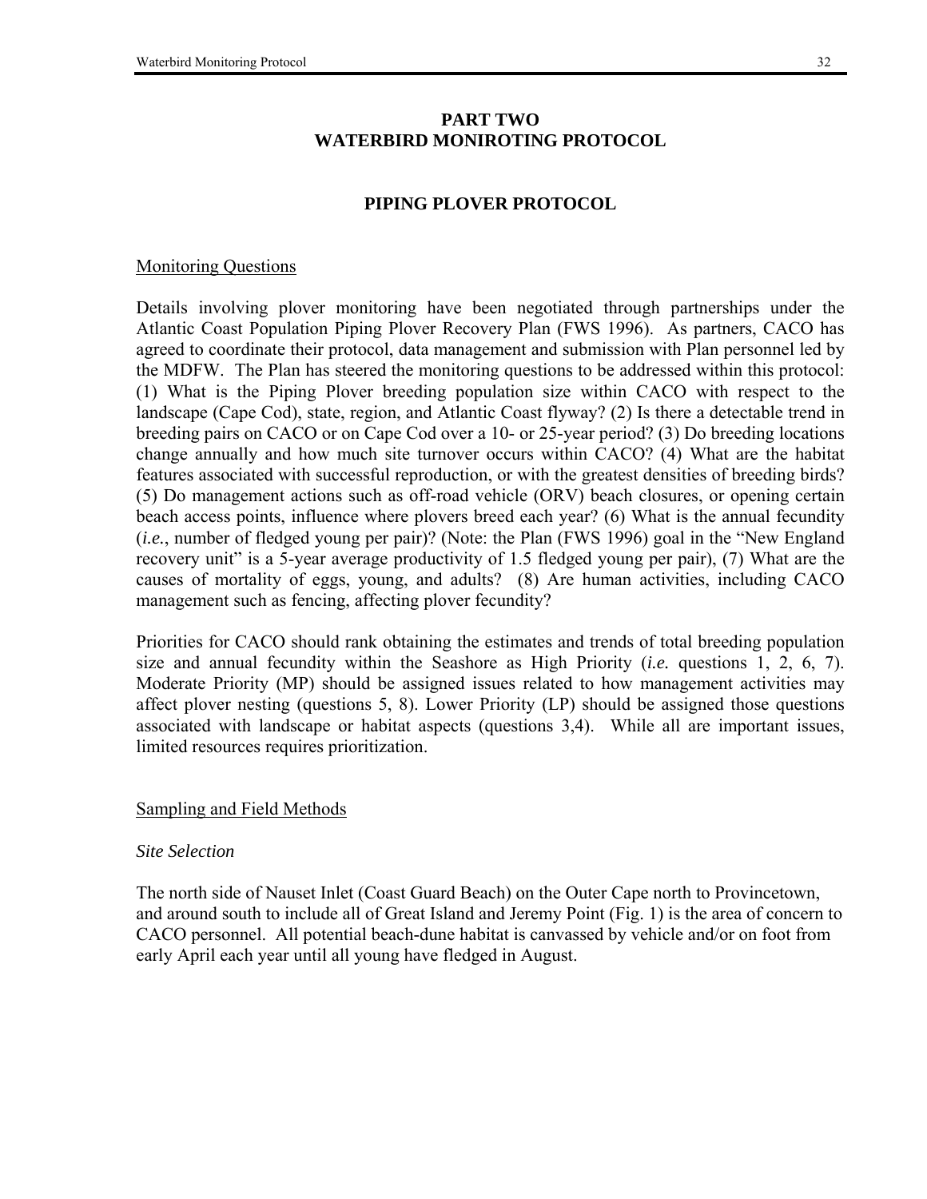## PART TWO
## WATERBIRD MONIROTING PROTOCOL

### PIPING PLOVER PROTOCOL

<u>Monitoring Questions</u>

Details involving plover monitoring have been negotiated through partnerships under the Atlantic Coast Population Piping Plover Recovery Plan (FWS 1996). As partners, CACO has agreed to coordinate their protocol, data management and submission with Plan personnel led by the MDFW. The Plan has steered the monitoring questions to be addressed within this protocol: (1) What is the Piping Plover breeding population size within CACO with respect to the landscape (Cape Cod), state, region, and Atlantic Coast flyway? (2) Is there a detectable trend in breeding pairs on CACO or on Cape Cod over a 10- or 25-year period? (3) Do breeding locations change annually and how much site turnover occurs within CACO? (4) What are the habitat features associated with successful reproduction, or with the greatest densities of breeding birds? (5) Do management actions such as off-road vehicle (ORV) beach closures, or opening certain beach access points, influence where plovers breed each year? (6) What is the annual fecundity (*i.e.*, number of fledged young per pair)? (Note: the Plan (FWS 1996) goal in the "New England recovery unit" is a 5-year average productivity of 1.5 fledged young per pair), (7) What are the causes of mortality of eggs, young, and adults? (8) Are human activities, including CACO management such as fencing, affecting plover fecundity?

Priorities for CACO should rank obtaining the estimates and trends of total breeding population size and annual fecundity within the Seashore as High Priority (*i.e.* questions 1, 2, 6, 7). Moderate Priority (MP) should be assigned issues related to how management activities may affect plover nesting (questions 5, 8). Lower Priority (LP) should be assigned those questions associated with landscape or habitat aspects (questions 3,4). While all are important issues, limited resources requires prioritization.

<u>Sampling and Field Methods</u>

*Site Selection*

The north side of Nauset Inlet (Coast Guard Beach) on the Outer Cape north to Provincetown, and around south to include all of Great Island and Jeremy Point (Fig. 1) is the area of concern to CACO personnel. All potential beach-dune habitat is canvassed by vehicle and/or on foot from early April each year until all young have fledged in August.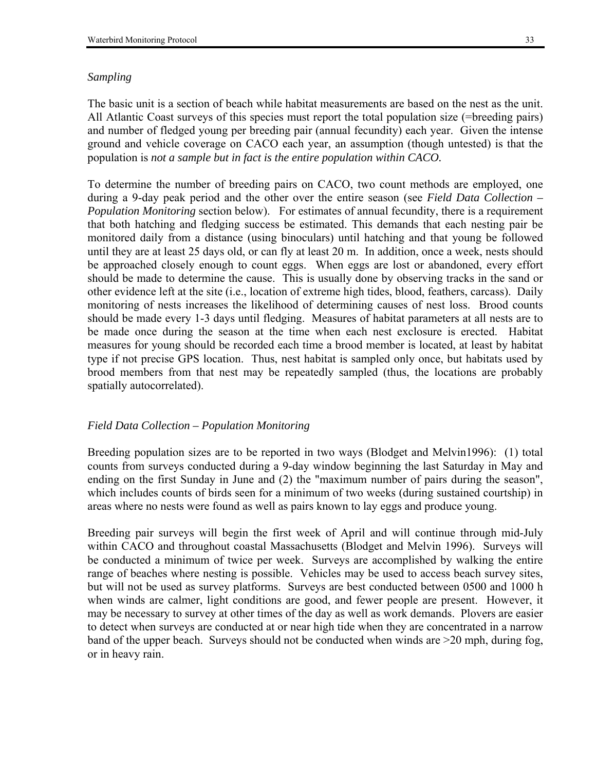*Sampling*

The basic unit is a section of beach while habitat measurements are based on the nest as the unit. All Atlantic Coast surveys of this species must report the total population size (=breeding pairs) and number of fledged young per breeding pair (annual fecundity) each year. Given the intense ground and vehicle coverage on CACO each year, an assumption (though untested) is that the population is *not a sample but in fact is the entire population within CACO.*

To determine the number of breeding pairs on CACO, two count methods are employed, one during a 9-day peak period and the other over the entire season (see *Field Data Collection – Population Monitoring* section below). For estimates of annual fecundity, there is a requirement that both hatching and fledging success be estimated. This demands that each nesting pair be monitored daily from a distance (using binoculars) until hatching and that young be followed until they are at least 25 days old, or can fly at least 20 m. In addition, once a week, nests should be approached closely enough to count eggs. When eggs are lost or abandoned, every effort should be made to determine the cause. This is usually done by observing tracks in the sand or other evidence left at the site (i.e., location of extreme high tides, blood, feathers, carcass). Daily monitoring of nests increases the likelihood of determining causes of nest loss. Brood counts should be made every 1-3 days until fledging. Measures of habitat parameters at all nests are to be made once during the season at the time when each nest exclosure is erected. Habitat measures for young should be recorded each time a brood member is located, at least by habitat type if not precise GPS location. Thus, nest habitat is sampled only once, but habitats used by brood members from that nest may be repeatedly sampled (thus, the locations are probably spatially autocorrelated).

*Field Data Collection – Population Monitoring*

Breeding population sizes are to be reported in two ways (Blodget and Melvin1996): (1) total counts from surveys conducted during a 9-day window beginning the last Saturday in May and ending on the first Sunday in June and (2) the "maximum number of pairs during the season", which includes counts of birds seen for a minimum of two weeks (during sustained courtship) in areas where no nests were found as well as pairs known to lay eggs and produce young.

Breeding pair surveys will begin the first week of April and will continue through mid-July within CACO and throughout coastal Massachusetts (Blodget and Melvin 1996). Surveys will be conducted a minimum of twice per week. Surveys are accomplished by walking the entire range of beaches where nesting is possible. Vehicles may be used to access beach survey sites, but will not be used as survey platforms. Surveys are best conducted between 0500 and 1000 h when winds are calmer, light conditions are good, and fewer people are present. However, it may be necessary to survey at other times of the day as well as work demands. Plovers are easier to detect when surveys are conducted at or near high tide when they are concentrated in a narrow band of the upper beach. Surveys should not be conducted when winds are >20 mph, during fog, or in heavy rain.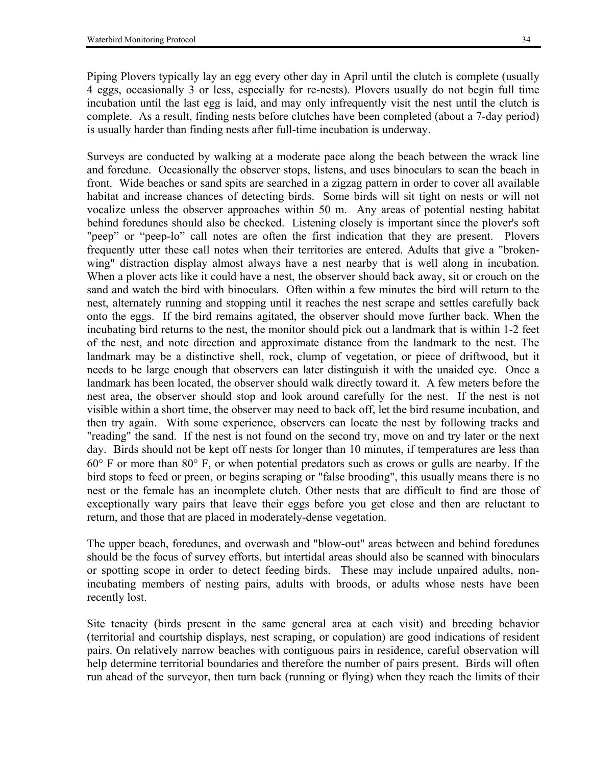Piping Plovers typically lay an egg every other day in April until the clutch is complete (usually 4 eggs, occasionally 3 or less, especially for re-nests). Plovers usually do not begin full time incubation until the last egg is laid, and may only infrequently visit the nest until the clutch is complete. As a result, finding nests before clutches have been completed (about a 7-day period) is usually harder than finding nests after full-time incubation is underway.

Surveys are conducted by walking at a moderate pace along the beach between the wrack line and foredune. Occasionally the observer stops, listens, and uses binoculars to scan the beach in front. Wide beaches or sand spits are searched in a zigzag pattern in order to cover all available habitat and increase chances of detecting birds. Some birds will sit tight on nests or will not vocalize unless the observer approaches within 50 m. Any areas of potential nesting habitat behind foredunes should also be checked. Listening closely is important since the plover's soft "peep" or "peep-lo" call notes are often the first indication that they are present. Plovers frequently utter these call notes when their territories are entered. Adults that give a "broken-wing" distraction display almost always have a nest nearby that is well along in incubation. When a plover acts like it could have a nest, the observer should back away, sit or crouch on the sand and watch the bird with binoculars. Often within a few minutes the bird will return to the nest, alternately running and stopping until it reaches the nest scrape and settles carefully back onto the eggs. If the bird remains agitated, the observer should move further back. When the incubating bird returns to the nest, the monitor should pick out a landmark that is within 1-2 feet of the nest, and note direction and approximate distance from the landmark to the nest. The landmark may be a distinctive shell, rock, clump of vegetation, or piece of driftwood, but it needs to be large enough that observers can later distinguish it with the unaided eye. Once a landmark has been located, the observer should walk directly toward it. A few meters before the nest area, the observer should stop and look around carefully for the nest. If the nest is not visible within a short time, the observer may need to back off, let the bird resume incubation, and then try again. With some experience, observers can locate the nest by following tracks and "reading" the sand. If the nest is not found on the second try, move on and try later or the next day. Birds should not be kept off nests for longer than 10 minutes, if temperatures are less than 60° F or more than 80° F, or when potential predators such as crows or gulls are nearby. If the bird stops to feed or preen, or begins scraping or "false brooding", this usually means there is no nest or the female has an incomplete clutch. Other nests that are difficult to find are those of exceptionally wary pairs that leave their eggs before you get close and then are reluctant to return, and those that are placed in moderately-dense vegetation.

The upper beach, foredunes, and overwash and "blow-out" areas between and behind foredunes should be the focus of survey efforts, but intertidal areas should also be scanned with binoculars or spotting scope in order to detect feeding birds. These may include unpaired adults, non-incubating members of nesting pairs, adults with broods, or adults whose nests have been recently lost.

Site tenacity (birds present in the same general area at each visit) and breeding behavior (territorial and courtship displays, nest scraping, or copulation) are good indications of resident pairs. On relatively narrow beaches with contiguous pairs in residence, careful observation will help determine territorial boundaries and therefore the number of pairs present. Birds will often run ahead of the surveyor, then turn back (running or flying) when they reach the limits of their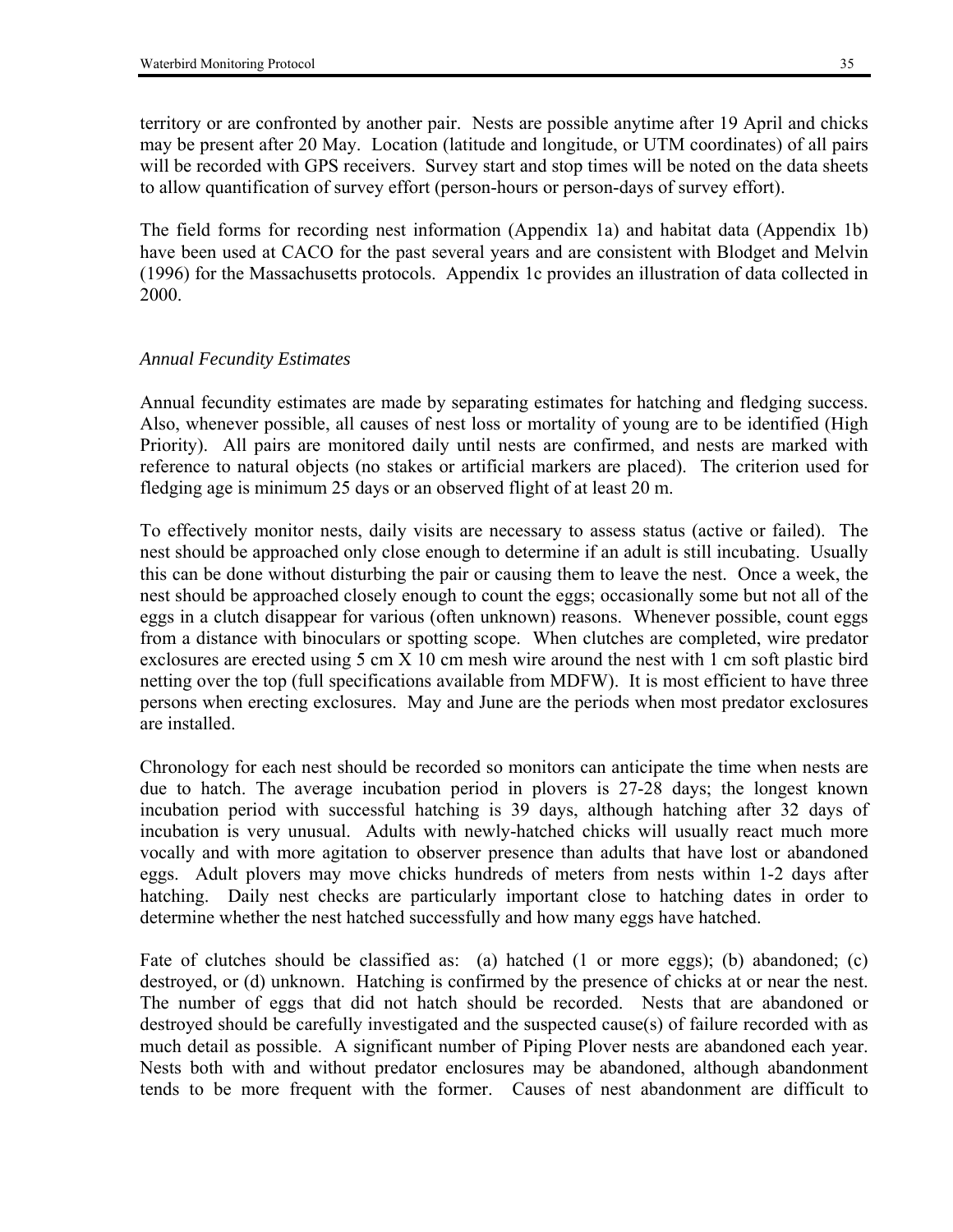territory or are confronted by another pair. Nests are possible anytime after 19 April and chicks may be present after 20 May. Location (latitude and longitude, or UTM coordinates) of all pairs will be recorded with GPS receivers. Survey start and stop times will be noted on the data sheets to allow quantification of survey effort (person-hours or person-days of survey effort).

The field forms for recording nest information (Appendix 1a) and habitat data (Appendix 1b) have been used at CACO for the past several years and are consistent with Blodget and Melvin (1996) for the Massachusetts protocols. Appendix 1c provides an illustration of data collected in 2000.

*Annual Fecundity Estimates*

Annual fecundity estimates are made by separating estimates for hatching and fledging success. Also, whenever possible, all causes of nest loss or mortality of young are to be identified (High Priority). All pairs are monitored daily until nests are confirmed, and nests are marked with reference to natural objects (no stakes or artificial markers are placed). The criterion used for fledging age is minimum 25 days or an observed flight of at least 20 m.

To effectively monitor nests, daily visits are necessary to assess status (active or failed). The nest should be approached only close enough to determine if an adult is still incubating. Usually this can be done without disturbing the pair or causing them to leave the nest. Once a week, the nest should be approached closely enough to count the eggs; occasionally some but not all of the eggs in a clutch disappear for various (often unknown) reasons. Whenever possible, count eggs from a distance with binoculars or spotting scope. When clutches are completed, wire predator exclosures are erected using 5 cm X 10 cm mesh wire around the nest with 1 cm soft plastic bird netting over the top (full specifications available from MDFW). It is most efficient to have three persons when erecting exclosures. May and June are the periods when most predator exclosures are installed.

Chronology for each nest should be recorded so monitors can anticipate the time when nests are due to hatch. The average incubation period in plovers is 27-28 days; the longest known incubation period with successful hatching is 39 days, although hatching after 32 days of incubation is very unusual. Adults with newly-hatched chicks will usually react much more vocally and with more agitation to observer presence than adults that have lost or abandoned eggs. Adult plovers may move chicks hundreds of meters from nests within 1-2 days after hatching. Daily nest checks are particularly important close to hatching dates in order to determine whether the nest hatched successfully and how many eggs have hatched.

Fate of clutches should be classified as: (a) hatched (1 or more eggs); (b) abandoned; (c) destroyed, or (d) unknown. Hatching is confirmed by the presence of chicks at or near the nest. The number of eggs that did not hatch should be recorded. Nests that are abandoned or destroyed should be carefully investigated and the suspected cause(s) of failure recorded with as much detail as possible. A significant number of Piping Plover nests are abandoned each year. Nests both with and without predator enclosures may be abandoned, although abandonment tends to be more frequent with the former. Causes of nest abandonment are difficult to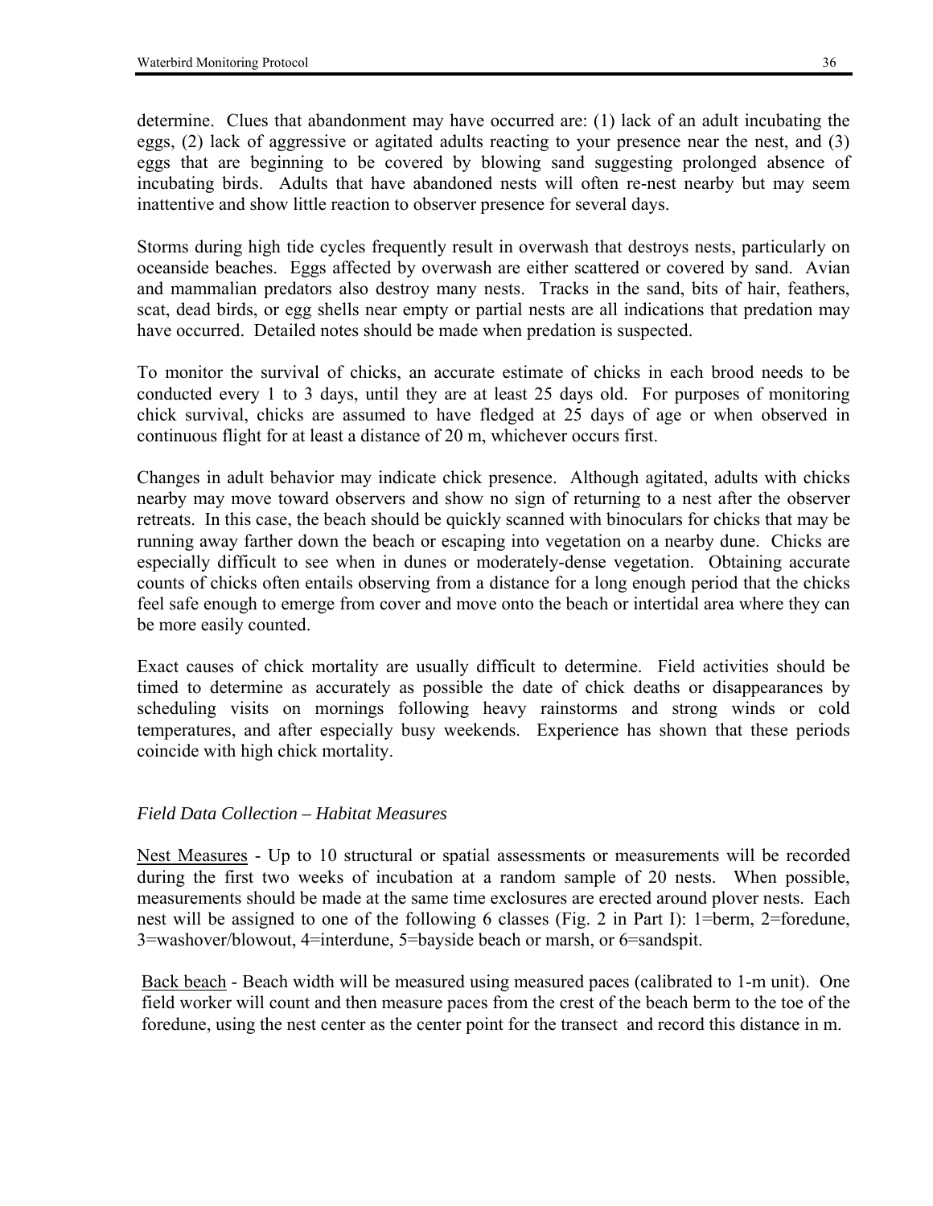determine. Clues that abandonment may have occurred are: (1) lack of an adult incubating the eggs, (2) lack of aggressive or agitated adults reacting to your presence near the nest, and (3) eggs that are beginning to be covered by blowing sand suggesting prolonged absence of incubating birds. Adults that have abandoned nests will often re-nest nearby but may seem inattentive and show little reaction to observer presence for several days.

Storms during high tide cycles frequently result in overwash that destroys nests, particularly on oceanside beaches. Eggs affected by overwash are either scattered or covered by sand. Avian and mammalian predators also destroy many nests. Tracks in the sand, bits of hair, feathers, scat, dead birds, or egg shells near empty or partial nests are all indications that predation may have occurred. Detailed notes should be made when predation is suspected.

To monitor the survival of chicks, an accurate estimate of chicks in each brood needs to be conducted every 1 to 3 days, until they are at least 25 days old. For purposes of monitoring chick survival, chicks are assumed to have fledged at 25 days of age or when observed in continuous flight for at least a distance of 20 m, whichever occurs first.

Changes in adult behavior may indicate chick presence. Although agitated, adults with chicks nearby may move toward observers and show no sign of returning to a nest after the observer retreats. In this case, the beach should be quickly scanned with binoculars for chicks that may be running away farther down the beach or escaping into vegetation on a nearby dune. Chicks are especially difficult to see when in dunes or moderately-dense vegetation. Obtaining accurate counts of chicks often entails observing from a distance for a long enough period that the chicks feel safe enough to emerge from cover and move onto the beach or intertidal area where they can be more easily counted.

Exact causes of chick mortality are usually difficult to determine. Field activities should be timed to determine as accurately as possible the date of chick deaths or disappearances by scheduling visits on mornings following heavy rainstorms and strong winds or cold temperatures, and after especially busy weekends. Experience has shown that these periods coincide with high chick mortality.

### *Field Data Collection – Habitat Measures*

<u>Nest Measures</u> - Up to 10 structural or spatial assessments or measurements will be recorded during the first two weeks of incubation at a random sample of 20 nests. When possible, measurements should be made at the same time exclosures are erected around plover nests. Each nest will be assigned to one of the following 6 classes (Fig. 2 in Part I): 1=berm, 2=foredune, 3=washover/blowout, 4=interdune, 5=bayside beach or marsh, or 6=sandspit.

<u>Back beach</u> - Beach width will be measured using measured paces (calibrated to 1-m unit). One field worker will count and then measure paces from the crest of the beach berm to the toe of the foredune, using the nest center as the center point for the transect and record this distance in m.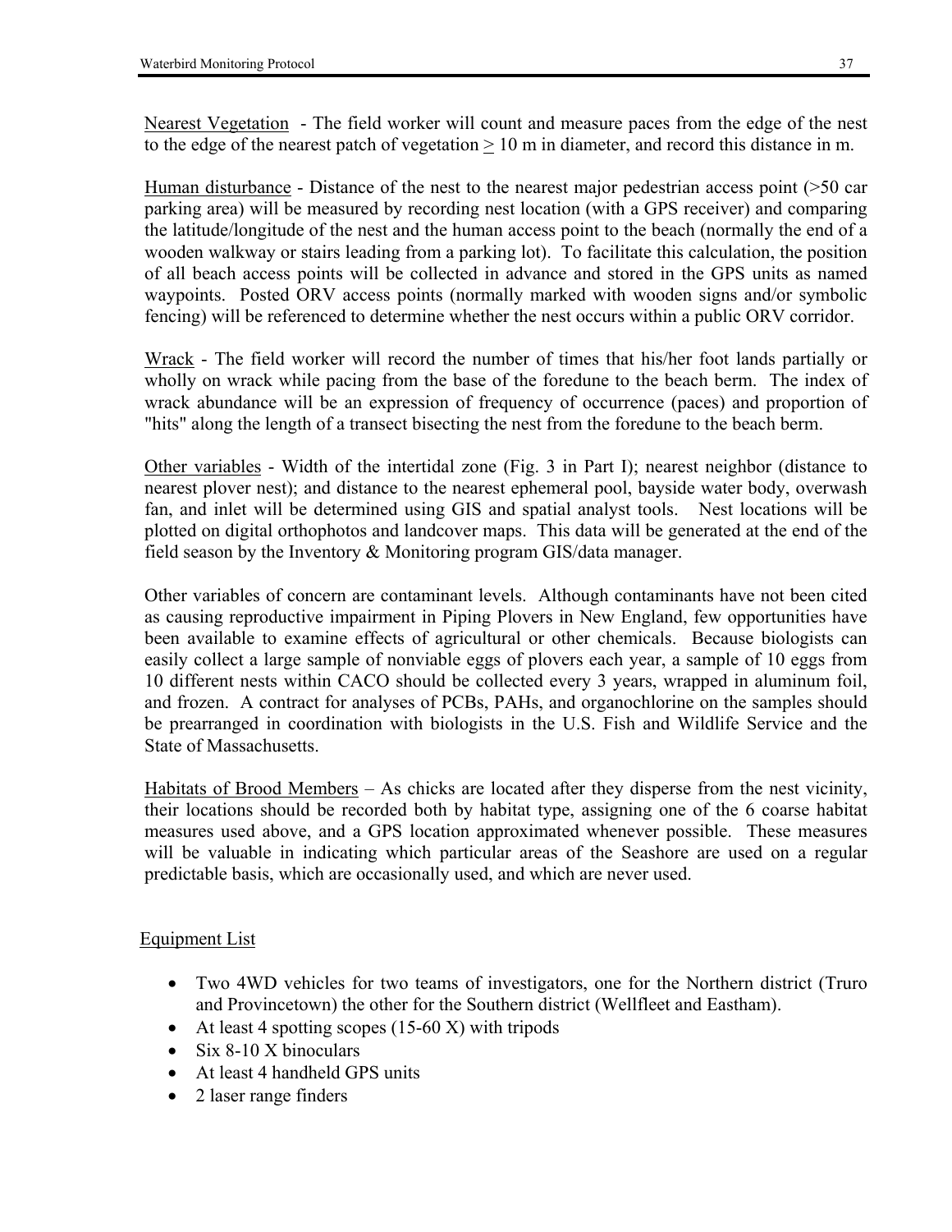Nearest Vegetation - The field worker will count and measure paces from the edge of the nest to the edge of the nearest patch of vegetation $\geq$ 10 m in diameter, and record this distance in m.

Human disturbance - Distance of the nest to the nearest major pedestrian access point (>50 car parking area) will be measured by recording nest location (with a GPS receiver) and comparing the latitude/longitude of the nest and the human access point to the beach (normally the end of a wooden walkway or stairs leading from a parking lot). To facilitate this calculation, the position of all beach access points will be collected in advance and stored in the GPS units as named waypoints. Posted ORV access points (normally marked with wooden signs and/or symbolic fencing) will be referenced to determine whether the nest occurs within a public ORV corridor.

Wrack - The field worker will record the number of times that his/her foot lands partially or wholly on wrack while pacing from the base of the foredune to the beach berm. The index of wrack abundance will be an expression of frequency of occurrence (paces) and proportion of "hits" along the length of a transect bisecting the nest from the foredune to the beach berm.

Other variables - Width of the intertidal zone (Fig. 3 in Part I); nearest neighbor (distance to nearest plover nest); and distance to the nearest ephemeral pool, bayside water body, overwash fan, and inlet will be determined using GIS and spatial analyst tools. Nest locations will be plotted on digital orthophotos and landcover maps. This data will be generated at the end of the field season by the Inventory & Monitoring program GIS/data manager.

Other variables of concern are contaminant levels. Although contaminants have not been cited as causing reproductive impairment in Piping Plovers in New England, few opportunities have been available to examine effects of agricultural or other chemicals. Because biologists can easily collect a large sample of nonviable eggs of plovers each year, a sample of 10 eggs from 10 different nests within CACO should be collected every 3 years, wrapped in aluminum foil, and frozen. A contract for analyses of PCBs, PAHs, and organochlorine on the samples should be prearranged in coordination with biologists in the U.S. Fish and Wildlife Service and the State of Massachusetts.

Habitats of Brood Members – As chicks are located after they disperse from the nest vicinity, their locations should be recorded both by habitat type, assigning one of the 6 coarse habitat measures used above, and a GPS location approximated whenever possible. These measures will be valuable in indicating which particular areas of the Seashore are used on a regular predictable basis, which are occasionally used, and which are never used.

Equipment List

- Two 4WD vehicles for two teams of investigators, one for the Northern district (Truro and Provincetown) the other for the Southern district (Wellfleet and Eastham).
- At least 4 spotting scopes (15-60 X) with tripods
- Six 8-10 X binoculars
- At least 4 handheld GPS units
- 2 laser range finders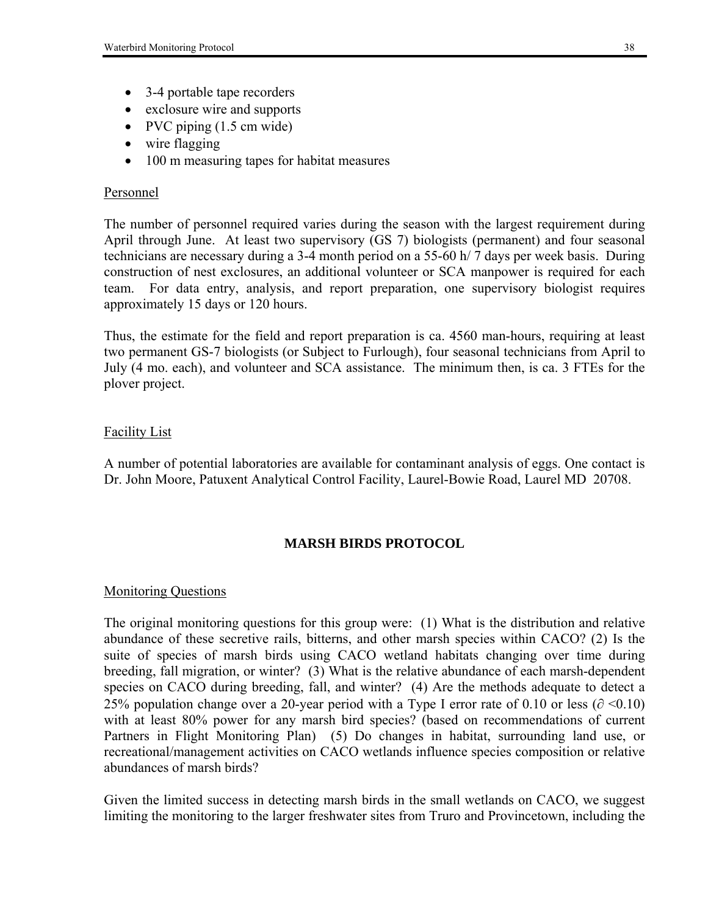- 3-4 portable tape recorders
- exclosure wire and supports
- PVC piping (1.5 cm wide)
- wire flagging
- 100 m measuring tapes for habitat measures

Personnel

The number of personnel required varies during the season with the largest requirement during April through June. At least two supervisory (GS 7) biologists (permanent) and four seasonal technicians are necessary during a 3-4 month period on a 55-60 h/ 7 days per week basis. During construction of nest exclosures, an additional volunteer or SCA manpower is required for each team. For data entry, analysis, and report preparation, one supervisory biologist requires approximately 15 days or 120 hours.

Thus, the estimate for the field and report preparation is ca. 4560 man-hours, requiring at least two permanent GS-7 biologists (or Subject to Furlough), four seasonal technicians from April to July (4 mo. each), and volunteer and SCA assistance. The minimum then, is ca. 3 FTEs for the plover project.

Facility List

A number of potential laboratories are available for contaminant analysis of eggs. One contact is Dr. John Moore, Patuxent Analytical Control Facility, Laurel-Bowie Road, Laurel MD 20708.

## MARSH BIRDS PROTOCOL

Monitoring Questions

The original monitoring questions for this group were: (1) What is the distribution and relative abundance of these secretive rails, bitterns, and other marsh species within CACO? (2) Is the suite of species of marsh birds using CACO wetland habitats changing over time during breeding, fall migration, or winter? (3) What is the relative abundance of each marsh-dependent species on CACO during breeding, fall, and winter? (4) Are the methods adequate to detect a 25% population change over a 20-year period with a Type I error rate of 0.10 or less ($\partial < 0.10$) with at least 80% power for any marsh bird species? (based on recommendations of current Partners in Flight Monitoring Plan) (5) Do changes in habitat, surrounding land use, or recreational/management activities on CACO wetlands influence species composition or relative abundances of marsh birds?

Given the limited success in detecting marsh birds in the small wetlands on CACO, we suggest limiting the monitoring to the larger freshwater sites from Truro and Provincetown, including the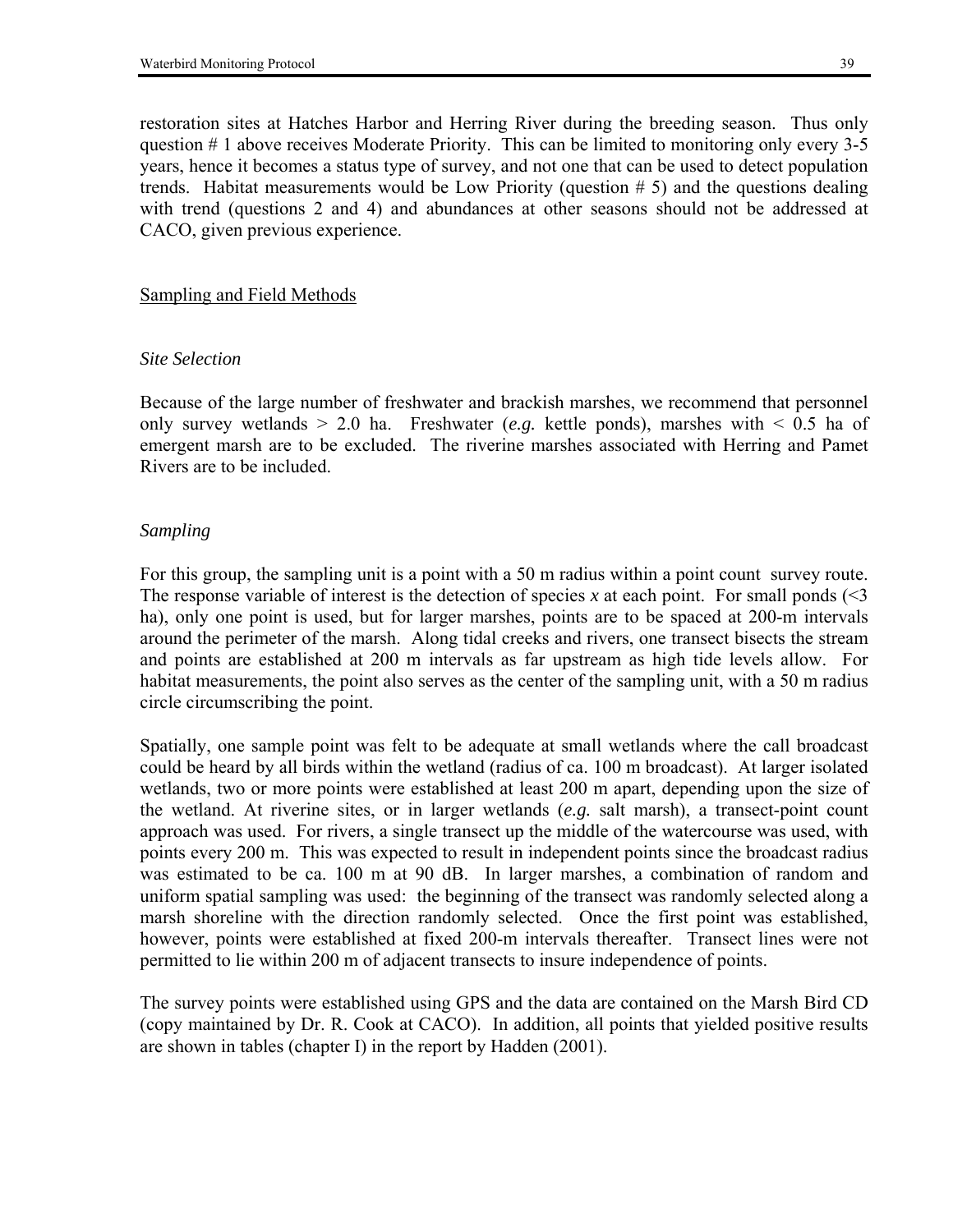restoration sites at Hatches Harbor and Herring River during the breeding season. Thus only question # 1 above receives Moderate Priority. This can be limited to monitoring only every 3-5 years, hence it becomes a status type of survey, and not one that can be used to detect population trends. Habitat measurements would be Low Priority (question # 5) and the questions dealing with trend (questions 2 and 4) and abundances at other seasons should not be addressed at CACO, given previous experience.

## Sampling and Field Methods

### *Site Selection*

Because of the large number of freshwater and brackish marshes, we recommend that personnel only survey wetlands > 2.0 ha. Freshwater (*e.g.* kettle ponds), marshes with < 0.5 ha of emergent marsh are to be excluded. The riverine marshes associated with Herring and Pamet Rivers are to be included.

### *Sampling*

For this group, the sampling unit is a point with a 50 m radius within a point count survey route. The response variable of interest is the detection of species *x* at each point. For small ponds (<3 ha), only one point is used, but for larger marshes, points are to be spaced at 200-m intervals around the perimeter of the marsh. Along tidal creeks and rivers, one transect bisects the stream and points are established at 200 m intervals as far upstream as high tide levels allow. For habitat measurements, the point also serves as the center of the sampling unit, with a 50 m radius circle circumscribing the point.

Spatially, one sample point was felt to be adequate at small wetlands where the call broadcast could be heard by all birds within the wetland (radius of ca. 100 m broadcast). At larger isolated wetlands, two or more points were established at least 200 m apart, depending upon the size of the wetland. At riverine sites, or in larger wetlands (*e.g.* salt marsh), a transect-point count approach was used. For rivers, a single transect up the middle of the watercourse was used, with points every 200 m. This was expected to result in independent points since the broadcast radius was estimated to be ca. 100 m at 90 dB. In larger marshes, a combination of random and uniform spatial sampling was used: the beginning of the transect was randomly selected along a marsh shoreline with the direction randomly selected. Once the first point was established, however, points were established at fixed 200-m intervals thereafter. Transect lines were not permitted to lie within 200 m of adjacent transects to insure independence of points.

The survey points were established using GPS and the data are contained on the Marsh Bird CD (copy maintained by Dr. R. Cook at CACO). In addition, all points that yielded positive results are shown in tables (chapter I) in the report by Hadden (2001).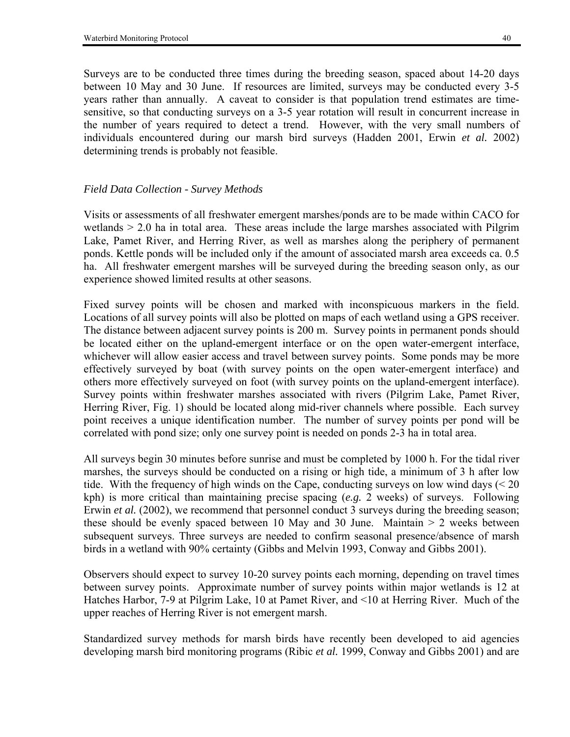Surveys are to be conducted three times during the breeding season, spaced about 14-20 days between 10 May and 30 June. If resources are limited, surveys may be conducted every 3-5 years rather than annually. A caveat to consider is that population trend estimates are time-sensitive, so that conducting surveys on a 3-5 year rotation will result in concurrent increase in the number of years required to detect a trend. However, with the very small numbers of individuals encountered during our marsh bird surveys (Hadden 2001, Erwin *et al.* 2002) determining trends is probably not feasible.

*Field Data Collection - Survey Methods*

Visits or assessments of all freshwater emergent marshes/ponds are to be made within CACO for wetlands > 2.0 ha in total area. These areas include the large marshes associated with Pilgrim Lake, Pamet River, and Herring River, as well as marshes along the periphery of permanent ponds. Kettle ponds will be included only if the amount of associated marsh area exceeds ca. 0.5 ha. All freshwater emergent marshes will be surveyed during the breeding season only, as our experience showed limited results at other seasons.

Fixed survey points will be chosen and marked with inconspicuous markers in the field. Locations of all survey points will also be plotted on maps of each wetland using a GPS receiver. The distance between adjacent survey points is 200 m. Survey points in permanent ponds should be located either on the upland-emergent interface or on the open water-emergent interface, whichever will allow easier access and travel between survey points. Some ponds may be more effectively surveyed by boat (with survey points on the open water-emergent interface) and others more effectively surveyed on foot (with survey points on the upland-emergent interface). Survey points within freshwater marshes associated with rivers (Pilgrim Lake, Pamet River, Herring River, Fig. 1) should be located along mid-river channels where possible. Each survey point receives a unique identification number. The number of survey points per pond will be correlated with pond size; only one survey point is needed on ponds 2-3 ha in total area.

All surveys begin 30 minutes before sunrise and must be completed by 1000 h. For the tidal river marshes, the surveys should be conducted on a rising or high tide, a minimum of 3 h after low tide. With the frequency of high winds on the Cape, conducting surveys on low wind days (< 20 kph) is more critical than maintaining precise spacing (*e.g.* 2 weeks) of surveys. Following Erwin *et al.* (2002), we recommend that personnel conduct 3 surveys during the breeding season; these should be evenly spaced between 10 May and 30 June. Maintain > 2 weeks between subsequent surveys. Three surveys are needed to confirm seasonal presence/absence of marsh birds in a wetland with 90% certainty (Gibbs and Melvin 1993, Conway and Gibbs 2001).

Observers should expect to survey 10-20 survey points each morning, depending on travel times between survey points. Approximate number of survey points within major wetlands is 12 at Hatches Harbor, 7-9 at Pilgrim Lake, 10 at Pamet River, and <10 at Herring River. Much of the upper reaches of Herring River is not emergent marsh.

Standardized survey methods for marsh birds have recently been developed to aid agencies developing marsh bird monitoring programs (Ribic *et al.* 1999, Conway and Gibbs 2001) and are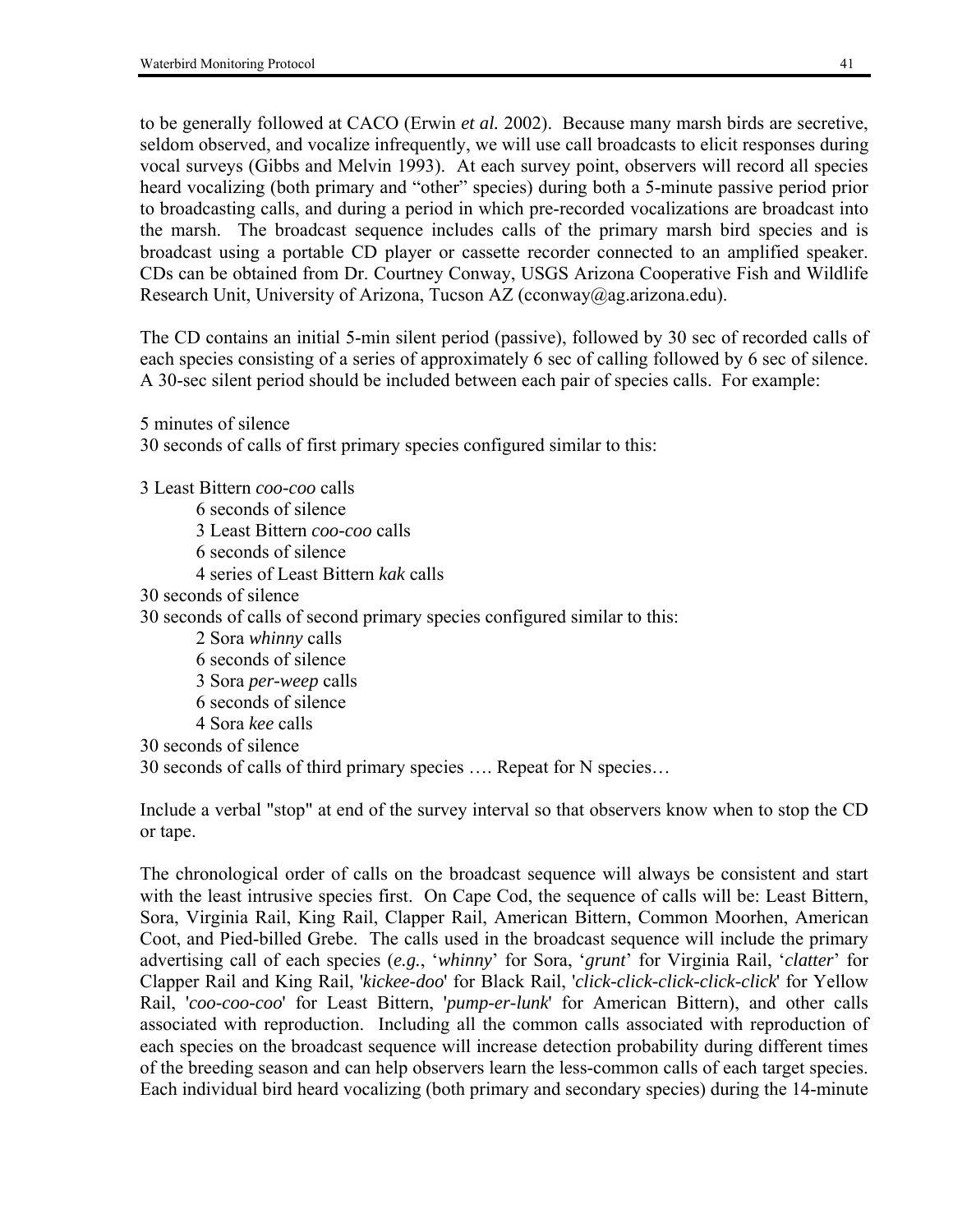to be generally followed at CACO (Erwin *et al.* 2002). Because many marsh birds are secretive, seldom observed, and vocalize infrequently, we will use call broadcasts to elicit responses during vocal surveys (Gibbs and Melvin 1993). At each survey point, observers will record all species heard vocalizing (both primary and "other" species) during both a 5-minute passive period prior to broadcasting calls, and during a period in which pre-recorded vocalizations are broadcast into the marsh. The broadcast sequence includes calls of the primary marsh bird species and is broadcast using a portable CD player or cassette recorder connected to an amplified speaker. CDs can be obtained from Dr. Courtney Conway, USGS Arizona Cooperative Fish and Wildlife Research Unit, University of Arizona, Tucson AZ (cconway@ag.arizona.edu).

The CD contains an initial 5-min silent period (passive), followed by 30 sec of recorded calls of each species consisting of a series of approximately 6 sec of calling followed by 6 sec of silence. A 30-sec silent period should be included between each pair of species calls. For example:

5 minutes of silence  
30 seconds of calls of first primary species configured similar to this:

3 Least Bittern *coo-coo* calls  
    6 seconds of silence  
    3 Least Bittern *coo-coo* calls  
    6 seconds of silence  
    4 series of Least Bittern *kak* calls  
30 seconds of silence  
30 seconds of calls of second primary species configured similar to this:  
    2 Sora *whinny* calls  
    6 seconds of silence  
    3 Sora *per-weep* calls  
    6 seconds of silence  
    4 Sora *kee* calls  
30 seconds of silence  
30 seconds of calls of third primary species …. Repeat for N species…

Include a verbal "stop" at end of the survey interval so that observers know when to stop the CD or tape.

The chronological order of calls on the broadcast sequence will always be consistent and start with the least intrusive species first. On Cape Cod, the sequence of calls will be: Least Bittern, Sora, Virginia Rail, King Rail, Clapper Rail, American Bittern, Common Moorhen, American Coot, and Pied-billed Grebe. The calls used in the broadcast sequence will include the primary advertising call of each species (*e.g.*, '*whinny*' for Sora, '*grunt*' for Virginia Rail, '*clatter*' for Clapper Rail and King Rail, '*kickee-doo*' for Black Rail, '*click-click-click-click-click*' for Yellow Rail, '*coo-coo-coo*' for Least Bittern, '*pump-er-lunk*' for American Bittern), and other calls associated with reproduction. Including all the common calls associated with reproduction of each species on the broadcast sequence will increase detection probability during different times of the breeding season and can help observers learn the less-common calls of each target species. Each individual bird heard vocalizing (both primary and secondary species) during the 14-minute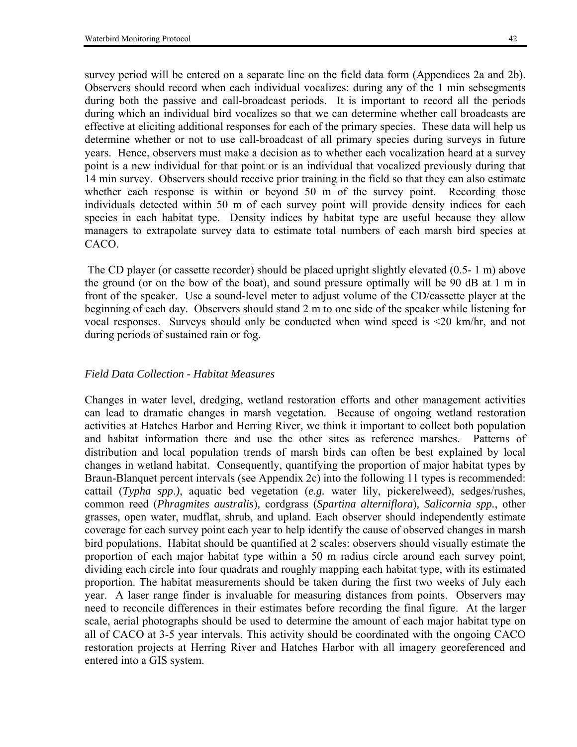survey period will be entered on a separate line on the field data form (Appendices 2a and 2b). Observers should record when each individual vocalizes: during any of the 1 min sebsegments during both the passive and call-broadcast periods. It is important to record all the periods during which an individual bird vocalizes so that we can determine whether call broadcasts are effective at eliciting additional responses for each of the primary species. These data will help us determine whether or not to use call-broadcast of all primary species during surveys in future years. Hence, observers must make a decision as to whether each vocalization heard at a survey point is a new individual for that point or is an individual that vocalized previously during that 14 min survey. Observers should receive prior training in the field so that they can also estimate whether each response is within or beyond 50 m of the survey point. Recording those individuals detected within 50 m of each survey point will provide density indices for each species in each habitat type. Density indices by habitat type are useful because they allow managers to extrapolate survey data to estimate total numbers of each marsh bird species at CACO.

The CD player (or cassette recorder) should be placed upright slightly elevated (0.5- 1 m) above the ground (or on the bow of the boat), and sound pressure optimally will be 90 dB at 1 m in front of the speaker. Use a sound-level meter to adjust volume of the CD/cassette player at the beginning of each day. Observers should stand 2 m to one side of the speaker while listening for vocal responses. Surveys should only be conducted when wind speed is <20 km/hr, and not during periods of sustained rain or fog.

### *Field Data Collection - Habitat Measures*

Changes in water level, dredging, wetland restoration efforts and other management activities can lead to dramatic changes in marsh vegetation. Because of ongoing wetland restoration activities at Hatches Harbor and Herring River, we think it important to collect both population and habitat information there and use the other sites as reference marshes. Patterns of distribution and local population trends of marsh birds can often be best explained by local changes in wetland habitat. Consequently, quantifying the proportion of major habitat types by Braun-Blanquet percent intervals (see Appendix 2c) into the following 11 types is recommended: cattail (*Typha spp.)*, aquatic bed vegetation (*e.g.* water lily, pickerelweed), sedges/rushes, common reed (*Phragmites australis*), cordgrass (*Spartina alterniflora*), *Salicornia spp.*, other grasses, open water, mudflat, shrub, and upland. Each observer should independently estimate coverage for each survey point each year to help identify the cause of observed changes in marsh bird populations. Habitat should be quantified at 2 scales: observers should visually estimate the proportion of each major habitat type within a 50 m radius circle around each survey point, dividing each circle into four quadrats and roughly mapping each habitat type, with its estimated proportion. The habitat measurements should be taken during the first two weeks of July each year. A laser range finder is invaluable for measuring distances from points. Observers may need to reconcile differences in their estimates before recording the final figure. At the larger scale, aerial photographs should be used to determine the amount of each major habitat type on all of CACO at 3-5 year intervals. This activity should be coordinated with the ongoing CACO restoration projects at Herring River and Hatches Harbor with all imagery georeferenced and entered into a GIS system.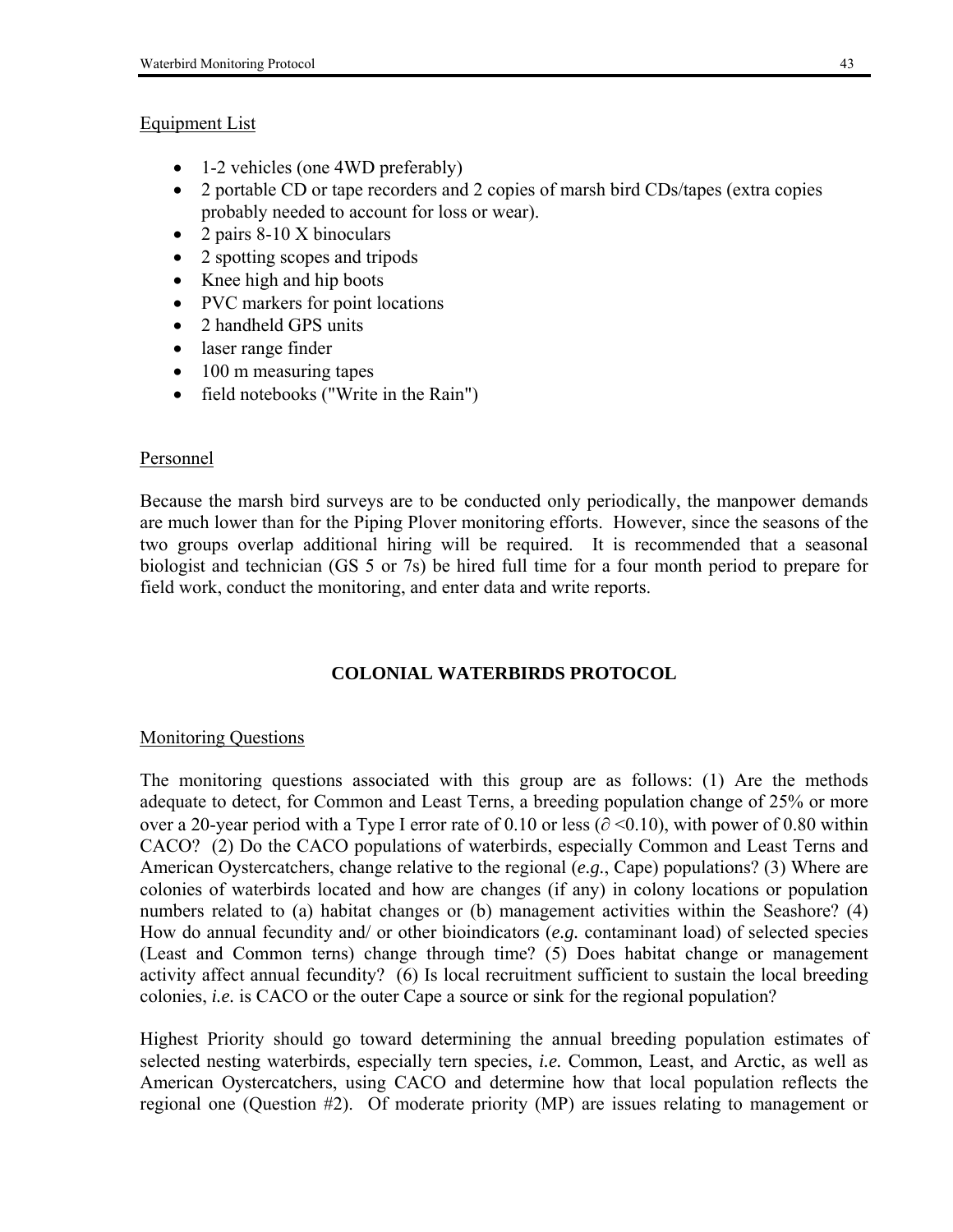Equipment List

- 1-2 vehicles (one 4WD preferably)
- 2 portable CD or tape recorders and 2 copies of marsh bird CDs/tapes (extra copies probably needed to account for loss or wear).
- 2 pairs 8-10 X binoculars
- 2 spotting scopes and tripods
- Knee high and hip boots
- PVC markers for point locations
- 2 handheld GPS units
- laser range finder
- 100 m measuring tapes
- field notebooks ("Write in the Rain")

Personnel

Because the marsh bird surveys are to be conducted only periodically, the manpower demands are much lower than for the Piping Plover monitoring efforts. However, since the seasons of the two groups overlap additional hiring will be required. It is recommended that a seasonal biologist and technician (GS 5 or 7s) be hired full time for a four month period to prepare for field work, conduct the monitoring, and enter data and write reports.

## COLONIAL WATERBIRDS PROTOCOL

Monitoring Questions

The monitoring questions associated with this group are as follows: (1) Are the methods adequate to detect, for Common and Least Terns, a breeding population change of 25% or more over a 20-year period with a Type I error rate of 0.10 or less ($\partial < 0.10$), with power of 0.80 within CACO? (2) Do the CACO populations of waterbirds, especially Common and Least Terns and American Oystercatchers, change relative to the regional (*e.g.*, Cape) populations? (3) Where are colonies of waterbirds located and how are changes (if any) in colony locations or population numbers related to (a) habitat changes or (b) management activities within the Seashore? (4) How do annual fecundity and/ or other bioindicators (*e.g.* contaminant load) of selected species (Least and Common terns) change through time? (5) Does habitat change or management activity affect annual fecundity? (6) Is local recruitment sufficient to sustain the local breeding colonies, *i.e.* is CACO or the outer Cape a source or sink for the regional population?

Highest Priority should go toward determining the annual breeding population estimates of selected nesting waterbirds, especially tern species, *i.e.* Common, Least, and Arctic, as well as American Oystercatchers, using CACO and determine how that local population reflects the regional one (Question #2). Of moderate priority (MP) are issues relating to management or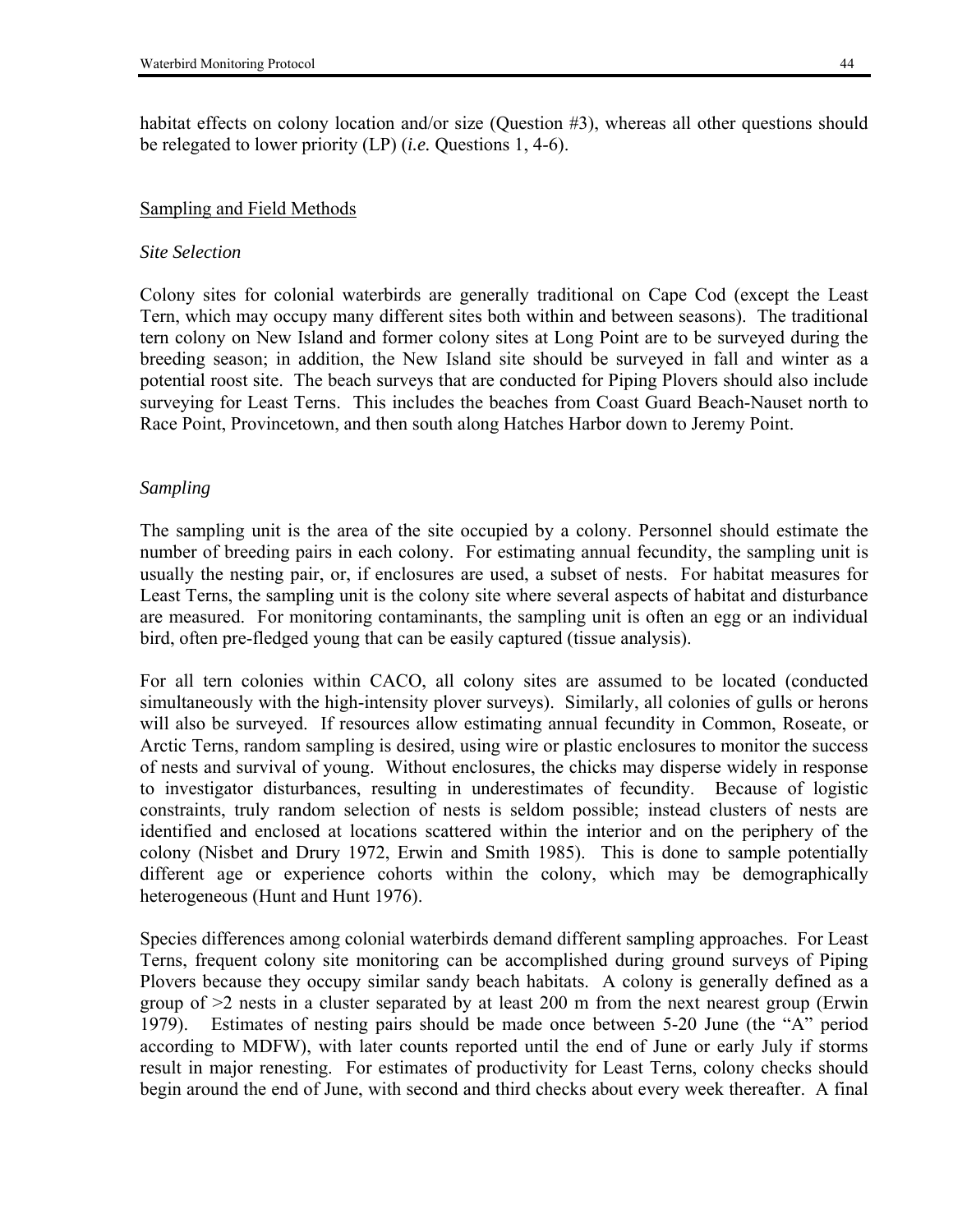habitat effects on colony location and/or size (Question #3), whereas all other questions should be relegated to lower priority (LP) (*i.e.* Questions 1, 4-6).

## Sampling and Field Methods

### *Site Selection*

Colony sites for colonial waterbirds are generally traditional on Cape Cod (except the Least Tern, which may occupy many different sites both within and between seasons). The traditional tern colony on New Island and former colony sites at Long Point are to be surveyed during the breeding season; in addition, the New Island site should be surveyed in fall and winter as a potential roost site. The beach surveys that are conducted for Piping Plovers should also include surveying for Least Terns. This includes the beaches from Coast Guard Beach-Nauset north to Race Point, Provincetown, and then south along Hatches Harbor down to Jeremy Point.

### *Sampling*

The sampling unit is the area of the site occupied by a colony. Personnel should estimate the number of breeding pairs in each colony. For estimating annual fecundity, the sampling unit is usually the nesting pair, or, if enclosures are used, a subset of nests. For habitat measures for Least Terns, the sampling unit is the colony site where several aspects of habitat and disturbance are measured. For monitoring contaminants, the sampling unit is often an egg or an individual bird, often pre-fledged young that can be easily captured (tissue analysis).

For all tern colonies within CACO, all colony sites are assumed to be located (conducted simultaneously with the high-intensity plover surveys). Similarly, all colonies of gulls or herons will also be surveyed. If resources allow estimating annual fecundity in Common, Roseate, or Arctic Terns, random sampling is desired, using wire or plastic enclosures to monitor the success of nests and survival of young. Without enclosures, the chicks may disperse widely in response to investigator disturbances, resulting in underestimates of fecundity. Because of logistic constraints, truly random selection of nests is seldom possible; instead clusters of nests are identified and enclosed at locations scattered within the interior and on the periphery of the colony (Nisbet and Drury 1972, Erwin and Smith 1985). This is done to sample potentially different age or experience cohorts within the colony, which may be demographically heterogeneous (Hunt and Hunt 1976).

Species differences among colonial waterbirds demand different sampling approaches. For Least Terns, frequent colony site monitoring can be accomplished during ground surveys of Piping Plovers because they occupy similar sandy beach habitats. A colony is generally defined as a group of >2 nests in a cluster separated by at least 200 m from the next nearest group (Erwin 1979). Estimates of nesting pairs should be made once between 5-20 June (the "A" period according to MDFW), with later counts reported until the end of June or early July if storms result in major renesting. For estimates of productivity for Least Terns, colony checks should begin around the end of June, with second and third checks about every week thereafter. A final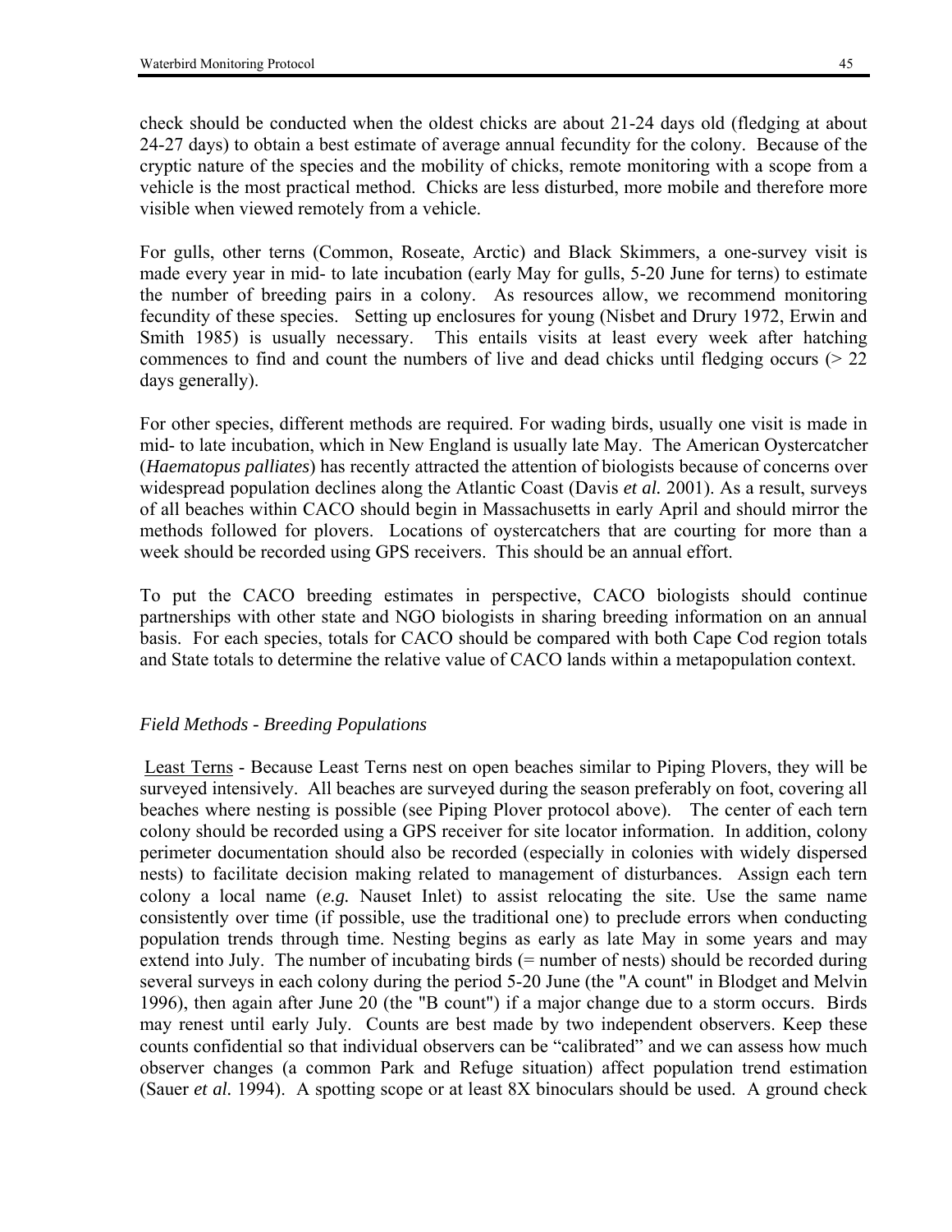check should be conducted when the oldest chicks are about 21-24 days old (fledging at about 24-27 days) to obtain a best estimate of average annual fecundity for the colony. Because of the cryptic nature of the species and the mobility of chicks, remote monitoring with a scope from a vehicle is the most practical method. Chicks are less disturbed, more mobile and therefore more visible when viewed remotely from a vehicle.

For gulls, other terns (Common, Roseate, Arctic) and Black Skimmers, a one-survey visit is made every year in mid- to late incubation (early May for gulls, 5-20 June for terns) to estimate the number of breeding pairs in a colony. As resources allow, we recommend monitoring fecundity of these species. Setting up enclosures for young (Nisbet and Drury 1972, Erwin and Smith 1985) is usually necessary. This entails visits at least every week after hatching commences to find and count the numbers of live and dead chicks until fledging occurs (> 22 days generally).

For other species, different methods are required. For wading birds, usually one visit is made in mid- to late incubation, which in New England is usually late May. The American Oystercatcher (*Haematopus palliates*) has recently attracted the attention of biologists because of concerns over widespread population declines along the Atlantic Coast (Davis *et al.* 2001). As a result, surveys of all beaches within CACO should begin in Massachusetts in early April and should mirror the methods followed for plovers. Locations of oystercatchers that are courting for more than a week should be recorded using GPS receivers. This should be an annual effort.

To put the CACO breeding estimates in perspective, CACO biologists should continue partnerships with other state and NGO biologists in sharing breeding information on an annual basis. For each species, totals for CACO should be compared with both Cape Cod region totals and State totals to determine the relative value of CACO lands within a metapopulation context.

*Field Methods - Breeding Populations*

Least Terns - Because Least Terns nest on open beaches similar to Piping Plovers, they will be surveyed intensively. All beaches are surveyed during the season preferably on foot, covering all beaches where nesting is possible (see Piping Plover protocol above). The center of each tern colony should be recorded using a GPS receiver for site locator information. In addition, colony perimeter documentation should also be recorded (especially in colonies with widely dispersed nests) to facilitate decision making related to management of disturbances. Assign each tern colony a local name (*e.g.* Nauset Inlet) to assist relocating the site. Use the same name consistently over time (if possible, use the traditional one) to preclude errors when conducting population trends through time. Nesting begins as early as late May in some years and may extend into July. The number of incubating birds (= number of nests) should be recorded during several surveys in each colony during the period 5-20 June (the "A count" in Blodget and Melvin 1996), then again after June 20 (the "B count") if a major change due to a storm occurs. Birds may renest until early July. Counts are best made by two independent observers. Keep these counts confidential so that individual observers can be "calibrated" and we can assess how much observer changes (a common Park and Refuge situation) affect population trend estimation (Sauer *et al.* 1994). A spotting scope or at least 8X binoculars should be used. A ground check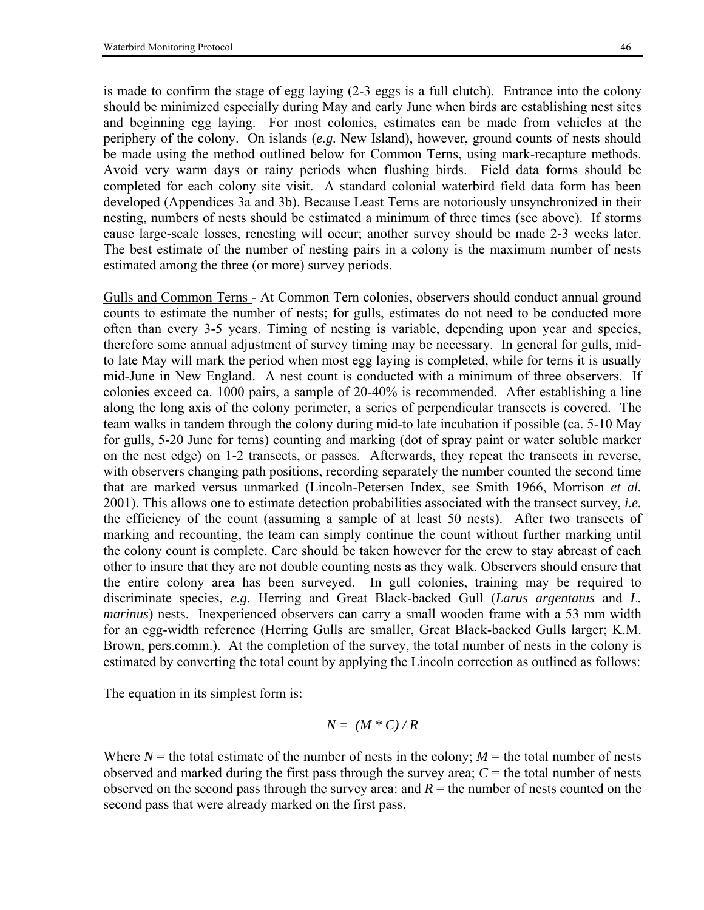is made to confirm the stage of egg laying (2-3 eggs is a full clutch). Entrance into the colony should be minimized especially during May and early June when birds are establishing nest sites and beginning egg laying. For most colonies, estimates can be made from vehicles at the periphery of the colony. On islands (*e.g.* New Island), however, ground counts of nests should be made using the method outlined below for Common Terns, using mark-recapture methods. Avoid very warm days or rainy periods when flushing birds. Field data forms should be completed for each colony site visit. A standard colonial waterbird field data form has been developed (Appendices 3a and 3b). Because Least Terns are notoriously unsynchronized in their nesting, numbers of nests should be estimated a minimum of three times (see above). If storms cause large-scale losses, renesting will occur; another survey should be made 2-3 weeks later. The best estimate of the number of nesting pairs in a colony is the maximum number of nests estimated among the three (or more) survey periods.

<u>Gulls and Common Terns</u> - At Common Tern colonies, observers should conduct annual ground counts to estimate the number of nests; for gulls, estimates do not need to be conducted more often than every 3-5 years. Timing of nesting is variable, depending upon year and species, therefore some annual adjustment of survey timing may be necessary. In general for gulls, mid- to late May will mark the period when most egg laying is completed, while for terns it is usually mid-June in New England. A nest count is conducted with a minimum of three observers. If colonies exceed ca. 1000 pairs, a sample of 20-40% is recommended. After establishing a line along the long axis of the colony perimeter, a series of perpendicular transects is covered. The team walks in tandem through the colony during mid-to late incubation if possible (ca. 5-10 May for gulls, 5-20 June for terns) counting and marking (dot of spray paint or water soluble marker on the nest edge) on 1-2 transects, or passes. Afterwards, they repeat the transects in reverse, with observers changing path positions, recording separately the number counted the second time that are marked versus unmarked (Lincoln-Petersen Index, see Smith 1966, Morrison *et al.* 2001). This allows one to estimate detection probabilities associated with the transect survey, *i.e.* the efficiency of the count (assuming a sample of at least 50 nests). After two transects of marking and recounting, the team can simply continue the count without further marking until the colony count is complete. Care should be taken however for the crew to stay abreast of each other to insure that they are not double counting nests as they walk. Observers should ensure that the entire colony area has been surveyed. In gull colonies, training may be required to discriminate species, *e.g.* Herring and Great Black-backed Gull (*Larus argentatus* and *L. marinus*) nests. Inexperienced observers can carry a small wooden frame with a 53 mm width for an egg-width reference (Herring Gulls are smaller, Great Black-backed Gulls larger; K.M. Brown, pers.comm.). At the completion of the survey, the total number of nests in the colony is estimated by converting the total count by applying the Lincoln correction as outlined as follows:

The equation in its simplest form is:

$$N = (M * C) / R$$

Where $N$ = the total estimate of the number of nests in the colony; $M$ = the total number of nests observed and marked during the first pass through the survey area; $C$ = the total number of nests observed on the second pass through the survey area: and $R$ = the number of nests counted on the second pass that were already marked on the first pass.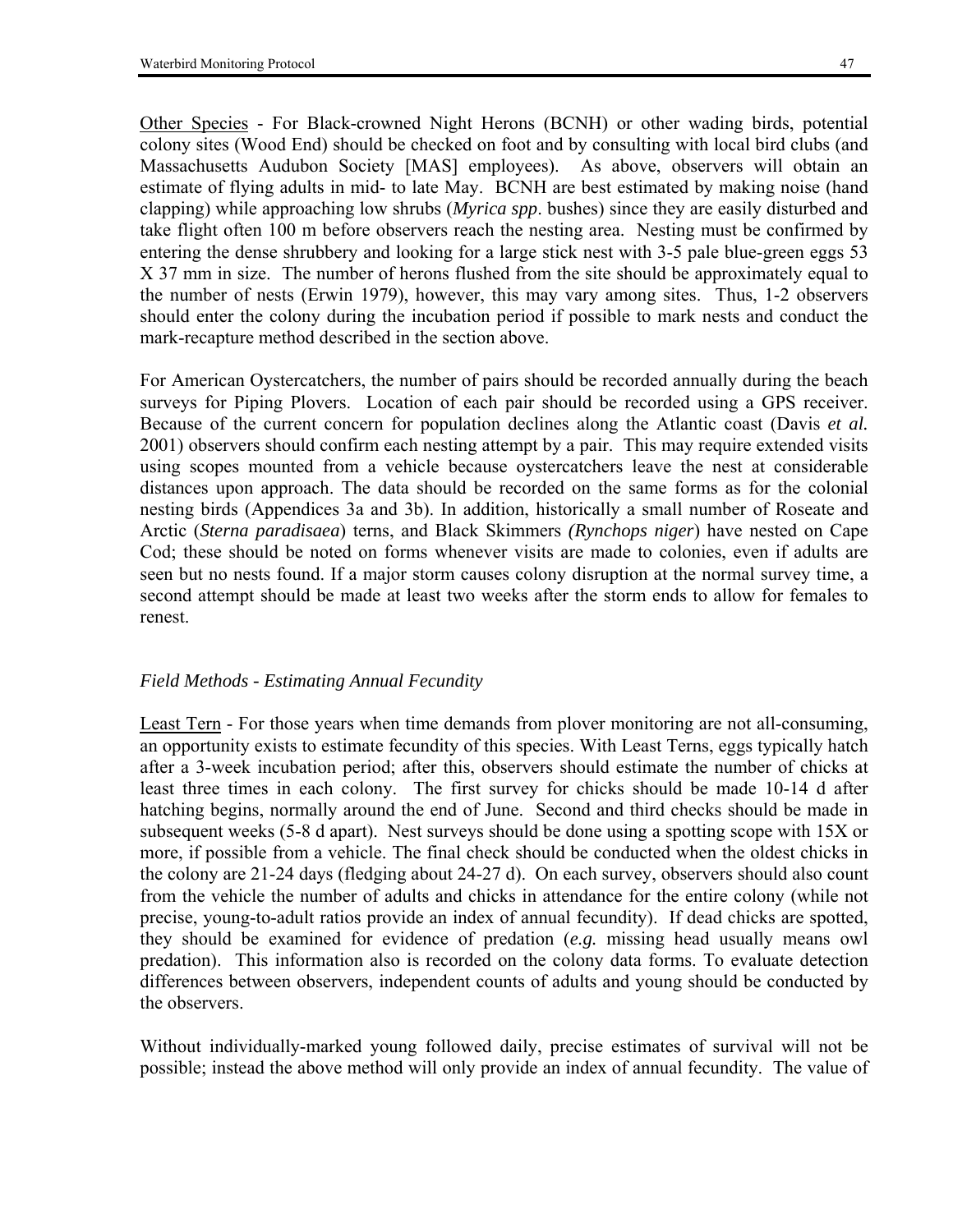Other Species - For Black-crowned Night Herons (BCNH) or other wading birds, potential colony sites (Wood End) should be checked on foot and by consulting with local bird clubs (and Massachusetts Audubon Society [MAS] employees). As above, observers will obtain an estimate of flying adults in mid- to late May. BCNH are best estimated by making noise (hand clapping) while approaching low shrubs (*Myrica spp*. bushes) since they are easily disturbed and take flight often 100 m before observers reach the nesting area. Nesting must be confirmed by entering the dense shrubbery and looking for a large stick nest with 3-5 pale blue-green eggs 53 X 37 mm in size. The number of herons flushed from the site should be approximately equal to the number of nests (Erwin 1979), however, this may vary among sites. Thus, 1-2 observers should enter the colony during the incubation period if possible to mark nests and conduct the mark-recapture method described in the section above.

For American Oystercatchers, the number of pairs should be recorded annually during the beach surveys for Piping Plovers. Location of each pair should be recorded using a GPS receiver. Because of the current concern for population declines along the Atlantic coast (Davis *et al.* 2001) observers should confirm each nesting attempt by a pair. This may require extended visits using scopes mounted from a vehicle because oystercatchers leave the nest at considerable distances upon approach. The data should be recorded on the same forms as for the colonial nesting birds (Appendices 3a and 3b). In addition, historically a small number of Roseate and Arctic (*Sterna paradisaea*) terns, and Black Skimmers *(Rynchops niger*) have nested on Cape Cod; these should be noted on forms whenever visits are made to colonies, even if adults are seen but no nests found. If a major storm causes colony disruption at the normal survey time, a second attempt should be made at least two weeks after the storm ends to allow for females to renest.

*Field Methods - Estimating Annual Fecundity*

Least Tern - For those years when time demands from plover monitoring are not all-consuming, an opportunity exists to estimate fecundity of this species. With Least Terns, eggs typically hatch after a 3-week incubation period; after this, observers should estimate the number of chicks at least three times in each colony. The first survey for chicks should be made 10-14 d after hatching begins, normally around the end of June. Second and third checks should be made in subsequent weeks (5-8 d apart). Nest surveys should be done using a spotting scope with 15X or more, if possible from a vehicle. The final check should be conducted when the oldest chicks in the colony are 21-24 days (fledging about 24-27 d). On each survey, observers should also count from the vehicle the number of adults and chicks in attendance for the entire colony (while not precise, young-to-adult ratios provide an index of annual fecundity). If dead chicks are spotted, they should be examined for evidence of predation (*e.g.* missing head usually means owl predation). This information also is recorded on the colony data forms. To evaluate detection differences between observers, independent counts of adults and young should be conducted by the observers.

Without individually-marked young followed daily, precise estimates of survival will not be possible; instead the above method will only provide an index of annual fecundity. The value of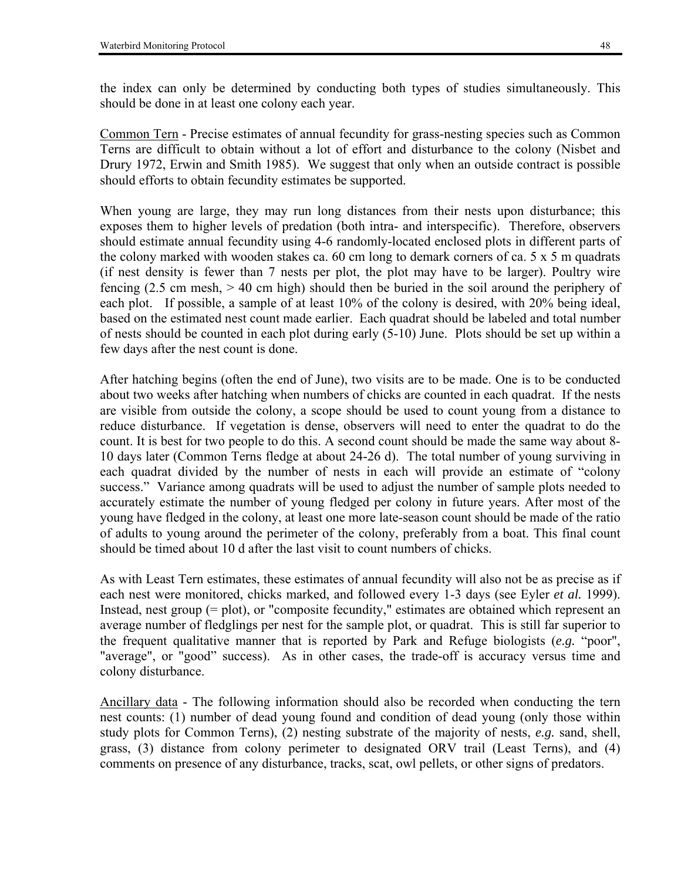the index can only be determined by conducting both types of studies simultaneously. This should be done in at least one colony each year.

Common Tern - Precise estimates of annual fecundity for grass-nesting species such as Common Terns are difficult to obtain without a lot of effort and disturbance to the colony (Nisbet and Drury 1972, Erwin and Smith 1985). We suggest that only when an outside contract is possible should efforts to obtain fecundity estimates be supported.

When young are large, they may run long distances from their nests upon disturbance; this exposes them to higher levels of predation (both intra- and interspecific). Therefore, observers should estimate annual fecundity using 4-6 randomly-located enclosed plots in different parts of the colony marked with wooden stakes ca. 60 cm long to demark corners of ca. 5 x 5 m quadrats (if nest density is fewer than 7 nests per plot, the plot may have to be larger). Poultry wire fencing (2.5 cm mesh, > 40 cm high) should then be buried in the soil around the periphery of each plot. If possible, a sample of at least 10% of the colony is desired, with 20% being ideal, based on the estimated nest count made earlier. Each quadrat should be labeled and total number of nests should be counted in each plot during early (5-10) June. Plots should be set up within a few days after the nest count is done.

After hatching begins (often the end of June), two visits are to be made. One is to be conducted about two weeks after hatching when numbers of chicks are counted in each quadrat. If the nests are visible from outside the colony, a scope should be used to count young from a distance to reduce disturbance. If vegetation is dense, observers will need to enter the quadrat to do the count. It is best for two people to do this. A second count should be made the same way about 8-10 days later (Common Terns fledge at about 24-26 d). The total number of young surviving in each quadrat divided by the number of nests in each will provide an estimate of "colony success." Variance among quadrats will be used to adjust the number of sample plots needed to accurately estimate the number of young fledged per colony in future years. After most of the young have fledged in the colony, at least one more late-season count should be made of the ratio of adults to young around the perimeter of the colony, preferably from a boat. This final count should be timed about 10 d after the last visit to count numbers of chicks.

As with Least Tern estimates, these estimates of annual fecundity will also not be as precise as if each nest were monitored, chicks marked, and followed every 1-3 days (see Eyler *et al.* 1999). Instead, nest group (= plot), or "composite fecundity," estimates are obtained which represent an average number of fledglings per nest for the sample plot, or quadrat. This is still far superior to the frequent qualitative manner that is reported by Park and Refuge biologists (*e.g.* "poor", "average", or "good" success). As in other cases, the trade-off is accuracy versus time and colony disturbance.

Ancillary data - The following information should also be recorded when conducting the tern nest counts: (1) number of dead young found and condition of dead young (only those within study plots for Common Terns), (2) nesting substrate of the majority of nests, *e.g.* sand, shell, grass, (3) distance from colony perimeter to designated ORV trail (Least Terns), and (4) comments on presence of any disturbance, tracks, scat, owl pellets, or other signs of predators.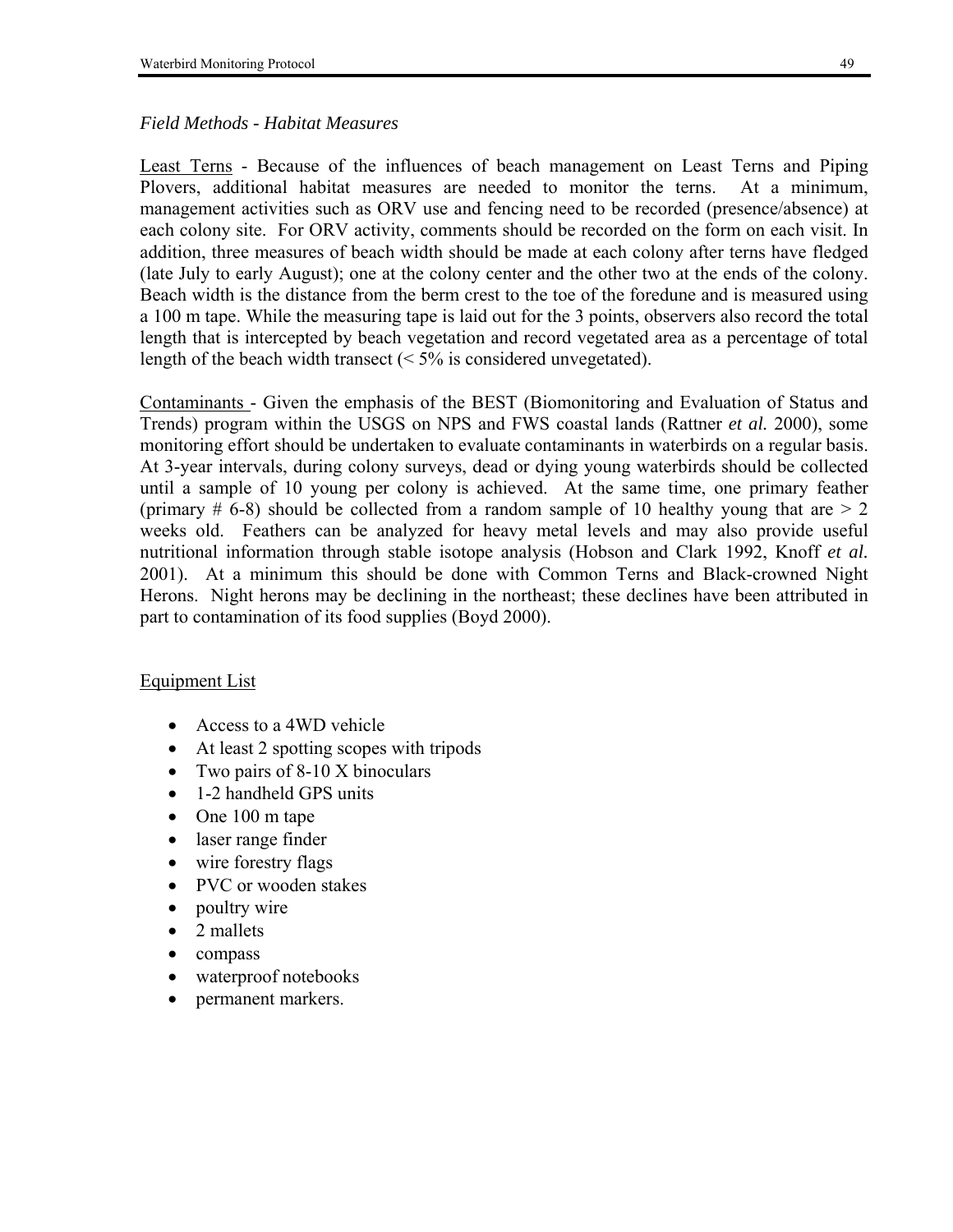*Field Methods - Habitat Measures*

Least Terns - Because of the influences of beach management on Least Terns and Piping Plovers, additional habitat measures are needed to monitor the terns. At a minimum, management activities such as ORV use and fencing need to be recorded (presence/absence) at each colony site. For ORV activity, comments should be recorded on the form on each visit. In addition, three measures of beach width should be made at each colony after terns have fledged (late July to early August); one at the colony center and the other two at the ends of the colony. Beach width is the distance from the berm crest to the toe of the foredune and is measured using a 100 m tape. While the measuring tape is laid out for the 3 points, observers also record the total length that is intercepted by beach vegetation and record vegetated area as a percentage of total length of the beach width transect (< 5% is considered unvegetated).

Contaminants - Given the emphasis of the BEST (Biomonitoring and Evaluation of Status and Trends) program within the USGS on NPS and FWS coastal lands (Rattner *et al.* 2000), some monitoring effort should be undertaken to evaluate contaminants in waterbirds on a regular basis. At 3-year intervals, during colony surveys, dead or dying young waterbirds should be collected until a sample of 10 young per colony is achieved. At the same time, one primary feather (primary # 6-8) should be collected from a random sample of 10 healthy young that are > 2 weeks old. Feathers can be analyzed for heavy metal levels and may also provide useful nutritional information through stable isotope analysis (Hobson and Clark 1992, Knoff *et al.* 2001). At a minimum this should be done with Common Terns and Black-crowned Night Herons. Night herons may be declining in the northeast; these declines have been attributed in part to contamination of its food supplies (Boyd 2000).

Equipment List

- Access to a 4WD vehicle
- At least 2 spotting scopes with tripods
- Two pairs of 8-10 X binoculars
- 1-2 handheld GPS units
- One 100 m tape
- laser range finder
- wire forestry flags
- PVC or wooden stakes
- poultry wire
- 2 mallets
- compass
- waterproof notebooks
- permanent markers.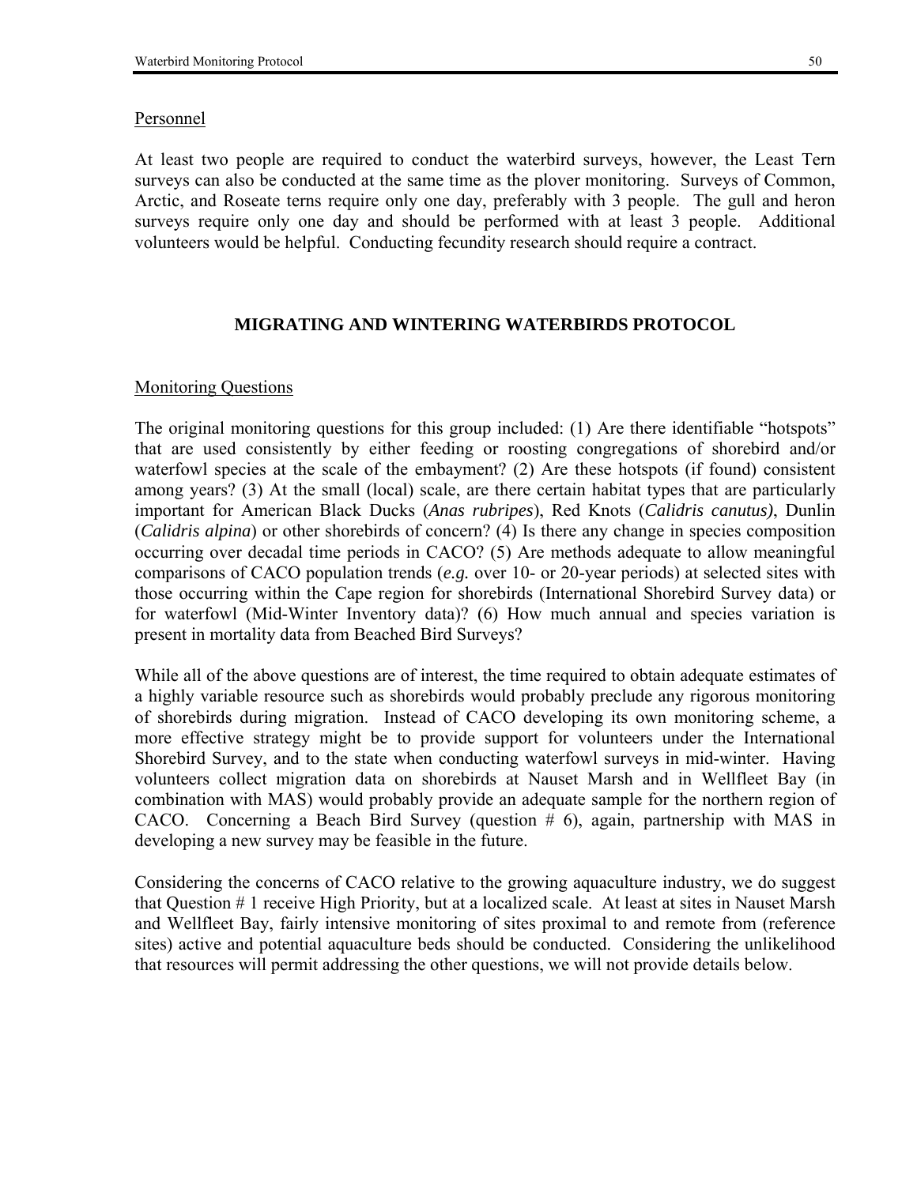Personnel

At least two people are required to conduct the waterbird surveys, however, the Least Tern surveys can also be conducted at the same time as the plover monitoring. Surveys of Common, Arctic, and Roseate terns require only one day, preferably with 3 people. The gull and heron surveys require only one day and should be performed with at least 3 people. Additional volunteers would be helpful. Conducting fecundity research should require a contract.

## MIGRATING AND WINTERING WATERBIRDS PROTOCOL

Monitoring Questions

The original monitoring questions for this group included: (1) Are there identifiable "hotspots" that are used consistently by either feeding or roosting congregations of shorebird and/or waterfowl species at the scale of the embayment? (2) Are these hotspots (if found) consistent among years? (3) At the small (local) scale, are there certain habitat types that are particularly important for American Black Ducks (*Anas rubripes*), Red Knots (*Calidris canutus)*, Dunlin (*Calidris alpina*) or other shorebirds of concern? (4) Is there any change in species composition occurring over decadal time periods in CACO? (5) Are methods adequate to allow meaningful comparisons of CACO population trends (*e.g.* over 10- or 20-year periods) at selected sites with those occurring within the Cape region for shorebirds (International Shorebird Survey data) or for waterfowl (Mid-Winter Inventory data)? (6) How much annual and species variation is present in mortality data from Beached Bird Surveys?

While all of the above questions are of interest, the time required to obtain adequate estimates of a highly variable resource such as shorebirds would probably preclude any rigorous monitoring of shorebirds during migration. Instead of CACO developing its own monitoring scheme, a more effective strategy might be to provide support for volunteers under the International Shorebird Survey, and to the state when conducting waterfowl surveys in mid-winter. Having volunteers collect migration data on shorebirds at Nauset Marsh and in Wellfleet Bay (in combination with MAS) would probably provide an adequate sample for the northern region of CACO. Concerning a Beach Bird Survey (question # 6), again, partnership with MAS in developing a new survey may be feasible in the future.

Considering the concerns of CACO relative to the growing aquaculture industry, we do suggest that Question # 1 receive High Priority, but at a localized scale. At least at sites in Nauset Marsh and Wellfleet Bay, fairly intensive monitoring of sites proximal to and remote from (reference sites) active and potential aquaculture beds should be conducted. Considering the unlikelihood that resources will permit addressing the other questions, we will not provide details below.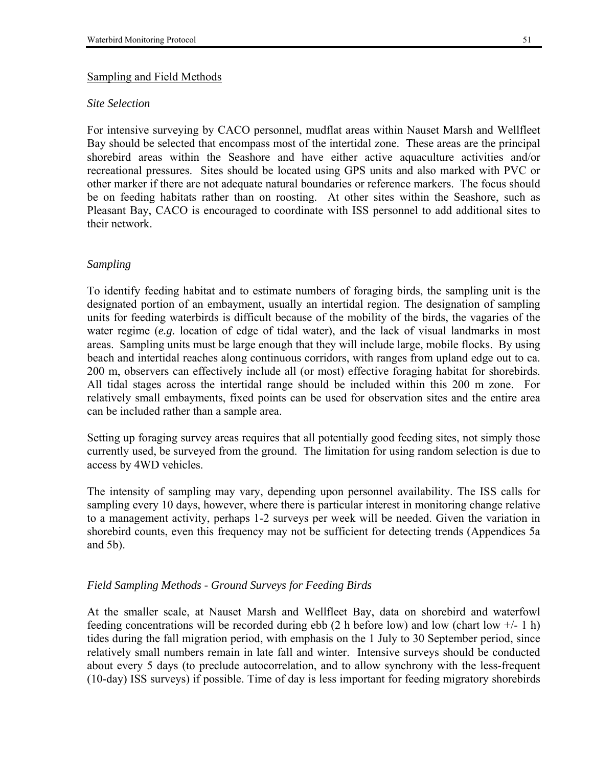## Sampling and Field Methods

*Site Selection*

For intensive surveying by CACO personnel, mudflat areas within Nauset Marsh and Wellfleet Bay should be selected that encompass most of the intertidal zone. These areas are the principal shorebird areas within the Seashore and have either active aquaculture activities and/or recreational pressures. Sites should be located using GPS units and also marked with PVC or other marker if there are not adequate natural boundaries or reference markers. The focus should be on feeding habitats rather than on roosting. At other sites within the Seashore, such as Pleasant Bay, CACO is encouraged to coordinate with ISS personnel to add additional sites to their network.

*Sampling*

To identify feeding habitat and to estimate numbers of foraging birds, the sampling unit is the designated portion of an embayment, usually an intertidal region. The designation of sampling units for feeding waterbirds is difficult because of the mobility of the birds, the vagaries of the water regime (*e.g.* location of edge of tidal water), and the lack of visual landmarks in most areas. Sampling units must be large enough that they will include large, mobile flocks. By using beach and intertidal reaches along continuous corridors, with ranges from upland edge out to ca. 200 m, observers can effectively include all (or most) effective foraging habitat for shorebirds. All tidal stages across the intertidal range should be included within this 200 m zone. For relatively small embayments, fixed points can be used for observation sites and the entire area can be included rather than a sample area.

Setting up foraging survey areas requires that all potentially good feeding sites, not simply those currently used, be surveyed from the ground. The limitation for using random selection is due to access by 4WD vehicles.

The intensity of sampling may vary, depending upon personnel availability. The ISS calls for sampling every 10 days, however, where there is particular interest in monitoring change relative to a management activity, perhaps 1-2 surveys per week will be needed. Given the variation in shorebird counts, even this frequency may not be sufficient for detecting trends (Appendices 5a and 5b).

*Field Sampling Methods - Ground Surveys for Feeding Birds*

At the smaller scale, at Nauset Marsh and Wellfleet Bay, data on shorebird and waterfowl feeding concentrations will be recorded during ebb (2 h before low) and low (chart low +/- 1 h) tides during the fall migration period, with emphasis on the 1 July to 30 September period, since relatively small numbers remain in late fall and winter. Intensive surveys should be conducted about every 5 days (to preclude autocorrelation, and to allow synchrony with the less-frequent (10-day) ISS surveys) if possible. Time of day is less important for feeding migratory shorebirds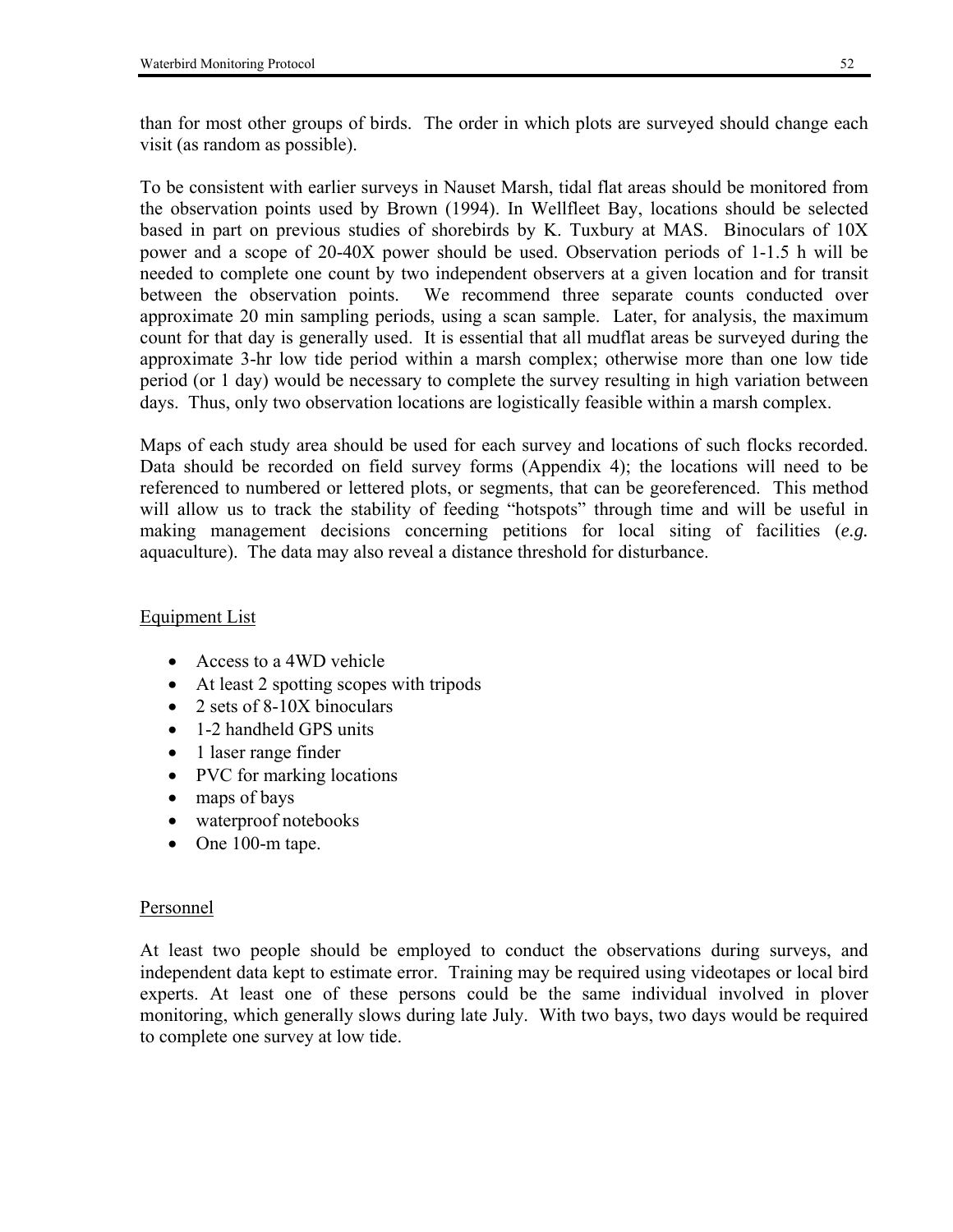than for most other groups of birds. The order in which plots are surveyed should change each visit (as random as possible).

To be consistent with earlier surveys in Nauset Marsh, tidal flat areas should be monitored from the observation points used by Brown (1994). In Wellfleet Bay, locations should be selected based in part on previous studies of shorebirds by K. Tuxbury at MAS. Binoculars of 10X power and a scope of 20-40X power should be used. Observation periods of 1-1.5 h will be needed to complete one count by two independent observers at a given location and for transit between the observation points. We recommend three separate counts conducted over approximate 20 min sampling periods, using a scan sample. Later, for analysis, the maximum count for that day is generally used. It is essential that all mudflat areas be surveyed during the approximate 3-hr low tide period within a marsh complex; otherwise more than one low tide period (or 1 day) would be necessary to complete the survey resulting in high variation between days. Thus, only two observation locations are logistically feasible within a marsh complex.

Maps of each study area should be used for each survey and locations of such flocks recorded. Data should be recorded on field survey forms (Appendix 4); the locations will need to be referenced to numbered or lettered plots, or segments, that can be georeferenced. This method will allow us to track the stability of feeding "hotspots" through time and will be useful in making management decisions concerning petitions for local siting of facilities (*e.g.* aquaculture). The data may also reveal a distance threshold for disturbance.

## Equipment List

- Access to a 4WD vehicle
- At least 2 spotting scopes with tripods
- 2 sets of 8-10X binoculars
- 1-2 handheld GPS units
- 1 laser range finder
- PVC for marking locations
- maps of bays
- waterproof notebooks
- One 100-m tape.

## Personnel

At least two people should be employed to conduct the observations during surveys, and independent data kept to estimate error. Training may be required using videotapes or local bird experts. At least one of these persons could be the same individual involved in plover monitoring, which generally slows during late July. With two bays, two days would be required to complete one survey at low tide.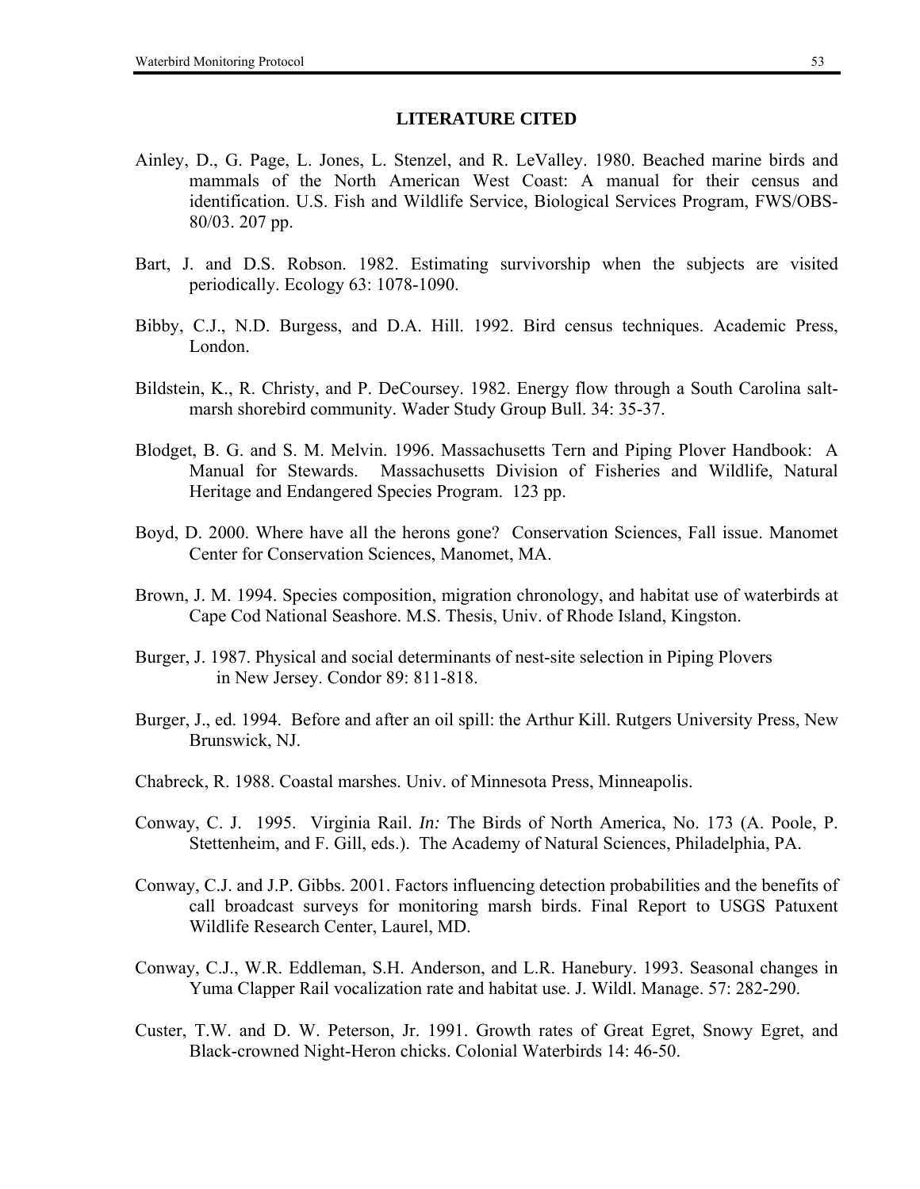## LITERATURE CITED

Ainley, D., G. Page, L. Jones, L. Stenzel, and R. LeValley. 1980. Beached marine birds and mammals of the North American West Coast: A manual for their census and identification. U.S. Fish and Wildlife Service, Biological Services Program, FWS/OBS-80/03. 207 pp.

Bart, J. and D.S. Robson. 1982. Estimating survivorship when the subjects are visited periodically. Ecology 63: 1078-1090.

Bibby, C.J., N.D. Burgess, and D.A. Hill. 1992. Bird census techniques. Academic Press, London.

Bildstein, K., R. Christy, and P. DeCoursey. 1982. Energy flow through a South Carolina salt-marsh shorebird community. Wader Study Group Bull. 34: 35-37.

Blodget, B. G. and S. M. Melvin. 1996. Massachusetts Tern and Piping Plover Handbook: A Manual for Stewards. Massachusetts Division of Fisheries and Wildlife, Natural Heritage and Endangered Species Program. 123 pp.

Boyd, D. 2000. Where have all the herons gone? Conservation Sciences, Fall issue. Manomet Center for Conservation Sciences, Manomet, MA.

Brown, J. M. 1994. Species composition, migration chronology, and habitat use of waterbirds at Cape Cod National Seashore. M.S. Thesis, Univ. of Rhode Island, Kingston.

Burger, J. 1987. Physical and social determinants of nest-site selection in Piping Plovers in New Jersey. Condor 89: 811-818.

Burger, J., ed. 1994. Before and after an oil spill: the Arthur Kill. Rutgers University Press, New Brunswick, NJ.

Chabreck, R. 1988. Coastal marshes. Univ. of Minnesota Press, Minneapolis.

Conway, C. J. 1995. Virginia Rail. *In:* The Birds of North America, No. 173 (A. Poole, P. Stettenheim, and F. Gill, eds.). The Academy of Natural Sciences, Philadelphia, PA.

Conway, C.J. and J.P. Gibbs. 2001. Factors influencing detection probabilities and the benefits of call broadcast surveys for monitoring marsh birds. Final Report to USGS Patuxent Wildlife Research Center, Laurel, MD.

Conway, C.J., W.R. Eddleman, S.H. Anderson, and L.R. Hanebury. 1993. Seasonal changes in Yuma Clapper Rail vocalization rate and habitat use. J. Wildl. Manage. 57: 282-290.

Custer, T.W. and D. W. Peterson, Jr. 1991. Growth rates of Great Egret, Snowy Egret, and Black-crowned Night-Heron chicks. Colonial Waterbirds 14: 46-50.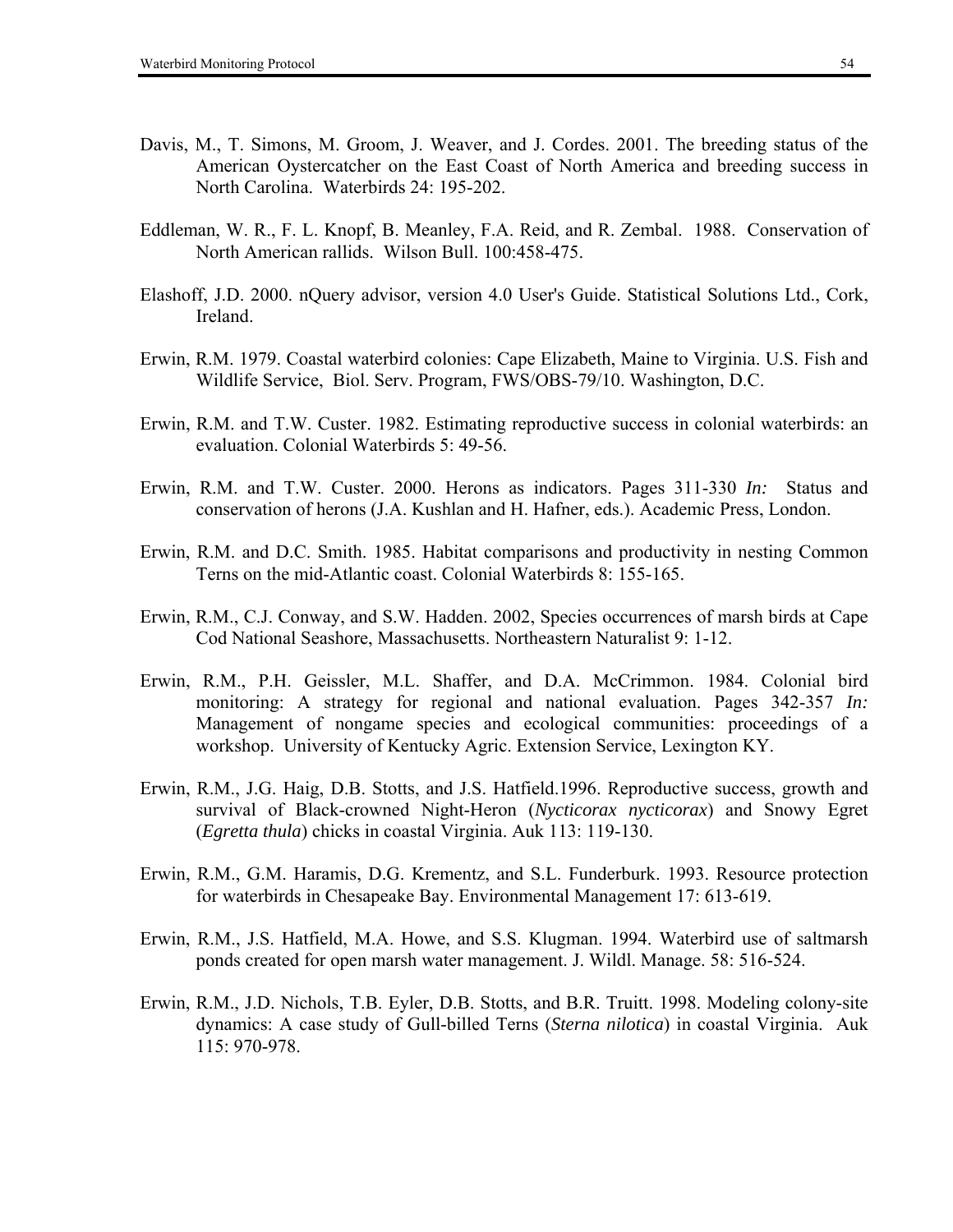Davis, M., T. Simons, M. Groom, J. Weaver, and J. Cordes. 2001. The breeding status of the American Oystercatcher on the East Coast of North America and breeding success in North Carolina. Waterbirds 24: 195-202.

Eddleman, W. R., F. L. Knopf, B. Meanley, F.A. Reid, and R. Zembal. 1988. Conservation of North American rallids. Wilson Bull. 100:458-475.

Elashoff, J.D. 2000. nQuery advisor, version 4.0 User's Guide. Statistical Solutions Ltd., Cork, Ireland.

Erwin, R.M. 1979. Coastal waterbird colonies: Cape Elizabeth, Maine to Virginia. U.S. Fish and Wildlife Service, Biol. Serv. Program, FWS/OBS-79/10. Washington, D.C.

Erwin, R.M. and T.W. Custer. 1982. Estimating reproductive success in colonial waterbirds: an evaluation. Colonial Waterbirds 5: 49-56.

Erwin, R.M. and T.W. Custer. 2000. Herons as indicators. Pages 311-330 *In:* Status and conservation of herons (J.A. Kushlan and H. Hafner, eds.). Academic Press, London.

Erwin, R.M. and D.C. Smith. 1985. Habitat comparisons and productivity in nesting Common Terns on the mid-Atlantic coast. Colonial Waterbirds 8: 155-165.

Erwin, R.M., C.J. Conway, and S.W. Hadden. 2002, Species occurrences of marsh birds at Cape Cod National Seashore, Massachusetts. Northeastern Naturalist 9: 1-12.

Erwin, R.M., P.H. Geissler, M.L. Shaffer, and D.A. McCrimmon. 1984. Colonial bird monitoring: A strategy for regional and national evaluation. Pages 342-357 *In:* Management of nongame species and ecological communities: proceedings of a workshop. University of Kentucky Agric. Extension Service, Lexington KY.

Erwin, R.M., J.G. Haig, D.B. Stotts, and J.S. Hatfield.1996. Reproductive success, growth and survival of Black-crowned Night-Heron (*Nycticorax nycticorax*) and Snowy Egret (*Egretta thula*) chicks in coastal Virginia. Auk 113: 119-130.

Erwin, R.M., G.M. Haramis, D.G. Krementz, and S.L. Funderburk. 1993. Resource protection for waterbirds in Chesapeake Bay. Environmental Management 17: 613-619.

Erwin, R.M., J.S. Hatfield, M.A. Howe, and S.S. Klugman. 1994. Waterbird use of saltmarsh ponds created for open marsh water management. J. Wildl. Manage. 58: 516-524.

Erwin, R.M., J.D. Nichols, T.B. Eyler, D.B. Stotts, and B.R. Truitt. 1998. Modeling colony-site dynamics: A case study of Gull-billed Terns (*Sterna nilotica*) in coastal Virginia. Auk 115: 970-978.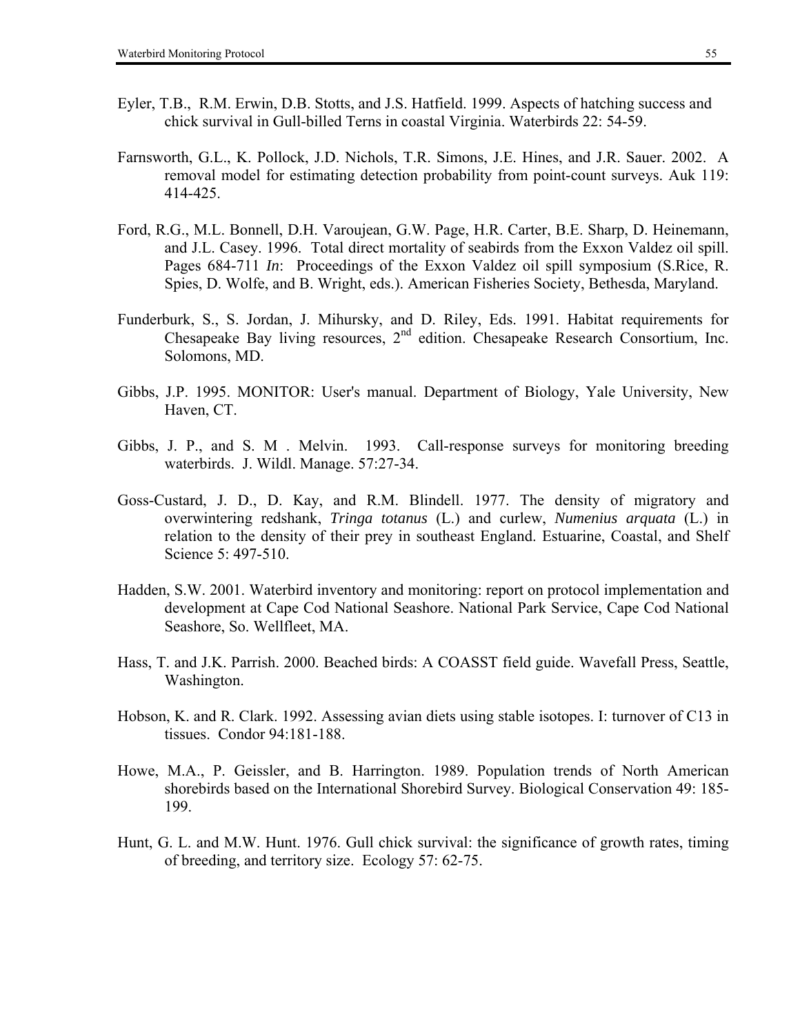Eyler, T.B., R.M. Erwin, D.B. Stotts, and J.S. Hatfield. 1999. Aspects of hatching success and chick survival in Gull-billed Terns in coastal Virginia. Waterbirds 22: 54-59.

Farnsworth, G.L., K. Pollock, J.D. Nichols, T.R. Simons, J.E. Hines, and J.R. Sauer. 2002. A removal model for estimating detection probability from point-count surveys. Auk 119: 414-425.

Ford, R.G., M.L. Bonnell, D.H. Varoujean, G.W. Page, H.R. Carter, B.E. Sharp, D. Heinemann, and J.L. Casey. 1996. Total direct mortality of seabirds from the Exxon Valdez oil spill. Pages 684-711 *In*: Proceedings of the Exxon Valdez oil spill symposium (S.Rice, R. Spies, D. Wolfe, and B. Wright, eds.). American Fisheries Society, Bethesda, Maryland.

Funderburk, S., S. Jordan, J. Mihursky, and D. Riley, Eds. 1991. Habitat requirements for Chesapeake Bay living resources, 2nd edition. Chesapeake Research Consortium, Inc. Solomons, MD.

Gibbs, J.P. 1995. MONITOR: User's manual. Department of Biology, Yale University, New Haven, CT.

Gibbs, J. P., and S. M . Melvin. 1993. Call-response surveys for monitoring breeding waterbirds. J. Wildl. Manage. 57:27-34.

Goss-Custard, J. D., D. Kay, and R.M. Blindell. 1977. The density of migratory and overwintering redshank, *Tringa totanus* (L.) and curlew, *Numenius arquata* (L.) in relation to the density of their prey in southeast England. Estuarine, Coastal, and Shelf Science 5: 497-510.

Hadden, S.W. 2001. Waterbird inventory and monitoring: report on protocol implementation and development at Cape Cod National Seashore. National Park Service, Cape Cod National Seashore, So. Wellfleet, MA.

Hass, T. and J.K. Parrish. 2000. Beached birds: A COASST field guide. Wavefall Press, Seattle, Washington.

Hobson, K. and R. Clark. 1992. Assessing avian diets using stable isotopes. I: turnover of C13 in tissues. Condor 94:181-188.

Howe, M.A., P. Geissler, and B. Harrington. 1989. Population trends of North American shorebirds based on the International Shorebird Survey. Biological Conservation 49: 185-199.

Hunt, G. L. and M.W. Hunt. 1976. Gull chick survival: the significance of growth rates, timing of breeding, and territory size. Ecology 57: 62-75.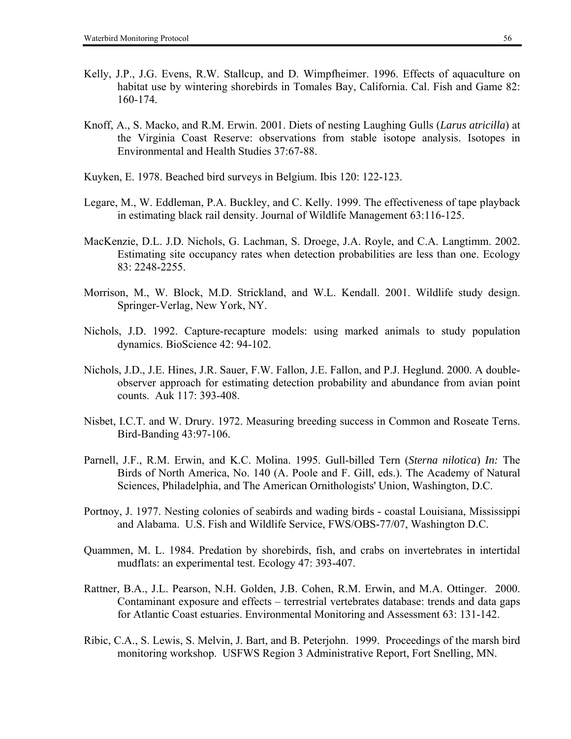Kelly, J.P., J.G. Evens, R.W. Stallcup, and D. Wimpfheimer. 1996. Effects of aquaculture on habitat use by wintering shorebirds in Tomales Bay, California. Cal. Fish and Game 82: 160-174.

Knoff, A., S. Macko, and R.M. Erwin. 2001. Diets of nesting Laughing Gulls (*Larus atricilla*) at the Virginia Coast Reserve: observations from stable isotope analysis. Isotopes in Environmental and Health Studies 37:67-88.

Kuyken, E. 1978. Beached bird surveys in Belgium. Ibis 120: 122-123.

Legare, M., W. Eddleman, P.A. Buckley, and C. Kelly. 1999. The effectiveness of tape playback in estimating black rail density. Journal of Wildlife Management 63:116-125.

MacKenzie, D.L. J.D. Nichols, G. Lachman, S. Droege, J.A. Royle, and C.A. Langtimm. 2002. Estimating site occupancy rates when detection probabilities are less than one. Ecology 83: 2248-2255.

Morrison, M., W. Block, M.D. Strickland, and W.L. Kendall. 2001. Wildlife study design. Springer-Verlag, New York, NY.

Nichols, J.D. 1992. Capture-recapture models: using marked animals to study population dynamics. BioScience 42: 94-102.

Nichols, J.D., J.E. Hines, J.R. Sauer, F.W. Fallon, J.E. Fallon, and P.J. Heglund. 2000. A double-observer approach for estimating detection probability and abundance from avian point counts. Auk 117: 393-408.

Nisbet, I.C.T. and W. Drury. 1972. Measuring breeding success in Common and Roseate Terns. Bird-Banding 43:97-106.

Parnell, J.F., R.M. Erwin, and K.C. Molina. 1995. Gull-billed Tern (*Sterna nilotica*) *In:* The Birds of North America, No. 140 (A. Poole and F. Gill, eds.). The Academy of Natural Sciences, Philadelphia, and The American Ornithologists' Union, Washington, D.C.

Portnoy, J. 1977. Nesting colonies of seabirds and wading birds - coastal Louisiana, Mississippi and Alabama. U.S. Fish and Wildlife Service, FWS/OBS-77/07, Washington D.C.

Quammen, M. L. 1984. Predation by shorebirds, fish, and crabs on invertebrates in intertidal mudflats: an experimental test. Ecology 47: 393-407.

Rattner, B.A., J.L. Pearson, N.H. Golden, J.B. Cohen, R.M. Erwin, and M.A. Ottinger. 2000. Contaminant exposure and effects – terrestrial vertebrates database: trends and data gaps for Atlantic Coast estuaries. Environmental Monitoring and Assessment 63: 131-142.

Ribic, C.A., S. Lewis, S. Melvin, J. Bart, and B. Peterjohn. 1999. Proceedings of the marsh bird monitoring workshop. USFWS Region 3 Administrative Report, Fort Snelling, MN.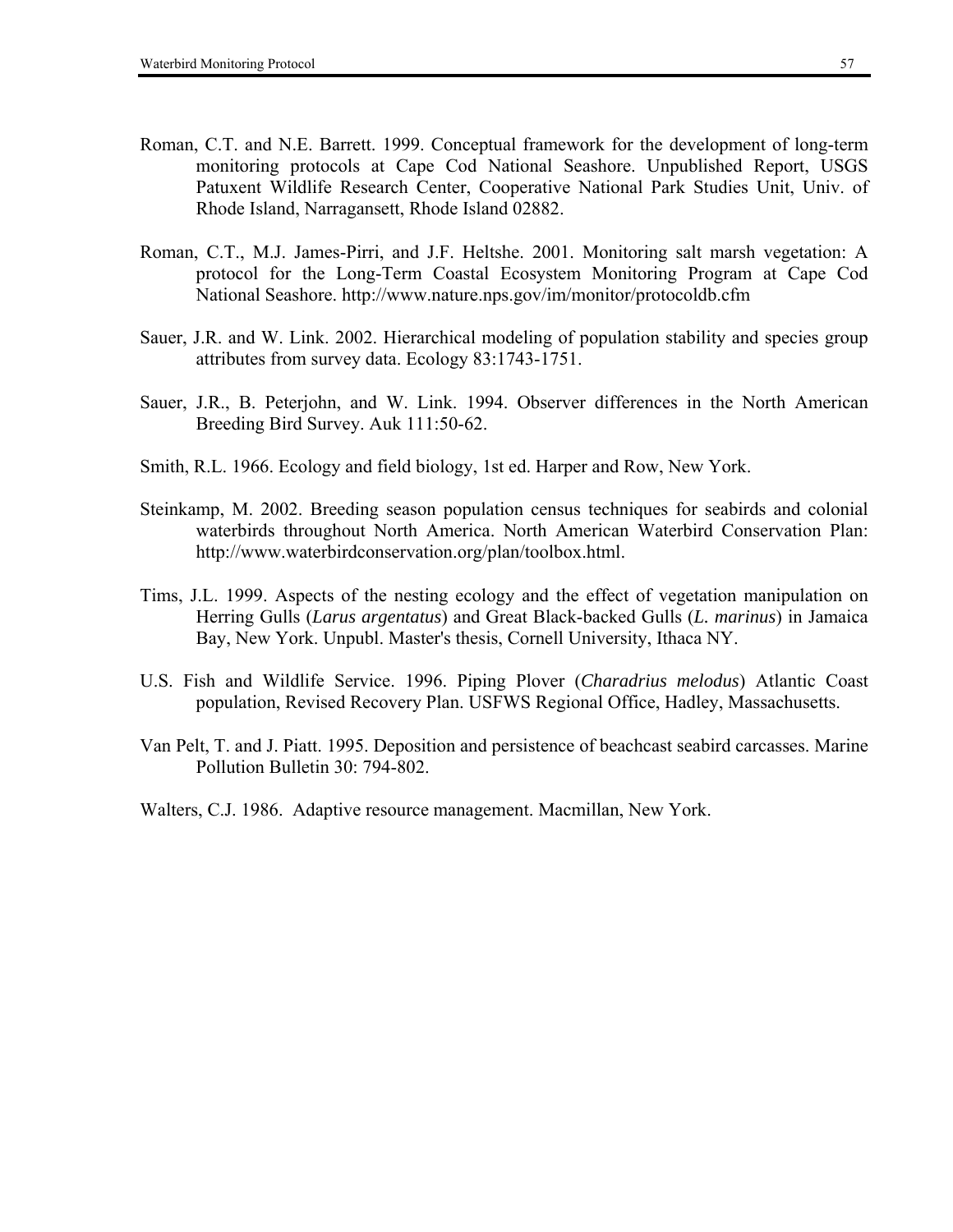Roman, C.T. and N.E. Barrett. 1999. Conceptual framework for the development of long-term monitoring protocols at Cape Cod National Seashore. Unpublished Report, USGS Patuxent Wildlife Research Center, Cooperative National Park Studies Unit, Univ. of Rhode Island, Narragansett, Rhode Island 02882.

Roman, C.T., M.J. James-Pirri, and J.F. Heltshe. 2001. Monitoring salt marsh vegetation: A protocol for the Long-Term Coastal Ecosystem Monitoring Program at Cape Cod National Seashore. http://www.nature.nps.gov/im/monitor/protocoldb.cfm

Sauer, J.R. and W. Link. 2002. Hierarchical modeling of population stability and species group attributes from survey data. Ecology 83:1743-1751.

Sauer, J.R., B. Peterjohn, and W. Link. 1994. Observer differences in the North American Breeding Bird Survey. Auk 111:50-62.

Smith, R.L. 1966. Ecology and field biology, 1st ed. Harper and Row, New York.

Steinkamp, M. 2002. Breeding season population census techniques for seabirds and colonial waterbirds throughout North America. North American Waterbird Conservation Plan: http://www.waterbirdconservation.org/plan/toolbox.html.

Tims, J.L. 1999. Aspects of the nesting ecology and the effect of vegetation manipulation on Herring Gulls (*Larus argentatus*) and Great Black-backed Gulls (*L. marinus*) in Jamaica Bay, New York. Unpubl. Master's thesis, Cornell University, Ithaca NY.

U.S. Fish and Wildlife Service. 1996. Piping Plover (*Charadrius melodus*) Atlantic Coast population, Revised Recovery Plan. USFWS Regional Office, Hadley, Massachusetts.

Van Pelt, T. and J. Piatt. 1995. Deposition and persistence of beachcast seabird carcasses. Marine Pollution Bulletin 30: 794-802.

Walters, C.J. 1986. Adaptive resource management. Macmillan, New York.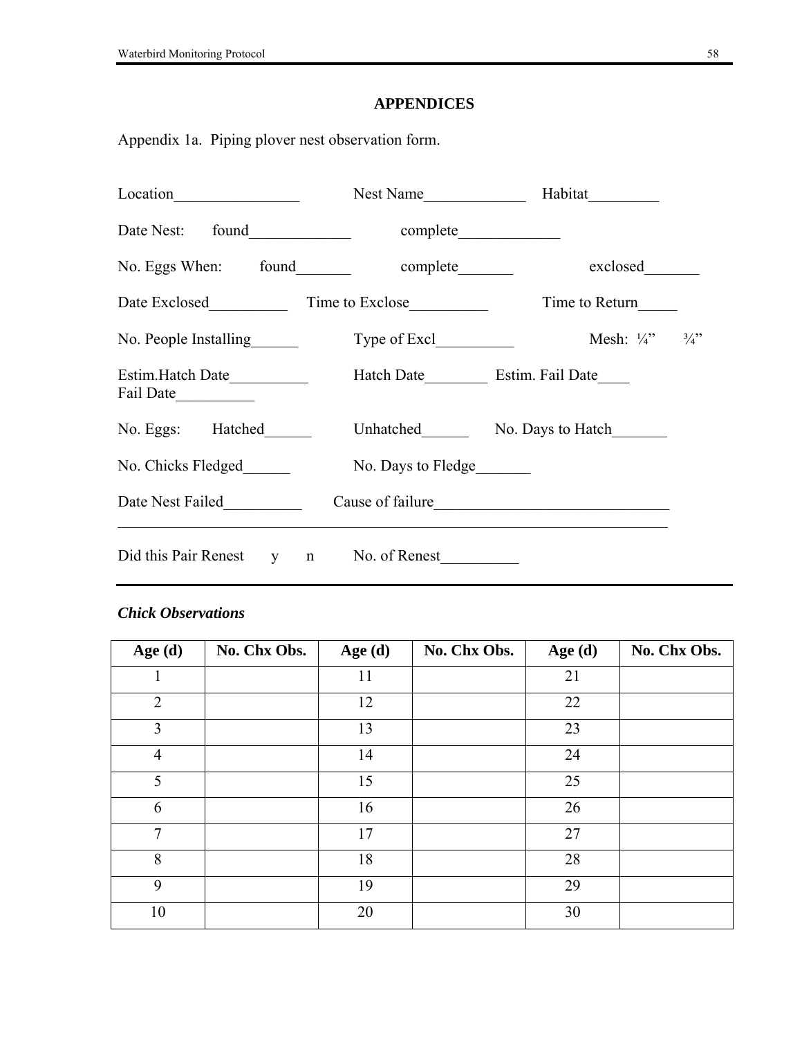# APPENDICES

Appendix 1a. Piping plover nest observation form.

Location________________ Nest Name_____________ Habitat_________

Date Nest: found_____________ complete_____________

No. Eggs When: found_______ complete_______ exclosed_______

Date Exclosed__________ Time to Exclose__________ Time to Return_____

No. People Installing______ Type of Excl__________ Mesh: ¼" ¾"

Estim.Hatch Date__________ Hatch Date________ Estim. Fail Date____
Fail Date__________

No. Eggs: Hatched______ Unhatched______ No. Days to Hatch_______

No. Chicks Fledged______ No. Days to Fledge_______

Date Nest Failed__________ Cause of failure______________________________
_________________________________________________________________________

Did this Pair Renest y n No. of Renest__________

---

***Chick Observations***

| Age (d) | No. Chx Obs. | Age (d) | No. Chx Obs. | Age (d) | No. Chx Obs. |
|---|---|---|---|---|---|
| 1 | | 11 | | 21 | |
| 2 | | 12 | | 22 | |
| 3 | | 13 | | 23 | |
| 4 | | 14 | | 24 | |
| 5 | | 15 | | 25 | |
| 6 | | 16 | | 26 | |
| 7 | | 17 | | 27 | |
| 8 | | 18 | | 28 | |
| 9 | | 19 | | 29 | |
| 10 | | 20 | | 30 | |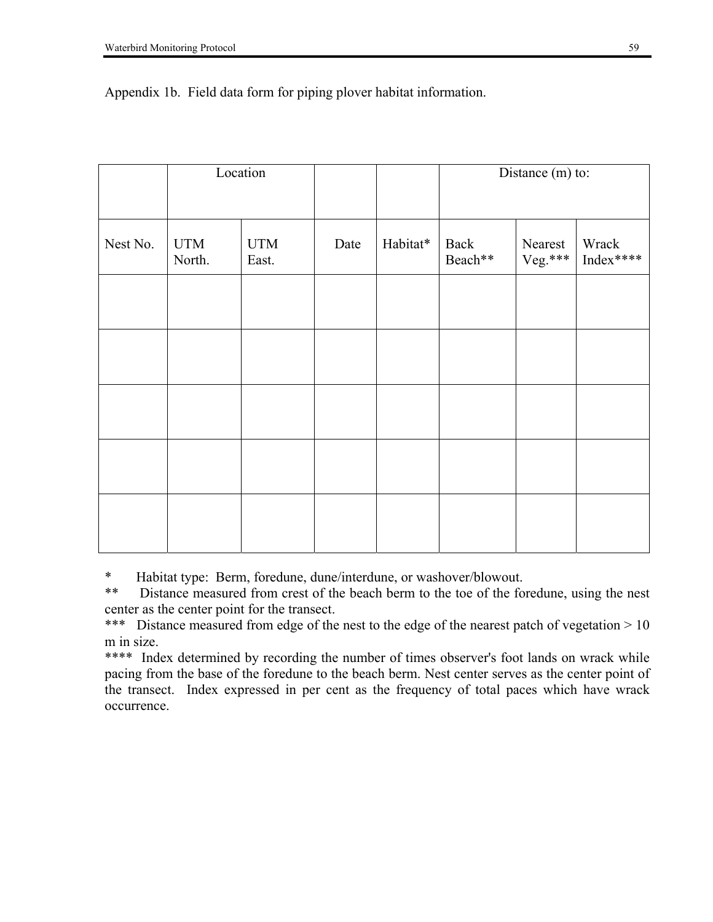Appendix 1b. Field data form for piping plover habitat information.

| | Location | | | | Distance (m) to: | | |
|---|---|---|---|---|---|---|---|
| Nest No. | UTM North. | UTM East. | Date | Habitat* | Back Beach** | Nearest Veg.*** | Wrack Index**** |
| | | | | | | | |
| | | | | | | | |
| | | | | | | | |
| | | | | | | | |
| | | | | | | | |

\* Habitat type: Berm, foredune, dune/interdune, or washover/blowout.

\** Distance measured from crest of the beach berm to the toe of the foredune, using the nest center as the center point for the transect.

\*** Distance measured from edge of the nest to the edge of the nearest patch of vegetation > 10 m in size.

\**** Index determined by recording the number of times observer's foot lands on wrack while pacing from the base of the foredune to the beach berm. Nest center serves as the center point of the transect. Index expressed in per cent as the frequency of total paces which have wrack occurrence.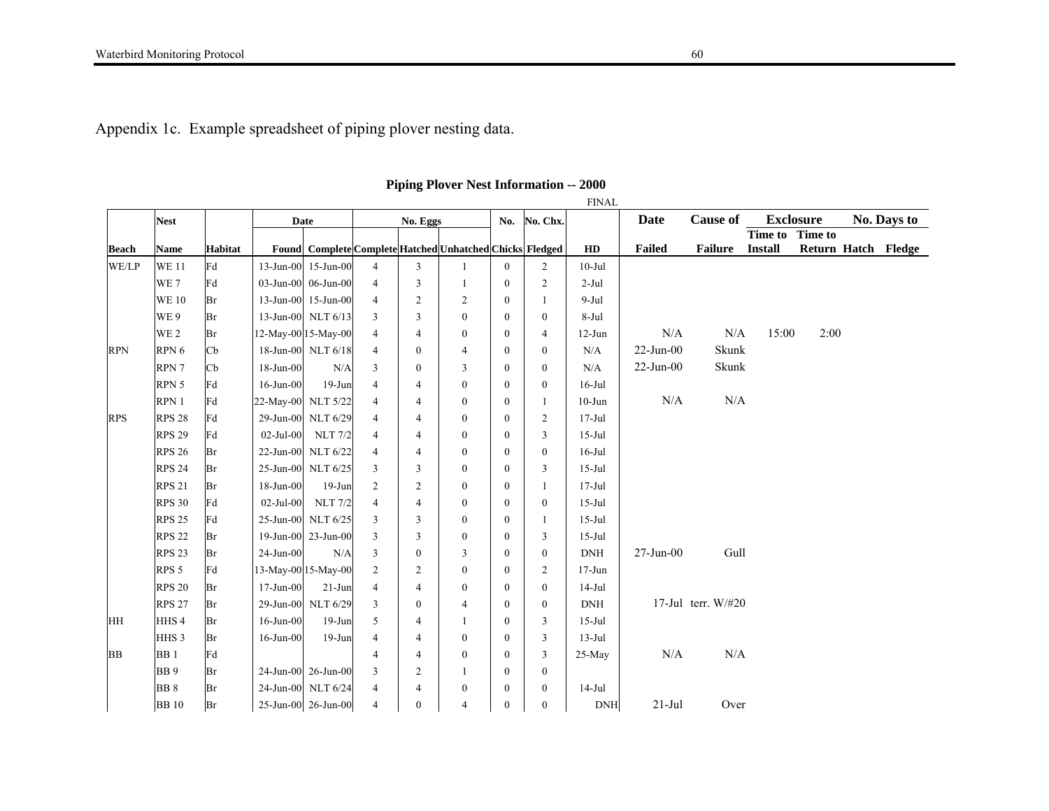Appendix 1c. Example spreadsheet of piping plover nesting data.

**Piping Plover Nest Information -- 2000**

FINAL

| Beach | Nest Name | Habitat | Date Found | Date Complete | No. Eggs Complete | No. Eggs Hatched | No. Eggs Unhatched | No. Chicks | No. Chx. Fledged | HD | Date Failed | Cause of Failure | Exclosure Time to Install | Exclosure Time to Return | No. Days to Hatch | No. Days to Fledge |
|---|---|---|---|---|---|---|---|---|---|---|---|---|---|---|---|---|
| WE/LP | WE 11 | Fd | 13-Jun-00 | 15-Jun-00 | 4 | 3 | 1 | 0 | 2 | 10-Jul | | | | | | |
| | WE 7 | Fd | 03-Jun-00 | 06-Jun-00 | 4 | 3 | 1 | 0 | 2 | 2-Jul | | | | | | |
| | WE 10 | Br | 13-Jun-00 | 15-Jun-00 | 4 | 2 | 2 | 0 | 1 | 9-Jul | | | | | | |
| | WE 9 | Br | 13-Jun-00 | NLT 6/13 | 3 | 3 | 0 | 0 | 0 | 8-Jul | | | | | | |
| | WE 2 | Br | 12-May-00 | 15-May-00 | 4 | 4 | 0 | 0 | 4 | 12-Jun | N/A | N/A | 15:00 | 2:00 | | |
| RPN | RPN 6 | Cb | 18-Jun-00 | NLT 6/18 | 4 | 0 | 4 | 0 | 0 | N/A | 22-Jun-00 | Skunk | | | | |
| | RPN 7 | Cb | 18-Jun-00 | N/A | 3 | 0 | 3 | 0 | 0 | N/A | 22-Jun-00 | Skunk | | | | |
| | RPN 5 | Fd | 16-Jun-00 | 19-Jun | 4 | 4 | 0 | 0 | 0 | 16-Jul | | | | | | |
| | RPN 1 | Fd | 22-May-00 | NLT 5/22 | 4 | 4 | 0 | 0 | 1 | 10-Jun | N/A | N/A | | | | |
| RPS | RPS 28 | Fd | 29-Jun-00 | NLT 6/29 | 4 | 4 | 0 | 0 | 2 | 17-Jul | | | | | | |
| | RPS 29 | Fd | 02-Jul-00 | NLT 7/2 | 4 | 4 | 0 | 0 | 3 | 15-Jul | | | | | | |
| | RPS 26 | Br | 22-Jun-00 | NLT 6/22 | 4 | 4 | 0 | 0 | 0 | 16-Jul | | | | | | |
| | RPS 24 | Br | 25-Jun-00 | NLT 6/25 | 3 | 3 | 0 | 0 | 3 | 15-Jul | | | | | | |
| | RPS 21 | Br | 18-Jun-00 | 19-Jun | 2 | 2 | 0 | 0 | 1 | 17-Jul | | | | | | |
| | RPS 30 | Fd | 02-Jul-00 | NLT 7/2 | 4 | 4 | 0 | 0 | 0 | 15-Jul | | | | | | |
| | RPS 25 | Fd | 25-Jun-00 | NLT 6/25 | 3 | 3 | 0 | 0 | 1 | 15-Jul | | | | | | |
| | RPS 22 | Br | 19-Jun-00 | 23-Jun-00 | 3 | 3 | 0 | 0 | 3 | 15-Jul | | | | | | |
| | RPS 23 | Br | 24-Jun-00 | N/A | 3 | 0 | 3 | 0 | 0 | DNH | 27-Jun-00 | Gull | | | | |
| | RPS 5 | Fd | 13-May-00 | 15-May-00 | 2 | 2 | 0 | 0 | 2 | 17-Jun | | | | | | |
| | RPS 20 | Br | 17-Jun-00 | 21-Jun | 4 | 4 | 0 | 0 | 0 | 14-Jul | | | | | | |
| | RPS 27 | Br | 29-Jun-00 | NLT 6/29 | 3 | 0 | 4 | 0 | 0 | DNH | 17-Jul | terr. W/#20 | | | | |
| HH | HHS 4 | Br | 16-Jun-00 | 19-Jun | 5 | 4 | 1 | 0 | 3 | 15-Jul | | | | | | |
| | HHS 3 | Br | 16-Jun-00 | 19-Jun | 4 | 4 | 0 | 0 | 3 | 13-Jul | | | | | | |
| BB | BB 1 | Fd | | | 4 | 4 | 0 | 0 | 3 | 25-May | N/A | N/A | | | | |
| | BB 9 | Br | 24-Jun-00 | 26-Jun-00 | 3 | 2 | 1 | 0 | 0 | | | | | | | |
| | BB 8 | Br | 24-Jun-00 | NLT 6/24 | 4 | 4 | 0 | 0 | 0 | 14-Jul | | | | | | |
| | BB 10 | Br | 25-Jun-00 | 26-Jun-00 | 4 | 0 | 4 | 0 | 0 | DNH | 21-Jul | Over | | | | |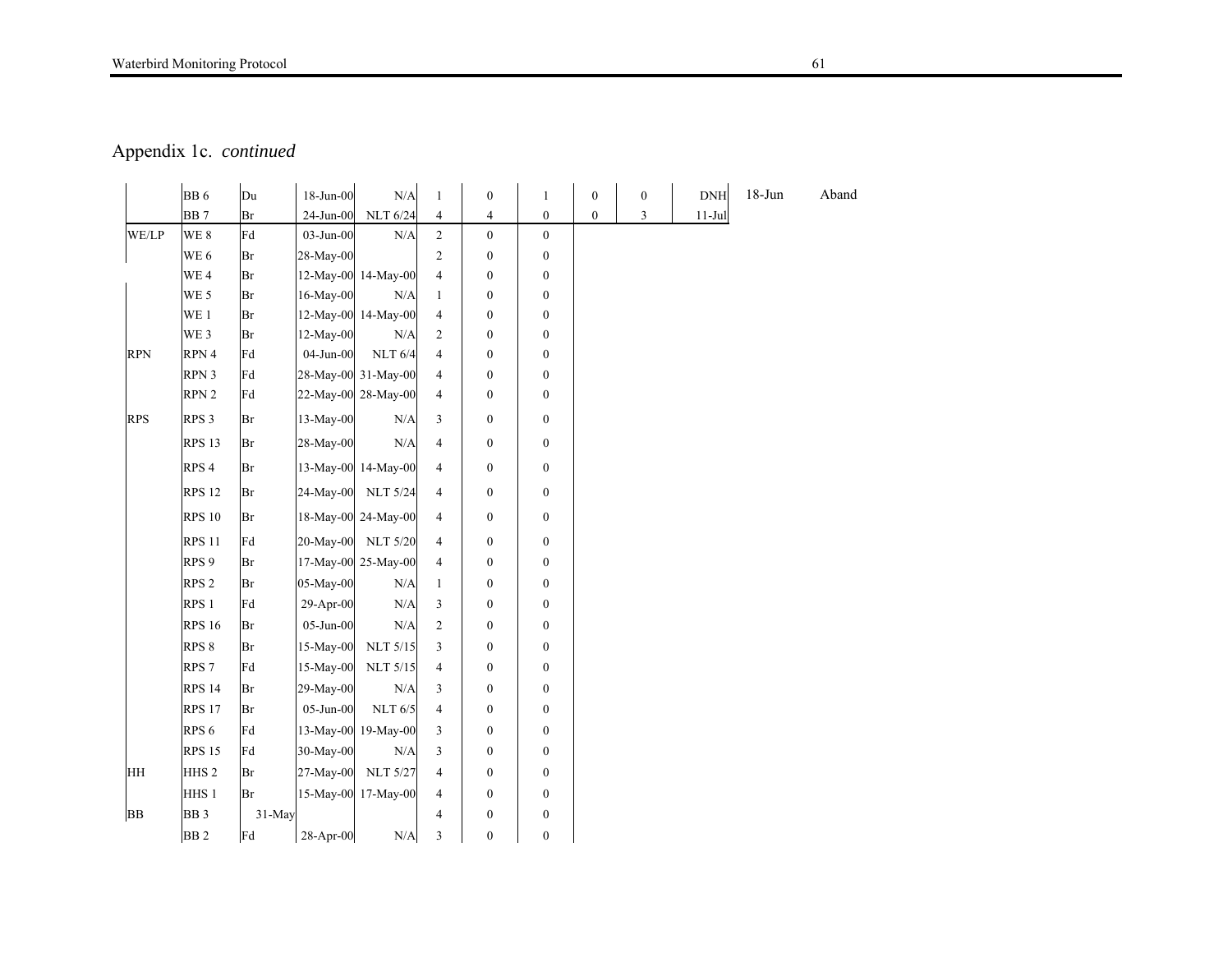Appendix 1c. *continued*

| | | | | | | | | | | | | |
|---|---|---|---|---|---|---|---|---|---|---|---|---|
| | BB 6 | Du | 18-Jun-00 | N/A | 1 | 0 | 1 | 0 | 0 | DNH | 18-Jun | Aband |
| | BB 7 | Br | 24-Jun-00 | NLT 6/24 | 4 | 4 | 0 | 0 | 3 | 11-Jul | | |
| WE/LP | WE 8 | Fd | 03-Jun-00 | N/A | 2 | 0 | 0 | | | | | |
| | WE 6 | Br | 28-May-00 | | 2 | 0 | 0 | | | | | |
| | WE 4 | Br | 12-May-00 | 14-May-00 | 4 | 0 | 0 | | | | | |
| | WE 5 | Br | 16-May-00 | N/A | 1 | 0 | 0 | | | | | |
| | WE 1 | Br | 12-May-00 | 14-May-00 | 4 | 0 | 0 | | | | | |
| | WE 3 | Br | 12-May-00 | N/A | 2 | 0 | 0 | | | | | |
| RPN | RPN 4 | Fd | 04-Jun-00 | NLT 6/4 | 4 | 0 | 0 | | | | | |
| | RPN 3 | Fd | 28-May-00 | 31-May-00 | 4 | 0 | 0 | | | | | |
| | RPN 2 | Fd | 22-May-00 | 28-May-00 | 4 | 0 | 0 | | | | | |
| RPS | RPS 3 | Br | 13-May-00 | N/A | 3 | 0 | 0 | | | | | |
| | RPS 13 | Br | 28-May-00 | N/A | 4 | 0 | 0 | | | | | |
| | RPS 4 | Br | 13-May-00 | 14-May-00 | 4 | 0 | 0 | | | | | |
| | RPS 12 | Br | 24-May-00 | NLT 5/24 | 4 | 0 | 0 | | | | | |
| | RPS 10 | Br | 18-May-00 | 24-May-00 | 4 | 0 | 0 | | | | | |
| | RPS 11 | Fd | 20-May-00 | NLT 5/20 | 4 | 0 | 0 | | | | | |
| | RPS 9 | Br | 17-May-00 | 25-May-00 | 4 | 0 | 0 | | | | | |
| | RPS 2 | Br | 05-May-00 | N/A | 1 | 0 | 0 | | | | | |
| | RPS 1 | Fd | 29-Apr-00 | N/A | 3 | 0 | 0 | | | | | |
| | RPS 16 | Br | 05-Jun-00 | N/A | 2 | 0 | 0 | | | | | |
| | RPS 8 | Br | 15-May-00 | NLT 5/15 | 3 | 0 | 0 | | | | | |
| | RPS 7 | Fd | 15-May-00 | NLT 5/15 | 4 | 0 | 0 | | | | | |
| | RPS 14 | Br | 29-May-00 | N/A | 3 | 0 | 0 | | | | | |
| | RPS 17 | Br | 05-Jun-00 | NLT 6/5 | 4 | 0 | 0 | | | | | |
| | RPS 6 | Fd | 13-May-00 | 19-May-00 | 3 | 0 | 0 | | | | | |
| | RPS 15 | Fd | 30-May-00 | N/A | 3 | 0 | 0 | | | | | |
| HH | HHS 2 | Br | 27-May-00 | NLT 5/27 | 4 | 0 | 0 | | | | | |
| | HHS 1 | Br | 15-May-00 | 17-May-00 | 4 | 0 | 0 | | | | | |
| BB | BB 3 | 31-May | | | 4 | 0 | 0 | | | | | |
| | BB 2 | Fd | 28-Apr-00 | N/A | 3 | 0 | 0 | | | | | |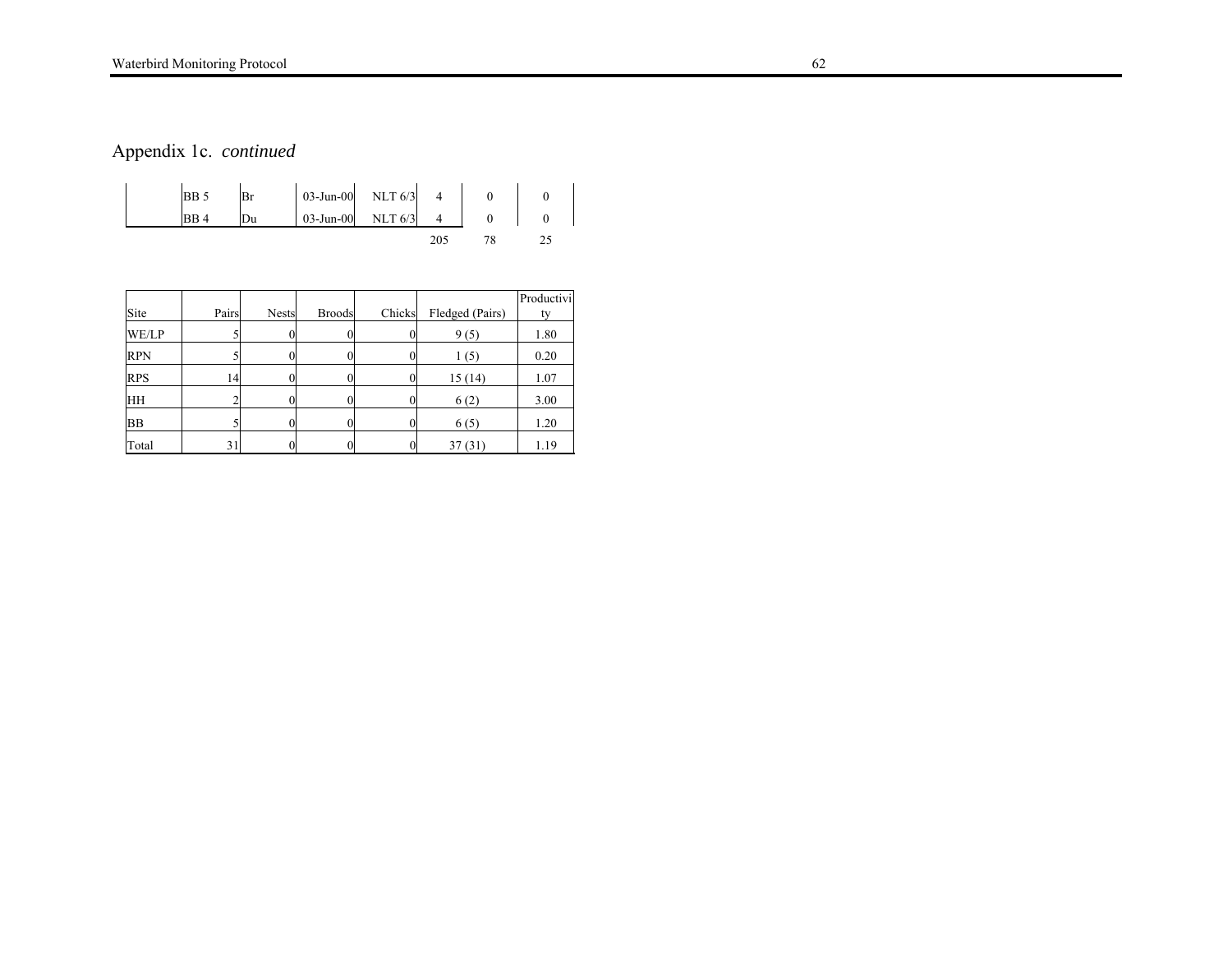Appendix 1c. *continued*

| | | | | | | | |
|---|---|---|---|---|---|---|---|
| | BB 5 | Br | 03-Jun-00 | NLT 6/3 | 4 | 0 | 0 |
| | BB 4 | Du | 03-Jun-00 | NLT 6/3 | 4 | 0 | 0 |
| | | | | | 205 | 78 | 25 |

| Site | Pairs | Nests | Broods | Chicks | Fledged (Pairs) | Productivity |
|---|---|---|---|---|---|---|
| WE/LP | 5 | 0 | 0 | 0 | 9 (5) | 1.80 |
| RPN | 5 | 0 | 0 | 0 | 1 (5) | 0.20 |
| RPS | 14 | 0 | 0 | 0 | 15 (14) | 1.07 |
| HH | 2 | 0 | 0 | 0 | 6 (2) | 3.00 |
| BB | 5 | 0 | 0 | 0 | 6 (5) | 1.20 |
| Total | 31 | 0 | 0 | 0 | 37 (31) | 1.19 |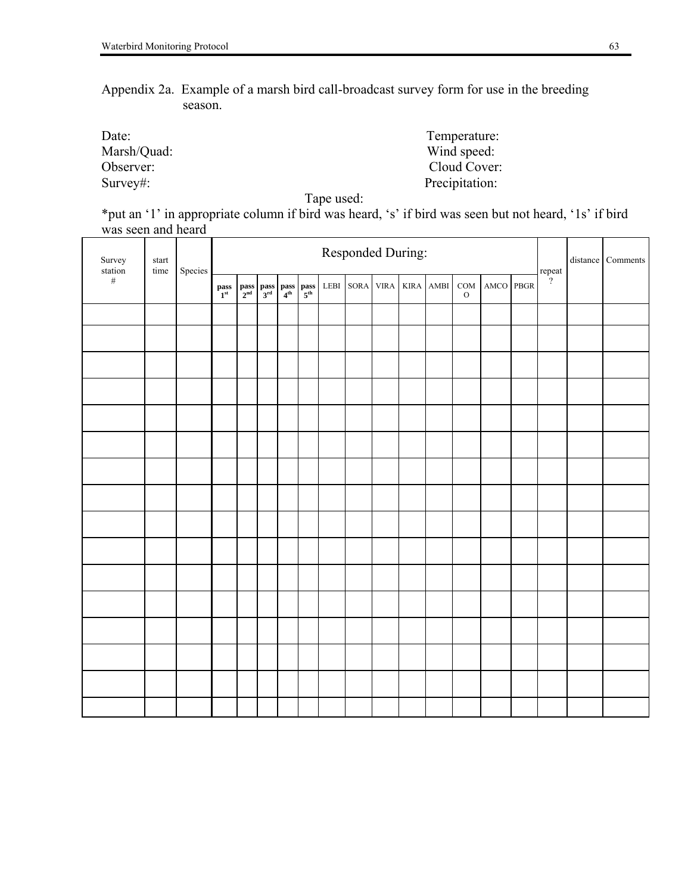Appendix 2a. Example of a marsh bird call-broadcast survey form for use in the breeding season.

Date: Temperature:
Marsh/Quad: Wind speed:
Observer: Cloud Cover:
Survey#: Precipitation:

Tape used:

*put an '1' in appropriate column if bird was heard, 's' if bird was seen but not heard, '1s' if bird was seen and heard

| Survey station # | start time | Species | Responded During: | | | | | | | | | | | | | repeat ? | distance | Comments |
|---|---|---|---|---|---|---|---|---|---|---|---|---|---|---|---|---|---|---|
| | | | pass 1st | pass 2nd | pass 3rd | pass 4th | pass 5th | LEBI | SORA | VIRA | KIRA | AMBI | COMO | AMCO | PBGR | | | |
| | | | | | | | | | | | | | | | | | | |
| | | | | | | | | | | | | | | | | | | |
| | | | | | | | | | | | | | | | | | | |
| | | | | | | | | | | | | | | | | | | |
| | | | | | | | | | | | | | | | | | | |
| | | | | | | | | | | | | | | | | | | |
| | | | | | | | | | | | | | | | | | | |
| | | | | | | | | | | | | | | | | | | |
| | | | | | | | | | | | | | | | | | | |
| | | | | | | | | | | | | | | | | | | |
| | | | | | | | | | | | | | | | | | | |
| | | | | | | | | | | | | | | | | | | |
| | | | | | | | | | | | | | | | | | | |
| | | | | | | | | | | | | | | | | | | |
| | | | | | | | | | | | | | | | | | | |
| | | | | | | | | | | | | | | | | | | |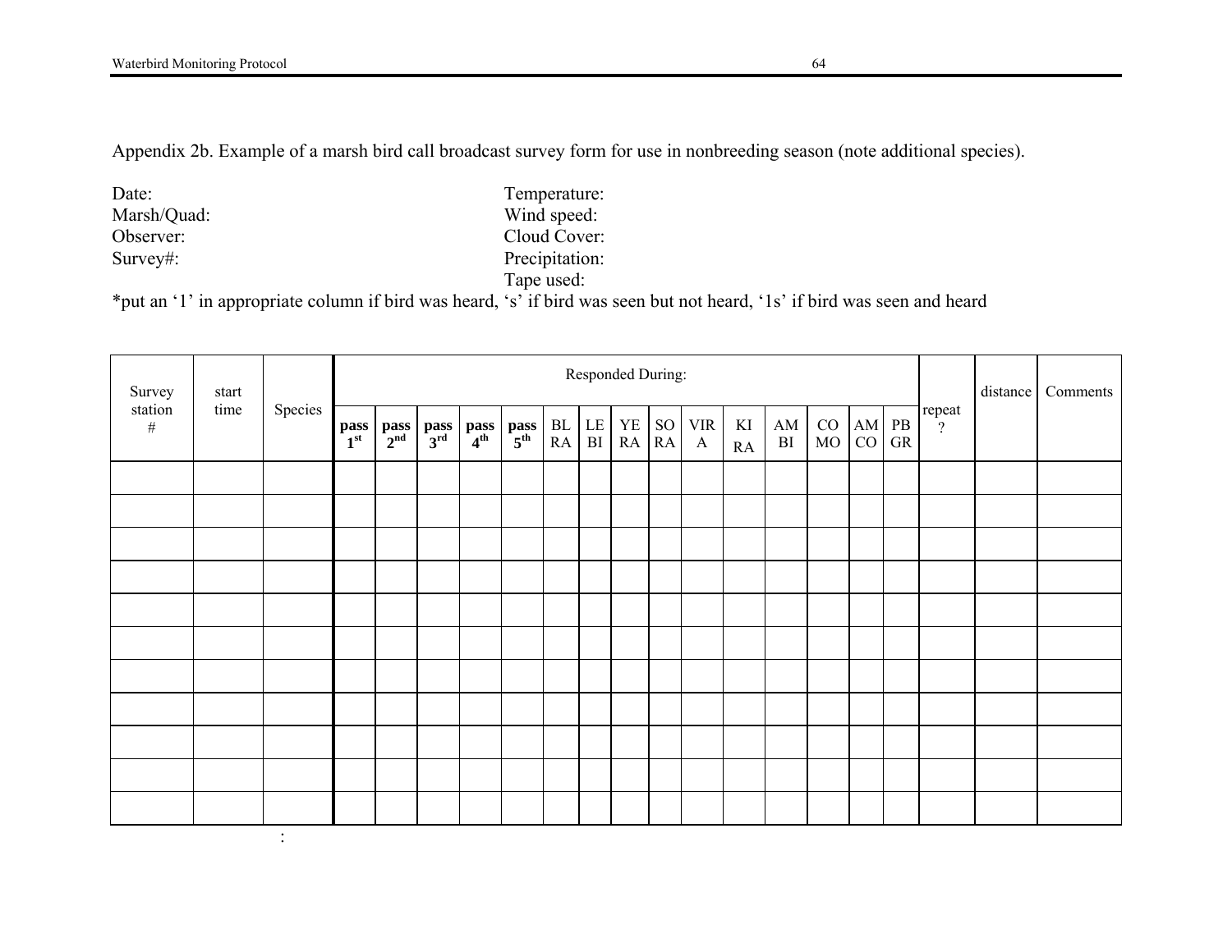Appendix 2b. Example of a marsh bird call broadcast survey form for use in nonbreeding season (note additional species).

Date:  
Marsh/Quad:  
Observer:  
Survey#:

Temperature:  
Wind speed:  
Cloud Cover:  
Precipitation:  
Tape used:

*put an '1' in appropriate column if bird was heard, 's' if bird was seen but not heard, '1s' if bird was seen and heard

| Survey station # | start time | Species | Responded During: | | | | | | | | | | | | | | | repeat ? | distance | Comments |
|---|---|---|---|---|---|---|---|---|---|---|---|---|---|---|---|---|---|---|---|---|
| | | | pass 1st | pass 2nd | pass 3rd | pass 4th | pass 5th | BL RA | LE BI | YE RA | SO RA | VIR A | KI RA | AM BI | CO MO | AM CO | PB GR | | | |
| | | | | | | | | | | | | | | | | | | | | |
| | | | | | | | | | | | | | | | | | | | | |
| | | | | | | | | | | | | | | | | | | | | |
| | | | | | | | | | | | | | | | | | | | | |
| | | | | | | | | | | | | | | | | | | | | |
| | | | | | | | | | | | | | | | | | | | | |
| | | | | | | | | | | | | | | | | | | | | |
| | | | | | | | | | | | | | | | | | | | | |
| | | | | | | | | | | | | | | | | | | | | |
| | | | | | | | | | | | | | | | | | | | | |
| | | | | | | | | | | | | | | | | | | | | |

: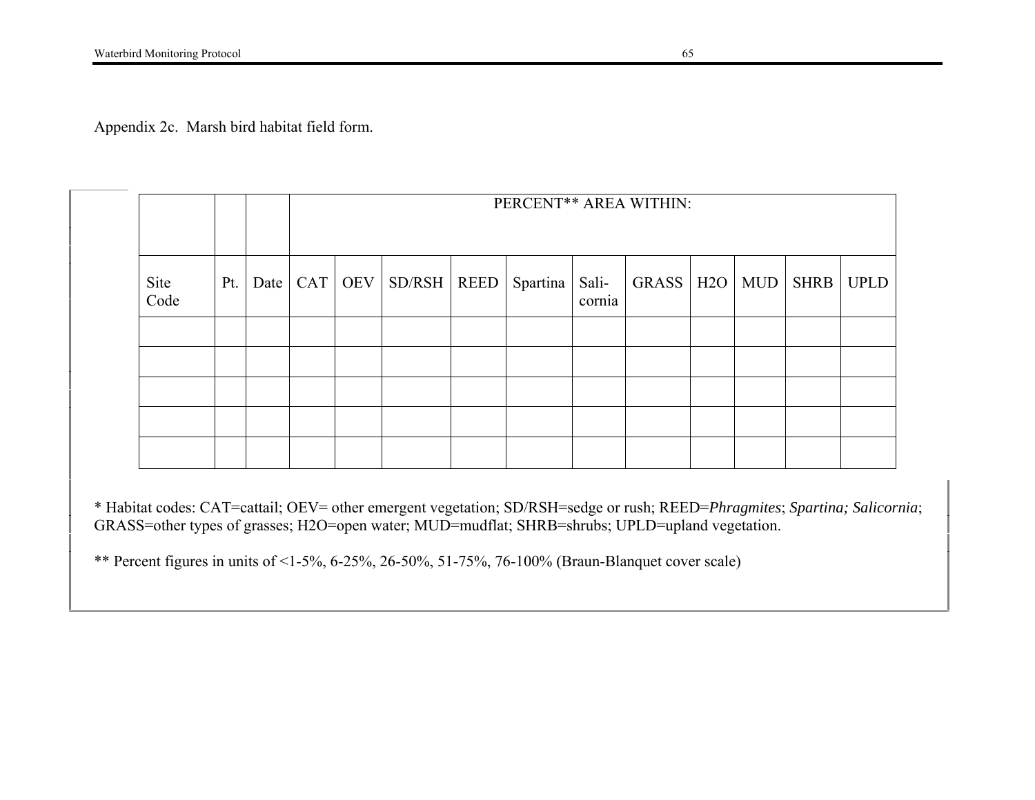Appendix 2c. Marsh bird habitat field form.

| | | | PERCENT** AREA WITHIN: | | | | | | | | | | |
|---|---|---|---|---|---|---|---|---|---|---|---|---|---|
| Site Code | Pt. | Date | CAT | OEV | SD/RSH | REED | Spartina | Sali-cornia | GRASS | H2O | MUD | SHRB | UPLD |
| | | | | | | | | | | | | | |
| | | | | | | | | | | | | | |
| | | | | | | | | | | | | | |
| | | | | | | | | | | | | | |
| | | | | | | | | | | | | | |

* Habitat codes: CAT=cattail; OEV= other emergent vegetation; SD/RSH=sedge or rush; REED=*Phragmites*; *Spartina; Salicornia*; GRASS=other types of grasses; H2O=open water; MUD=mudflat; SHRB=shrubs; UPLD=upland vegetation.

** Percent figures in units of <1-5%, 6-25%, 26-50%, 51-75%, 76-100% (Braun-Blanquet cover scale)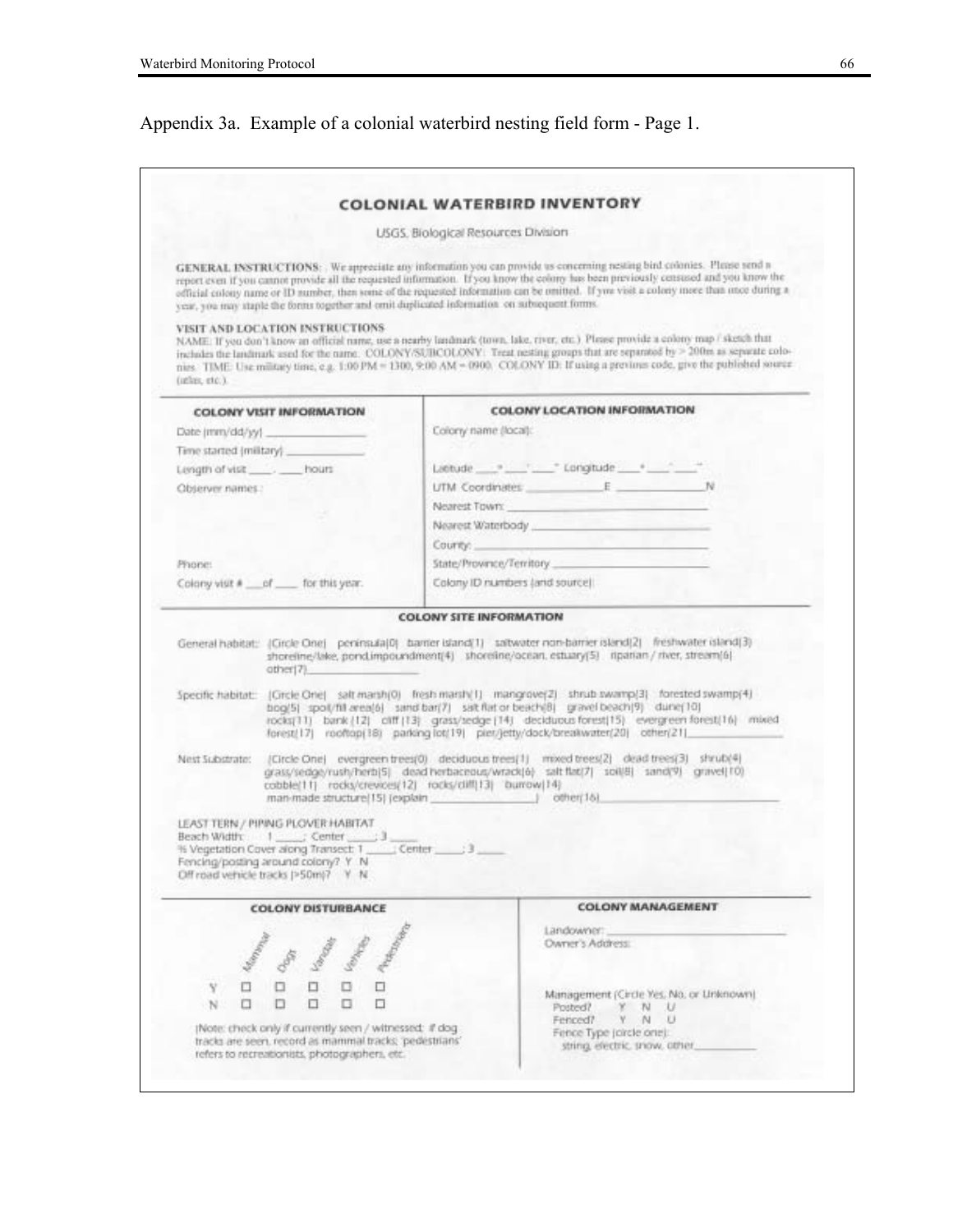Appendix 3a. Example of a colonial waterbird nesting field form - Page 1.

## COLONIAL WATERBIRD INVENTORY

USGS, Biological Resources Division

**GENERAL INSTRUCTIONS**: We appreciate any information you can provide us concerning nesting bird colonies. Please send a report even if you cannot provide all the requested information. If you know the colony has been previously censused and you know the official colony name or ID number, then some of the requested information can be omitted. If you visit a colony more than once during a year, you may staple the forms together and omit duplicated information on subsequent forms.

**VISIT AND LOCATION INSTRUCTIONS**

NAME: If you don't know an official name, use a nearby landmark (town, lake, river, etc.) Please provide a colony map / sketch that includes the landmark used for the name. COLONY/SUBCOLONY: Treat nesting groups that are separated by > 200m as separate colonies. TIME: Use military time, e.g. 1:00 PM = 1300, 9:00 AM = 0900. COLONY ID: If using a previous code, give the published source (atlas, etc.).

### COLONY VISIT INFORMATION

Date (mm/dd/yy) ______________

Time started (military) ____________

Length of visit ____ . ____ hours

Observer names :

Phone:

Colony visit # ___of ____ for this year.

### COLONY LOCATION INFORMATION

Colony name (local):

Latitude ___° ___' ___" Longitude ___° ___' ___"

UTM Coordinates ____________E ____________N

Nearest Town: ______________________________

Nearest Waterbody ___________________________

County: ___________________________________

State/Province/Territory ______________________

Colony ID numbers (and source):

### COLONY SITE INFORMATION

General habitat: (Circle One) peninsula(0) barrier island(1) saltwater non-barrier island(2) freshwater island(3) shoreline/lake, pond,impoundment(4) shoreline/ocean, estuary(5) riparian / river, stream(6) other(7)__________________

Specific habitat: (Circle One) salt marsh(0) fresh marsh(1) mangrove(2) shrub swamp(3) forested swamp(4) bog(5) spoil/fill area(6) sand bar(7) salt flat or beach(8) gravel beach(9) dune(10) rocks(11) bank (12) cliff (13) grass/sedge (14) deciduous forest(15) evergreen forest(16) mixed forest(17) rooftop(18) parking lot(19) pier/jetty/dock/breakwater(20) other(21)________________

Nest Substrate: (Circle One) evergreen trees(0) deciduous trees(1) mixed trees(2) dead trees(3) shrub(4) grass/sedge/rush/herb(5) dead herbaceous/wrack(6) salt flat(7) soil(8) sand(9) gravel(10) cobble(11) rocks/crevices(12) rocks/cliff(13) burrow(14) man-made structure(15) (explain _________________) other(16)________________________

LEAST TERN / PIPING PLOVER HABITAT
Beach Width: 1 _____; Center _____; 3 _____
% Vegetation Cover along Transect: 1 _____; Center _____; 3 _____
Fencing/posting around colony? Y N
Off road vehicle tracks (>50m)? Y N

### COLONY DISTURBANCE

|   | Mammal | Dogs | Vandals | Vehicles | Pedestrians |
|---|---|---|---|---|---|
| Y | ☐ | ☐ | ☐ | ☐ | ☐ |
| N | ☐ | ☐ | ☐ | ☐ | ☐ |

(Note: check only if currently seen / witnessed; if dog tracks are seen, record as mammal tracks; 'pedestrians' refers to recreationists, photographers, etc.

### COLONY MANAGEMENT

Landowner: ____________________________

Owner's Address:

Management (Circle Yes, No, or Unknown)
Posted? Y N U
Fenced? Y N U
Fence Type (circle one):
string, electric, snow, other___________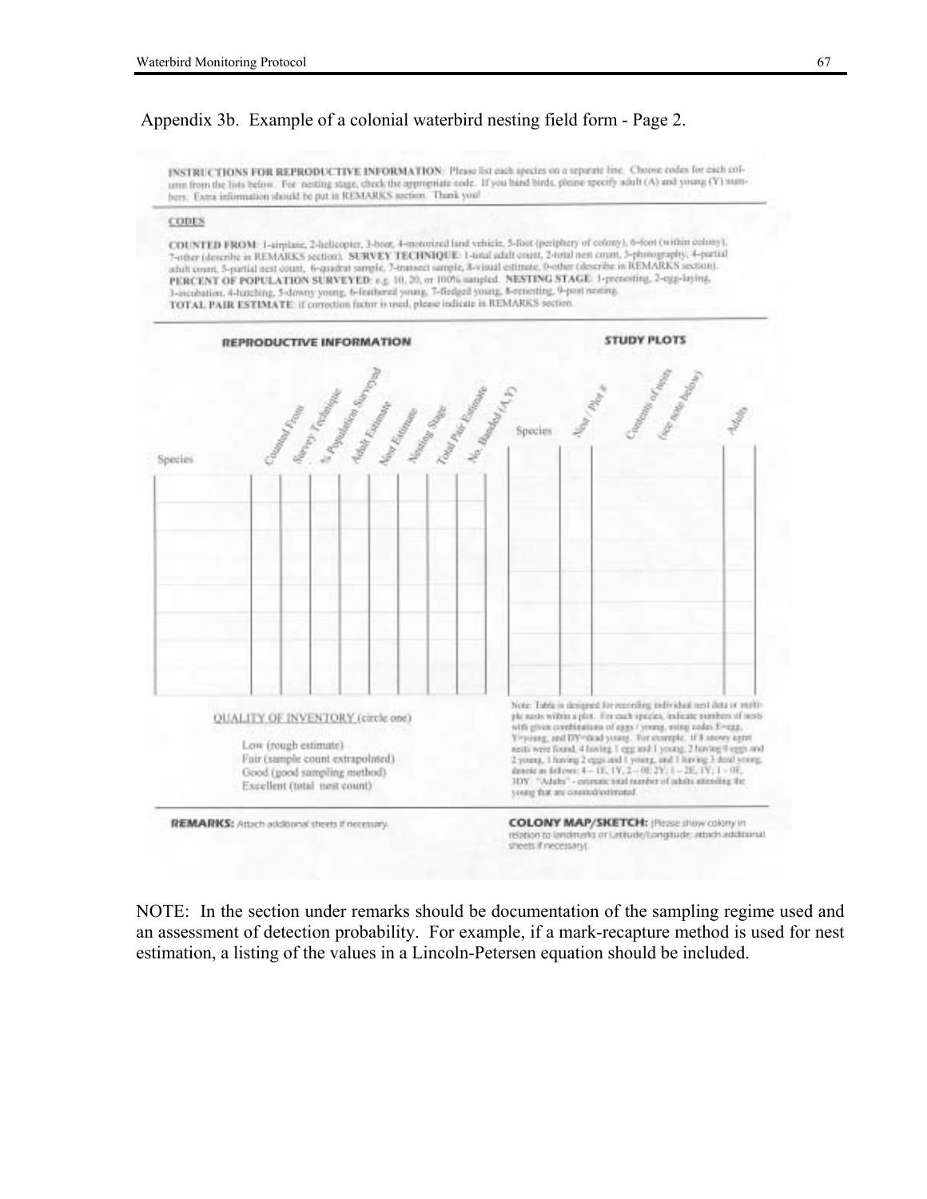Appendix 3b. Example of a colonial waterbird nesting field form - Page 2.

**INSTRUCTIONS FOR REPRODUCTIVE INFORMATION**: Please list each species on a separate line. Choose codes for each column from the lists below. For nesting stage, check the appropriate code. If you band birds, please specify adult (A) and young (Y) numbers. Extra information should be put in REMARKS section. Thank you!

**CODES**

**COUNTED FROM**: 1-airplane, 2-helicopter, 3-boat, 4-motorized land vehicle, 5-foot (periphery of colony), 6-foot (within colony), 7-other (describe in REMARKS section). **SURVEY TECHNIQUE**: 1-total adult count, 2-total nest count, 3-photography, 4-partial adult count, 5-partial nest count, 6-quadrat sample, 7-transect sample, 8-visual estimate, 0-other (describe in REMARKS section). **PERCENT OF POPULATION SURVEYED**: e.g. 10, 20, or 100% sampled. **NESTING STAGE**: 1-prenesting, 2-egg-laying, 3-incubation, 4-hatching, 5-downy young, 6-feathered young, 7-fledged young, 8-renesting, 9-post nesting.
**TOTAL PAIR ESTIMATE**: if correction factor is used, please indicate in REMARKS section.

**REPRODUCTIVE INFORMATION**

| Species | Counted From | Survey Technique | % Population Surveyed | Adult Estimate | Nest Estimate | Nesting Stage | Total Pair Estimate | No. Banded (A,Y) |
|---|---|---|---|---|---|---|---|---|
| | | | | | | | | |
| | | | | | | | | |
| | | | | | | | | |
| | | | | | | | | |
| | | | | | | | | |
| | | | | | | | | |
| | | | | | | | | |
| | | | | | | | | |

**STUDY PLOTS**

| Species | Nest / Plot # | Contents of nests (see note below) | Adults |
|---|---|---|---|
| | | | |
| | | | |
| | | | |
| | | | |
| | | | |
| | | | |
| | | | |
| | | | |

QUALITY OF INVENTORY (circle one)

Low (rough estimate)
Fair (sample count extrapolated)
Good (good sampling method)
Excellent (total nest count)

Note: Table is designed for recording individual nest data or multiple nests within a plot. For each species, indicate numbers of nests with given combinations of eggs / young, using codes E=egg, Y=young, and DY=dead young. For example, if 8 snowy egret nests were found, 4 having 1 egg and 1 young, 2 having 0 eggs and 2 young, 1 having 2 eggs and 1 young, and 1 having 3 dead young, denote as follows: 4 – 1E, 1Y, 2 – 0E 2Y, 1 – 2E, 1Y, 1 – 0E, 3DY. "Adults" - estimate total number of adults attending the young that are counted/estimated.

**REMARKS**: Attach additional sheets if necessary.

**COLONY MAP/SKETCH**: (Please show colony in relation to landmarks or Latitude/Longitude; attach additional sheets if necessary)

NOTE: In the section under remarks should be documentation of the sampling regime used and an assessment of detection probability. For example, if a mark-recapture method is used for nest estimation, a listing of the values in a Lincoln-Petersen equation should be included.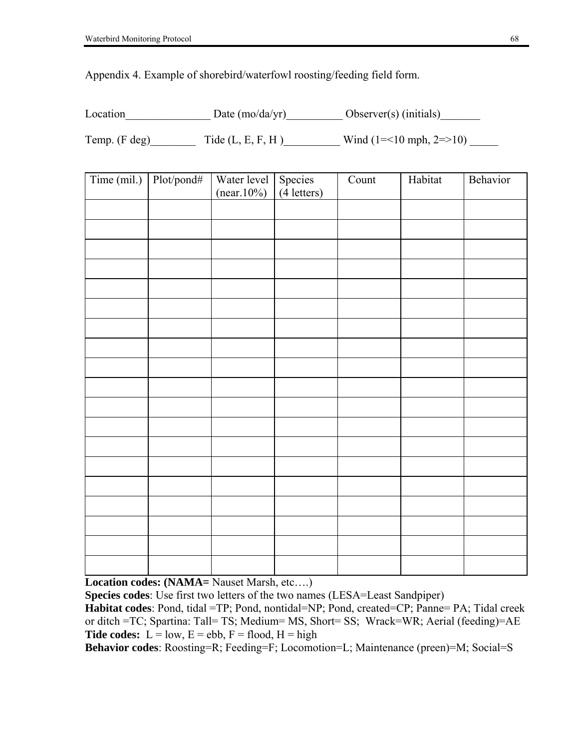Appendix 4. Example of shorebird/waterfowl roosting/feeding field form.

Location_______________ Date (mo/da/yr)__________ Observer(s) (initials)_______

Temp. (F deg)________ Tide (L, E, F, H )__________ Wind (1=<10 mph, 2=>10) _____

| Time (mil.) | Plot/pond# | Water level (near.10%) | Species (4 letters) | Count | Habitat | Behavior |
|---|---|---|---|---|---|---|
| | | | | | | |
| | | | | | | |
| | | | | | | |
| | | | | | | |
| | | | | | | |
| | | | | | | |
| | | | | | | |
| | | | | | | |
| | | | | | | |
| | | | | | | |
| | | | | | | |
| | | | | | | |
| | | | | | | |
| | | | | | | |
| | | | | | | |
| | | | | | | |
| | | | | | | |
| | | | | | | |
| | | | | | | |

**Location codes: (NAMA=** Nauset Marsh, etc….)
**Species codes**: Use first two letters of the two names (LESA=Least Sandpiper)
**Habitat codes**: Pond, tidal =TP; Pond, nontidal=NP; Pond, created=CP; Panne= PA; Tidal creek or ditch =TC; Spartina: Tall= TS; Medium= MS, Short= SS; Wrack=WR; Aerial (feeding)=AE
**Tide codes:** L = low, E = ebb, F = flood, H = high
**Behavior codes**: Roosting=R; Feeding=F; Locomotion=L; Maintenance (preen)=M; Social=S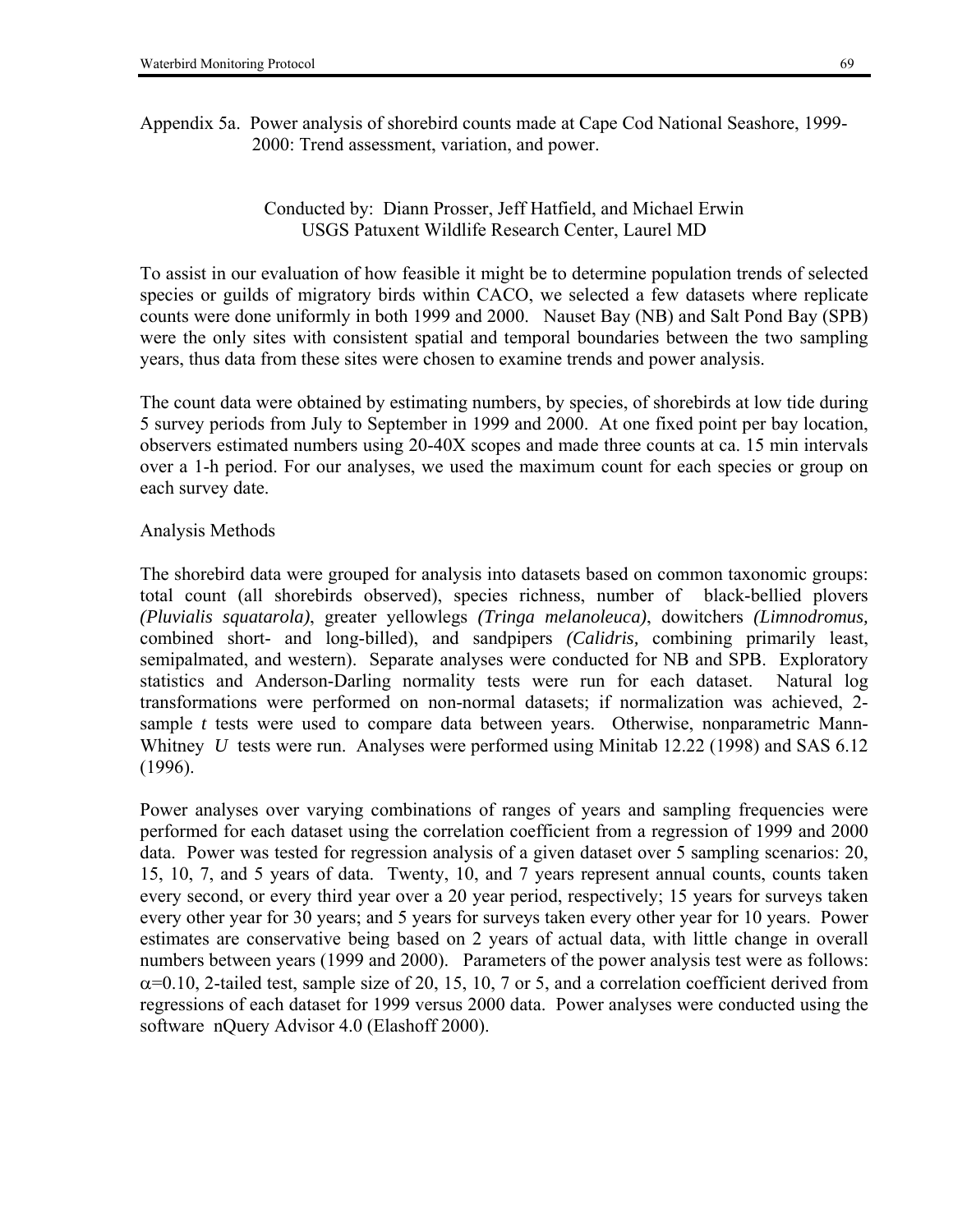Appendix 5a. Power analysis of shorebird counts made at Cape Cod National Seashore, 1999-2000: Trend assessment, variation, and power.

Conducted by: Diann Prosser, Jeff Hatfield, and Michael Erwin
USGS Patuxent Wildlife Research Center, Laurel MD

To assist in our evaluation of how feasible it might be to determine population trends of selected species or guilds of migratory birds within CACO, we selected a few datasets where replicate counts were done uniformly in both 1999 and 2000. Nauset Bay (NB) and Salt Pond Bay (SPB) were the only sites with consistent spatial and temporal boundaries between the two sampling years, thus data from these sites were chosen to examine trends and power analysis.

The count data were obtained by estimating numbers, by species, of shorebirds at low tide during 5 survey periods from July to September in 1999 and 2000. At one fixed point per bay location, observers estimated numbers using 20-40X scopes and made three counts at ca. 15 min intervals over a 1-h period. For our analyses, we used the maximum count for each species or group on each survey date.

Analysis Methods

The shorebird data were grouped for analysis into datasets based on common taxonomic groups: total count (all shorebirds observed), species richness, number of black-bellied plovers *(Pluvialis squatarola)*, greater yellowlegs *(Tringa melanoleuca)*, dowitchers *(Limnodromus,* combined short- and long-billed), and sandpipers *(Calidris,* combining primarily least, semipalmated, and western). Separate analyses were conducted for NB and SPB. Exploratory statistics and Anderson-Darling normality tests were run for each dataset. Natural log transformations were performed on non-normal datasets; if normalization was achieved, 2-sample *t* tests were used to compare data between years. Otherwise, nonparametric Mann-Whitney *U* tests were run. Analyses were performed using Minitab 12.22 (1998) and SAS 6.12 (1996).

Power analyses over varying combinations of ranges of years and sampling frequencies were performed for each dataset using the correlation coefficient from a regression of 1999 and 2000 data. Power was tested for regression analysis of a given dataset over 5 sampling scenarios: 20, 15, 10, 7, and 5 years of data. Twenty, 10, and 7 years represent annual counts, counts taken every second, or every third year over a 20 year period, respectively; 15 years for surveys taken every other year for 30 years; and 5 years for surveys taken every other year for 10 years. Power estimates are conservative being based on 2 years of actual data, with little change in overall numbers between years (1999 and 2000). Parameters of the power analysis test were as follows: $\alpha$=0.10, 2-tailed test, sample size of 20, 15, 10, 7 or 5, and a correlation coefficient derived from regressions of each dataset for 1999 versus 2000 data. Power analyses were conducted using the software nQuery Advisor 4.0 (Elashoff 2000).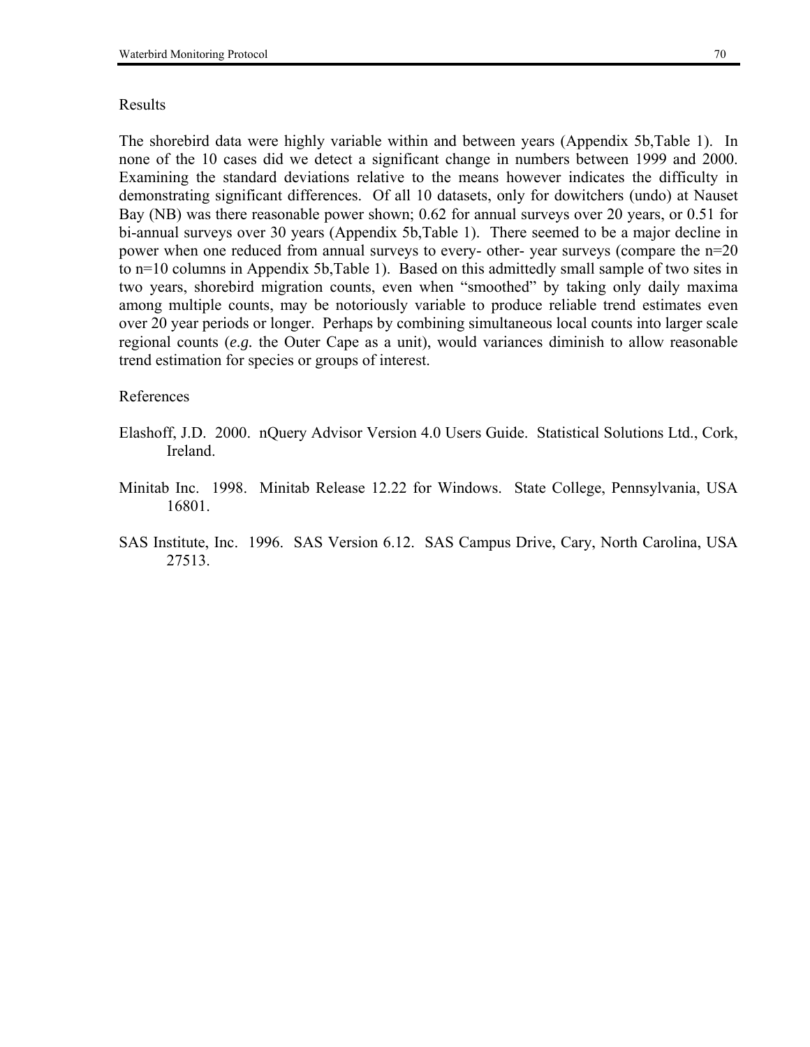## Results

The shorebird data were highly variable within and between years (Appendix 5b,Table 1). In none of the 10 cases did we detect a significant change in numbers between 1999 and 2000. Examining the standard deviations relative to the means however indicates the difficulty in demonstrating significant differences. Of all 10 datasets, only for dowitchers (undo) at Nauset Bay (NB) was there reasonable power shown; 0.62 for annual surveys over 20 years, or 0.51 for bi-annual surveys over 30 years (Appendix 5b,Table 1). There seemed to be a major decline in power when one reduced from annual surveys to every- other- year surveys (compare the n=20 to n=10 columns in Appendix 5b,Table 1). Based on this admittedly small sample of two sites in two years, shorebird migration counts, even when "smoothed" by taking only daily maxima among multiple counts, may be notoriously variable to produce reliable trend estimates even over 20 year periods or longer. Perhaps by combining simultaneous local counts into larger scale regional counts (*e.g.* the Outer Cape as a unit), would variances diminish to allow reasonable trend estimation for species or groups of interest.

## References

Elashoff, J.D. 2000. nQuery Advisor Version 4.0 Users Guide. Statistical Solutions Ltd., Cork, Ireland.

Minitab Inc. 1998. Minitab Release 12.22 for Windows. State College, Pennsylvania, USA 16801.

SAS Institute, Inc. 1996. SAS Version 6.12. SAS Campus Drive, Cary, North Carolina, USA 27513.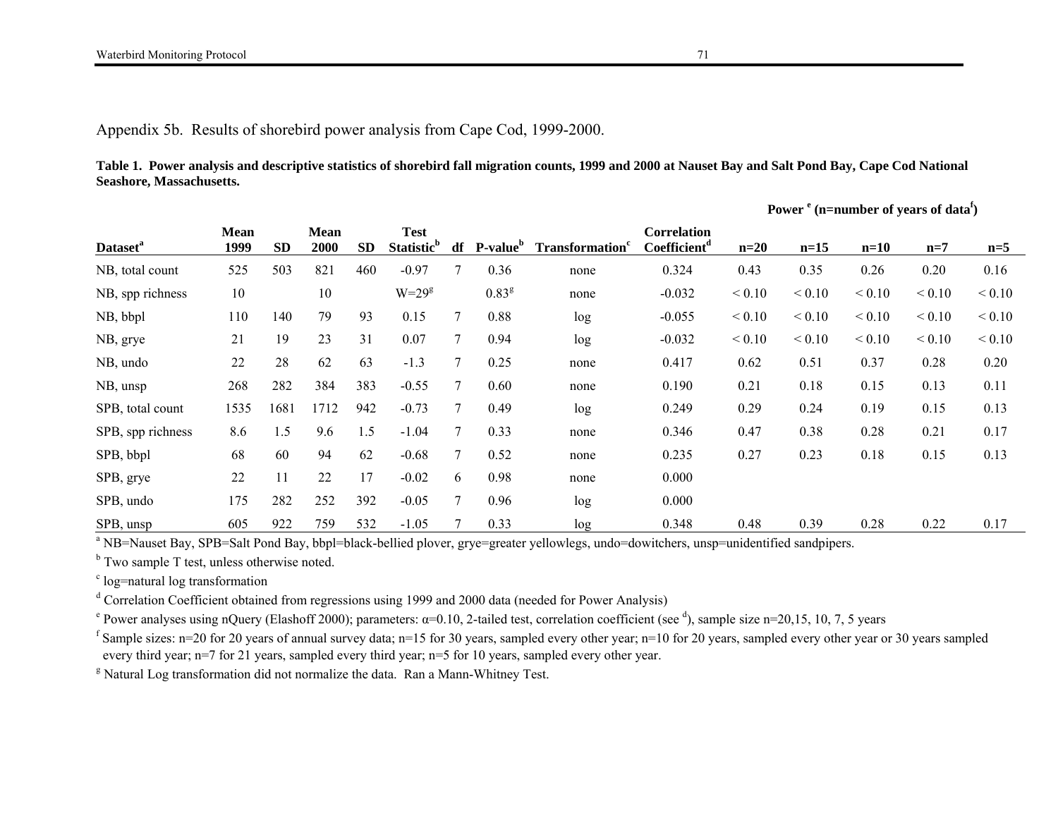Appendix 5b. Results of shorebird power analysis from Cape Cod, 1999-2000.

**Table 1. Power analysis and descriptive statistics of shorebird fall migration counts, 1999 and 2000 at Nauset Bay and Salt Pond Bay, Cape Cod National Seashore, Massachusetts.**

| | | | | | | | | | | Power [e] (n=number of years of data[f]) | | | | |
|---|---|---|---|---|---|---|---|---|---|---|---|---|---|---|
| Dataset[a] | Mean 1999 | SD | Mean 2000 | SD | Test Statistic[b] | df | P-value[b] | Transformation[c] | Correlation Coefficient[d] | n=20 | n=15 | n=10 | n=7 | n=5 |
| NB, total count | 525 | 503 | 821 | 460 | -0.97 | 7 | 0.36 | none | 0.324 | 0.43 | 0.35 | 0.26 | 0.20 | 0.16 |
| NB, spp richness | 10 | | 10 | | W=29[g] | | 0.83[g] | none | -0.032 | < 0.10 | < 0.10 | < 0.10 | < 0.10 | < 0.10 |
| NB, bbpl | 110 | 140 | 79 | 93 | 0.15 | 7 | 0.88 | log | -0.055 | < 0.10 | < 0.10 | < 0.10 | < 0.10 | < 0.10 |
| NB, grye | 21 | 19 | 23 | 31 | 0.07 | 7 | 0.94 | log | -0.032 | < 0.10 | < 0.10 | < 0.10 | < 0.10 | < 0.10 |
| NB, undo | 22 | 28 | 62 | 63 | -1.3 | 7 | 0.25 | none | 0.417 | 0.62 | 0.51 | 0.37 | 0.28 | 0.20 |
| NB, unsp | 268 | 282 | 384 | 383 | -0.55 | 7 | 0.60 | none | 0.190 | 0.21 | 0.18 | 0.15 | 0.13 | 0.11 |
| SPB, total count | 1535 | 1681 | 1712 | 942 | -0.73 | 7 | 0.49 | log | 0.249 | 0.29 | 0.24 | 0.19 | 0.15 | 0.13 |
| SPB, spp richness | 8.6 | 1.5 | 9.6 | 1.5 | -1.04 | 7 | 0.33 | none | 0.346 | 0.47 | 0.38 | 0.28 | 0.21 | 0.17 |
| SPB, bbpl | 68 | 60 | 94 | 62 | -0.68 | 7 | 0.52 | none | 0.235 | 0.27 | 0.23 | 0.18 | 0.15 | 0.13 |
| SPB, grye | 22 | 11 | 22 | 17 | -0.02 | 6 | 0.98 | none | 0.000 | | | | | |
| SPB, undo | 175 | 282 | 252 | 392 | -0.05 | 7 | 0.96 | log | 0.000 | | | | | |
| SPB, unsp | 605 | 922 | 759 | 532 | -1.05 | 7 | 0.33 | log | 0.348 | 0.48 | 0.39 | 0.28 | 0.22 | 0.17 |

[a] NB=Nauset Bay, SPB=Salt Pond Bay, bbpl=black-bellied plover, grye=greater yellowlegs, undo=dowitchers, unsp=unidentified sandpipers.

[b] Two sample T test, unless otherwise noted.

[c] log=natural log transformation

[d] Correlation Coefficient obtained from regressions using 1999 and 2000 data (needed for Power Analysis)

[e] Power analyses using nQuery (Elashoff 2000); parameters: $\alpha$=0.10, 2-tailed test, correlation coefficient (see [d]), sample size n=20,15, 10, 7, 5 years

[f] Sample sizes: n=20 for 20 years of annual survey data; n=15 for 30 years, sampled every other year; n=10 for 20 years, sampled every other year or 30 years sampled every third year; n=7 for 21 years, sampled every third year; n=5 for 10 years, sampled every other year.

[g] Natural Log transformation did not normalize the data. Ran a Mann-Whitney Test.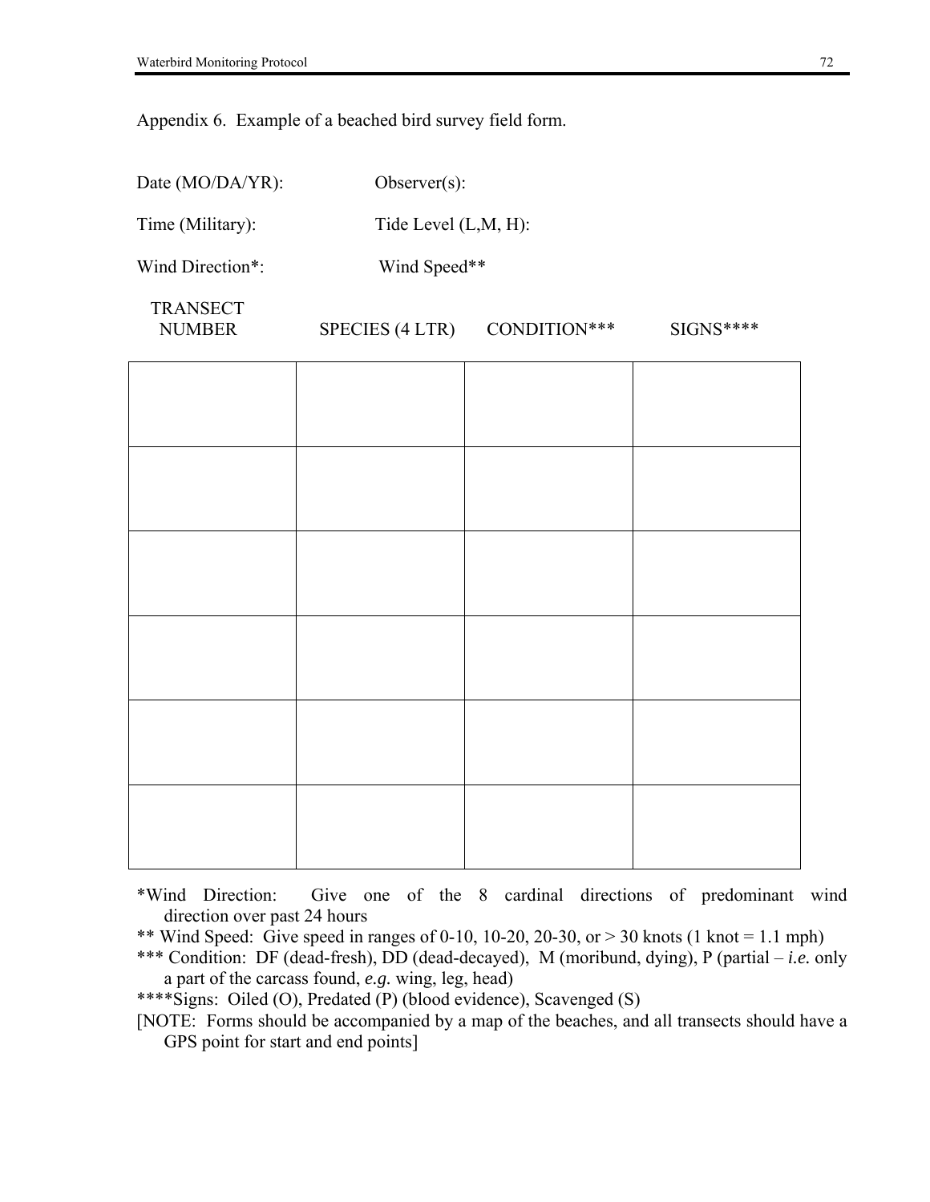Appendix 6. Example of a beached bird survey field form.

Date (MO/DA/YR): Observer(s):

Time (Military): Tide Level (L,M, H):

Wind Direction*: Wind Speed**

| TRANSECT NUMBER | SPECIES (4 LTR) | CONDITION*** | SIGNS**** |
|---|---|---|---|
| | | | |
| | | | |
| | | | |
| | | | |
| | | | |
| | | | |

*Wind Direction: Give one of the 8 cardinal directions of predominant wind direction over past 24 hours

** Wind Speed: Give speed in ranges of 0-10, 10-20, 20-30, or > 30 knots (1 knot = 1.1 mph)

*** Condition: DF (dead-fresh), DD (dead-decayed), M (moribund, dying), P (partial – *i.e.* only a part of the carcass found, *e.g.* wing, leg, head)

****Signs: Oiled (O), Predated (P) (blood evidence), Scavenged (S)

[NOTE: Forms should be accompanied by a map of the beaches, and all transects should have a GPS point for start and end points]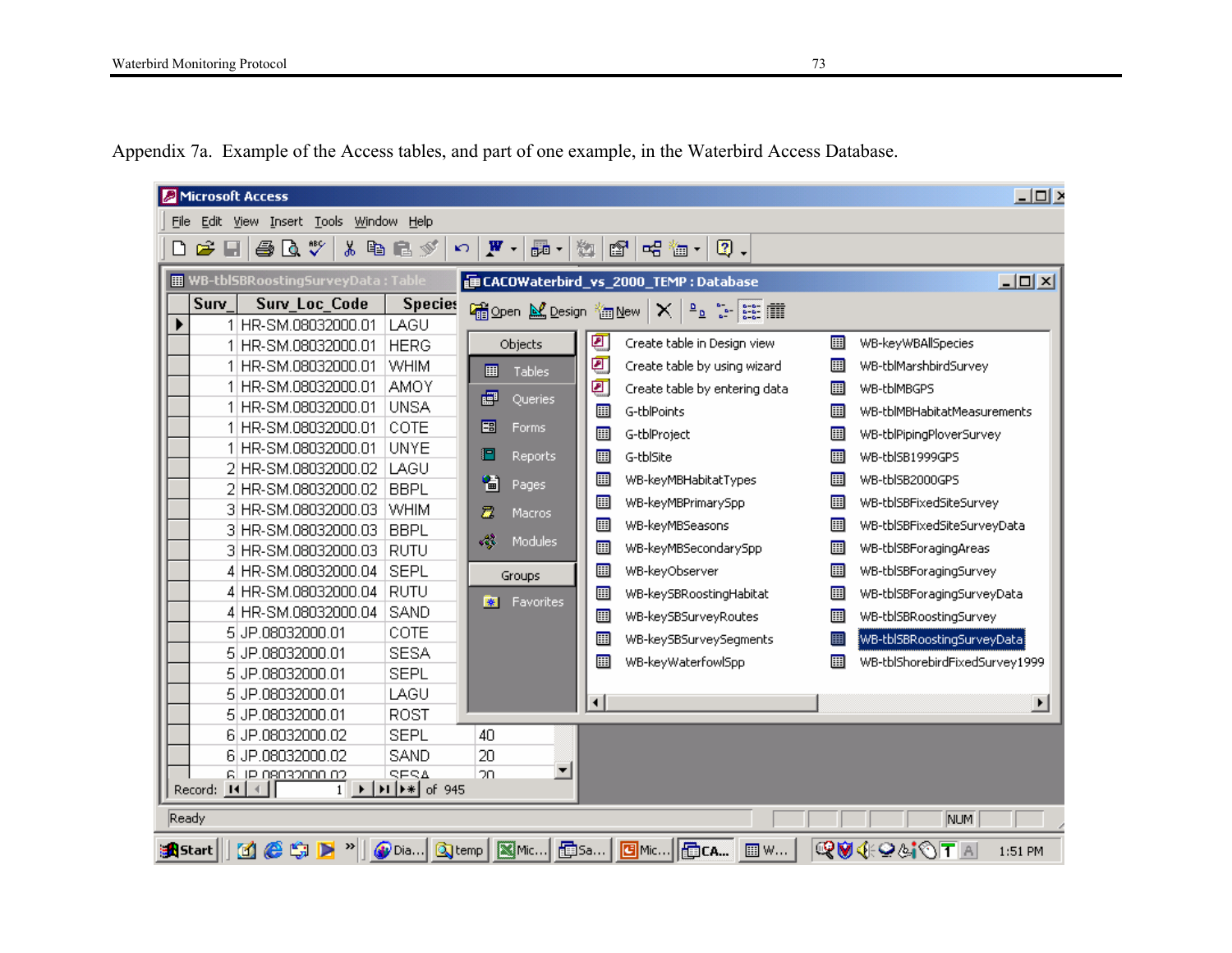Appendix 7a.  Example of the Access tables, and part of one example, in the Waterbird Access Database.

Microsoft Access

File  Edit  View  Insert  Tools  Window  Help

WB-tblSBRoostingSurveyData : Table

| Surv_ | Surv_Loc_Code | Species |
|---|---|---|
| 1 | HR-SM.08032000.01 | LAGU |
| 1 | HR-SM.08032000.01 | HERG |
| 1 | HR-SM.08032000.01 | WHIM |
| 1 | HR-SM.08032000.01 | AMOY |
| 1 | HR-SM.08032000.01 | UNSA |
| 1 | HR-SM.08032000.01 | COTE |
| 1 | HR-SM.08032000.01 | UNYE |
| 2 | HR-SM.08032000.02 | LAGU |
| 2 | HR-SM.08032000.02 | BBPL |
| 3 | HR-SM.08032000.03 | WHIM |
| 3 | HR-SM.08032000.03 | BBPL |
| 3 | HR-SM.08032000.03 | RUTU |
| 4 | HR-SM.08032000.04 | SEPL |
| 4 | HR-SM.08032000.04 | RUTU |
| 4 | HR-SM.08032000.04 | SAND |
| 5 | JP.08032000.01 | COTE |
| 5 | JP.08032000.01 | SESA |
| 5 | JP.08032000.01 | SEPL |
| 5 | JP.08032000.01 | LAGU |
| 5 | JP.08032000.01 | ROST |
| 6 | JP.08032000.02 | SEPL | 40
| 6 | JP.08032000.02 | SAND | 20
| 6 | JP.08032000.02 | SESA | 20

Record: 1 of 945

CACOWaterbird_vs_2000_TEMP : Database

Open  Design  New

Objects: Tables, Queries, Forms, Reports, Pages, Macros, Modules

Groups: Favorites

- Create table in Design view
- Create table by using wizard
- Create table by entering data
- G-tblPoints
- G-tblProject
- G-tblSite
- WB-keyMBHabitatTypes
- WB-keyMBPrimarySpp
- WB-keyMBSeasons
- WB-keyMBSecondarySpp
- WB-keyObserver
- WB-keySBRoostingHabitat
- WB-keySBSurveyRoutes
- WB-keySBSurveySegments
- WB-keyWaterfowlSpp
- WB-keyWBAllSpecies
- WB-tblMarshbirdSurvey
- WB-tblMBGPS
- WB-tblMBHabitatMeasurements
- WB-tblPipingPloverSurvey
- WB-tblSB1999GPS
- WB-tblSB2000GPS
- WB-tblSBFixedSiteSurvey
- WB-tblSBFixedSiteSurveyData
- WB-tblSBForagingAreas
- WB-tblSBForagingSurvey
- WB-tblSBForagingSurveyData
- WB-tblSBRoostingSurvey
- WB-tblSBRoostingSurveyData
- WB-tblShorebirdFixedSurvey1999

Ready    NUM

Start | Dia... | temp | Mic... | Sa... | Mic... | CA... | W... | 1:51 PM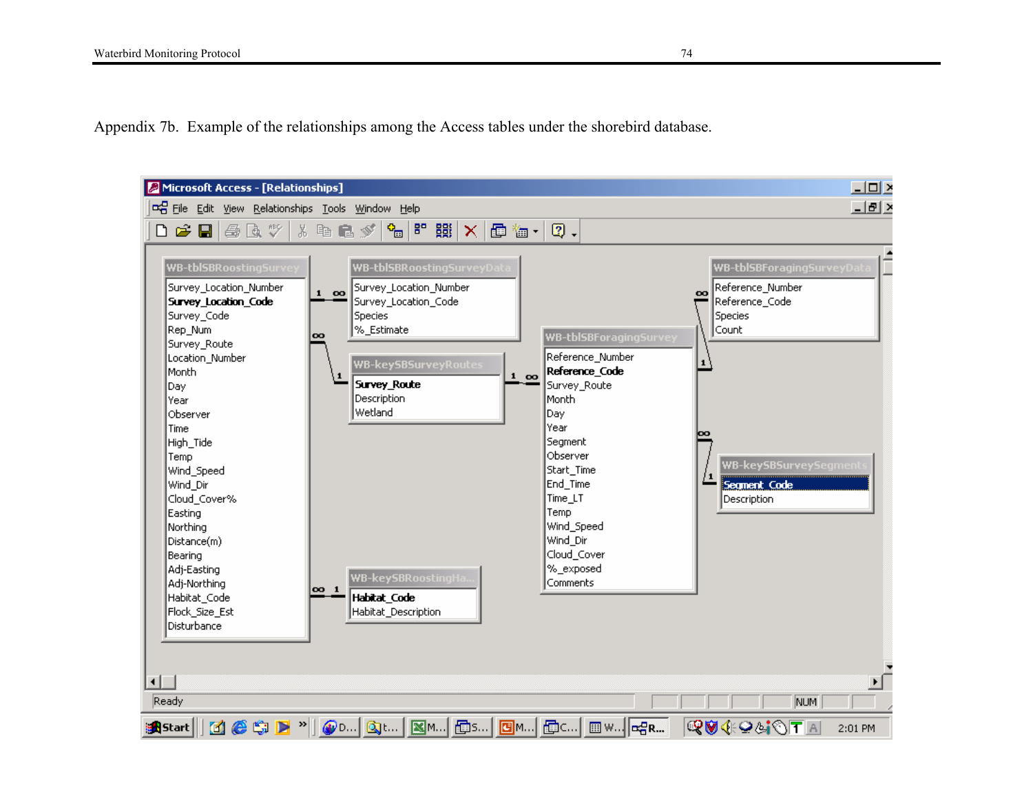Appendix 7b. Example of the relationships among the Access tables under the shorebird database.

Microsoft Access - [Relationships]

**WB-tblSBRoostingSurvey**
- Survey_Location_Number
- **Survey_Location_Code**
- Survey_Code
- Rep_Num
- Survey_Route
- Location_Number
- Month
- Day
- Year
- Observer
- Time
- High_Tide
- Temp
- Wind_Speed
- Wind_Dir
- Cloud_Cover%
- Easting
- Northing
- Distance(m)
- Bearing
- Adj-Easting
- Adj-Northing
- Habitat_Code
- Flock_Size_Est
- Disturbance

**WB-tblSBRoostingSurveyData**
- Survey_Location_Number
- Survey_Location_Code
- Species
- %_Estimate

**WB-keySBSurveyRoutes**
- **Survey_Route**
- Description
- Wetland

**WB-keySBRoostingHa...**
- **Habitat_Code**
- Habitat_Description

**WB-tblSBForagingSurvey**
- Reference_Number
- **Reference_Code**
- Survey_Route
- Month
- Day
- Year
- Segment
- Observer
- Start_Time
- End_Time
- Time_LT
- Temp
- Wind_Speed
- Wind_Dir
- Cloud_Cover
- %_exposed
- Comments

**WB-tblSBForagingSurveyData**
- Reference_Number
- Reference_Code
- Species
- Count

**WB-keySBSurveySegments**
- **Segment_Code**
- Description

Relationships:
- WB-tblSBRoostingSurvey (1) — (∞) WB-tblSBRoostingSurveyData
- WB-keySBSurveyRoutes (1) — (∞) WB-tblSBRoostingSurvey
- WB-keySBSurveyRoutes (1) — (∞) WB-tblSBForagingSurvey
- WB-keySBRoostingHa... (1) — (∞) WB-tblSBRoostingSurvey
- WB-tblSBForagingSurvey (1) — (∞) WB-tblSBForagingSurveyData
- WB-keySBSurveySegments (1) — (∞) WB-tblSBForagingSurvey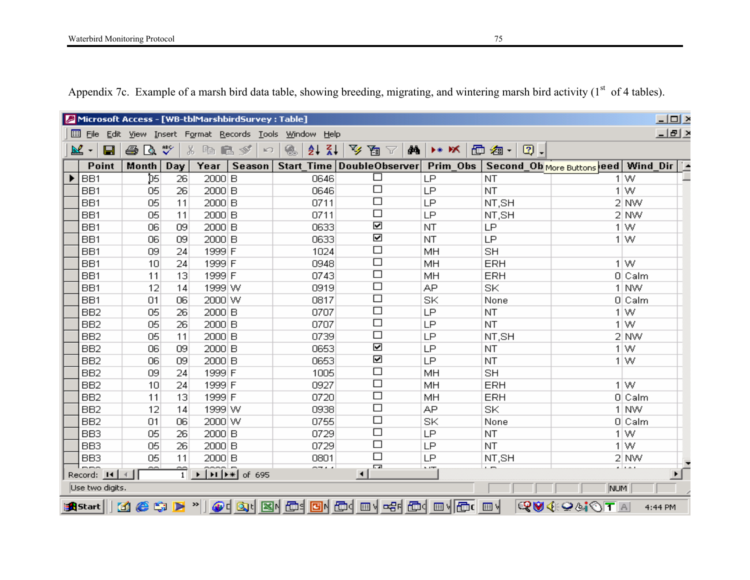Appendix 7c. Example of a marsh bird data table, showing breeding, migrating, and wintering marsh bird activity (1st of 4 tables).

| Point | Month | Day | Year | Season | Start_Time | DoubleObserver | Prim_Obs | Second_Ob | Wind_Speed | Wind_Dir |
|---|---|---|---|---|---|---|---|---|---|---|
| BB1 | 05 | 26 | 2000 | B | 0646 | ☐ | LP | NT | 1 | W |
| BB1 | 05 | 26 | 2000 | B | 0646 | ☐ | LP | NT | 1 | W |
| BB1 | 05 | 11 | 2000 | B | 0711 | ☐ | LP | NT,SH | 2 | NW |
| BB1 | 05 | 11 | 2000 | B | 0711 | ☐ | LP | NT,SH | 2 | NW |
| BB1 | 06 | 09 | 2000 | B | 0633 | ☑ | NT | LP | 1 | W |
| BB1 | 06 | 09 | 2000 | B | 0633 | ☑ | NT | LP | 1 | W |
| BB1 | 09 | 24 | 1999 | F | 1024 | ☐ | MH | SH | | |
| BB1 | 10 | 24 | 1999 | F | 0948 | ☐ | MH | ERH | 1 | W |
| BB1 | 11 | 13 | 1999 | F | 0743 | ☐ | MH | ERH | 0 | Calm |
| BB1 | 12 | 14 | 1999 | W | 0919 | ☐ | AP | SK | 1 | NW |
| BB1 | 01 | 06 | 2000 | W | 0817 | ☐ | SK | None | 0 | Calm |
| BB2 | 05 | 26 | 2000 | B | 0707 | ☐ | LP | NT | 1 | W |
| BB2 | 05 | 26 | 2000 | B | 0707 | ☐ | LP | NT | 1 | W |
| BB2 | 05 | 11 | 2000 | B | 0739 | ☐ | LP | NT,SH | 2 | NW |
| BB2 | 06 | 09 | 2000 | B | 0653 | ☑ | LP | NT | 1 | W |
| BB2 | 06 | 09 | 2000 | B | 0653 | ☑ | LP | NT | 1 | W |
| BB2 | 09 | 24 | 1999 | F | 1005 | ☐ | MH | SH | | |
| BB2 | 10 | 24 | 1999 | F | 0927 | ☐ | MH | ERH | 1 | W |
| BB2 | 11 | 13 | 1999 | F | 0720 | ☐ | MH | ERH | 0 | Calm |
| BB2 | 12 | 14 | 1999 | W | 0938 | ☐ | AP | SK | 1 | NW |
| BB2 | 01 | 06 | 2000 | W | 0755 | ☐ | SK | None | 0 | Calm |
| BB3 | 05 | 26 | 2000 | B | 0729 | ☐ | LP | NT | 1 | W |
| BB3 | 05 | 26 | 2000 | B | 0729 | ☐ | LP | NT | 1 | W |
| BB3 | 05 | 11 | 2000 | B | 0801 | ☐ | LP | NT,SH | 2 | NW |

Record: 1 of 695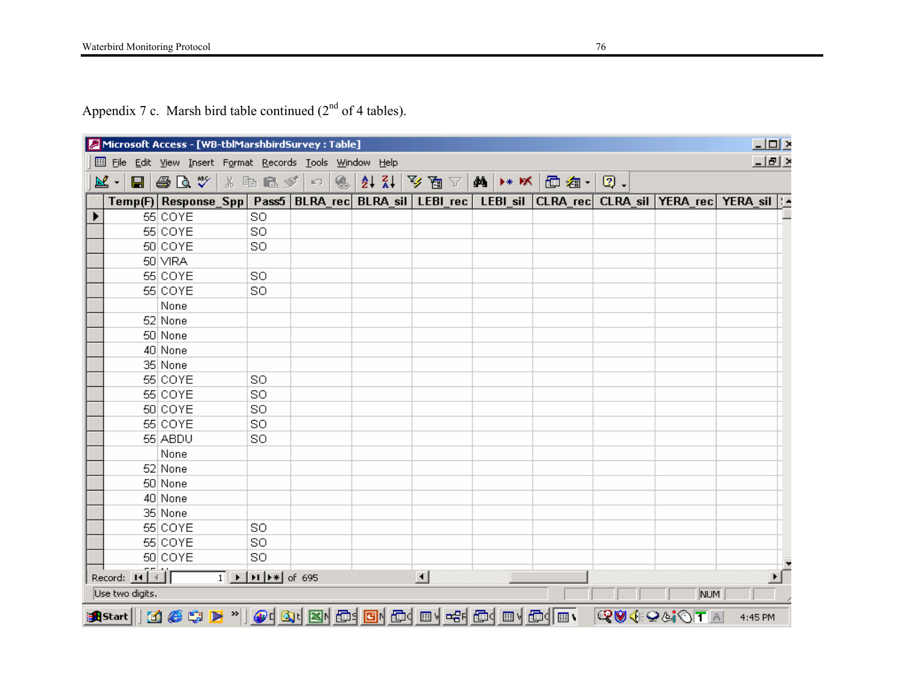Appendix 7 c. Marsh bird table continued (2nd of 4 tables).

| Temp(F) | Response_Spp | Pass5 | BLRA_rec | BLRA_sil | LEBI_rec | LEBI_sil | CLRA_rec | CLRA_sil | YERA_rec | YERA_sil |
|---|---|---|---|---|---|---|---|---|---|---|
| 55 | COYE | SO | | | | | | | | |
| 55 | COYE | SO | | | | | | | | |
| 50 | COYE | SO | | | | | | | | |
| 50 | VIRA | | | | | | | | | |
| 55 | COYE | SO | | | | | | | | |
| 55 | COYE | SO | | | | | | | | |
| | None | | | | | | | | | |
| 52 | None | | | | | | | | | |
| 50 | None | | | | | | | | | |
| 40 | None | | | | | | | | | |
| 35 | None | | | | | | | | | |
| 55 | COYE | SO | | | | | | | | |
| 55 | COYE | SO | | | | | | | | |
| 50 | COYE | SO | | | | | | | | |
| 55 | COYE | SO | | | | | | | | |
| 55 | ABDU | SO | | | | | | | | |
| | None | | | | | | | | | |
| 52 | None | | | | | | | | | |
| 50 | None | | | | | | | | | |
| 40 | None | | | | | | | | | |
| 35 | None | | | | | | | | | |
| 55 | COYE | SO | | | | | | | | |
| 55 | COYE | SO | | | | | | | | |
| 50 | COYE | SO | | | | | | | | |

Record: 1 of 695

Use two digits.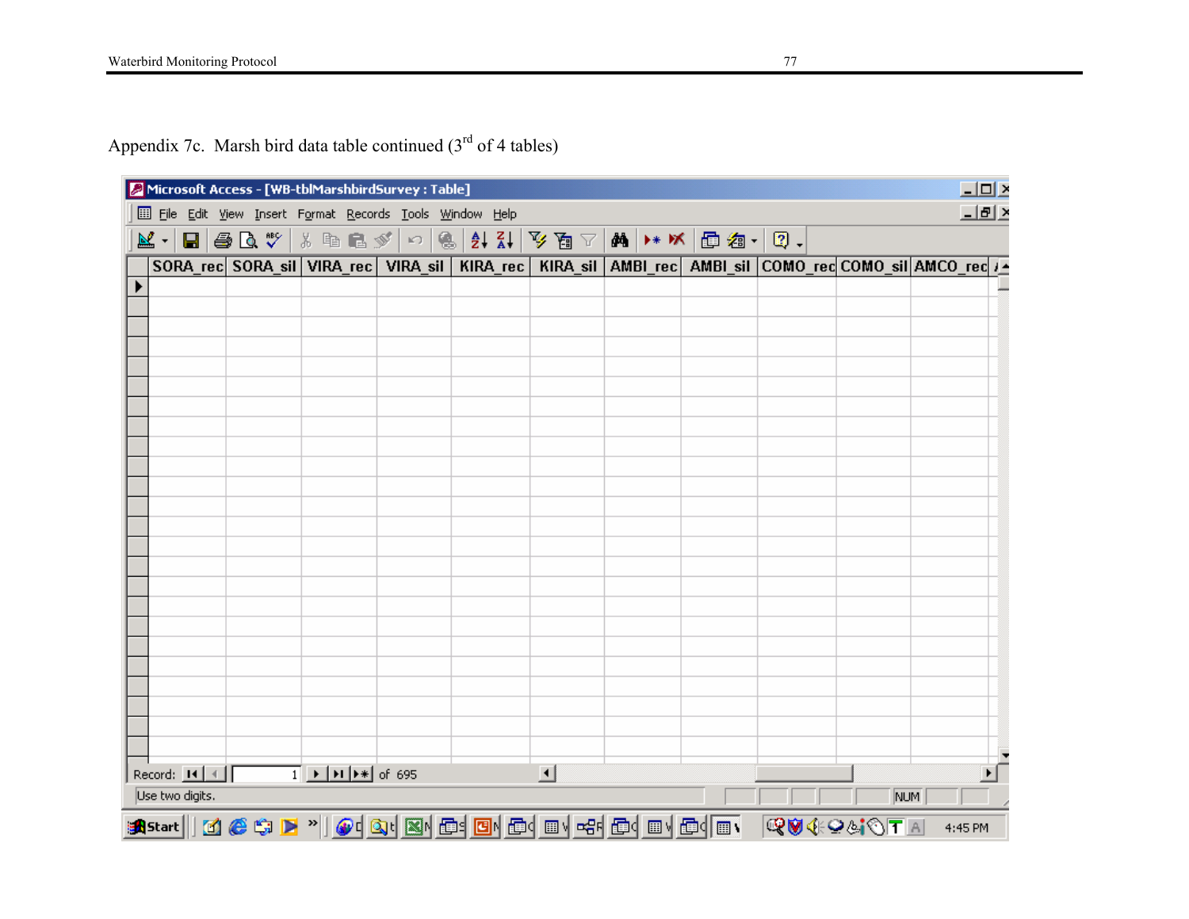Appendix 7c. Marsh bird data table continued (3rd of 4 tables)

Microsoft Access - [WB-tblMarshbirdSurvey : Table]

| SORA_rec | SORA_sil | VIRA_rec | VIRA_sil | KIRA_rec | KIRA_sil | AMBI_rec | AMBI_sil | COMO_rec | COMO_sil | AMCO_rec |
|---|---|---|---|---|---|---|---|---|---|---|
| | | | | | | | | | | |

Record: 1 of 695

Use two digits.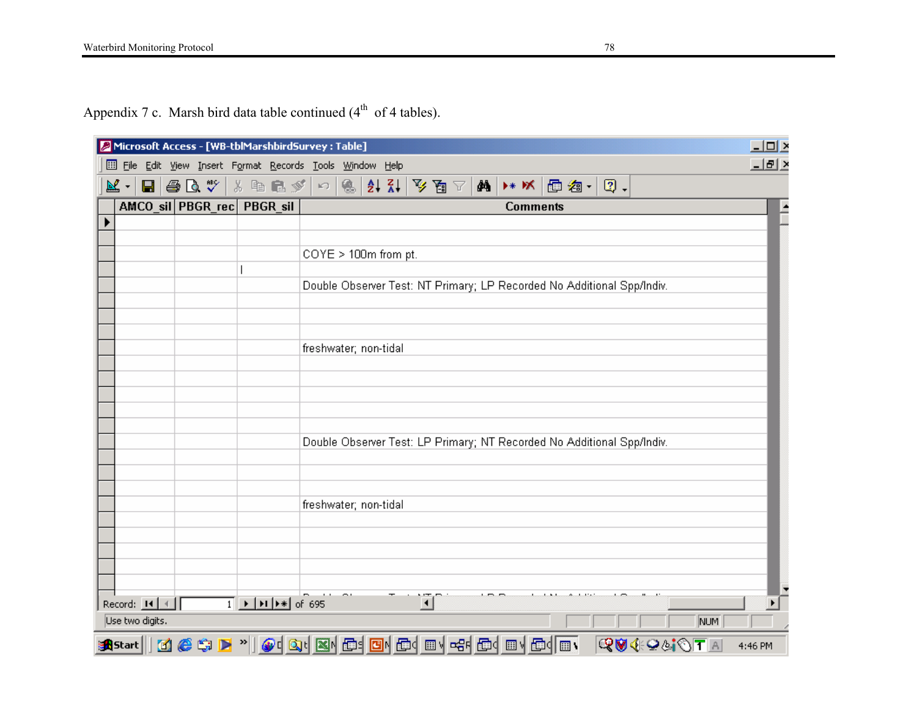Appendix 7 c. Marsh bird data table continued (4th of 4 tables).

Microsoft Access - [WB-tblMarshbirdSurvey : Table]

| AMCO_sil | PBGR_rec | PBGR_sil | Comments |
|---|---|---|---|
| | | | |
| | | | |
| | | | COYE > 100m from pt. |
| | | I | |
| | | | Double Observer Test: NT Primary; LP Recorded No Additional Spp/Indiv. |
| | | | |
| | | | |
| | | | |
| | | | freshwater; non-tidal |
| | | | |
| | | | |
| | | | |
| | | | |
| | | | |
| | | | Double Observer Test: LP Primary; NT Recorded No Additional Spp/Indiv. |
| | | | |
| | | | |
| | | | |
| | | | freshwater; non-tidal |
| | | | |
| | | | |
| | | | |
| | | | |

Record: 1 of 695

Use two digits.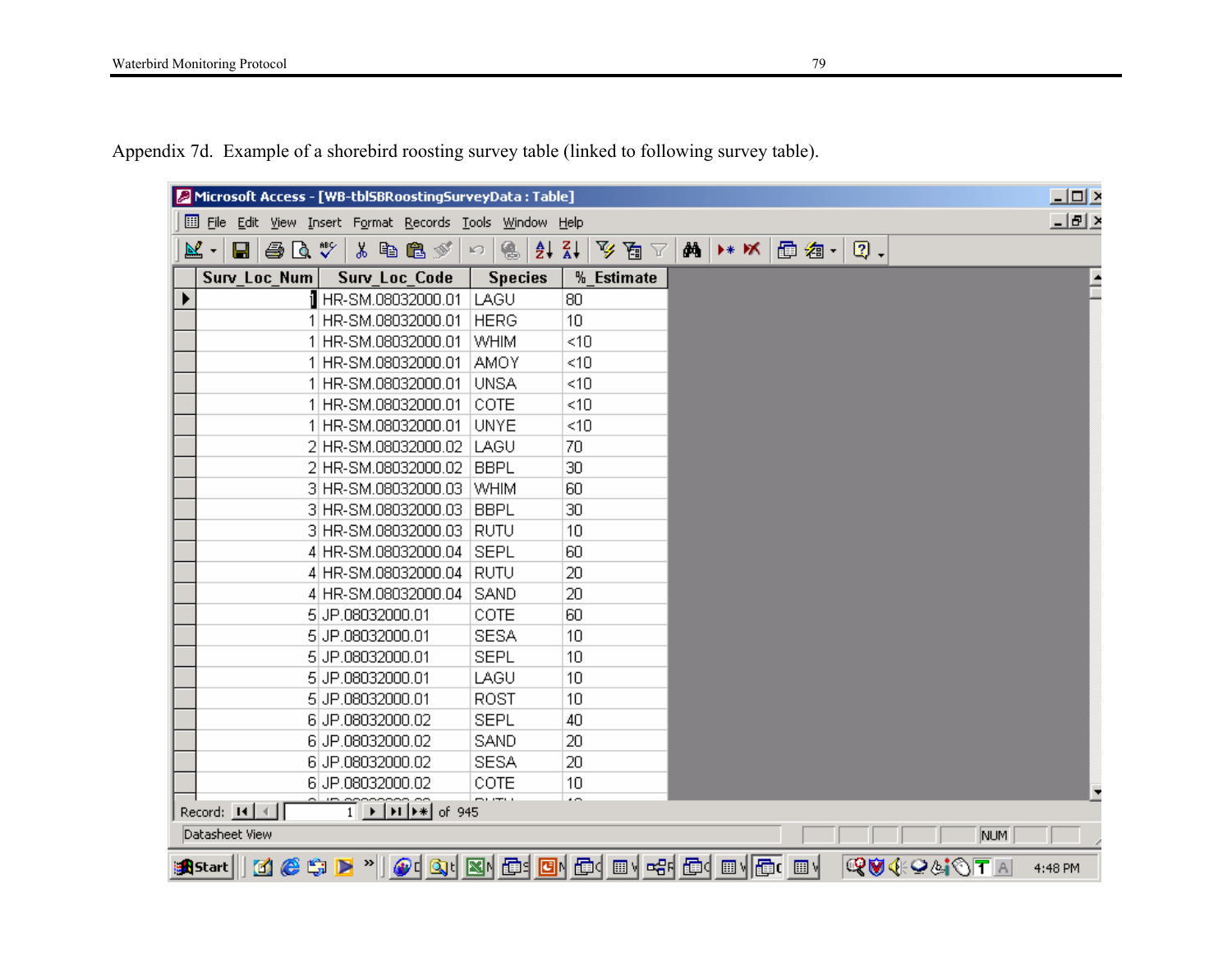Appendix 7d. Example of a shorebird roosting survey table (linked to following survey table).

Microsoft Access - [WB-tblSBRoostingSurveyData : Table]

| Surv_Loc_Num | Surv_Loc_Code | Species | %_Estimate |
|---|---|---|---|
| 1 | HR-SM.08032000.01 | LAGU | 80 |
| 1 | HR-SM.08032000.01 | HERG | 10 |
| 1 | HR-SM.08032000.01 | WHIM | <10 |
| 1 | HR-SM.08032000.01 | AMOY | <10 |
| 1 | HR-SM.08032000.01 | UNSA | <10 |
| 1 | HR-SM.08032000.01 | COTE | <10 |
| 1 | HR-SM.08032000.01 | UNYE | <10 |
| 2 | HR-SM.08032000.02 | LAGU | 70 |
| 2 | HR-SM.08032000.02 | BBPL | 30 |
| 3 | HR-SM.08032000.03 | WHIM | 60 |
| 3 | HR-SM.08032000.03 | BBPL | 30 |
| 3 | HR-SM.08032000.03 | RUTU | 10 |
| 4 | HR-SM.08032000.04 | SEPL | 60 |
| 4 | HR-SM.08032000.04 | RUTU | 20 |
| 4 | HR-SM.08032000.04 | SAND | 20 |
| 5 | JP.08032000.01 | COTE | 60 |
| 5 | JP.08032000.01 | SESA | 10 |
| 5 | JP.08032000.01 | SEPL | 10 |
| 5 | JP.08032000.01 | LAGU | 10 |
| 5 | JP.08032000.01 | ROST | 10 |
| 6 | JP.08032000.02 | SEPL | 40 |
| 6 | JP.08032000.02 | SAND | 20 |
| 6 | JP.08032000.02 | SESA | 20 |
| 6 | JP.08032000.02 | COTE | 10 |

Record: 1 of 945

Datasheet View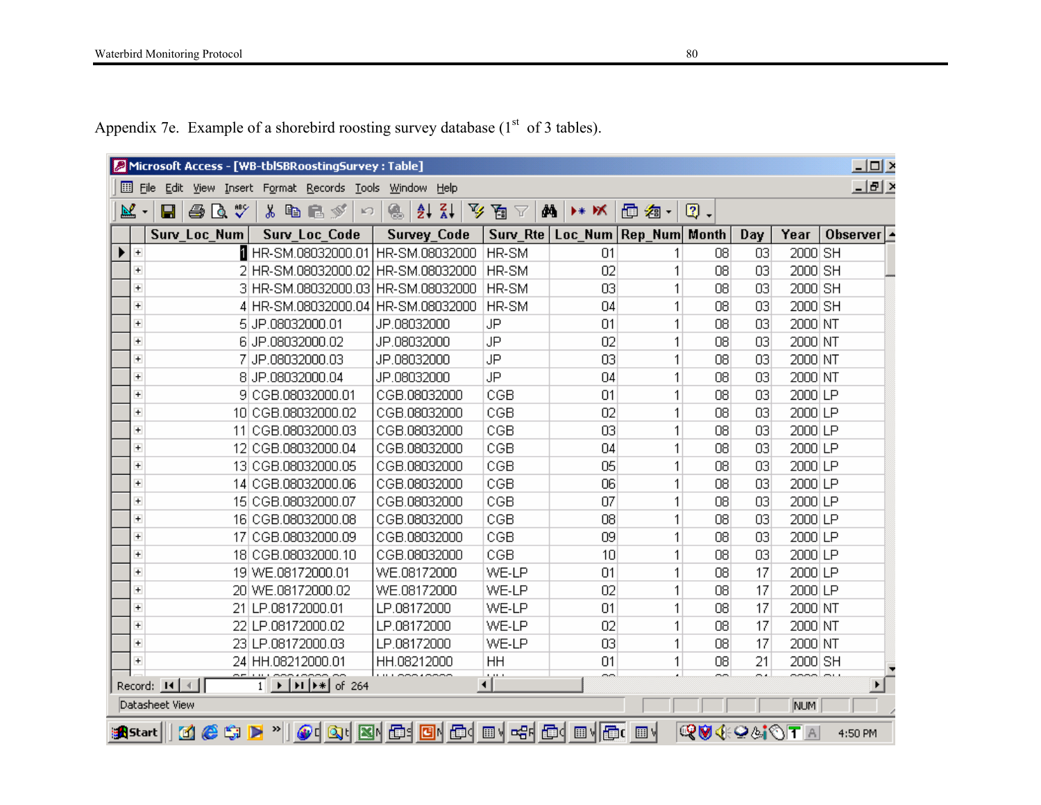Appendix 7e. Example of a shorebird roosting survey database (1st of 3 tables).

Microsoft Access - [WB-tblSBRoostingSurvey : Table]

| Surv_Loc_Num | Surv_Loc_Code | Survey_Code | Surv_Rte | Loc_Num | Rep_Num | Month | Day | Year | Observer |
|---|---|---|---|---|---|---|---|---|---|
| 1 | HR-SM.08032000.01 | HR-SM.08032000 | HR-SM | 01 | 1 | 08 | 03 | 2000 | SH |
| 2 | HR-SM.08032000.02 | HR-SM.08032000 | HR-SM | 02 | 1 | 08 | 03 | 2000 | SH |
| 3 | HR-SM.08032000.03 | HR-SM.08032000 | HR-SM | 03 | 1 | 08 | 03 | 2000 | SH |
| 4 | HR-SM.08032000.04 | HR-SM.08032000 | HR-SM | 04 | 1 | 08 | 03 | 2000 | SH |
| 5 | JP.08032000.01 | JP.08032000 | JP | 01 | 1 | 08 | 03 | 2000 | NT |
| 6 | JP.08032000.02 | JP.08032000 | JP | 02 | 1 | 08 | 03 | 2000 | NT |
| 7 | JP.08032000.03 | JP.08032000 | JP | 03 | 1 | 08 | 03 | 2000 | NT |
| 8 | JP.08032000.04 | JP.08032000 | JP | 04 | 1 | 08 | 03 | 2000 | NT |
| 9 | CGB.08032000.01 | CGB.08032000 | CGB | 01 | 1 | 08 | 03 | 2000 | LP |
| 10 | CGB.08032000.02 | CGB.08032000 | CGB | 02 | 1 | 08 | 03 | 2000 | LP |
| 11 | CGB.08032000.03 | CGB.08032000 | CGB | 03 | 1 | 08 | 03 | 2000 | LP |
| 12 | CGB.08032000.04 | CGB.08032000 | CGB | 04 | 1 | 08 | 03 | 2000 | LP |
| 13 | CGB.08032000.05 | CGB.08032000 | CGB | 05 | 1 | 08 | 03 | 2000 | LP |
| 14 | CGB.08032000.06 | CGB.08032000 | CGB | 06 | 1 | 08 | 03 | 2000 | LP |
| 15 | CGB.08032000.07 | CGB.08032000 | CGB | 07 | 1 | 08 | 03 | 2000 | LP |
| 16 | CGB.08032000.08 | CGB.08032000 | CGB | 08 | 1 | 08 | 03 | 2000 | LP |
| 17 | CGB.08032000.09 | CGB.08032000 | CGB | 09 | 1 | 08 | 03 | 2000 | LP |
| 18 | CGB.08032000.10 | CGB.08032000 | CGB | 10 | 1 | 08 | 03 | 2000 | LP |
| 19 | WE.08172000.01 | WE.08172000 | WE-LP | 01 | 1 | 08 | 17 | 2000 | LP |
| 20 | WE.08172000.02 | WE.08172000 | WE-LP | 02 | 1 | 08 | 17 | 2000 | LP |
| 21 | LP.08172000.01 | LP.08172000 | WE-LP | 01 | 1 | 08 | 17 | 2000 | NT |
| 22 | LP.08172000.02 | LP.08172000 | WE-LP | 02 | 1 | 08 | 17 | 2000 | NT |
| 23 | LP.08172000.03 | LP.08172000 | WE-LP | 03 | 1 | 08 | 17 | 2000 | NT |
| 24 | HH.08212000.01 | HH.08212000 | HH | 01 | 1 | 08 | 21 | 2000 | SH |

Record: 1 of 264

Datasheet View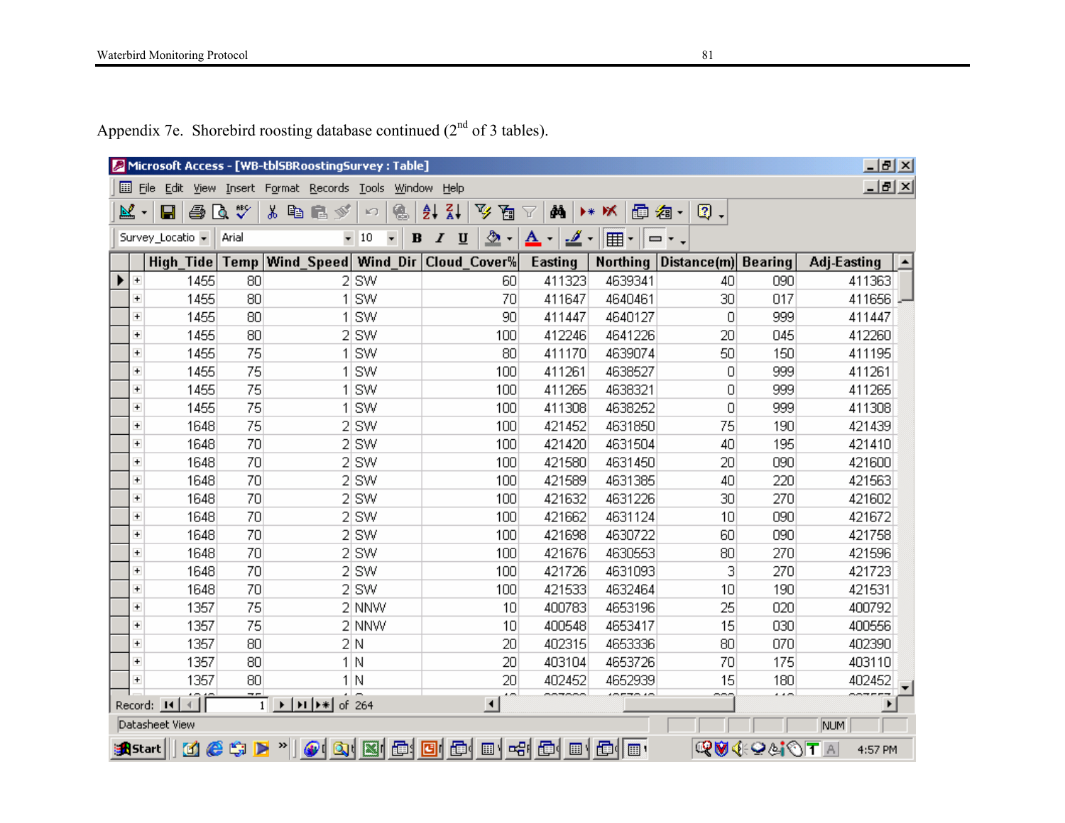Appendix 7e. Shorebird roosting database continued (2nd of 3 tables).

| High_Tide | Temp | Wind_Speed | Wind_Dir | Cloud_Cover% | Easting | Northing | Distance(m) | Bearing | Adj-Easting |
|---|---|---|---|---|---|---|---|---|---|
| 1455 | 80 | 2 | SW | 60 | 411323 | 4639341 | 40 | 090 | 411363 |
| 1455 | 80 | 1 | SW | 70 | 411647 | 4640461 | 30 | 017 | 411656 |
| 1455 | 80 | 1 | SW | 90 | 411447 | 4640127 | 0 | 999 | 411447 |
| 1455 | 80 | 2 | SW | 100 | 412246 | 4641226 | 20 | 045 | 412260 |
| 1455 | 75 | 1 | SW | 80 | 411170 | 4639074 | 50 | 150 | 411195 |
| 1455 | 75 | 1 | SW | 100 | 411261 | 4638527 | 0 | 999 | 411261 |
| 1455 | 75 | 1 | SW | 100 | 411265 | 4638321 | 0 | 999 | 411265 |
| 1455 | 75 | 1 | SW | 100 | 411308 | 4638252 | 0 | 999 | 411308 |
| 1648 | 75 | 2 | SW | 100 | 421452 | 4631850 | 75 | 190 | 421439 |
| 1648 | 70 | 2 | SW | 100 | 421420 | 4631504 | 40 | 195 | 421410 |
| 1648 | 70 | 2 | SW | 100 | 421580 | 4631450 | 20 | 090 | 421600 |
| 1648 | 70 | 2 | SW | 100 | 421589 | 4631385 | 40 | 220 | 421563 |
| 1648 | 70 | 2 | SW | 100 | 421632 | 4631226 | 30 | 270 | 421602 |
| 1648 | 70 | 2 | SW | 100 | 421662 | 4631124 | 10 | 090 | 421672 |
| 1648 | 70 | 2 | SW | 100 | 421698 | 4630722 | 60 | 090 | 421758 |
| 1648 | 70 | 2 | SW | 100 | 421676 | 4630553 | 80 | 270 | 421596 |
| 1648 | 70 | 2 | SW | 100 | 421726 | 4631093 | 3 | 270 | 421723 |
| 1648 | 70 | 2 | SW | 100 | 421533 | 4632464 | 10 | 190 | 421531 |
| 1357 | 75 | 2 | NNW | 10 | 400783 | 4653196 | 25 | 020 | 400792 |
| 1357 | 75 | 2 | NNW | 10 | 400548 | 4653417 | 15 | 030 | 400556 |
| 1357 | 80 | 2 | N | 20 | 402315 | 4653336 | 80 | 070 | 402390 |
| 1357 | 80 | 1 | N | 20 | 403104 | 4653726 | 70 | 175 | 403110 |
| 1357 | 80 | 1 | N | 20 | 402452 | 4652939 | 15 | 180 | 402452 |

Record: 1 of 264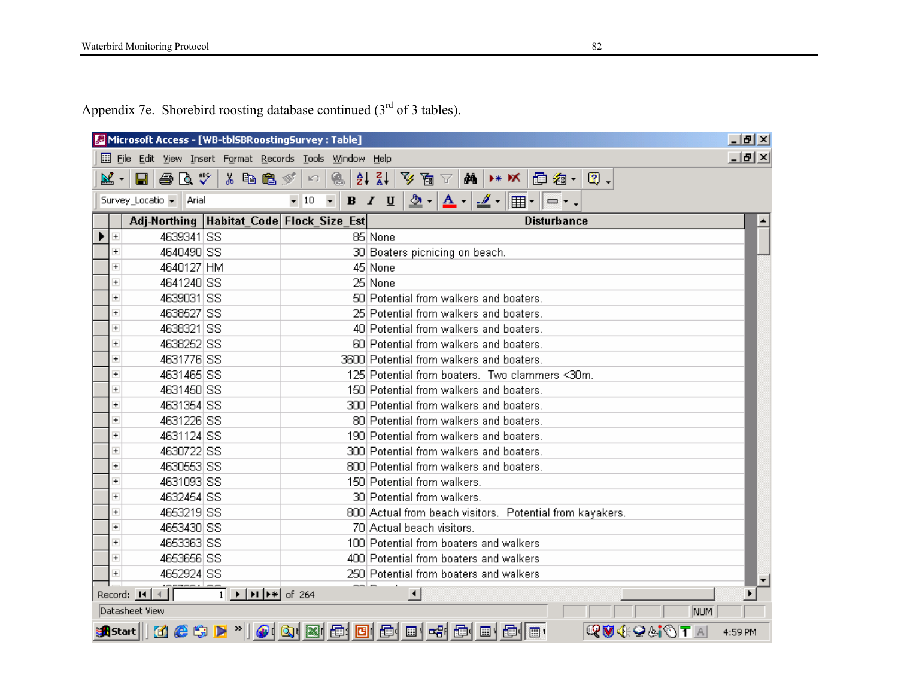Appendix 7e. Shorebird roosting database continued (3rd of 3 tables).

| Adj-Northing | Habitat_Code | Flock_Size_Est | Disturbance |
|---|---|---|---|
| 4639341 | SS | 85 | None |
| 4640490 | SS | 30 | Boaters picnicing on beach. |
| 4640127 | HM | 45 | None |
| 4641240 | SS | 25 | None |
| 4639031 | SS | 50 | Potential from walkers and boaters. |
| 4638527 | SS | 25 | Potential from walkers and boaters. |
| 4638321 | SS | 40 | Potential from walkers and boaters. |
| 4638252 | SS | 60 | Potential from walkers and boaters. |
| 4631776 | SS | 3600 | Potential from walkers and boaters. |
| 4631465 | SS | 125 | Potential from boaters. Two clammers <30m. |
| 4631450 | SS | 150 | Potential from walkers and boaters. |
| 4631354 | SS | 300 | Potential from walkers and boaters. |
| 4631226 | SS | 80 | Potential from walkers and boaters. |
| 4631124 | SS | 190 | Potential from walkers and boaters. |
| 4630722 | SS | 300 | Potential from walkers and boaters. |
| 4630553 | SS | 800 | Potential from walkers and boaters. |
| 4631093 | SS | 150 | Potential from walkers. |
| 4632454 | SS | 30 | Potential from walkers. |
| 4653219 | SS | 800 | Actual from beach visitors. Potential from kayakers. |
| 4653430 | SS | 70 | Actual beach visitors. |
| 4653363 | SS | 100 | Potential from boaters and walkers |
| 4653656 | SS | 400 | Potential from boaters and walkers |
| 4652924 | SS | 250 | Potential from boaters and walkers |

Record: 1 of 264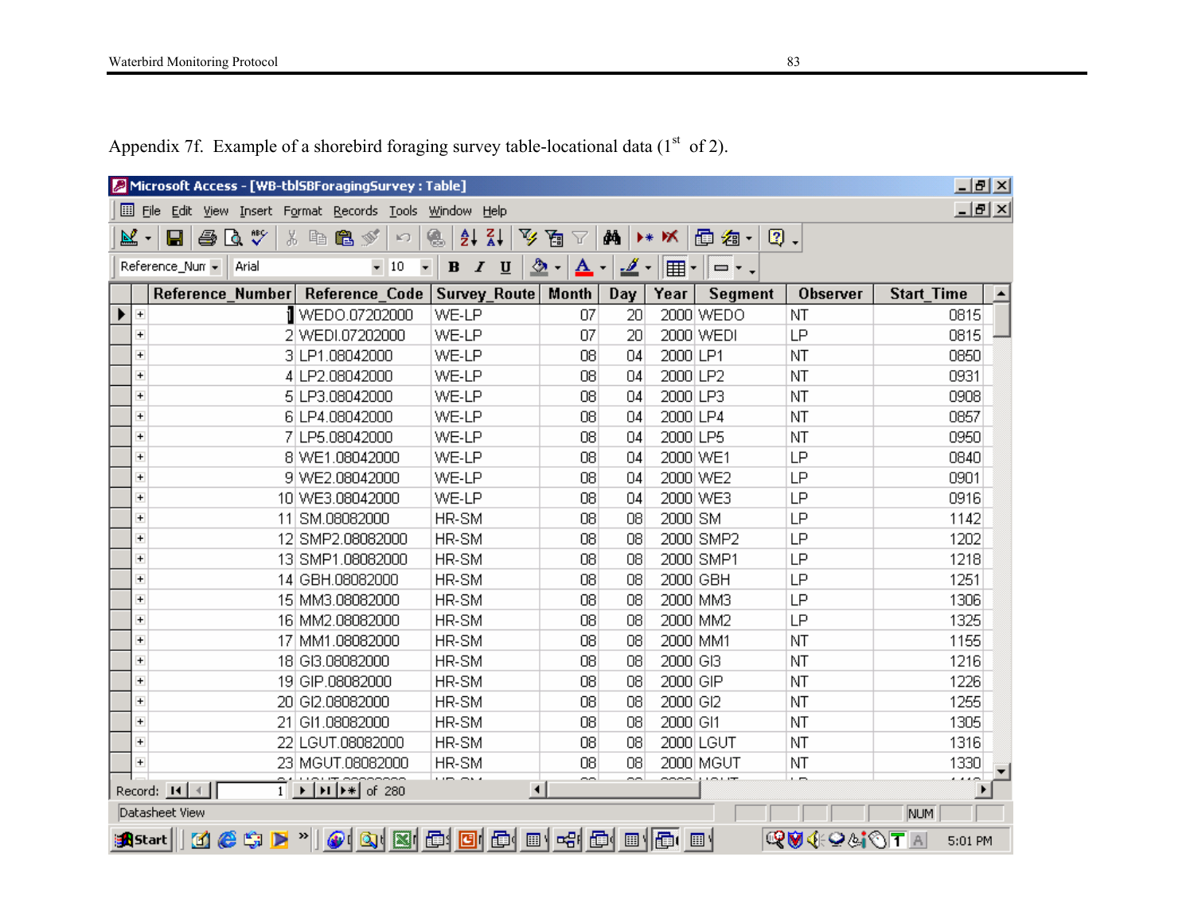Appendix 7f. Example of a shorebird foraging survey table-locational data (1st of 2).

Microsoft Access - [WB-tblSBForagingSurvey : Table]

| Reference_Number | Reference_Code | Survey_Route | Month | Day | Year | Segment | Observer | Start_Time |
|---|---|---|---|---|---|---|---|---|
| 1 | WEDO.07202000 | WE-LP | 07 | 20 | 2000 | WEDO | NT | 0815 |
| 2 | WEDI.07202000 | WE-LP | 07 | 20 | 2000 | WEDI | LP | 0815 |
| 3 | LP1.08042000 | WE-LP | 08 | 04 | 2000 | LP1 | NT | 0850 |
| 4 | LP2.08042000 | WE-LP | 08 | 04 | 2000 | LP2 | NT | 0931 |
| 5 | LP3.08042000 | WE-LP | 08 | 04 | 2000 | LP3 | NT | 0908 |
| 6 | LP4.08042000 | WE-LP | 08 | 04 | 2000 | LP4 | NT | 0857 |
| 7 | LP5.08042000 | WE-LP | 08 | 04 | 2000 | LP5 | NT | 0950 |
| 8 | WE1.08042000 | WE-LP | 08 | 04 | 2000 | WE1 | LP | 0840 |
| 9 | WE2.08042000 | WE-LP | 08 | 04 | 2000 | WE2 | LP | 0901 |
| 10 | WE3.08042000 | WE-LP | 08 | 04 | 2000 | WE3 | LP | 0916 |
| 11 | SM.08082000 | HR-SM | 08 | 08 | 2000 | SM | LP | 1142 |
| 12 | SMP2.08082000 | HR-SM | 08 | 08 | 2000 | SMP2 | LP | 1202 |
| 13 | SMP1.08082000 | HR-SM | 08 | 08 | 2000 | SMP1 | LP | 1218 |
| 14 | GBH.08082000 | HR-SM | 08 | 08 | 2000 | GBH | LP | 1251 |
| 15 | MM3.08082000 | HR-SM | 08 | 08 | 2000 | MM3 | LP | 1306 |
| 16 | MM2.08082000 | HR-SM | 08 | 08 | 2000 | MM2 | LP | 1325 |
| 17 | MM1.08082000 | HR-SM | 08 | 08 | 2000 | MM1 | NT | 1155 |
| 18 | GI3.08082000 | HR-SM | 08 | 08 | 2000 | GI3 | NT | 1216 |
| 19 | GIP.08082000 | HR-SM | 08 | 08 | 2000 | GIP | NT | 1226 |
| 20 | GI2.08082000 | HR-SM | 08 | 08 | 2000 | GI2 | NT | 1255 |
| 21 | GI1.08082000 | HR-SM | 08 | 08 | 2000 | GI1 | NT | 1305 |
| 22 | LGUT.08082000 | HR-SM | 08 | 08 | 2000 | LGUT | NT | 1316 |
| 23 | MGUT.08082000 | HR-SM | 08 | 08 | 2000 | MGUT | NT | 1330 |

Record: 1 of 280

Datasheet View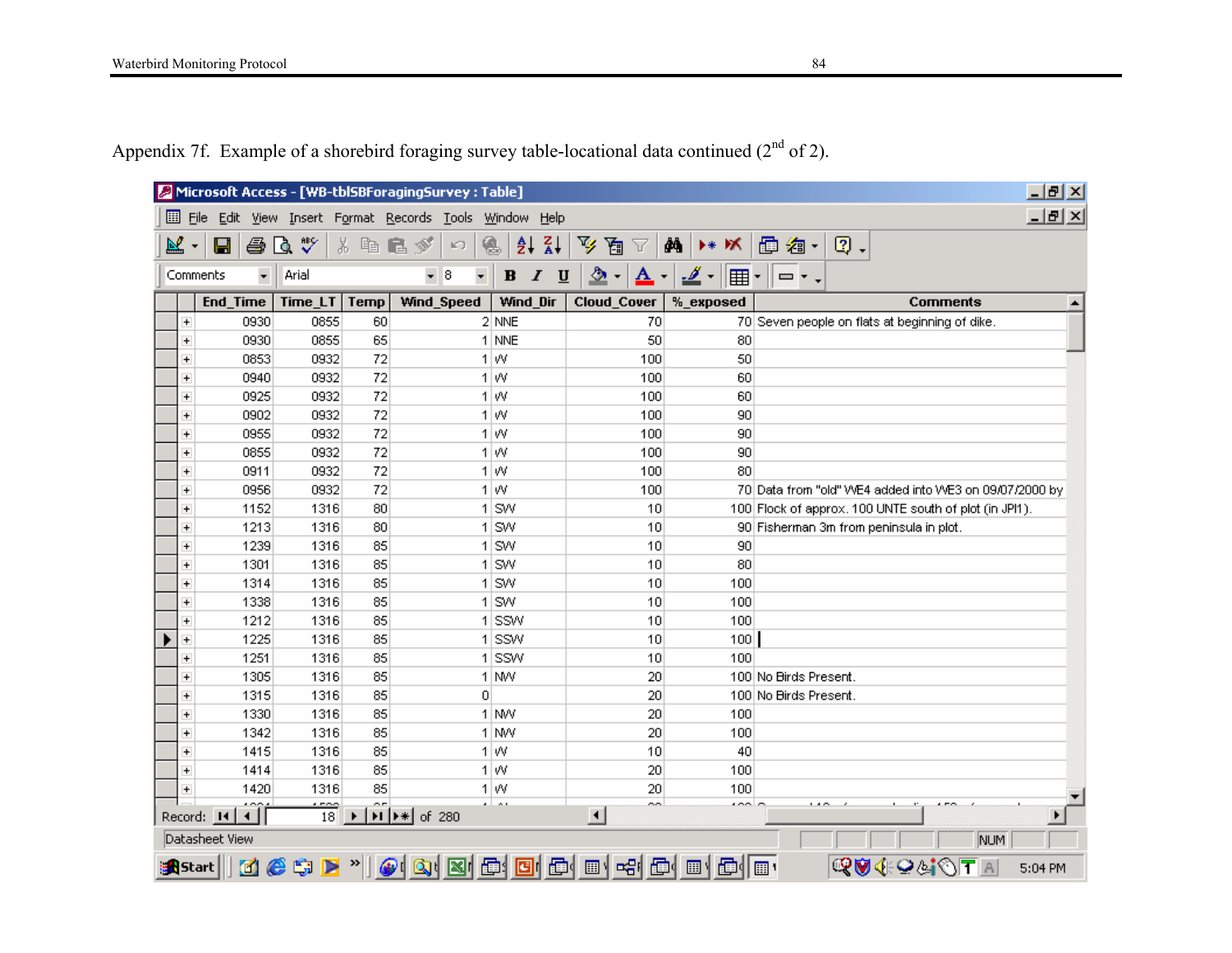Appendix 7f. Example of a shorebird foraging survey table-locational data continued (2nd of 2).

| End_Time | Time_LT | Temp | Wind_Speed | Wind_Dir | Cloud_Cover | %_exposed | Comments |
|---|---|---|---|---|---|---|---|
| 0930 | 0855 | 60 | 2 | NNE | 70 | 70 | Seven people on flats at beginning of dike. |
| 0930 | 0855 | 65 | 1 | NNE | 50 | 80 | |
| 0853 | 0932 | 72 | 1 | W | 100 | 50 | |
| 0940 | 0932 | 72 | 1 | W | 100 | 60 | |
| 0925 | 0932 | 72 | 1 | W | 100 | 60 | |
| 0902 | 0932 | 72 | 1 | W | 100 | 90 | |
| 0955 | 0932 | 72 | 1 | W | 100 | 90 | |
| 0855 | 0932 | 72 | 1 | W | 100 | 90 | |
| 0911 | 0932 | 72 | 1 | W | 100 | 80 | |
| 0956 | 0932 | 72 | 1 | W | 100 | 70 | Data from "old" WE4 added into WE3 on 09/07/2000 by |
| 1152 | 1316 | 80 | 1 | SW | 10 | 100 | Flock of approx. 100 UNTE south of plot (in JPI1). |
| 1213 | 1316 | 80 | 1 | SW | 10 | 90 | Fisherman 3m from peninsula in plot. |
| 1239 | 1316 | 85 | 1 | SW | 10 | 90 | |
| 1301 | 1316 | 85 | 1 | SW | 10 | 80 | |
| 1314 | 1316 | 85 | 1 | SW | 10 | 100 | |
| 1338 | 1316 | 85 | 1 | SW | 10 | 100 | |
| 1212 | 1316 | 85 | 1 | SSW | 10 | 100 | |
| 1225 | 1316 | 85 | 1 | SSW | 10 | 100 | |
| 1251 | 1316 | 85 | 1 | SSW | 10 | 100 | |
| 1305 | 1316 | 85 | 1 | NW | 20 | 100 | No Birds Present. |
| 1315 | 1316 | 85 | 0 | | 20 | 100 | No Birds Present. |
| 1330 | 1316 | 85 | 1 | NW | 20 | 100 | |
| 1342 | 1316 | 85 | 1 | NW | 20 | 100 | |
| 1415 | 1316 | 85 | 1 | W | 10 | 40 | |
| 1414 | 1316 | 85 | 1 | W | 20 | 100 | |
| 1420 | 1316 | 85 | 1 | W | 20 | 100 | |

Record: 18 of 280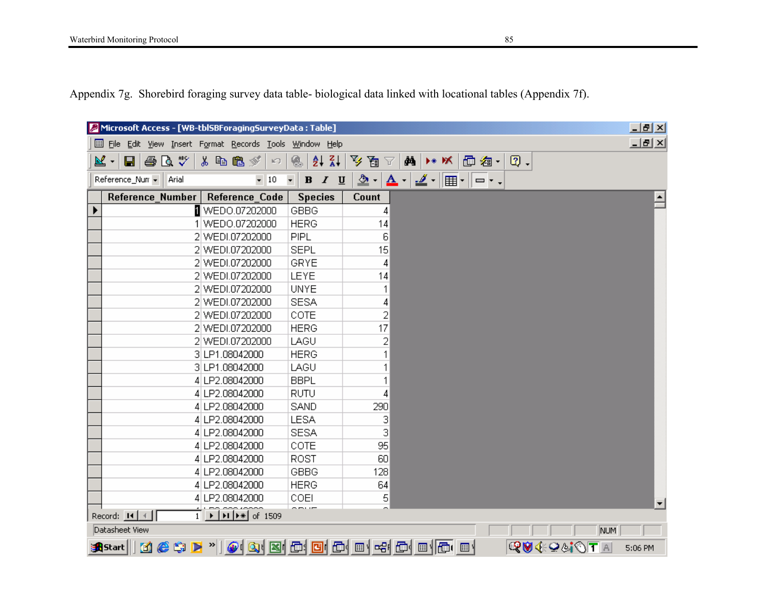Appendix 7g. Shorebird foraging survey data table- biological data linked with locational tables (Appendix 7f).

Microsoft Access - [WB-tblSBForagingSurveyData : Table]

| Reference_Number | Reference_Code | Species | Count |
|---|---|---|---|
| 1 | WEDO.07202000 | GBBG | 4 |
| 1 | WEDO.07202000 | HERG | 14 |
| 2 | WEDI.07202000 | PIPL | 6 |
| 2 | WEDI.07202000 | SEPL | 15 |
| 2 | WEDI.07202000 | GRYE | 4 |
| 2 | WEDI.07202000 | LEYE | 14 |
| 2 | WEDI.07202000 | UNYE | 1 |
| 2 | WEDI.07202000 | SESA | 4 |
| 2 | WEDI.07202000 | COTE | 2 |
| 2 | WEDI.07202000 | HERG | 17 |
| 2 | WEDI.07202000 | LAGU | 2 |
| 3 | LP1.08042000 | HERG | 1 |
| 3 | LP1.08042000 | LAGU | 1 |
| 4 | LP2.08042000 | BBPL | 1 |
| 4 | LP2.08042000 | RUTU | 4 |
| 4 | LP2.08042000 | SAND | 290 |
| 4 | LP2.08042000 | LESA | 3 |
| 4 | LP2.08042000 | SESA | 3 |
| 4 | LP2.08042000 | COTE | 95 |
| 4 | LP2.08042000 | ROST | 60 |
| 4 | LP2.08042000 | GBBG | 128 |
| 4 | LP2.08042000 | HERG | 64 |
| 4 | LP2.08042000 | COEI | 5 |

Record: 1 of 1509